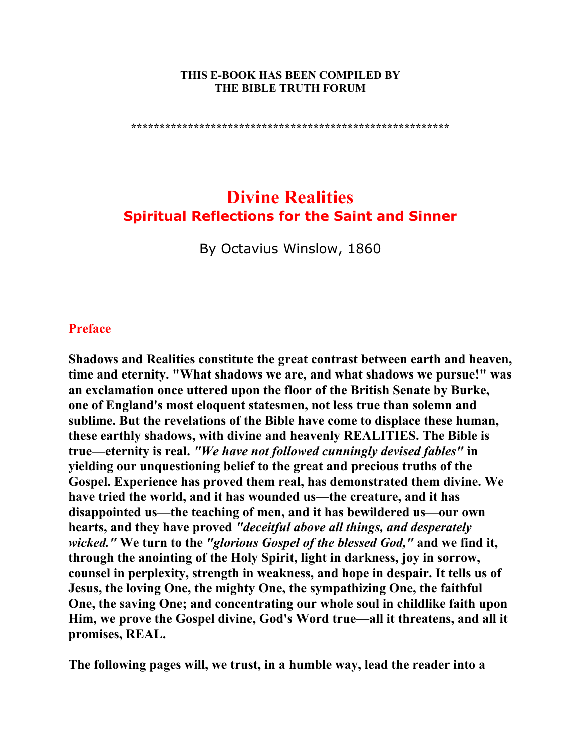**THIS E-BOOK HAS BEEN COMPILED BY**
**THE BIBLE TRUTH FORUM**

*******************************************************

# Divine Realities

## Spiritual Reflections for the Saint and Sinner

By Octavius Winslow, 1860

### Preface

**Shadows and Realities constitute the great contrast between earth and heaven, time and eternity. "What shadows we are, and what shadows we pursue!" was an exclamation once uttered upon the floor of the British Senate by Burke, one of England's most eloquent statesmen, not less true than solemn and sublime. But the revelations of the Bible have come to displace these human, these earthly shadows, with divine and heavenly REALITIES. The Bible is true—eternity is real. *"We have not followed cunningly devised fables"* in yielding our unquestioning belief to the great and precious truths of the Gospel. Experience has proved them real, has demonstrated them divine. We have tried the world, and it has wounded us—the creature, and it has disappointed us—the teaching of men, and it has bewildered us—our own hearts, and they have proved *"deceitful above all things, and desperately wicked."* We turn to the *"glorious Gospel of the blessed God,"* and we find it, through the anointing of the Holy Spirit, light in darkness, joy in sorrow, counsel in perplexity, strength in weakness, and hope in despair. It tells us of Jesus, the loving One, the mighty One, the sympathizing One, the faithful One, the saving One; and concentrating our whole soul in childlike faith upon Him, we prove the Gospel divine, God's Word true—all it threatens, and all it promises, REAL.**

**The following pages will, we trust, in a humble way, lead the reader into a**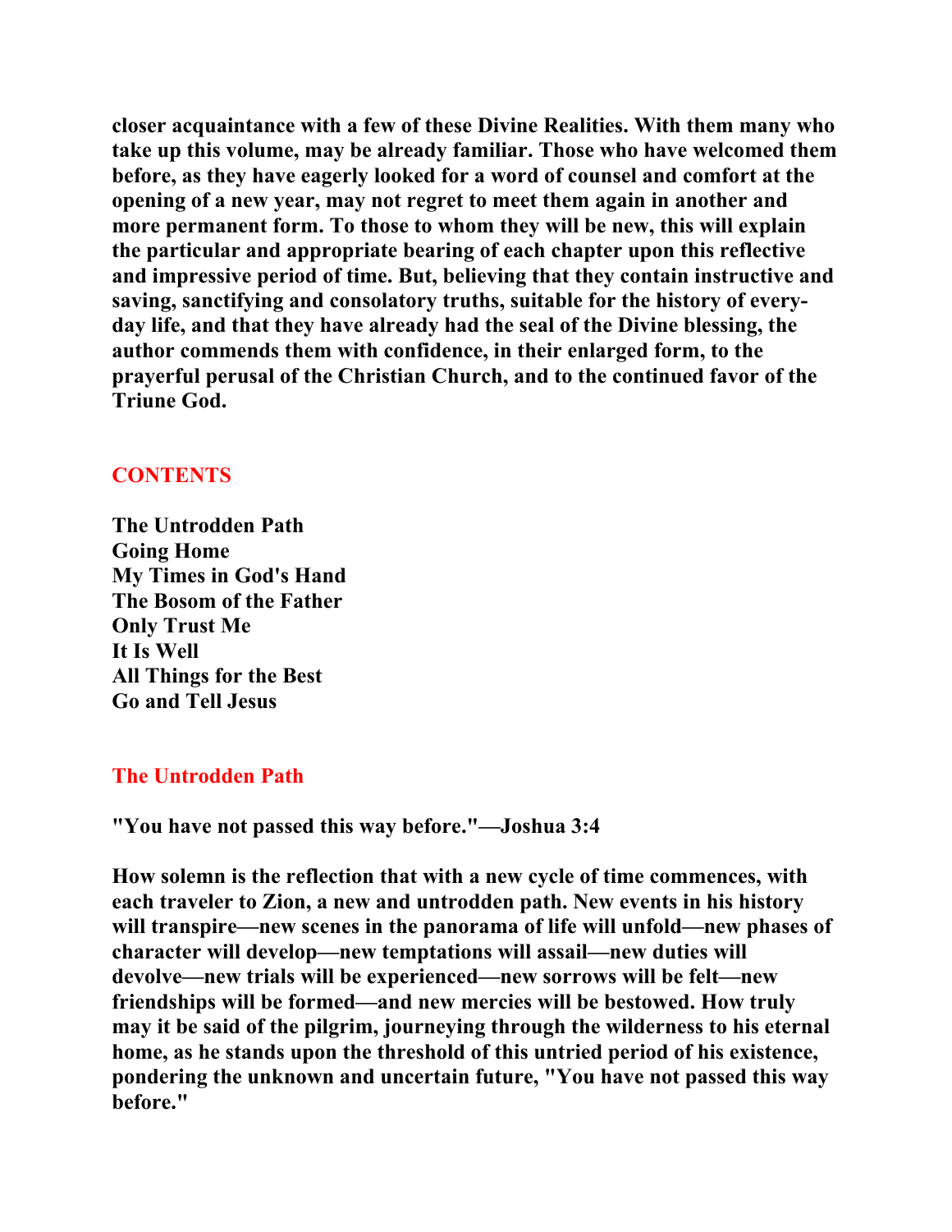closer acquaintance with a few of these Divine Realities. With them many who take up this volume, may be already familiar. Those who have welcomed them before, as they have eagerly looked for a word of counsel and comfort at the opening of a new year, may not regret to meet them again in another and more permanent form. To those to whom they will be new, this will explain the particular and appropriate bearing of each chapter upon this reflective and impressive period of time. But, believing that they contain instructive and saving, sanctifying and consolatory truths, suitable for the history of every-day life, and that they have already had the seal of the Divine blessing, the author commends them with confidence, in their enlarged form, to the prayerful perusal of the Christian Church, and to the continued favor of the Triune God.

## CONTENTS

The Untrodden Path
Going Home
My Times in God's Hand
The Bosom of the Father
Only Trust Me
It Is Well
All Things for the Best
Go and Tell Jesus

## The Untrodden Path

"You have not passed this way before."—Joshua 3:4

How solemn is the reflection that with a new cycle of time commences, with each traveler to Zion, a new and untrodden path. New events in his history will transpire—new scenes in the panorama of life will unfold—new phases of character will develop—new temptations will assail—new duties will devolve—new trials will be experienced—new sorrows will be felt—new friendships will be formed—and new mercies will be bestowed. How truly may it be said of the pilgrim, journeying through the wilderness to his eternal home, as he stands upon the threshold of this untried period of his existence, pondering the unknown and uncertain future, "You have not passed this way before."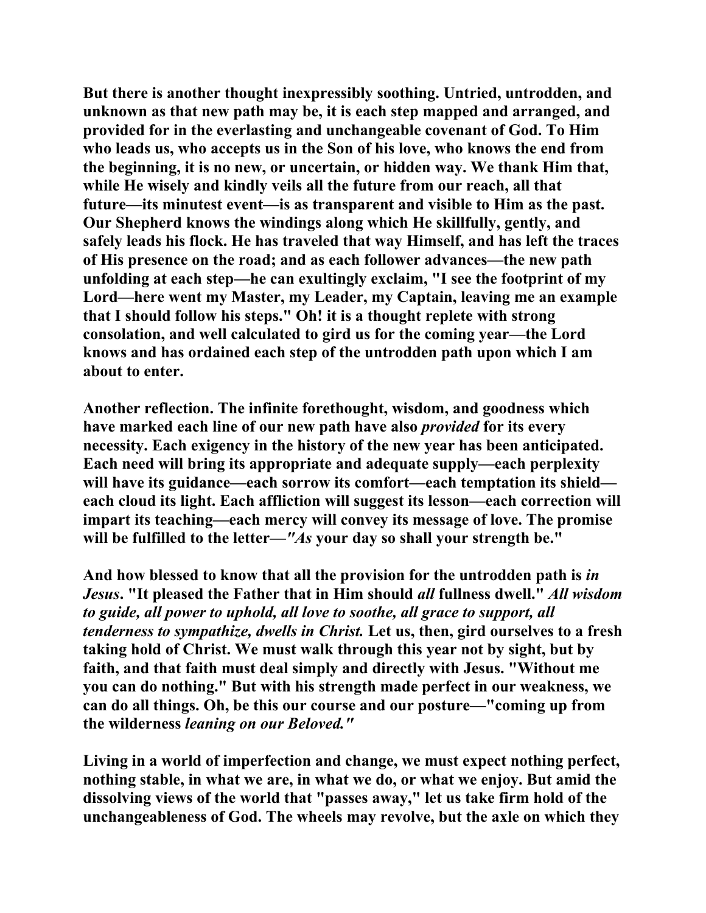But there is another thought inexpressibly soothing. Untried, untrodden, and unknown as that new path may be, it is each step mapped and arranged, and provided for in the everlasting and unchangeable covenant of God. To Him who leads us, who accepts us in the Son of his love, who knows the end from the beginning, it is no new, or uncertain, or hidden way. We thank Him that, while He wisely and kindly veils all the future from our reach, all that future—its minutest event—is as transparent and visible to Him as the past. Our Shepherd knows the windings along which He skillfully, gently, and safely leads his flock. He has traveled that way Himself, and has left the traces of His presence on the road; and as each follower advances—the new path unfolding at each step—he can exultingly exclaim, "I see the footprint of my Lord—here went my Master, my Leader, my Captain, leaving me an example that I should follow his steps." Oh! it is a thought replete with strong consolation, and well calculated to gird us for the coming year—the Lord knows and has ordained each step of the untrodden path upon which I am about to enter.

Another reflection. The infinite forethought, wisdom, and goodness which have marked each line of our new path have also *provided* for its every necessity. Each exigency in the history of the new year has been anticipated. Each need will bring its appropriate and adequate supply—each perplexity will have its guidance—each sorrow its comfort—each temptation its shield—each cloud its light. Each affliction will suggest its lesson—each correction will impart its teaching—each mercy will convey its message of love. The promise will be fulfilled to the letter—*"As* your day so shall your strength be."

And how blessed to know that all the provision for the untrodden path is *in Jesus*. "It pleased the Father that in Him should *all* fullness dwell." *All wisdom to guide, all power to uphold, all love to soothe, all grace to support, all tenderness to sympathize, dwells in Christ.* Let us, then, gird ourselves to a fresh taking hold of Christ. We must walk through this year not by sight, but by faith, and that faith must deal simply and directly with Jesus. "Without me you can do nothing." But with his strength made perfect in our weakness, we can do all things. Oh, be this our course and our posture—"coming up from the wilderness *leaning on our Beloved."*

Living in a world of imperfection and change, we must expect nothing perfect, nothing stable, in what we are, in what we do, or what we enjoy. But amid the dissolving views of the world that "passes away," let us take firm hold of the unchangeableness of God. The wheels may revolve, but the axle on which they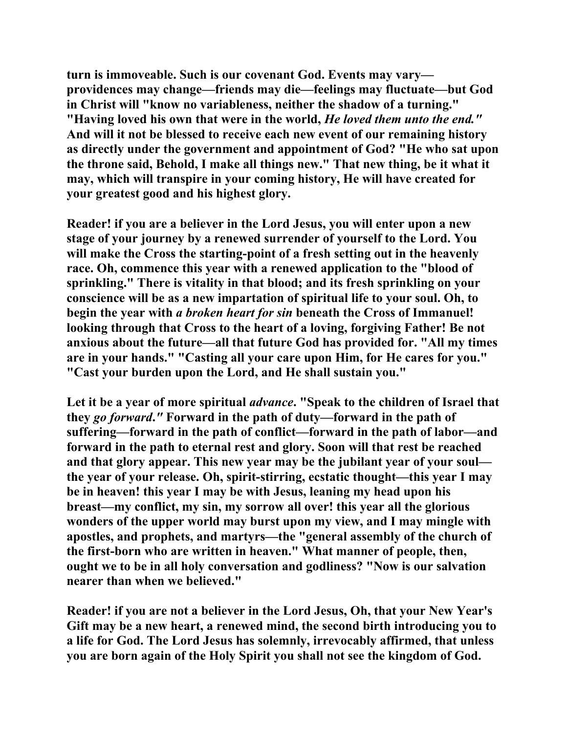**turn is immoveable. Such is our covenant God. Events may vary—providences may change—friends may die—feelings may fluctuate—but God in Christ will "know no variableness, neither the shadow of a turning." "Having loved his own that were in the world, *He loved them unto the end."* And will it not be blessed to receive each new event of our remaining history as directly under the government and appointment of God? "He who sat upon the throne said, Behold, I make all things new." That new thing, be it what it may, which will transpire in your coming history, He will have created for your greatest good and his highest glory.**

**Reader! if you are a believer in the Lord Jesus, you will enter upon a new stage of your journey by a renewed surrender of yourself to the Lord. You will make the Cross the starting-point of a fresh setting out in the heavenly race. Oh, commence this year with a renewed application to the "blood of sprinkling." There is vitality in that blood; and its fresh sprinkling on your conscience will be as a new impartation of spiritual life to your soul. Oh, to begin the year with *a broken heart for sin* beneath the Cross of Immanuel! looking through that Cross to the heart of a loving, forgiving Father! Be not anxious about the future—all that future God has provided for. "All my times are in your hands." "Casting all your care upon Him, for He cares for you." "Cast your burden upon the Lord, and He shall sustain you."**

**Let it be a year of more spiritual *advance*. "Speak to the children of Israel that they *go forward."* Forward in the path of duty—forward in the path of suffering—forward in the path of conflict—forward in the path of labor—and forward in the path to eternal rest and glory. Soon will that rest be reached and that glory appear. This new year may be the jubilant year of your soul—the year of your release. Oh, spirit-stirring, ecstatic thought—this year I may be in heaven! this year I may be with Jesus, leaning my head upon his breast—my conflict, my sin, my sorrow all over! this year all the glorious wonders of the upper world may burst upon my view, and I may mingle with apostles, and prophets, and martyrs—the "general assembly of the church of the first-born who are written in heaven." What manner of people, then, ought we to be in all holy conversation and godliness? "Now is our salvation nearer than when we believed."**

**Reader! if you are not a believer in the Lord Jesus, Oh, that your New Year's Gift may be a new heart, a renewed mind, the second birth introducing you to a life for God. The Lord Jesus has solemnly, irrevocably affirmed, that unless you are born again of the Holy Spirit you shall not see the kingdom of God.**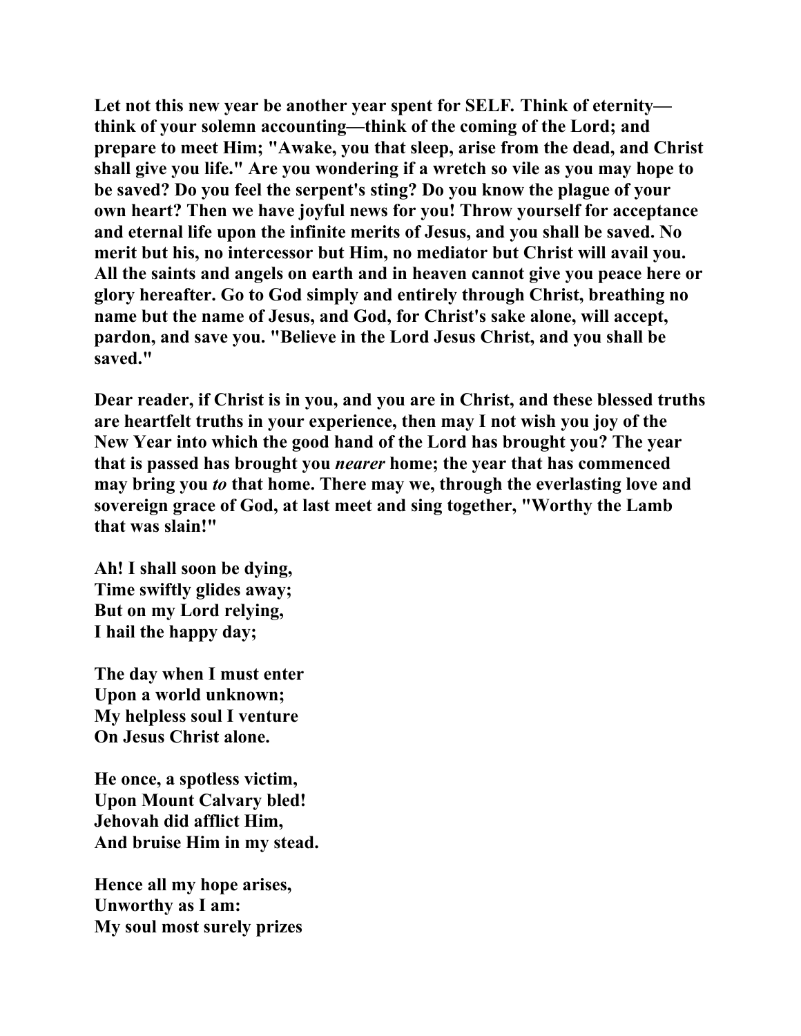**Let not this new year be another year spent for SELF. Think of eternity—think of your solemn accounting—think of the coming of the Lord; and prepare to meet Him; "Awake, you that sleep, arise from the dead, and Christ shall give you life." Are you wondering if a wretch so vile as you may hope to be saved? Do you feel the serpent's sting? Do you know the plague of your own heart? Then we have joyful news for you! Throw yourself for acceptance and eternal life upon the infinite merits of Jesus, and you shall be saved. No merit but his, no intercessor but Him, no mediator but Christ will avail you. All the saints and angels on earth and in heaven cannot give you peace here or glory hereafter. Go to God simply and entirely through Christ, breathing no name but the name of Jesus, and God, for Christ's sake alone, will accept, pardon, and save you. "Believe in the Lord Jesus Christ, and you shall be saved."**

**Dear reader, if Christ is in you, and you are in Christ, and these blessed truths are heartfelt truths in your experience, then may I not wish you joy of the New Year into which the good hand of the Lord has brought you? The year that is passed has brought you *nearer* home; the year that has commenced may bring you *to* that home. There may we, through the everlasting love and sovereign grace of God, at last meet and sing together, "Worthy the Lamb that was slain!"**

**Ah! I shall soon be dying,**
**Time swiftly glides away;**
**But on my Lord relying,**
**I hail the happy day;**

**The day when I must enter**
**Upon a world unknown;**
**My helpless soul I venture**
**On Jesus Christ alone.**

**He once, a spotless victim,**
**Upon Mount Calvary bled!**
**Jehovah did afflict Him,**
**And bruise Him in my stead.**

**Hence all my hope arises,**
**Unworthy as I am:**
**My soul most surely prizes**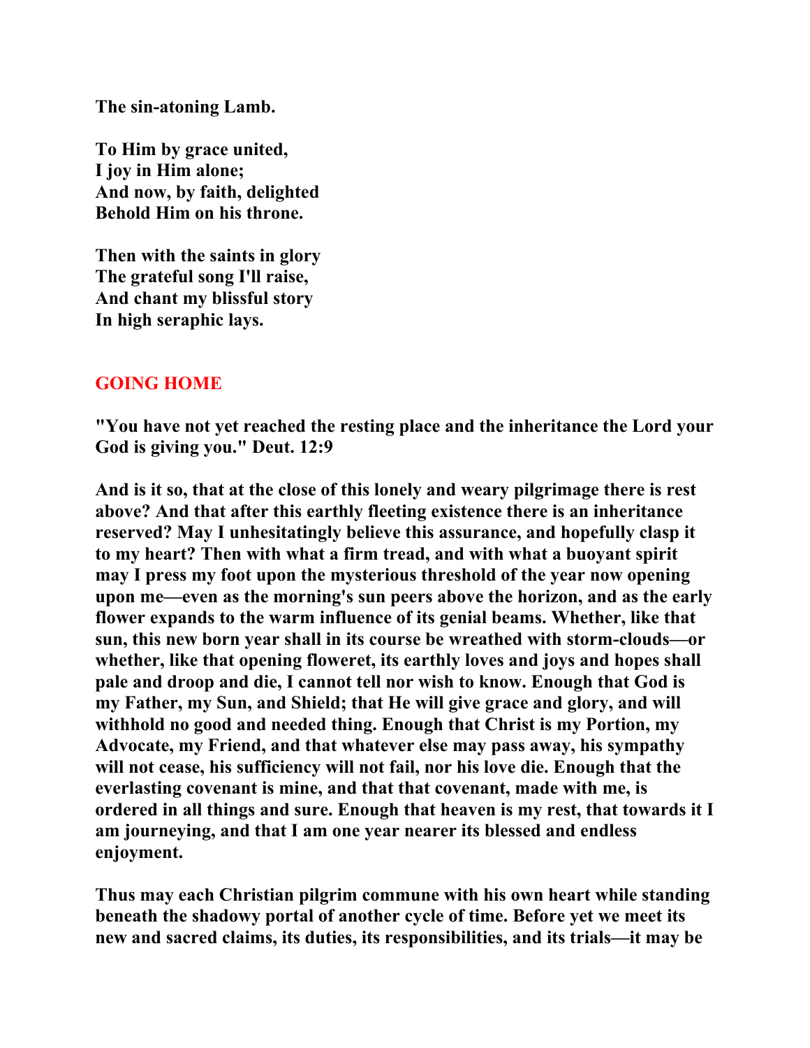**The sin-atoning Lamb.**

**To Him by grace united,**
**I joy in Him alone;**
**And now, by faith, delighted**
**Behold Him on his throne.**

**Then with the saints in glory**
**The grateful song I'll raise,**
**And chant my blissful story**
**In high seraphic lays.**

## GOING HOME

**"You have not yet reached the resting place and the inheritance the Lord your God is giving you." Deut. 12:9**

**And is it so, that at the close of this lonely and weary pilgrimage there is rest above? And that after this earthly fleeting existence there is an inheritance reserved? May I unhesitatingly believe this assurance, and hopefully clasp it to my heart? Then with what a firm tread, and with what a buoyant spirit may I press my foot upon the mysterious threshold of the year now opening upon me—even as the morning's sun peers above the horizon, and as the early flower expands to the warm influence of its genial beams. Whether, like that sun, this new born year shall in its course be wreathed with storm-clouds—or whether, like that opening floweret, its earthly loves and joys and hopes shall pale and droop and die, I cannot tell nor wish to know. Enough that God is my Father, my Sun, and Shield; that He will give grace and glory, and will withhold no good and needed thing. Enough that Christ is my Portion, my Advocate, my Friend, and that whatever else may pass away, his sympathy will not cease, his sufficiency will not fail, nor his love die. Enough that the everlasting covenant is mine, and that that covenant, made with me, is ordered in all things and sure. Enough that heaven is my rest, that towards it I am journeying, and that I am one year nearer its blessed and endless enjoyment.**

**Thus may each Christian pilgrim commune with his own heart while standing beneath the shadowy portal of another cycle of time. Before yet we meet its new and sacred claims, its duties, its responsibilities, and its trials—it may be**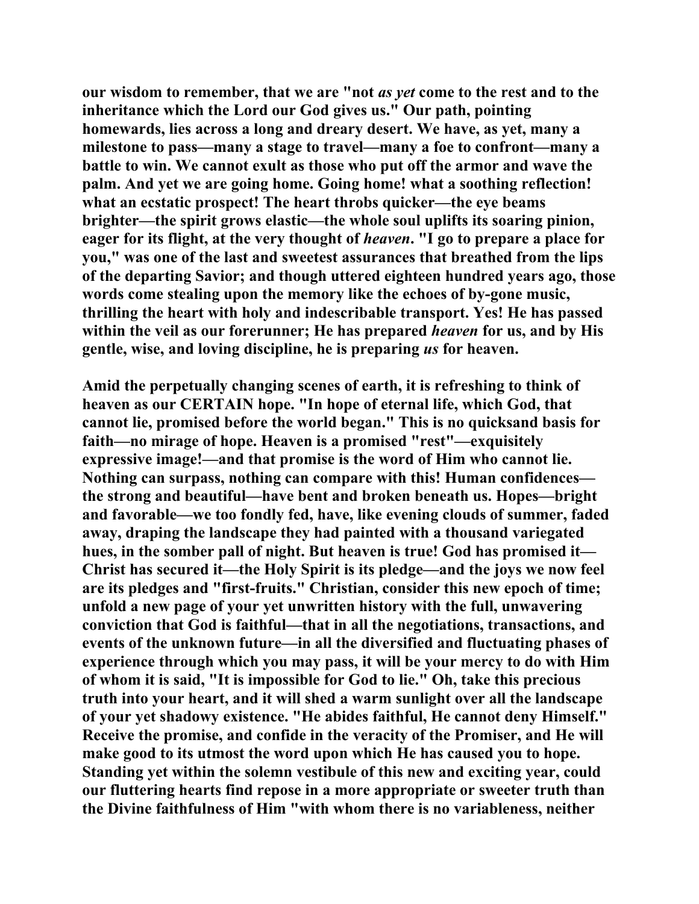**our wisdom to remember, that we are "not *as yet* come to the rest and to the inheritance which the Lord our God gives us." Our path, pointing homewards, lies across a long and dreary desert. We have, as yet, many a milestone to pass—many a stage to travel—many a foe to confront—many a battle to win. We cannot exult as those who put off the armor and wave the palm. And yet we are going home. Going home! what a soothing reflection! what an ecstatic prospect! The heart throbs quicker—the eye beams brighter—the spirit grows elastic—the whole soul uplifts its soaring pinion, eager for its flight, at the very thought of *heaven*. "I go to prepare a place for you," was one of the last and sweetest assurances that breathed from the lips of the departing Savior; and though uttered eighteen hundred years ago, those words come stealing upon the memory like the echoes of by-gone music, thrilling the heart with holy and indescribable transport. Yes! He has passed within the veil as our forerunner; He has prepared *heaven* for us, and by His gentle, wise, and loving discipline, he is preparing *us* for heaven.**

**Amid the perpetually changing scenes of earth, it is refreshing to think of heaven as our CERTAIN hope. "In hope of eternal life, which God, that cannot lie, promised before the world began." This is no quicksand basis for faith—no mirage of hope. Heaven is a promised "rest"—exquisitely expressive image!—and that promise is the word of Him who cannot lie. Nothing can surpass, nothing can compare with this! Human confidences—the strong and beautiful—have bent and broken beneath us. Hopes—bright and favorable—we too fondly fed, have, like evening clouds of summer, faded away, draping the landscape they had painted with a thousand variegated hues, in the somber pall of night. But heaven is true! God has promised it—Christ has secured it—the Holy Spirit is its pledge—and the joys we now feel are its pledges and "first-fruits." Christian, consider this new epoch of time; unfold a new page of your yet unwritten history with the full, unwavering conviction that God is faithful—that in all the negotiations, transactions, and events of the unknown future—in all the diversified and fluctuating phases of experience through which you may pass, it will be your mercy to do with Him of whom it is said, "It is impossible for God to lie." Oh, take this precious truth into your heart, and it will shed a warm sunlight over all the landscape of your yet shadowy existence. "He abides faithful, He cannot deny Himself." Receive the promise, and confide in the veracity of the Promiser, and He will make good to its utmost the word upon which He has caused you to hope. Standing yet within the solemn vestibule of this new and exciting year, could our fluttering hearts find repose in a more appropriate or sweeter truth than the Divine faithfulness of Him "with whom there is no variableness, neither**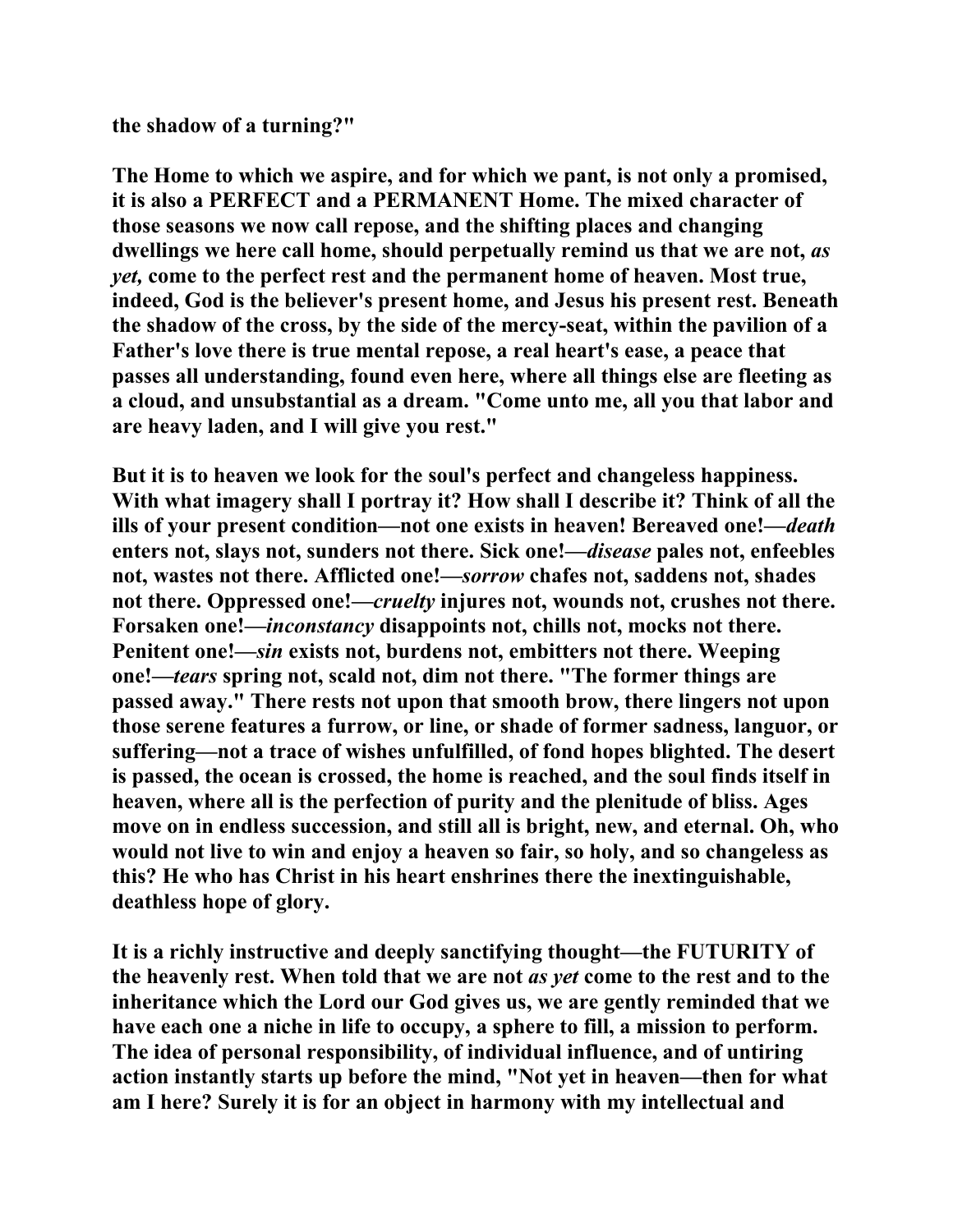**the shadow of a turning?"**

**The Home to which we aspire, and for which we pant, is not only a promised, it is also a PERFECT and a PERMANENT Home. The mixed character of those seasons we now call repose, and the shifting places and changing dwellings we here call home, should perpetually remind us that we are not, *as yet,* come to the perfect rest and the permanent home of heaven. Most true, indeed, God is the believer's present home, and Jesus his present rest. Beneath the shadow of the cross, by the side of the mercy-seat, within the pavilion of a Father's love there is true mental repose, a real heart's ease, a peace that passes all understanding, found even here, where all things else are fleeting as a cloud, and unsubstantial as a dream. "Come unto me, all you that labor and are heavy laden, and I will give you rest."**

**But it is to heaven we look for the soul's perfect and changeless happiness. With what imagery shall I portray it? How shall I describe it? Think of all the ills of your present condition—not one exists in heaven! Bereaved one!—*death* enters not, slays not, sunders not there. Sick one!—*disease* pales not, enfeebles not, wastes not there. Afflicted one!—*sorrow* chafes not, saddens not, shades not there. Oppressed one!—*cruelty* injures not, wounds not, crushes not there. Forsaken one!—*inconstancy* disappoints not, chills not, mocks not there. Penitent one!—*sin* exists not, burdens not, embitters not there. Weeping one!—*tears* spring not, scald not, dim not there. "The former things are passed away." There rests not upon that smooth brow, there lingers not upon those serene features a furrow, or line, or shade of former sadness, languor, or suffering—not a trace of wishes unfulfilled, of fond hopes blighted. The desert is passed, the ocean is crossed, the home is reached, and the soul finds itself in heaven, where all is the perfection of purity and the plenitude of bliss. Ages move on in endless succession, and still all is bright, new, and eternal. Oh, who would not live to win and enjoy a heaven so fair, so holy, and so changeless as this? He who has Christ in his heart enshrines there the inextinguishable, deathless hope of glory.**

**It is a richly instructive and deeply sanctifying thought—the FUTURITY of the heavenly rest. When told that we are not *as yet* come to the rest and to the inheritance which the Lord our God gives us, we are gently reminded that we have each one a niche in life to occupy, a sphere to fill, a mission to perform. The idea of personal responsibility, of individual influence, and of untiring action instantly starts up before the mind, "Not yet in heaven—then for what am I here? Surely it is for an object in harmony with my intellectual and**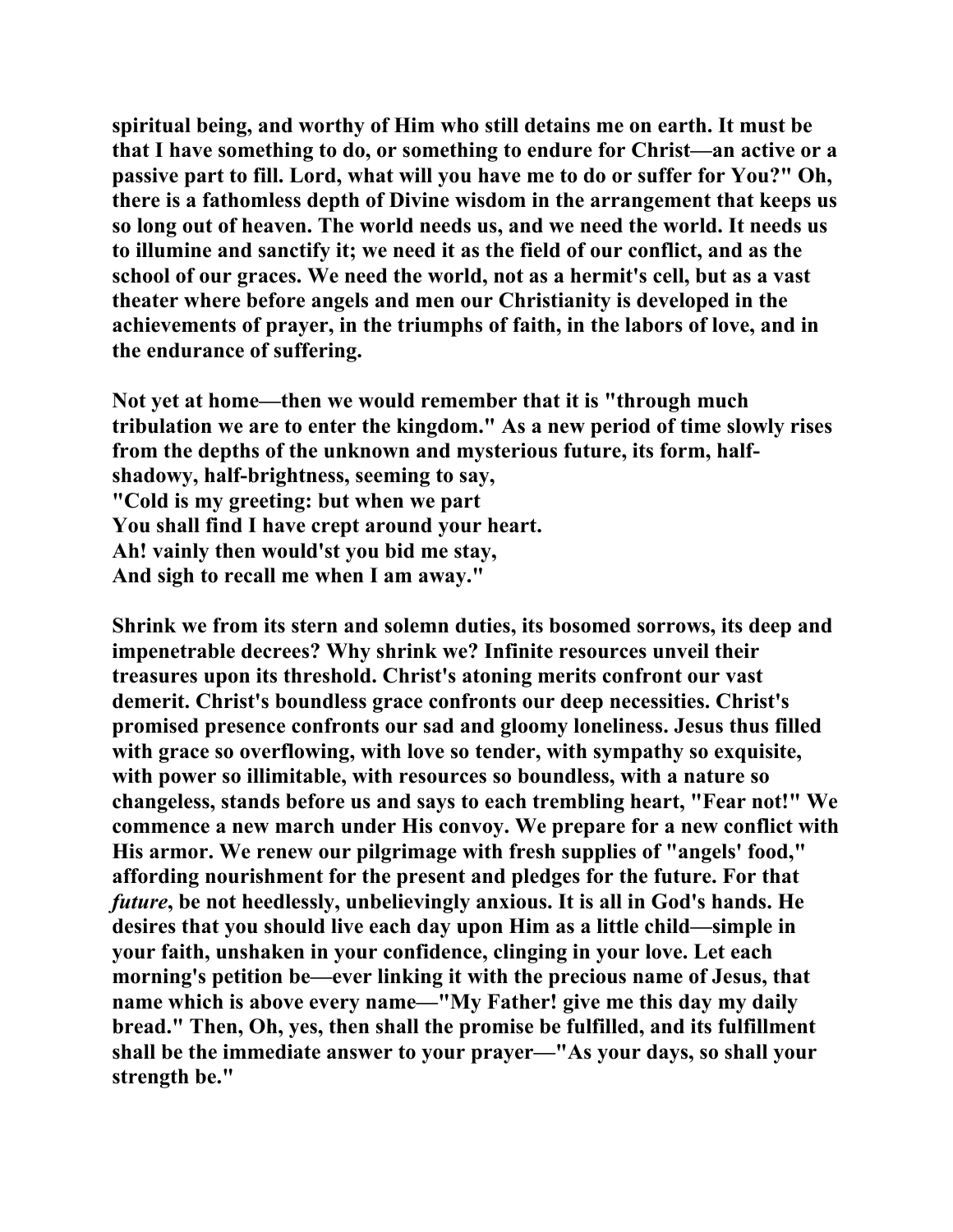**spiritual being, and worthy of Him who still detains me on earth. It must be that I have something to do, or something to endure for Christ—an active or a passive part to fill. Lord, what will you have me to do or suffer for You?" Oh, there is a fathomless depth of Divine wisdom in the arrangement that keeps us so long out of heaven. The world needs us, and we need the world. It needs us to illumine and sanctify it; we need it as the field of our conflict, and as the school of our graces. We need the world, not as a hermit's cell, but as a vast theater where before angels and men our Christianity is developed in the achievements of prayer, in the triumphs of faith, in the labors of love, and in the endurance of suffering.**

**Not yet at home—then we would remember that it is "through much tribulation we are to enter the kingdom." As a new period of time slowly rises from the depths of the unknown and mysterious future, its form, half-shadowy, half-brightness, seeming to say,**
**"Cold is my greeting: but when we part**
**You shall find I have crept around your heart.**
**Ah! vainly then would'st you bid me stay,**
**And sigh to recall me when I am away."**

**Shrink we from its stern and solemn duties, its bosomed sorrows, its deep and impenetrable decrees? Why shrink we? Infinite resources unveil their treasures upon its threshold. Christ's atoning merits confront our vast demerit. Christ's boundless grace confronts our deep necessities. Christ's promised presence confronts our sad and gloomy loneliness. Jesus thus filled with grace so overflowing, with love so tender, with sympathy so exquisite, with power so illimitable, with resources so boundless, with a nature so changeless, stands before us and says to each trembling heart, "Fear not!" We commence a new march under His convoy. We prepare for a new conflict with His armor. We renew our pilgrimage with fresh supplies of "angels' food," affording nourishment for the present and pledges for the future. For that *future*, be not heedlessly, unbelievingly anxious. It is all in God's hands. He desires that you should live each day upon Him as a little child—simple in your faith, unshaken in your confidence, clinging in your love. Let each morning's petition be—ever linking it with the precious name of Jesus, that name which is above every name—"My Father! give me this day my daily bread." Then, Oh, yes, then shall the promise be fulfilled, and its fulfillment shall be the immediate answer to your prayer—"As your days, so shall your strength be."**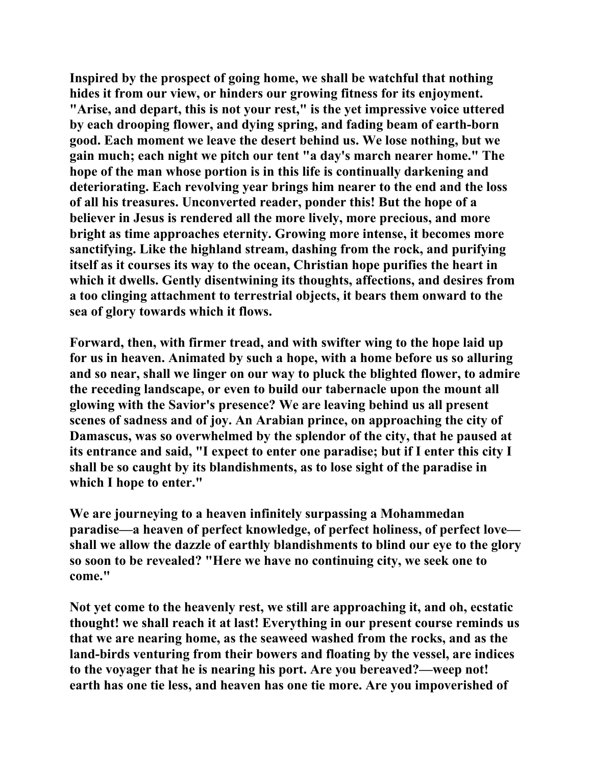Inspired by the prospect of going home, we shall be watchful that nothing hides it from our view, or hinders our growing fitness for its enjoyment. "Arise, and depart, this is not your rest," is the yet impressive voice uttered by each drooping flower, and dying spring, and fading beam of earth-born good. Each moment we leave the desert behind us. We lose nothing, but we gain much; each night we pitch our tent "a day's march nearer home." The hope of the man whose portion is in this life is continually darkening and deteriorating. Each revolving year brings him nearer to the end and the loss of all his treasures. Unconverted reader, ponder this! But the hope of a believer in Jesus is rendered all the more lively, more precious, and more bright as time approaches eternity. Growing more intense, it becomes more sanctifying. Like the highland stream, dashing from the rock, and purifying itself as it courses its way to the ocean, Christian hope purifies the heart in which it dwells. Gently disentwining its thoughts, affections, and desires from a too clinging attachment to terrestrial objects, it bears them onward to the sea of glory towards which it flows.

Forward, then, with firmer tread, and with swifter wing to the hope laid up for us in heaven. Animated by such a hope, with a home before us so alluring and so near, shall we linger on our way to pluck the blighted flower, to admire the receding landscape, or even to build our tabernacle upon the mount all glowing with the Savior's presence? We are leaving behind us all present scenes of sadness and of joy. An Arabian prince, on approaching the city of Damascus, was so overwhelmed by the splendor of the city, that he paused at its entrance and said, "I expect to enter one paradise; but if I enter this city I shall be so caught by its blandishments, as to lose sight of the paradise in which I hope to enter."

We are journeying to a heaven infinitely surpassing a Mohammedan paradise—a heaven of perfect knowledge, of perfect holiness, of perfect love—shall we allow the dazzle of earthly blandishments to blind our eye to the glory so soon to be revealed? "Here we have no continuing city, we seek one to come."

Not yet come to the heavenly rest, we still are approaching it, and oh, ecstatic thought! we shall reach it at last! Everything in our present course reminds us that we are nearing home, as the seaweed washed from the rocks, and as the land-birds venturing from their bowers and floating by the vessel, are indices to the voyager that he is nearing his port. Are you bereaved?—weep not! earth has one tie less, and heaven has one tie more. Are you impoverished of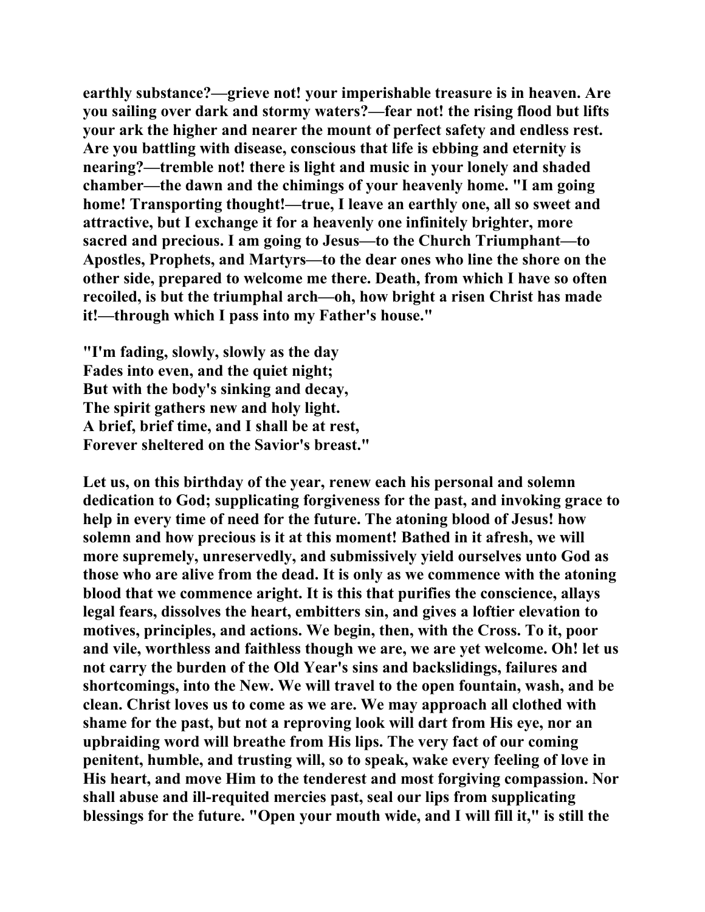**earthly substance?—grieve not! your imperishable treasure is in heaven. Are you sailing over dark and stormy waters?—fear not! the rising flood but lifts your ark the higher and nearer the mount of perfect safety and endless rest. Are you battling with disease, conscious that life is ebbing and eternity is nearing?—tremble not! there is light and music in your lonely and shaded chamber—the dawn and the chimings of your heavenly home. "I am going home! Transporting thought!—true, I leave an earthly one, all so sweet and attractive, but I exchange it for a heavenly one infinitely brighter, more sacred and precious. I am going to Jesus—to the Church Triumphant—to Apostles, Prophets, and Martyrs—to the dear ones who line the shore on the other side, prepared to welcome me there. Death, from which I have so often recoiled, is but the triumphal arch—oh, how bright a risen Christ has made it!—through which I pass into my Father's house."**

**"I'm fading, slowly, slowly as the day  
Fades into even, and the quiet night;  
But with the body's sinking and decay,  
The spirit gathers new and holy light.  
A brief, brief time, and I shall be at rest,  
Forever sheltered on the Savior's breast."**

**Let us, on this birthday of the year, renew each his personal and solemn dedication to God; supplicating forgiveness for the past, and invoking grace to help in every time of need for the future. The atoning blood of Jesus! how solemn and how precious is it at this moment! Bathed in it afresh, we will more supremely, unreservedly, and submissively yield ourselves unto God as those who are alive from the dead. It is only as we commence with the atoning blood that we commence aright. It is this that purifies the conscience, allays legal fears, dissolves the heart, embitters sin, and gives a loftier elevation to motives, principles, and actions. We begin, then, with the Cross. To it, poor and vile, worthless and faithless though we are, we are yet welcome. Oh! let us not carry the burden of the Old Year's sins and backslidings, failures and shortcomings, into the New. We will travel to the open fountain, wash, and be clean. Christ loves us to come as we are. We may approach all clothed with shame for the past, but not a reproving look will dart from His eye, nor an upbraiding word will breathe from His lips. The very fact of our coming penitent, humble, and trusting will, so to speak, wake every feeling of love in His heart, and move Him to the tenderest and most forgiving compassion. Nor shall abuse and ill-requited mercies past, seal our lips from supplicating blessings for the future. "Open your mouth wide, and I will fill it," is still the**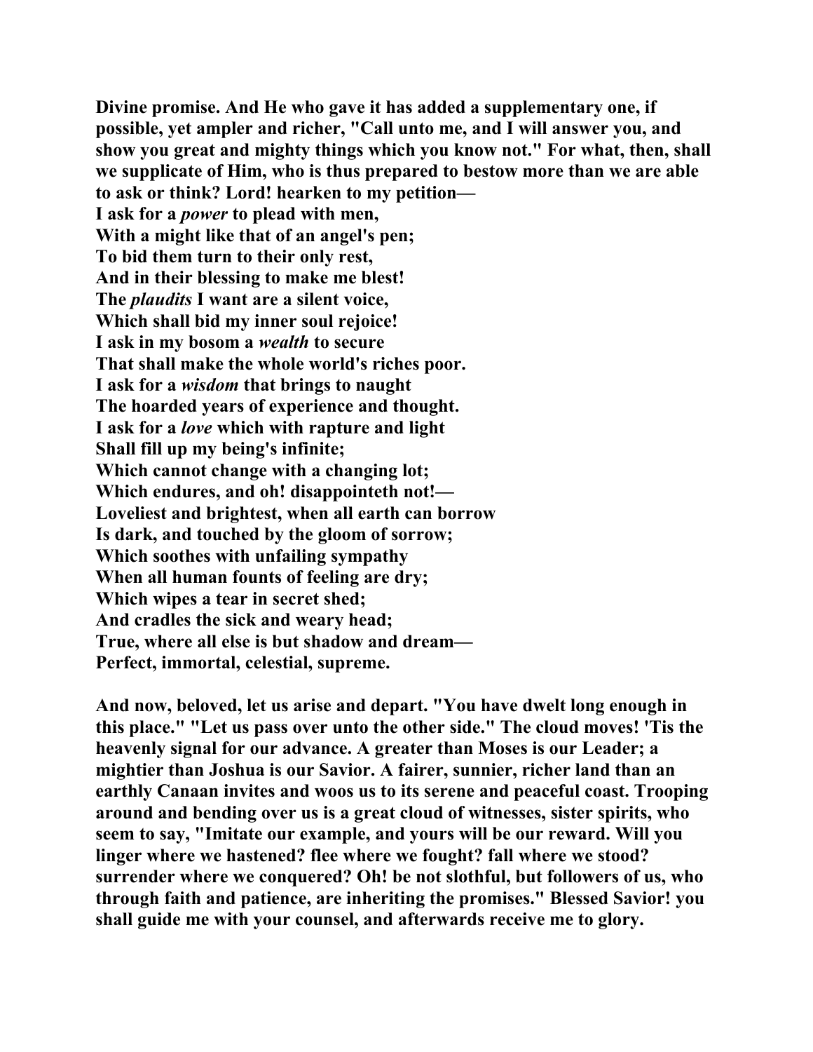**Divine promise. And He who gave it has added a supplementary one, if possible, yet ampler and richer, "Call unto me, and I will answer you, and show you great and mighty things which you know not." For what, then, shall we supplicate of Him, who is thus prepared to bestow more than we are able to ask or think? Lord! hearken to my petition—**

**I ask for a *power* to plead with men,**
**With a might like that of an angel's pen;**
**To bid them turn to their only rest,**
**And in their blessing to make me blest!**
**The *plaudits* I want are a silent voice,**
**Which shall bid my inner soul rejoice!**
**I ask in my bosom a *wealth* to secure**
**That shall make the whole world's riches poor.**
**I ask for a *wisdom* that brings to naught**
**The hoarded years of experience and thought.**
**I ask for a *love* which with rapture and light**
**Shall fill up my being's infinite;**
**Which cannot change with a changing lot;**
**Which endures, and oh! disappointeth not!—**
**Loveliest and brightest, when all earth can borrow**
**Is dark, and touched by the gloom of sorrow;**
**Which soothes with unfailing sympathy**
**When all human founts of feeling are dry;**
**Which wipes a tear in secret shed;**
**And cradles the sick and weary head;**
**True, where all else is but shadow and dream—**
**Perfect, immortal, celestial, supreme.**

**And now, beloved, let us arise and depart. "You have dwelt long enough in this place." "Let us pass over unto the other side." The cloud moves! 'Tis the heavenly signal for our advance. A greater than Moses is our Leader; a mightier than Joshua is our Savior. A fairer, sunnier, richer land than an earthly Canaan invites and woos us to its serene and peaceful coast. Trooping around and bending over us is a great cloud of witnesses, sister spirits, who seem to say, "Imitate our example, and yours will be our reward. Will you linger where we hastened? flee where we fought? fall where we stood? surrender where we conquered? Oh! be not slothful, but followers of us, who through faith and patience, are inheriting the promises." Blessed Savior! you shall guide me with your counsel, and afterwards receive me to glory.**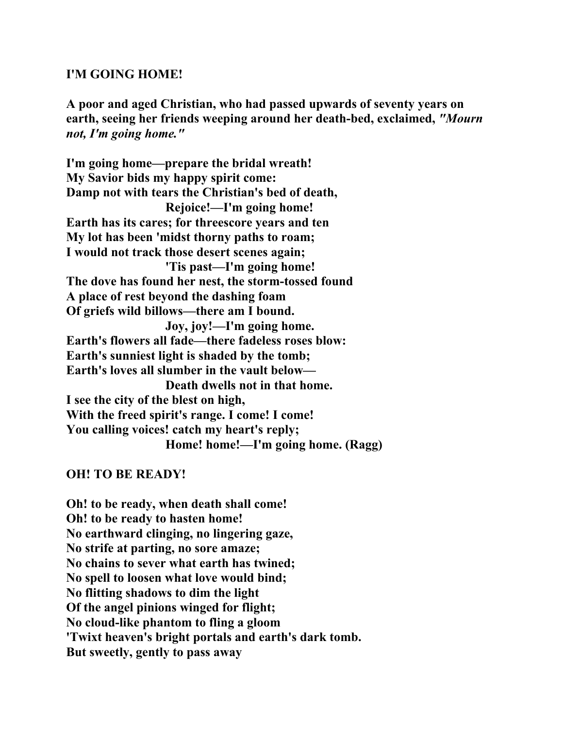## I'M GOING HOME!

A poor and aged Christian, who had passed upwards of seventy years on earth, seeing her friends weeping around her death-bed, exclaimed, *"Mourn not, I'm going home."*

I'm going home—prepare the bridal wreath!  
My Savior bids my happy spirit come:  
Damp not with tears the Christian's bed of death,  
Rejoice!—I'm going home!  
Earth has its cares; for threescore years and ten  
My lot has been 'midst thorny paths to roam;  
I would not track those desert scenes again;  
'Tis past—I'm going home!  
The dove has found her nest, the storm-tossed found  
A place of rest beyond the dashing foam  
Of griefs wild billows—there am I bound.  
Joy, joy!—I'm going home.  
Earth's flowers all fade—there fadeless roses blow:  
Earth's sunniest light is shaded by the tomb;  
Earth's loves all slumber in the vault below—  
Death dwells not in that home.  
I see the city of the blest on high,  
With the freed spirit's range. I come! I come!  
You calling voices! catch my heart's reply;  
Home! home!—I'm going home. (Ragg)

## OH! TO BE READY!

Oh! to be ready, when death shall come!  
Oh! to be ready to hasten home!  
No earthward clinging, no lingering gaze,  
No strife at parting, no sore amaze;  
No chains to sever what earth has twined;  
No spell to loosen what love would bind;  
No flitting shadows to dim the light  
Of the angel pinions winged for flight;  
No cloud-like phantom to fling a gloom  
'Twixt heaven's bright portals and earth's dark tomb.  
But sweetly, gently to pass away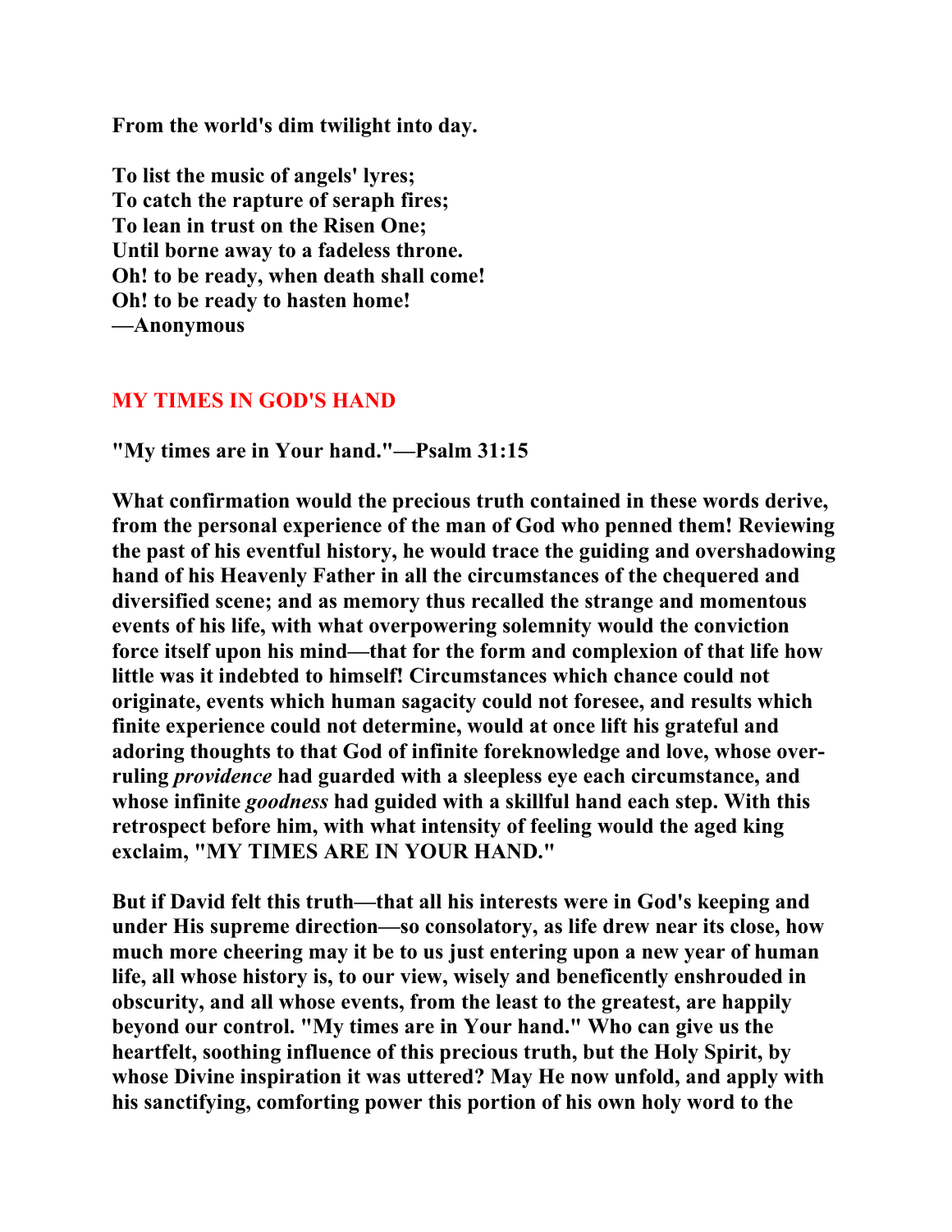**From the world's dim twilight into day.**

**To list the music of angels' lyres;**
**To catch the rapture of seraph fires;**
**To lean in trust on the Risen One;**
**Until borne away to a fadeless throne.**
**Oh! to be ready, when death shall come!**
**Oh! to be ready to hasten home!**
**—Anonymous**

## MY TIMES IN GOD'S HAND

**"My times are in Your hand."—Psalm 31:15**

**What confirmation would the precious truth contained in these words derive, from the personal experience of the man of God who penned them! Reviewing the past of his eventful history, he would trace the guiding and overshadowing hand of his Heavenly Father in all the circumstances of the chequered and diversified scene; and as memory thus recalled the strange and momentous events of his life, with what overpowering solemnity would the conviction force itself upon his mind—that for the form and complexion of that life how little was it indebted to himself! Circumstances which chance could not originate, events which human sagacity could not foresee, and results which finite experience could not determine, would at once lift his grateful and adoring thoughts to that God of infinite foreknowledge and love, whose over-ruling *providence* had guarded with a sleepless eye each circumstance, and whose infinite *goodness* had guided with a skillful hand each step. With this retrospect before him, with what intensity of feeling would the aged king exclaim, "MY TIMES ARE IN YOUR HAND."**

**But if David felt this truth—that all his interests were in God's keeping and under His supreme direction—so consolatory, as life drew near its close, how much more cheering may it be to us just entering upon a new year of human life, all whose history is, to our view, wisely and beneficently enshrouded in obscurity, and all whose events, from the least to the greatest, are happily beyond our control. "My times are in Your hand." Who can give us the heartfelt, soothing influence of this precious truth, but the Holy Spirit, by whose Divine inspiration it was uttered? May He now unfold, and apply with his sanctifying, comforting power this portion of his own holy word to the**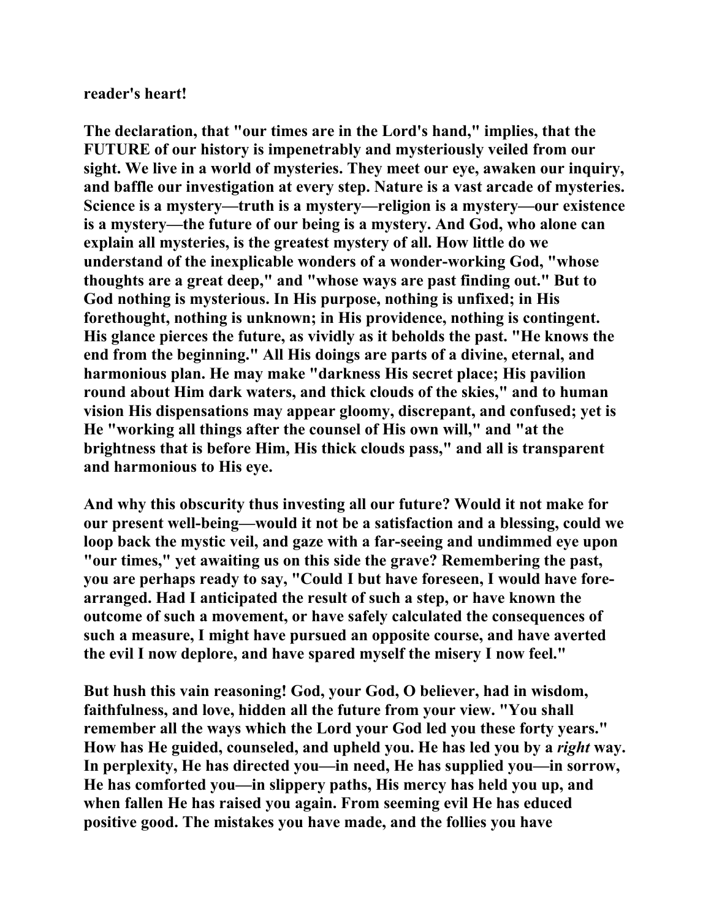reader's heart!

The declaration, that "our times are in the Lord's hand," implies, that the FUTURE of our history is impenetrably and mysteriously veiled from our sight. We live in a world of mysteries. They meet our eye, awaken our inquiry, and baffle our investigation at every step. Nature is a vast arcade of mysteries. Science is a mystery—truth is a mystery—religion is a mystery—our existence is a mystery—the future of our being is a mystery. And God, who alone can explain all mysteries, is the greatest mystery of all. How little do we understand of the inexplicable wonders of a wonder-working God, "whose thoughts are a great deep," and "whose ways are past finding out." But to God nothing is mysterious. In His purpose, nothing is unfixed; in His forethought, nothing is unknown; in His providence, nothing is contingent. His glance pierces the future, as vividly as it beholds the past. "He knows the end from the beginning." All His doings are parts of a divine, eternal, and harmonious plan. He may make "darkness His secret place; His pavilion round about Him dark waters, and thick clouds of the skies," and to human vision His dispensations may appear gloomy, discrepant, and confused; yet is He "working all things after the counsel of His own will," and "at the brightness that is before Him, His thick clouds pass," and all is transparent and harmonious to His eye.

And why this obscurity thus investing all our future? Would it not make for our present well-being—would it not be a satisfaction and a blessing, could we loop back the mystic veil, and gaze with a far-seeing and undimmed eye upon "our times," yet awaiting us on this side the grave? Remembering the past, you are perhaps ready to say, "Could I but have foreseen, I would have fore-arranged. Had I anticipated the result of such a step, or have known the outcome of such a movement, or have safely calculated the consequences of such a measure, I might have pursued an opposite course, and have averted the evil I now deplore, and have spared myself the misery I now feel."

But hush this vain reasoning! God, your God, O believer, had in wisdom, faithfulness, and love, hidden all the future from your view. "You shall remember all the ways which the Lord your God led you these forty years." How has He guided, counseled, and upheld you. He has led you by a *right* way. In perplexity, He has directed you—in need, He has supplied you—in sorrow, He has comforted you—in slippery paths, His mercy has held you up, and when fallen He has raised you again. From seeming evil He has educed positive good. The mistakes you have made, and the follies you have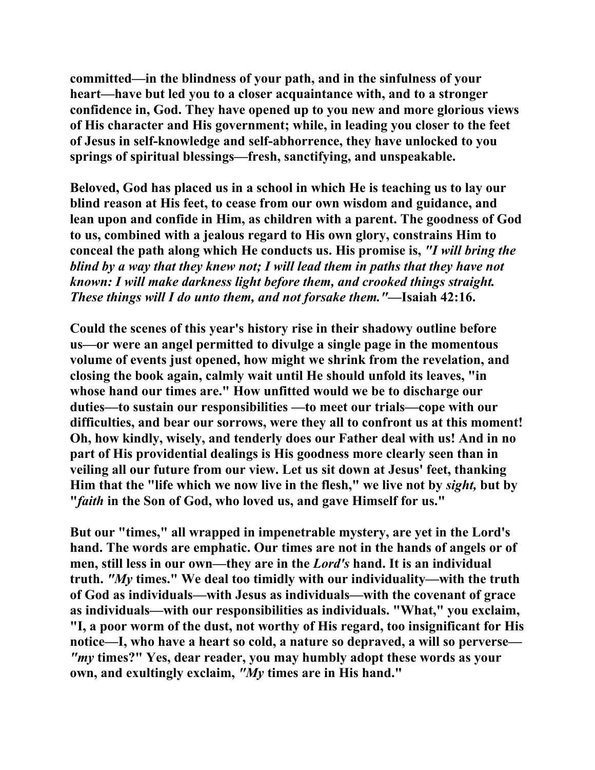**committed—in the blindness of your path, and in the sinfulness of your heart—have but led you to a closer acquaintance with, and to a stronger confidence in, God. They have opened up to you new and more glorious views of His character and His government; while, in leading you closer to the feet of Jesus in self-knowledge and self-abhorrence, they have unlocked to you springs of spiritual blessings—fresh, sanctifying, and unspeakable.**

**Beloved, God has placed us in a school in which He is teaching us to lay our blind reason at His feet, to cease from our own wisdom and guidance, and lean upon and confide in Him, as children with a parent. The goodness of God to us, combined with a jealous regard to His own glory, constrains Him to conceal the path along which He conducts us. His promise is, *"I will bring the blind by a way that they knew not; I will lead them in paths that they have not known: I will make darkness light before them, and crooked things straight. These things will I do unto them, and not forsake them."*—Isaiah 42:16.**

**Could the scenes of this year's history rise in their shadowy outline before us—or were an angel permitted to divulge a single page in the momentous volume of events just opened, how might we shrink from the revelation, and closing the book again, calmly wait until He should unfold its leaves, "in whose hand our times are." How unfitted would we be to discharge our duties—to sustain our responsibilities —to meet our trials—cope with our difficulties, and bear our sorrows, were they all to confront us at this moment! Oh, how kindly, wisely, and tenderly does our Father deal with us! And in no part of His providential dealings is His goodness more clearly seen than in veiling all our future from our view. Let us sit down at Jesus' feet, thanking Him that the "life which we now live in the flesh," we live not by *sight,* but by "*faith* in the Son of God, who loved us, and gave Himself for us."**

**But our "times," all wrapped in impenetrable mystery, are yet in the Lord's hand. The words are emphatic. Our times are not in the hands of angels or of men, still less in our own—they are in the *Lord's* hand. It is an individual truth. *"My* times." We deal too timidly with our individuality—with the truth of God as individuals—with Jesus as individuals—with the covenant of grace as individuals—with our responsibilities as individuals. "What," you exclaim, "I, a poor worm of the dust, not worthy of His regard, too insignificant for His notice—I, who have a heart so cold, a nature so depraved, a will so perverse—*"my* times?" Yes, dear reader, you may humbly adopt these words as your own, and exultingly exclaim, *"My* times are in His hand."**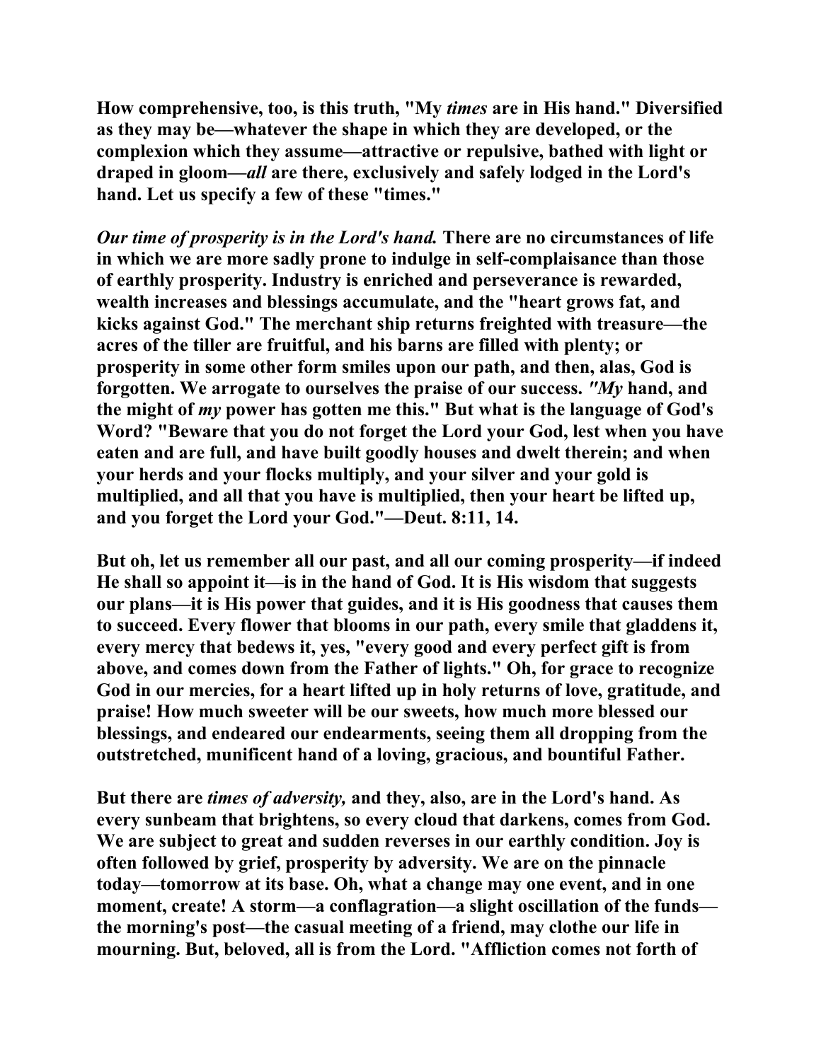**How comprehensive, too, is this truth, "My *times* are in His hand." Diversified as they may be—whatever the shape in which they are developed, or the complexion which they assume—attractive or repulsive, bathed with light or draped in gloom—*all* are there, exclusively and safely lodged in the Lord's hand. Let us specify a few of these "times."**

***Our time of prosperity is in the Lord's hand.*** **There are no circumstances of life in which we are more sadly prone to indulge in self-complaisance than those of earthly prosperity. Industry is enriched and perseverance is rewarded, wealth increases and blessings accumulate, and the "heart grows fat, and kicks against God." The merchant ship returns freighted with treasure—the acres of the tiller are fruitful, and his barns are filled with plenty; or prosperity in some other form smiles upon our path, and then, alas, God is forgotten. We arrogate to ourselves the praise of our success. *"My* hand, and the might of *my* power has gotten me this." But what is the language of God's Word? "Beware that you do not forget the Lord your God, lest when you have eaten and are full, and have built goodly houses and dwelt therein; and when your herds and your flocks multiply, and your silver and your gold is multiplied, and all that you have is multiplied, then your heart be lifted up, and you forget the Lord your God."—Deut. 8:11, 14.**

**But oh, let us remember all our past, and all our coming prosperity—if indeed He shall so appoint it—is in the hand of God. It is His wisdom that suggests our plans—it is His power that guides, and it is His goodness that causes them to succeed. Every flower that blooms in our path, every smile that gladdens it, every mercy that bedews it, yes, "every good and every perfect gift is from above, and comes down from the Father of lights." Oh, for grace to recognize God in our mercies, for a heart lifted up in holy returns of love, gratitude, and praise! How much sweeter will be our sweets, how much more blessed our blessings, and endeared our endearments, seeing them all dropping from the outstretched, munificent hand of a loving, gracious, and bountiful Father.**

**But there are *times of adversity,* and they, also, are in the Lord's hand. As every sunbeam that brightens, so every cloud that darkens, comes from God. We are subject to great and sudden reverses in our earthly condition. Joy is often followed by grief, prosperity by adversity. We are on the pinnacle today—tomorrow at its base. Oh, what a change may one event, and in one moment, create! A storm—a conflagration—a slight oscillation of the funds—the morning's post—the casual meeting of a friend, may clothe our life in mourning. But, beloved, all is from the Lord. "Affliction comes not forth of**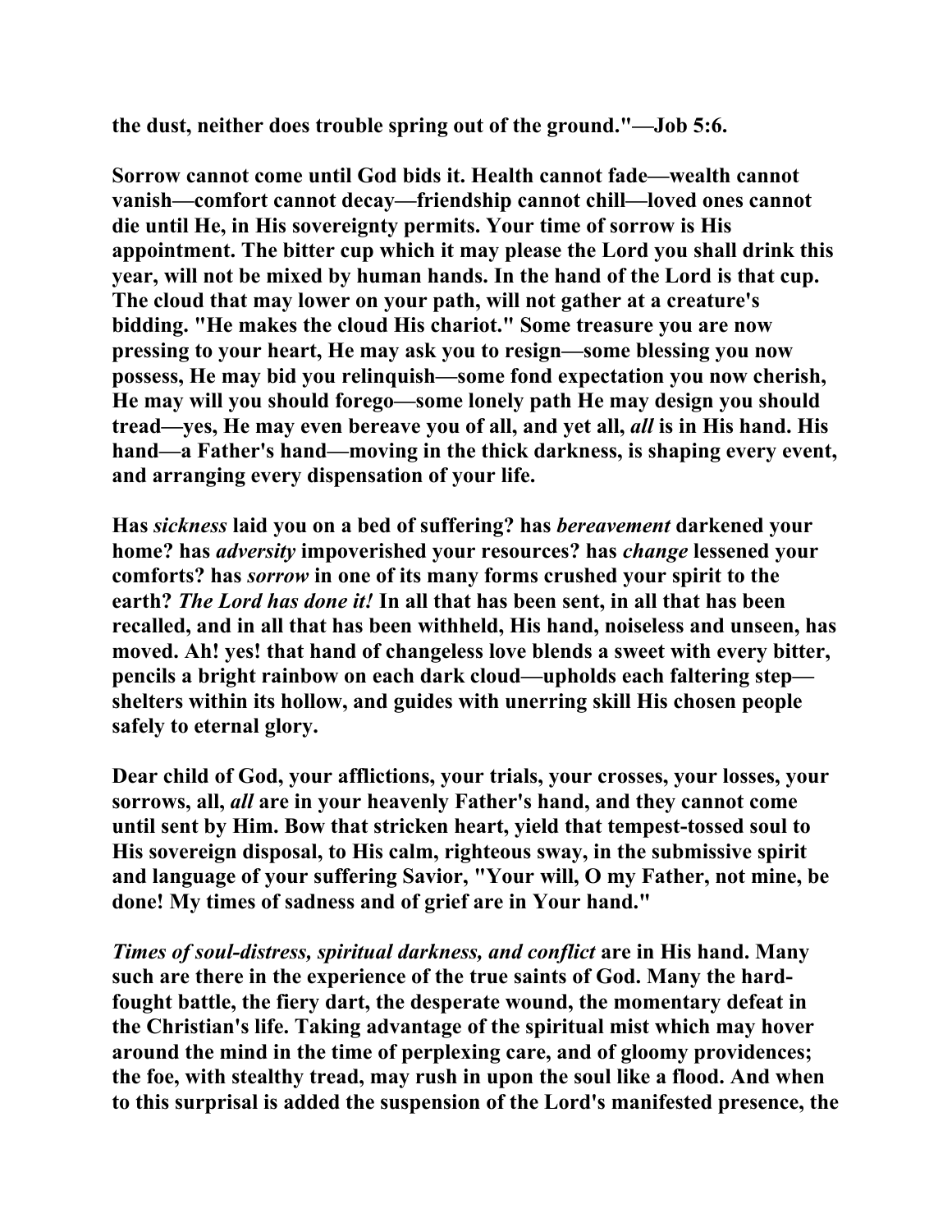**the dust, neither does trouble spring out of the ground."—Job 5:6.**

**Sorrow cannot come until God bids it. Health cannot fade—wealth cannot vanish—comfort cannot decay—friendship cannot chill—loved ones cannot die until He, in His sovereignty permits. Your time of sorrow is His appointment. The bitter cup which it may please the Lord you shall drink this year, will not be mixed by human hands. In the hand of the Lord is that cup. The cloud that may lower on your path, will not gather at a creature's bidding. "He makes the cloud His chariot." Some treasure you are now pressing to your heart, He may ask you to resign—some blessing you now possess, He may bid you relinquish—some fond expectation you now cherish, He may will you should forego—some lonely path He may design you should tread—yes, He may even bereave you of all, and yet all, *all* is in His hand. His hand—a Father's hand—moving in the thick darkness, is shaping every event, and arranging every dispensation of your life.**

**Has *sickness* laid you on a bed of suffering? has *bereavement* darkened your home? has *adversity* impoverished your resources? has *change* lessened your comforts? has *sorrow* in one of its many forms crushed your spirit to the earth? *The Lord has done it!* In all that has been sent, in all that has been recalled, and in all that has been withheld, His hand, noiseless and unseen, has moved. Ah! yes! that hand of changeless love blends a sweet with every bitter, pencils a bright rainbow on each dark cloud—upholds each faltering step—shelters within its hollow, and guides with unerring skill His chosen people safely to eternal glory.**

**Dear child of God, your afflictions, your trials, your crosses, your losses, your sorrows, all, *all* are in your heavenly Father's hand, and they cannot come until sent by Him. Bow that stricken heart, yield that tempest-tossed soul to His sovereign disposal, to His calm, righteous sway, in the submissive spirit and language of your suffering Savior, "Your will, O my Father, not mine, be done! My times of sadness and of grief are in Your hand."**

***Times of soul-distress, spiritual darkness, and conflict* are in His hand. Many such are there in the experience of the true saints of God. Many the hard-fought battle, the fiery dart, the desperate wound, the momentary defeat in the Christian's life. Taking advantage of the spiritual mist which may hover around the mind in the time of perplexing care, and of gloomy providences; the foe, with stealthy tread, may rush in upon the soul like a flood. And when to this surprisal is added the suspension of the Lord's manifested presence, the**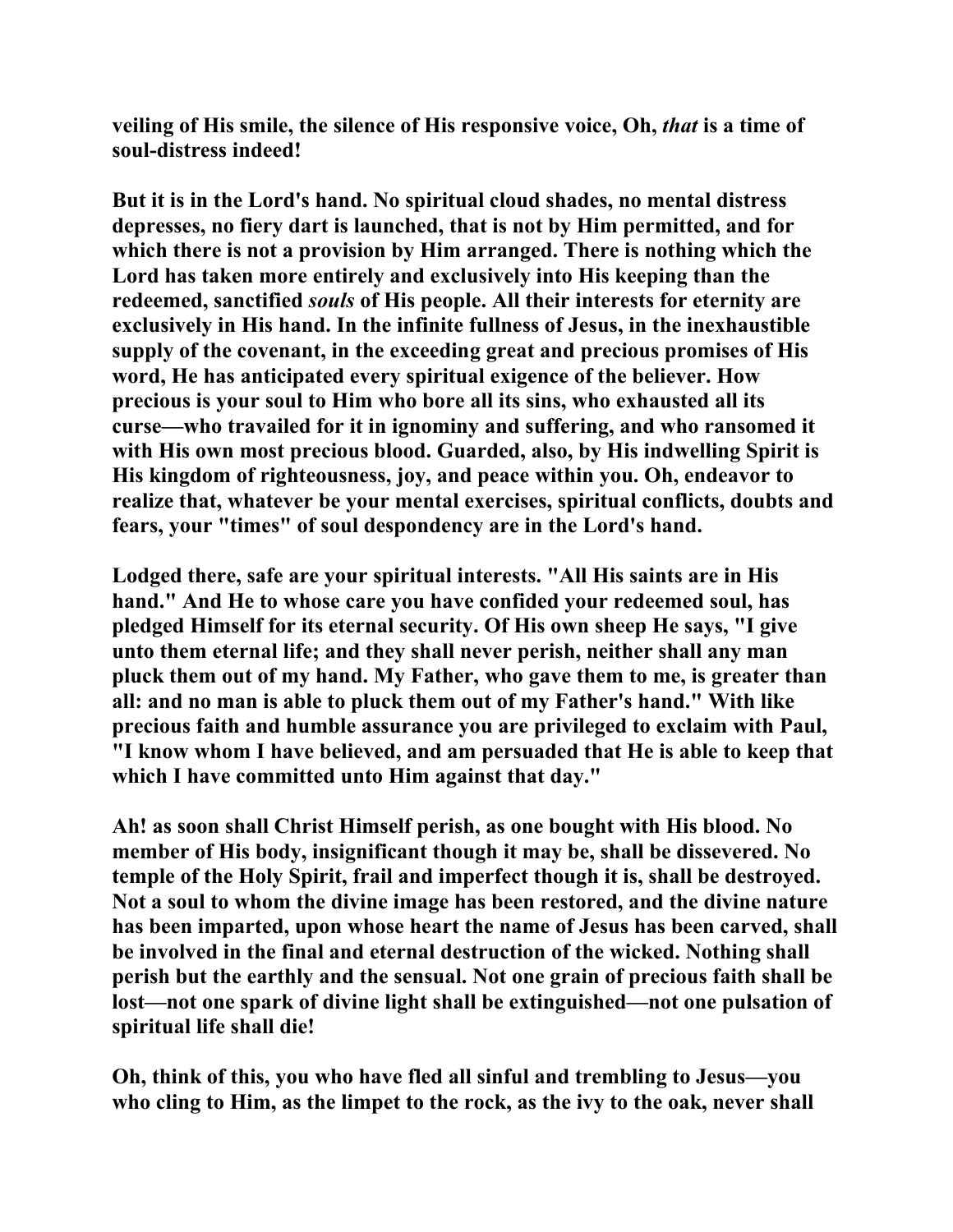**veiling of His smile, the silence of His responsive voice, Oh, *that* is a time of soul-distress indeed!**

**But it is in the Lord's hand. No spiritual cloud shades, no mental distress depresses, no fiery dart is launched, that is not by Him permitted, and for which there is not a provision by Him arranged. There is nothing which the Lord has taken more entirely and exclusively into His keeping than the redeemed, sanctified *souls* of His people. All their interests for eternity are exclusively in His hand. In the infinite fullness of Jesus, in the inexhaustible supply of the covenant, in the exceeding great and precious promises of His word, He has anticipated every spiritual exigence of the believer. How precious is your soul to Him who bore all its sins, who exhausted all its curse—who travailed for it in ignominy and suffering, and who ransomed it with His own most precious blood. Guarded, also, by His indwelling Spirit is His kingdom of righteousness, joy, and peace within you. Oh, endeavor to realize that, whatever be your mental exercises, spiritual conflicts, doubts and fears, your "times" of soul despondency are in the Lord's hand.**

**Lodged there, safe are your spiritual interests. "All His saints are in His hand." And He to whose care you have confided your redeemed soul, has pledged Himself for its eternal security. Of His own sheep He says, "I give unto them eternal life; and they shall never perish, neither shall any man pluck them out of my hand. My Father, who gave them to me, is greater than all: and no man is able to pluck them out of my Father's hand." With like precious faith and humble assurance you are privileged to exclaim with Paul, "I know whom I have believed, and am persuaded that He is able to keep that which I have committed unto Him against that day."**

**Ah! as soon shall Christ Himself perish, as one bought with His blood. No member of His body, insignificant though it may be, shall be dissevered. No temple of the Holy Spirit, frail and imperfect though it is, shall be destroyed. Not a soul to whom the divine image has been restored, and the divine nature has been imparted, upon whose heart the name of Jesus has been carved, shall be involved in the final and eternal destruction of the wicked. Nothing shall perish but the earthly and the sensual. Not one grain of precious faith shall be lost—not one spark of divine light shall be extinguished—not one pulsation of spiritual life shall die!**

**Oh, think of this, you who have fled all sinful and trembling to Jesus—you who cling to Him, as the limpet to the rock, as the ivy to the oak, never shall**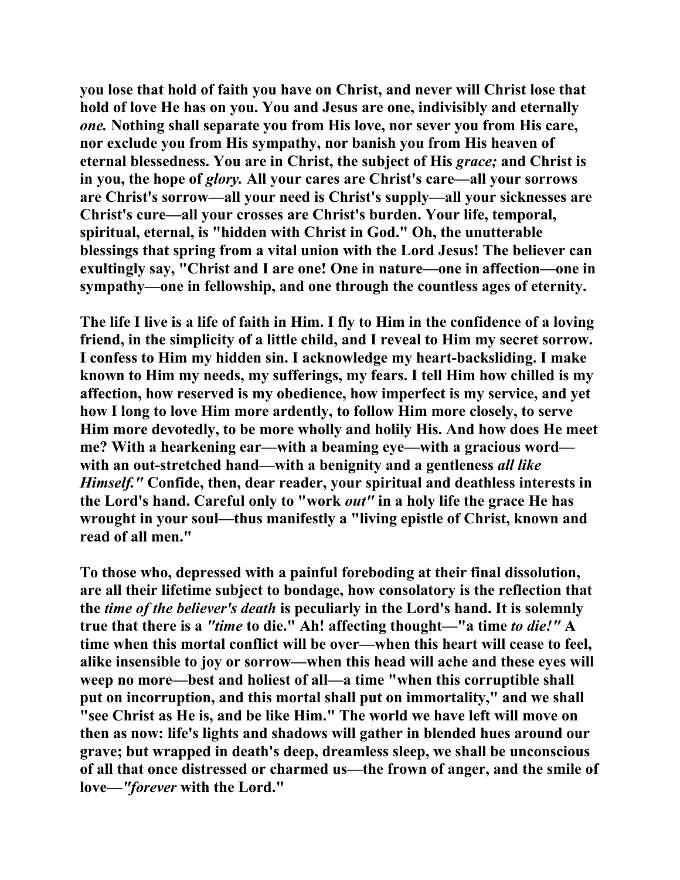**you lose that hold of faith you have on Christ, and never will Christ lose that hold of love He has on you. You and Jesus are one, indivisibly and eternally *one.* Nothing shall separate you from His love, nor sever you from His care, nor exclude you from His sympathy, nor banish you from His heaven of eternal blessedness. You are in Christ, the subject of His *grace;* and Christ is in you, the hope of *glory.* All your cares are Christ's care—all your sorrows are Christ's sorrow—all your need is Christ's supply—all your sicknesses are Christ's cure—all your crosses are Christ's burden. Your life, temporal, spiritual, eternal, is "hidden with Christ in God." Oh, the unutterable blessings that spring from a vital union with the Lord Jesus! The believer can exultingly say, "Christ and I are one! One in nature—one in affection—one in sympathy—one in fellowship, and one through the countless ages of eternity.**

**The life I live is a life of faith in Him. I fly to Him in the confidence of a loving friend, in the simplicity of a little child, and I reveal to Him my secret sorrow. I confess to Him my hidden sin. I acknowledge my heart-backsliding. I make known to Him my needs, my sufferings, my fears. I tell Him how chilled is my affection, how reserved is my obedience, how imperfect is my service, and yet how I long to love Him more ardently, to follow Him more closely, to serve Him more devotedly, to be more wholly and holily His. And how does He meet me? With a hearkening ear—with a beaming eye—with a gracious word—with an out-stretched hand—with a benignity and a gentleness *all like Himself."* Confide, then, dear reader, your spiritual and deathless interests in the Lord's hand. Careful only to "work *out"* in a holy life the grace He has wrought in your soul—thus manifestly a "living epistle of Christ, known and read of all men."**

**To those who, depressed with a painful foreboding at their final dissolution, are all their lifetime subject to bondage, how consolatory is the reflection that the *time of the believer's death* is peculiarly in the Lord's hand. It is solemnly true that there is a *"time* to die." Ah! affecting thought—"a time *to die!"* A time when this mortal conflict will be over—when this heart will cease to feel, alike insensible to joy or sorrow—when this head will ache and these eyes will weep no more—best and holiest of all—a time "when this corruptible shall put on incorruption, and this mortal shall put on immortality," and we shall "see Christ as He is, and be like Him." The world we have left will move on then as now: life's lights and shadows will gather in blended hues around our grave; but wrapped in death's deep, dreamless sleep, we shall be unconscious of all that once distressed or charmed us—the frown of anger, and the smile of love—*"forever* with the Lord."**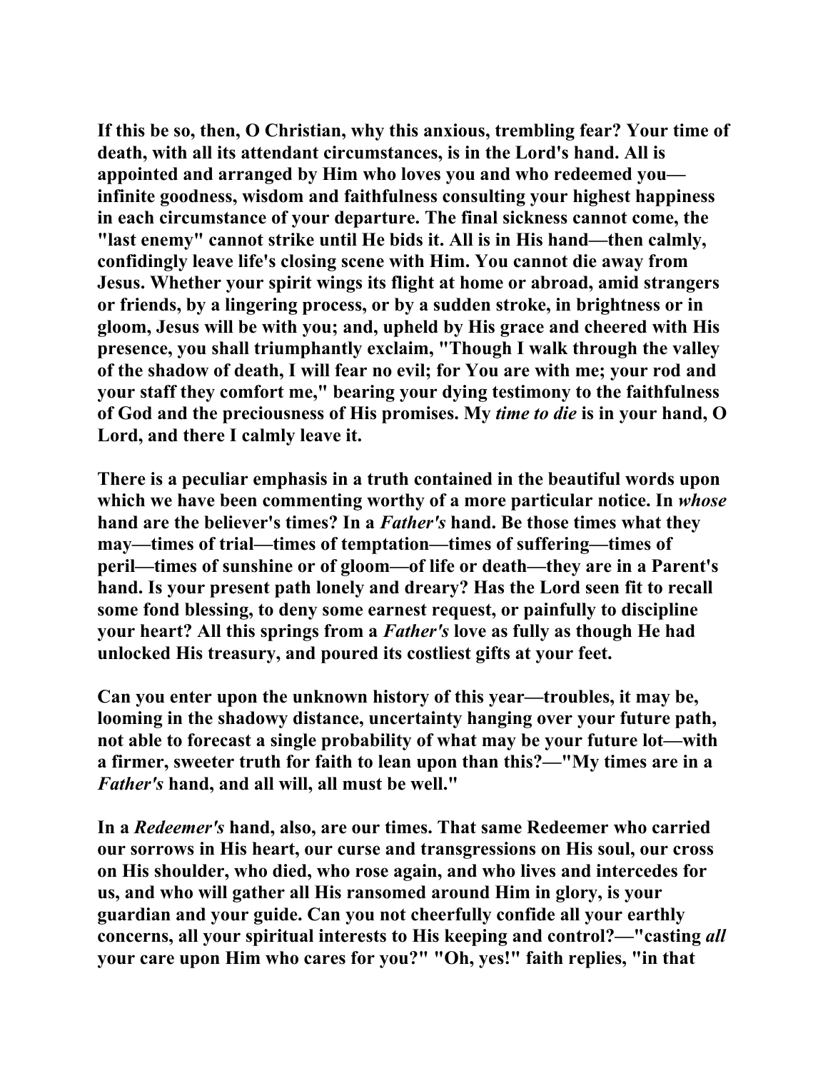If this be so, then, O Christian, why this anxious, trembling fear? Your time of death, with all its attendant circumstances, is in the Lord's hand. All is appointed and arranged by Him who loves you and who redeemed you—infinite goodness, wisdom and faithfulness consulting your highest happiness in each circumstance of your departure. The final sickness cannot come, the "last enemy" cannot strike until He bids it. All is in His hand—then calmly, confidingly leave life's closing scene with Him. You cannot die away from Jesus. Whether your spirit wings its flight at home or abroad, amid strangers or friends, by a lingering process, or by a sudden stroke, in brightness or in gloom, Jesus will be with you; and, upheld by His grace and cheered with His presence, you shall triumphantly exclaim, "Though I walk through the valley of the shadow of death, I will fear no evil; for You are with me; your rod and your staff they comfort me," bearing your dying testimony to the faithfulness of God and the preciousness of His promises. My *time to die* is in your hand, O Lord, and there I calmly leave it.

There is a peculiar emphasis in a truth contained in the beautiful words upon which we have been commenting worthy of a more particular notice. In *whose* hand are the believer's times? In a *Father's* hand. Be those times what they may—times of trial—times of temptation—times of suffering—times of peril—times of sunshine or of gloom—of life or death—they are in a Parent's hand. Is your present path lonely and dreary? Has the Lord seen fit to recall some fond blessing, to deny some earnest request, or painfully to discipline your heart? All this springs from a *Father's* love as fully as though He had unlocked His treasury, and poured its costliest gifts at your feet.

Can you enter upon the unknown history of this year—troubles, it may be, looming in the shadowy distance, uncertainty hanging over your future path, not able to forecast a single probability of what may be your future lot—with a firmer, sweeter truth for faith to lean upon than this?—"My times are in a *Father's* hand, and all will, all must be well."

In a *Redeemer's* hand, also, are our times. That same Redeemer who carried our sorrows in His heart, our curse and transgressions on His soul, our cross on His shoulder, who died, who rose again, and who lives and intercedes for us, and who will gather all His ransomed around Him in glory, is your guardian and your guide. Can you not cheerfully confide all your earthly concerns, all your spiritual interests to His keeping and control?—"casting *all* your care upon Him who cares for you?" "Oh, yes!" faith replies, "in that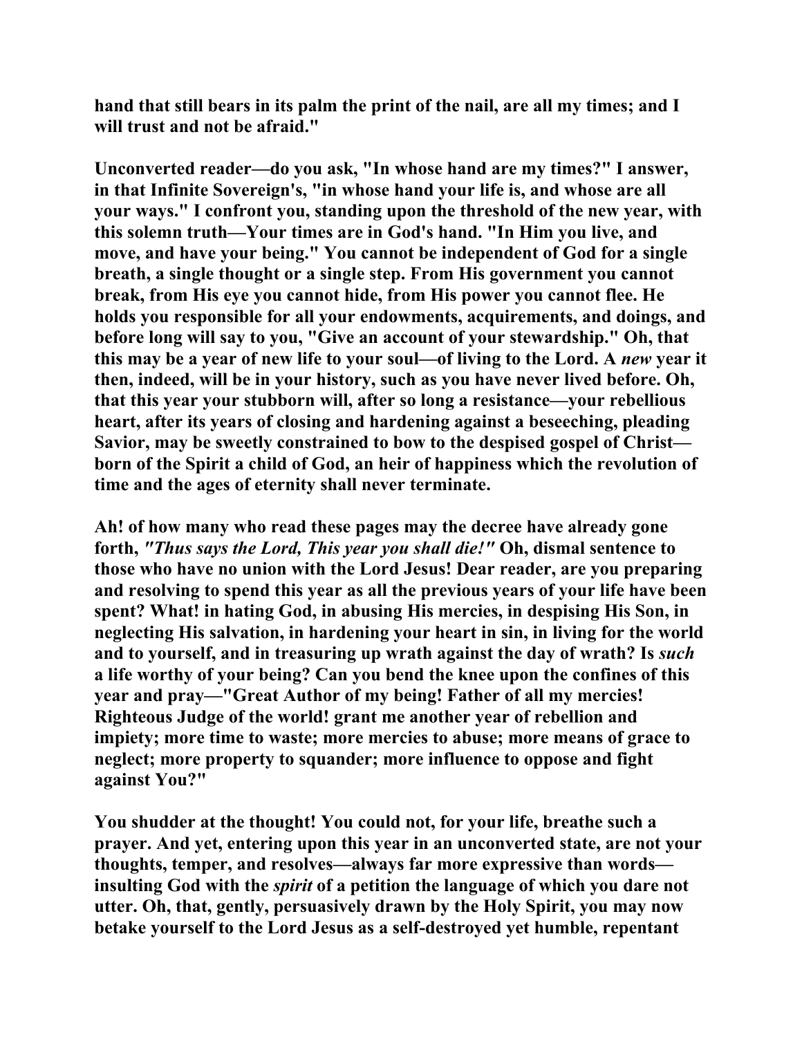**hand that still bears in its palm the print of the nail, are all my times; and I will trust and not be afraid."**

**Unconverted reader—do you ask, "In whose hand are my times?" I answer, in that Infinite Sovereign's, "in whose hand your life is, and whose are all your ways." I confront you, standing upon the threshold of the new year, with this solemn truth—Your times are in God's hand. "In Him you live, and move, and have your being." You cannot be independent of God for a single breath, a single thought or a single step. From His government you cannot break, from His eye you cannot hide, from His power you cannot flee. He holds you responsible for all your endowments, acquirements, and doings, and before long will say to you, "Give an account of your stewardship." Oh, that this may be a year of new life to your soul—of living to the Lord. A *new* year it then, indeed, will be in your history, such as you have never lived before. Oh, that this year your stubborn will, after so long a resistance—your rebellious heart, after its years of closing and hardening against a beseeching, pleading Savior, may be sweetly constrained to bow to the despised gospel of Christ—born of the Spirit a child of God, an heir of happiness which the revolution of time and the ages of eternity shall never terminate.**

**Ah! of how many who read these pages may the decree have already gone forth, *"Thus says the Lord, This year you shall die!"* Oh, dismal sentence to those who have no union with the Lord Jesus! Dear reader, are you preparing and resolving to spend this year as all the previous years of your life have been spent? What! in hating God, in abusing His mercies, in despising His Son, in neglecting His salvation, in hardening your heart in sin, in living for the world and to yourself, and in treasuring up wrath against the day of wrath? Is *such* a life worthy of your being? Can you bend the knee upon the confines of this year and pray—"Great Author of my being! Father of all my mercies! Righteous Judge of the world! grant me another year of rebellion and impiety; more time to waste; more mercies to abuse; more means of grace to neglect; more property to squander; more influence to oppose and fight against You?"**

**You shudder at the thought! You could not, for your life, breathe such a prayer. And yet, entering upon this year in an unconverted state, are not your thoughts, temper, and resolves—always far more expressive than words—insulting God with the *spirit* of a petition the language of which you dare not utter. Oh, that, gently, persuasively drawn by the Holy Spirit, you may now betake yourself to the Lord Jesus as a self-destroyed yet humble, repentant**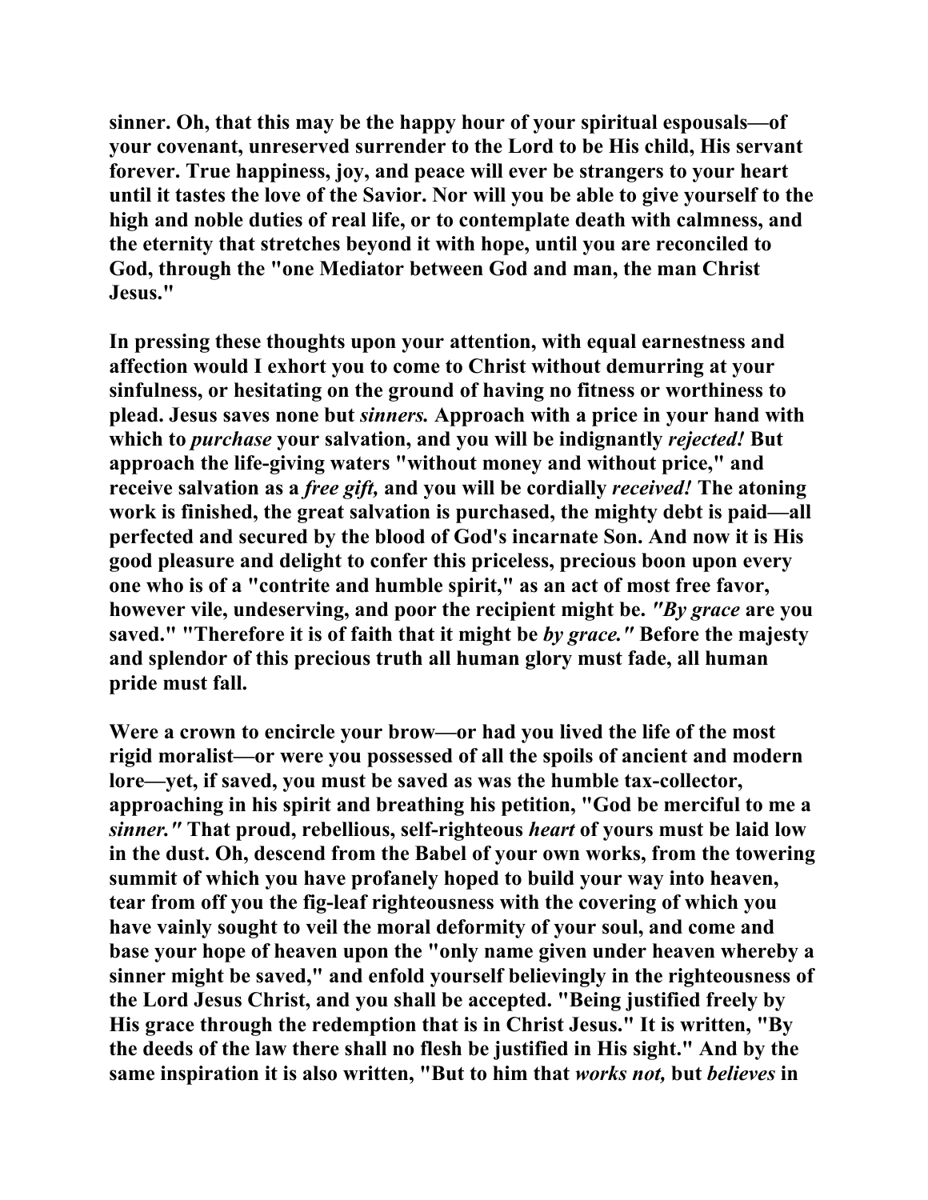**sinner. Oh, that this may be the happy hour of your spiritual espousals—of your covenant, unreserved surrender to the Lord to be His child, His servant forever. True happiness, joy, and peace will ever be strangers to your heart until it tastes the love of the Savior. Nor will you be able to give yourself to the high and noble duties of real life, or to contemplate death with calmness, and the eternity that stretches beyond it with hope, until you are reconciled to God, through the "one Mediator between God and man, the man Christ Jesus."**

**In pressing these thoughts upon your attention, with equal earnestness and affection would I exhort you to come to Christ without demurring at your sinfulness, or hesitating on the ground of having no fitness or worthiness to plead. Jesus saves none but *sinners.* Approach with a price in your hand with which to *purchase* your salvation, and you will be indignantly *rejected!* But approach the life-giving waters "without money and without price," and receive salvation as a *free gift,* and you will be cordially *received!* The atoning work is finished, the great salvation is purchased, the mighty debt is paid—all perfected and secured by the blood of God's incarnate Son. And now it is His good pleasure and delight to confer this priceless, precious boon upon every one who is of a "contrite and humble spirit," as an act of most free favor, however vile, undeserving, and poor the recipient might be. *"By grace* are you saved." "Therefore it is of faith that it might be *by grace."* Before the majesty and splendor of this precious truth all human glory must fade, all human pride must fall.**

**Were a crown to encircle your brow—or had you lived the life of the most rigid moralist—or were you possessed of all the spoils of ancient and modern lore—yet, if saved, you must be saved as was the humble tax-collector, approaching in his spirit and breathing his petition, "God be merciful to me a *sinner."* That proud, rebellious, self-righteous *heart* of yours must be laid low in the dust. Oh, descend from the Babel of your own works, from the towering summit of which you have profanely hoped to build your way into heaven, tear from off you the fig-leaf righteousness with the covering of which you have vainly sought to veil the moral deformity of your soul, and come and base your hope of heaven upon the "only name given under heaven whereby a sinner might be saved," and enfold yourself believingly in the righteousness of the Lord Jesus Christ, and you shall be accepted. "Being justified freely by His grace through the redemption that is in Christ Jesus." It is written, "By the deeds of the law there shall no flesh be justified in His sight." And by the same inspiration it is also written, "But to him that *works not,* but *believes* in**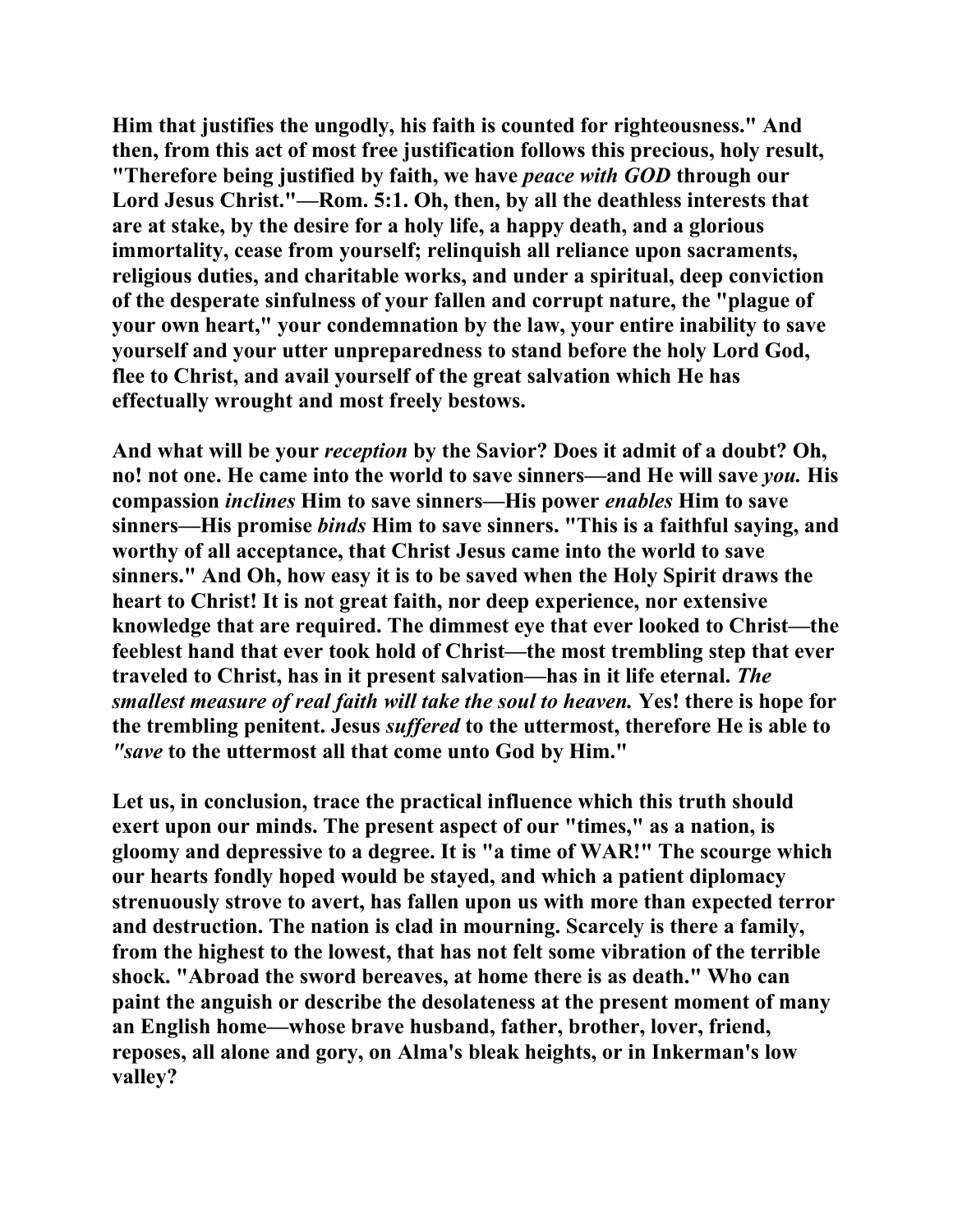**Him that justifies the ungodly, his faith is counted for righteousness." And then, from this act of most free justification follows this precious, holy result, "Therefore being justified by faith, we have *peace with GOD* through our Lord Jesus Christ."—Rom. 5:1. Oh, then, by all the deathless interests that are at stake, by the desire for a holy life, a happy death, and a glorious immortality, cease from yourself; relinquish all reliance upon sacraments, religious duties, and charitable works, and under a spiritual, deep conviction of the desperate sinfulness of your fallen and corrupt nature, the "plague of your own heart," your condemnation by the law, your entire inability to save yourself and your utter unpreparedness to stand before the holy Lord God, flee to Christ, and avail yourself of the great salvation which He has effectually wrought and most freely bestows.**

**And what will be your *reception* by the Savior? Does it admit of a doubt? Oh, no! not one. He came into the world to save sinners—and He will save *you.* His compassion *inclines* Him to save sinners—His power *enables* Him to save sinners—His promise *binds* Him to save sinners. "This is a faithful saying, and worthy of all acceptance, that Christ Jesus came into the world to save sinners." And Oh, how easy it is to be saved when the Holy Spirit draws the heart to Christ! It is not great faith, nor deep experience, nor extensive knowledge that are required. The dimmest eye that ever looked to Christ—the feeblest hand that ever took hold of Christ—the most trembling step that ever traveled to Christ, has in it present salvation—has in it life eternal. *The smallest measure of real faith will take the soul to heaven.* Yes! there is hope for the trembling penitent. Jesus *suffered* to the uttermost, therefore He is able to *"save* to the uttermost all that come unto God by Him."**

**Let us, in conclusion, trace the practical influence which this truth should exert upon our minds. The present aspect of our "times," as a nation, is gloomy and depressive to a degree. It is "a time of WAR!" The scourge which our hearts fondly hoped would be stayed, and which a patient diplomacy strenuously strove to avert, has fallen upon us with more than expected terror and destruction. The nation is clad in mourning. Scarcely is there a family, from the highest to the lowest, that has not felt some vibration of the terrible shock. "Abroad the sword bereaves, at home there is as death." Who can paint the anguish or describe the desolateness at the present moment of many an English home—whose brave husband, father, brother, lover, friend, reposes, all alone and gory, on Alma's bleak heights, or in Inkerman's low valley?**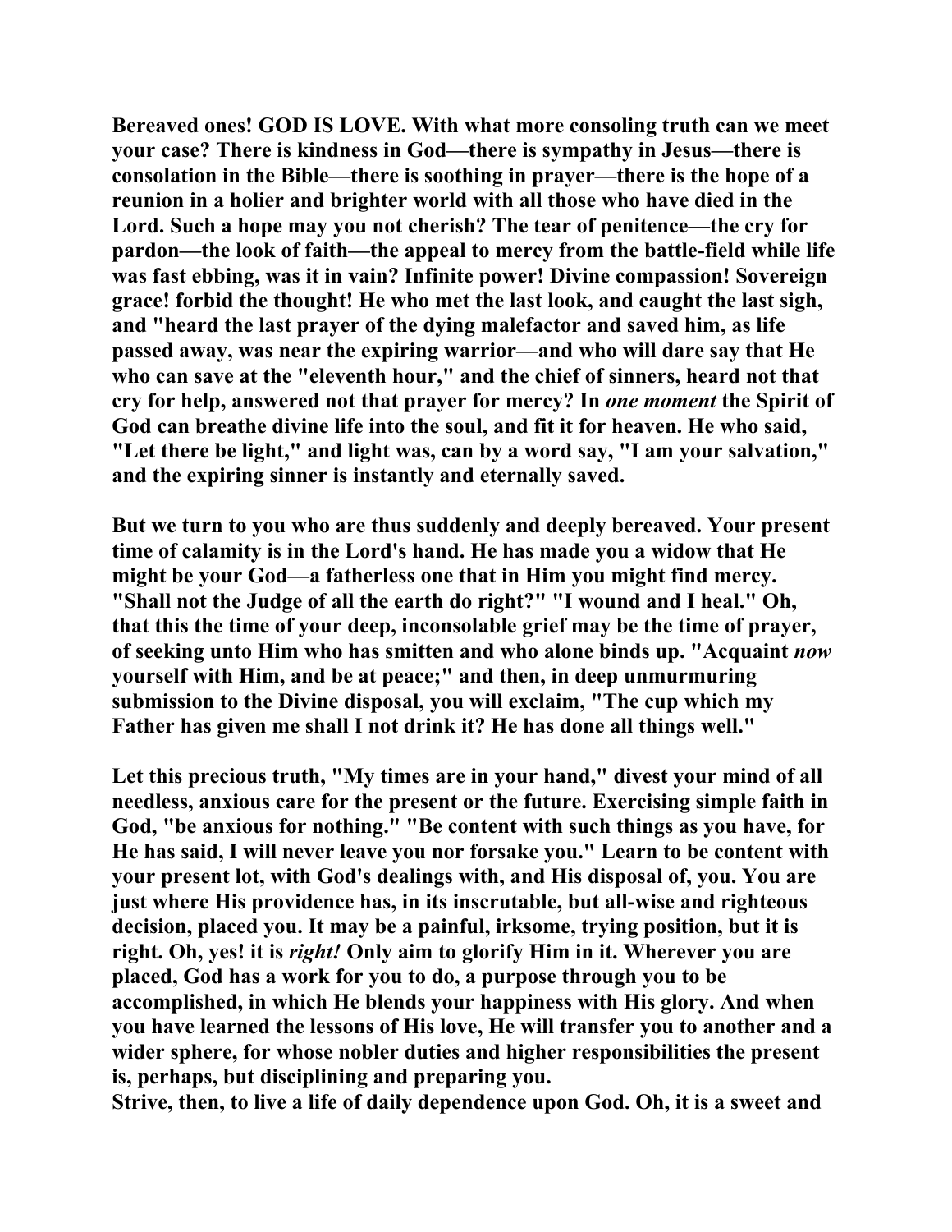**Bereaved ones! GOD IS LOVE. With what more consoling truth can we meet your case? There is kindness in God—there is sympathy in Jesus—there is consolation in the Bible—there is soothing in prayer—there is the hope of a reunion in a holier and brighter world with all those who have died in the Lord. Such a hope may you not cherish? The tear of penitence—the cry for pardon—the look of faith—the appeal to mercy from the battle-field while life was fast ebbing, was it in vain? Infinite power! Divine compassion! Sovereign grace! forbid the thought! He who met the last look, and caught the last sigh, and "heard the last prayer of the dying malefactor and saved him, as life passed away, was near the expiring warrior—and who will dare say that He who can save at the "eleventh hour," and the chief of sinners, heard not that cry for help, answered not that prayer for mercy? In *one moment* the Spirit of God can breathe divine life into the soul, and fit it for heaven. He who said, "Let there be light," and light was, can by a word say, "I am your salvation," and the expiring sinner is instantly and eternally saved.**

**But we turn to you who are thus suddenly and deeply bereaved. Your present time of calamity is in the Lord's hand. He has made you a widow that He might be your God—a fatherless one that in Him you might find mercy. "Shall not the Judge of all the earth do right?" "I wound and I heal." Oh, that this the time of your deep, inconsolable grief may be the time of prayer, of seeking unto Him who has smitten and who alone binds up. "Acquaint *now* yourself with Him, and be at peace;" and then, in deep unmurmuring submission to the Divine disposal, you will exclaim, "The cup which my Father has given me shall I not drink it? He has done all things well."**

**Let this precious truth, "My times are in your hand," divest your mind of all needless, anxious care for the present or the future. Exercising simple faith in God, "be anxious for nothing." "Be content with such things as you have, for He has said, I will never leave you nor forsake you." Learn to be content with your present lot, with God's dealings with, and His disposal of, you. You are just where His providence has, in its inscrutable, but all-wise and righteous decision, placed you. It may be a painful, irksome, trying position, but it is right. Oh, yes! it is *right!* Only aim to glorify Him in it. Wherever you are placed, God has a work for you to do, a purpose through you to be accomplished, in which He blends your happiness with His glory. And when you have learned the lessons of His love, He will transfer you to another and a wider sphere, for whose nobler duties and higher responsibilities the present is, perhaps, but disciplining and preparing you.**

**Strive, then, to live a life of daily dependence upon God. Oh, it is a sweet and**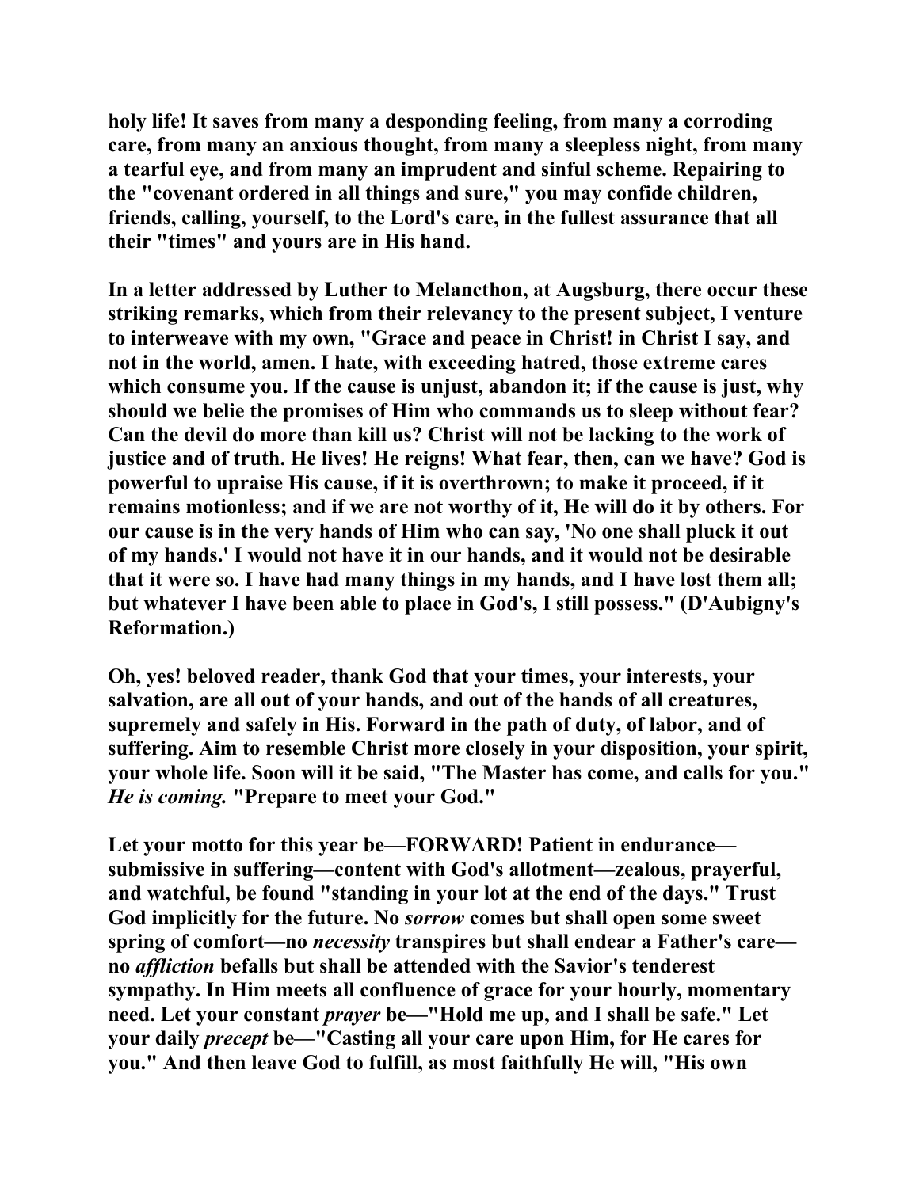holy life! It saves from many a desponding feeling, from many a corroding care, from many an anxious thought, from many a sleepless night, from many a tearful eye, and from many an imprudent and sinful scheme. Repairing to the "covenant ordered in all things and sure," you may confide children, friends, calling, yourself, to the Lord's care, in the fullest assurance that all their "times" and yours are in His hand.

In a letter addressed by Luther to Melancthon, at Augsburg, there occur these striking remarks, which from their relevancy to the present subject, I venture to interweave with my own, "Grace and peace in Christ! in Christ I say, and not in the world, amen. I hate, with exceeding hatred, those extreme cares which consume you. If the cause is unjust, abandon it; if the cause is just, why should we belie the promises of Him who commands us to sleep without fear? Can the devil do more than kill us? Christ will not be lacking to the work of justice and of truth. He lives! He reigns! What fear, then, can we have? God is powerful to upraise His cause, if it is overthrown; to make it proceed, if it remains motionless; and if we are not worthy of it, He will do it by others. For our cause is in the very hands of Him who can say, 'No one shall pluck it out of my hands.' I would not have it in our hands, and it would not be desirable that it were so. I have had many things in my hands, and I have lost them all; but whatever I have been able to place in God's, I still possess." (D'Aubigny's Reformation.)

Oh, yes! beloved reader, thank God that your times, your interests, your salvation, are all out of your hands, and out of the hands of all creatures, supremely and safely in His. Forward in the path of duty, of labor, and of suffering. Aim to resemble Christ more closely in your disposition, your spirit, your whole life. Soon will it be said, "The Master has come, and calls for you." *He is coming.* "Prepare to meet your God."

Let your motto for this year be—FORWARD! Patient in endurance—submissive in suffering—content with God's allotment—zealous, prayerful, and watchful, be found "standing in your lot at the end of the days." Trust God implicitly for the future. No *sorrow* comes but shall open some sweet spring of comfort—no *necessity* transpires but shall endear a Father's care—no *affliction* befalls but shall be attended with the Savior's tenderest sympathy. In Him meets all confluence of grace for your hourly, momentary need. Let your constant *prayer* be—"Hold me up, and I shall be safe." Let your daily *precept* be—"Casting all your care upon Him, for He cares for you." And then leave God to fulfill, as most faithfully He will, "His own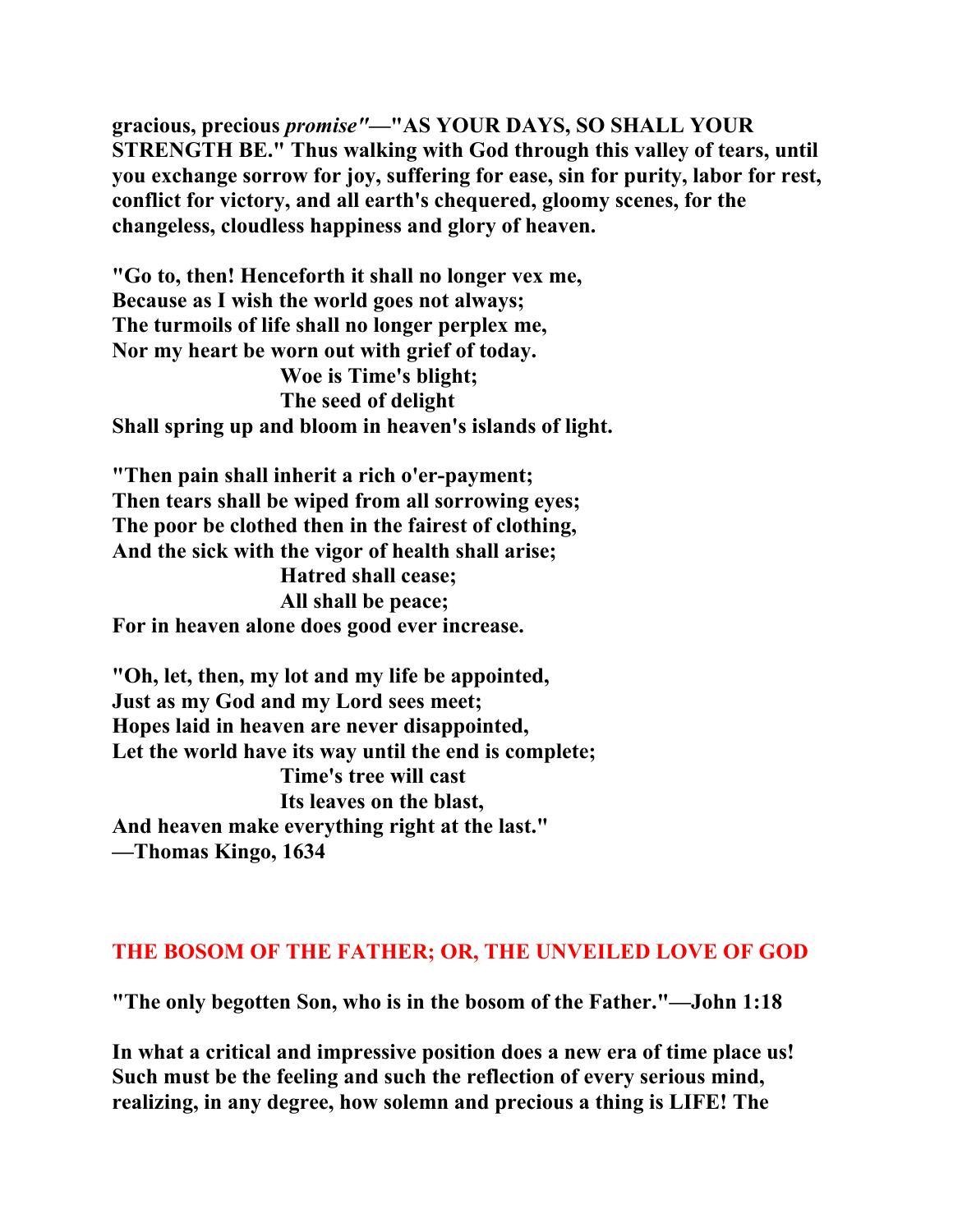**gracious, precious *promise"*—"AS YOUR DAYS, SO SHALL YOUR STRENGTH BE." Thus walking with God through this valley of tears, until you exchange sorrow for joy, suffering for ease, sin for purity, labor for rest, conflict for victory, and all earth's chequered, gloomy scenes, for the changeless, cloudless happiness and glory of heaven.**

**"Go to, then! Henceforth it shall no longer vex me,**
**Because as I wish the world goes not always;**
**The turmoils of life shall no longer perplex me,**
**Nor my heart be worn out with grief of today.**
**Woe is Time's blight;**
**The seed of delight**
**Shall spring up and bloom in heaven's islands of light.**

**"Then pain shall inherit a rich o'er-payment;**
**Then tears shall be wiped from all sorrowing eyes;**
**The poor be clothed then in the fairest of clothing,**
**And the sick with the vigor of health shall arise;**
**Hatred shall cease;**
**All shall be peace;**
**For in heaven alone does good ever increase.**

**"Oh, let, then, my lot and my life be appointed,**
**Just as my God and my Lord sees meet;**
**Hopes laid in heaven are never disappointed,**
**Let the world have its way until the end is complete;**
**Time's tree will cast**
**Its leaves on the blast,**
**And heaven make everything right at the last."**
**—Thomas Kingo, 1634**

## THE BOSOM OF THE FATHER; OR, THE UNVEILED LOVE OF GOD

**"The only begotten Son, who is in the bosom of the Father."—John 1:18**

**In what a critical and impressive position does a new era of time place us! Such must be the feeling and such the reflection of every serious mind, realizing, in any degree, how solemn and precious a thing is LIFE! The**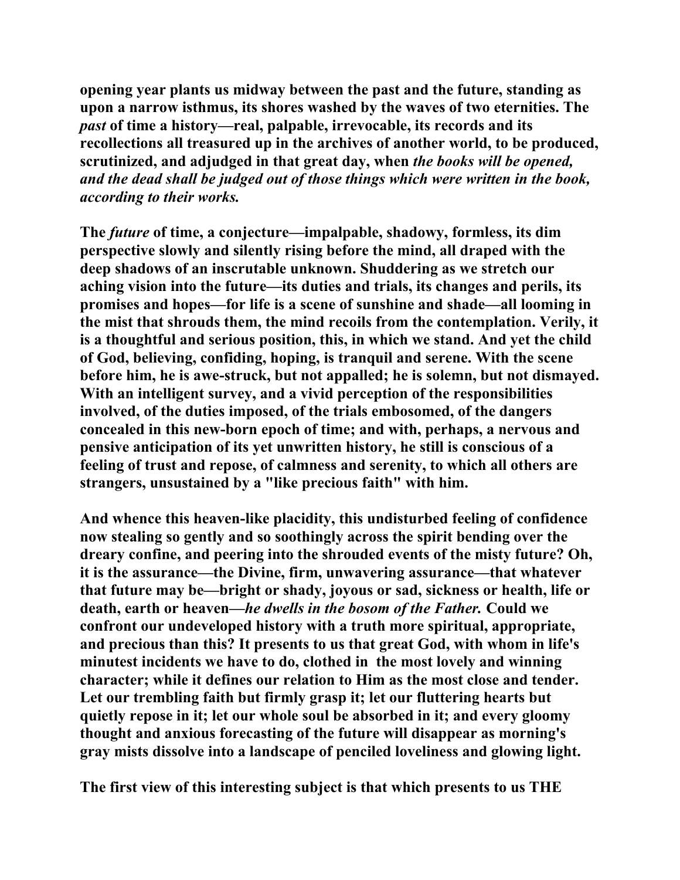opening year plants us midway between the past and the future, standing as upon a narrow isthmus, its shores washed by the waves of two eternities. The *past* of time a history—real, palpable, irrevocable, its records and its recollections all treasured up in the archives of another world, to be produced, scrutinized, and adjudged in that great day, when *the books will be opened, and the dead shall be judged out of those things which were written in the book, according to their works.*

The *future* of time, a conjecture—impalpable, shadowy, formless, its dim perspective slowly and silently rising before the mind, all draped with the deep shadows of an inscrutable unknown. Shuddering as we stretch our aching vision into the future—its duties and trials, its changes and perils, its promises and hopes—for life is a scene of sunshine and shade—all looming in the mist that shrouds them, the mind recoils from the contemplation. Verily, it is a thoughtful and serious position, this, in which we stand. And yet the child of God, believing, confiding, hoping, is tranquil and serene. With the scene before him, he is awe-struck, but not appalled; he is solemn, but not dismayed. With an intelligent survey, and a vivid perception of the responsibilities involved, of the duties imposed, of the trials embosomed, of the dangers concealed in this new-born epoch of time; and with, perhaps, a nervous and pensive anticipation of its yet unwritten history, he still is conscious of a feeling of trust and repose, of calmness and serenity, to which all others are strangers, unsustained by a "like precious faith" with him.

And whence this heaven-like placidity, this undisturbed feeling of confidence now stealing so gently and so soothingly across the spirit bending over the dreary confine, and peering into the shrouded events of the misty future? Oh, it is the assurance—the Divine, firm, unwavering assurance—that whatever that future may be—bright or shady, joyous or sad, sickness or health, life or death, earth or heaven—*he dwells in the bosom of the Father.* Could we confront our undeveloped history with a truth more spiritual, appropriate, and precious than this? It presents to us that great God, with whom in life's minutest incidents we have to do, clothed in the most lovely and winning character; while it defines our relation to Him as the most close and tender. Let our trembling faith but firmly grasp it; let our fluttering hearts but quietly repose in it; let our whole soul be absorbed in it; and every gloomy thought and anxious forecasting of the future will disappear as morning's gray mists dissolve into a landscape of penciled loveliness and glowing light.

The first view of this interesting subject is that which presents to us THE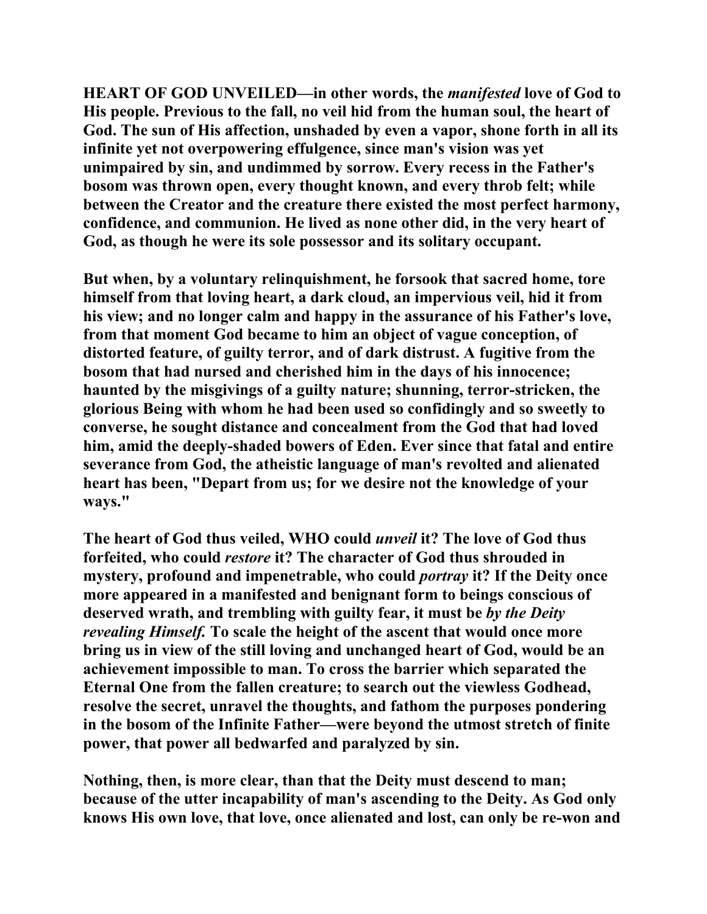**HEART OF GOD UNVEILED—in other words, the *manifested* love of God to His people. Previous to the fall, no veil hid from the human soul, the heart of God. The sun of His affection, unshaded by even a vapor, shone forth in all its infinite yet not overpowering effulgence, since man's vision was yet unimpaired by sin, and undimmed by sorrow. Every recess in the Father's bosom was thrown open, every thought known, and every throb felt; while between the Creator and the creature there existed the most perfect harmony, confidence, and communion. He lived as none other did, in the very heart of God, as though he were its sole possessor and its solitary occupant.**

**But when, by a voluntary relinquishment, he forsook that sacred home, tore himself from that loving heart, a dark cloud, an impervious veil, hid it from his view; and no longer calm and happy in the assurance of his Father's love, from that moment God became to him an object of vague conception, of distorted feature, of guilty terror, and of dark distrust. A fugitive from the bosom that had nursed and cherished him in the days of his innocence; haunted by the misgivings of a guilty nature; shunning, terror-stricken, the glorious Being with whom he had been used so confidingly and so sweetly to converse, he sought distance and concealment from the God that had loved him, amid the deeply-shaded bowers of Eden. Ever since that fatal and entire severance from God, the atheistic language of man's revolted and alienated heart has been, "Depart from us; for we desire not the knowledge of your ways."**

**The heart of God thus veiled, WHO could *unveil* it? The love of God thus forfeited, who could *restore* it? The character of God thus shrouded in mystery, profound and impenetrable, who could *portray* it? If the Deity once more appeared in a manifested and benignant form to beings conscious of deserved wrath, and trembling with guilty fear, it must be *by the Deity revealing Himself.* To scale the height of the ascent that would once more bring us in view of the still loving and unchanged heart of God, would be an achievement impossible to man. To cross the barrier which separated the Eternal One from the fallen creature; to search out the viewless Godhead, resolve the secret, unravel the thoughts, and fathom the purposes pondering in the bosom of the Infinite Father—were beyond the utmost stretch of finite power, that power all bedwarfed and paralyzed by sin.**

**Nothing, then, is more clear, than that the Deity must descend to man; because of the utter incapability of man's ascending to the Deity. As God only knows His own love, that love, once alienated and lost, can only be re-won and**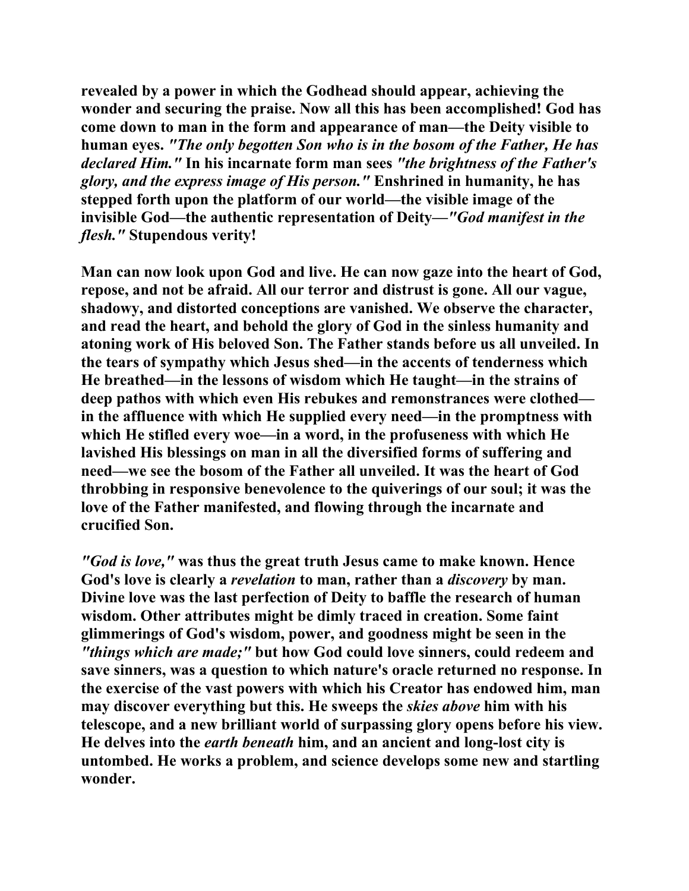**revealed by a power in which the Godhead should appear, achieving the wonder and securing the praise. Now all this has been accomplished! God has come down to man in the form and appearance of man—the Deity visible to human eyes.** ***"The only begotten Son who is in the bosom of the Father, He has declared Him."*** **In his incarnate form man sees** ***"the brightness of the Father's glory, and the express image of His person."*** **Enshrined in humanity, he has stepped forth upon the platform of our world—the visible image of the invisible God—the authentic representation of Deity—*****"God manifest in the flesh."*** **Stupendous verity!**

**Man can now look upon God and live. He can now gaze into the heart of God, repose, and not be afraid. All our terror and distrust is gone. All our vague, shadowy, and distorted conceptions are vanished. We observe the character, and read the heart, and behold the glory of God in the sinless humanity and atoning work of His beloved Son. The Father stands before us all unveiled. In the tears of sympathy which Jesus shed—in the accents of tenderness which He breathed—in the lessons of wisdom which He taught—in the strains of deep pathos with which even His rebukes and remonstrances were clothed—in the affluence with which He supplied every need—in the promptness with which He stifled every woe—in a word, in the profuseness with which He lavished His blessings on man in all the diversified forms of suffering and need—we see the bosom of the Father all unveiled. It was the heart of God throbbing in responsive benevolence to the quiverings of our soul; it was the love of the Father manifested, and flowing through the incarnate and crucified Son.**

***"God is love,"*** **was thus the great truth Jesus came to make known. Hence God's love is clearly a** ***revelation*** **to man, rather than a** ***discovery*** **by man. Divine love was the last perfection of Deity to baffle the research of human wisdom. Other attributes might be dimly traced in creation. Some faint glimmerings of God's wisdom, power, and goodness might be seen in the** ***"things which are made;"*** **but how God could love sinners, could redeem and save sinners, was a question to which nature's oracle returned no response. In the exercise of the vast powers with which his Creator has endowed him, man may discover everything but this. He sweeps the** ***skies above*** **him with his telescope, and a new brilliant world of surpassing glory opens before his view. He delves into the** ***earth beneath*** **him, and an ancient and long-lost city is untombed. He works a problem, and science develops some new and startling wonder.**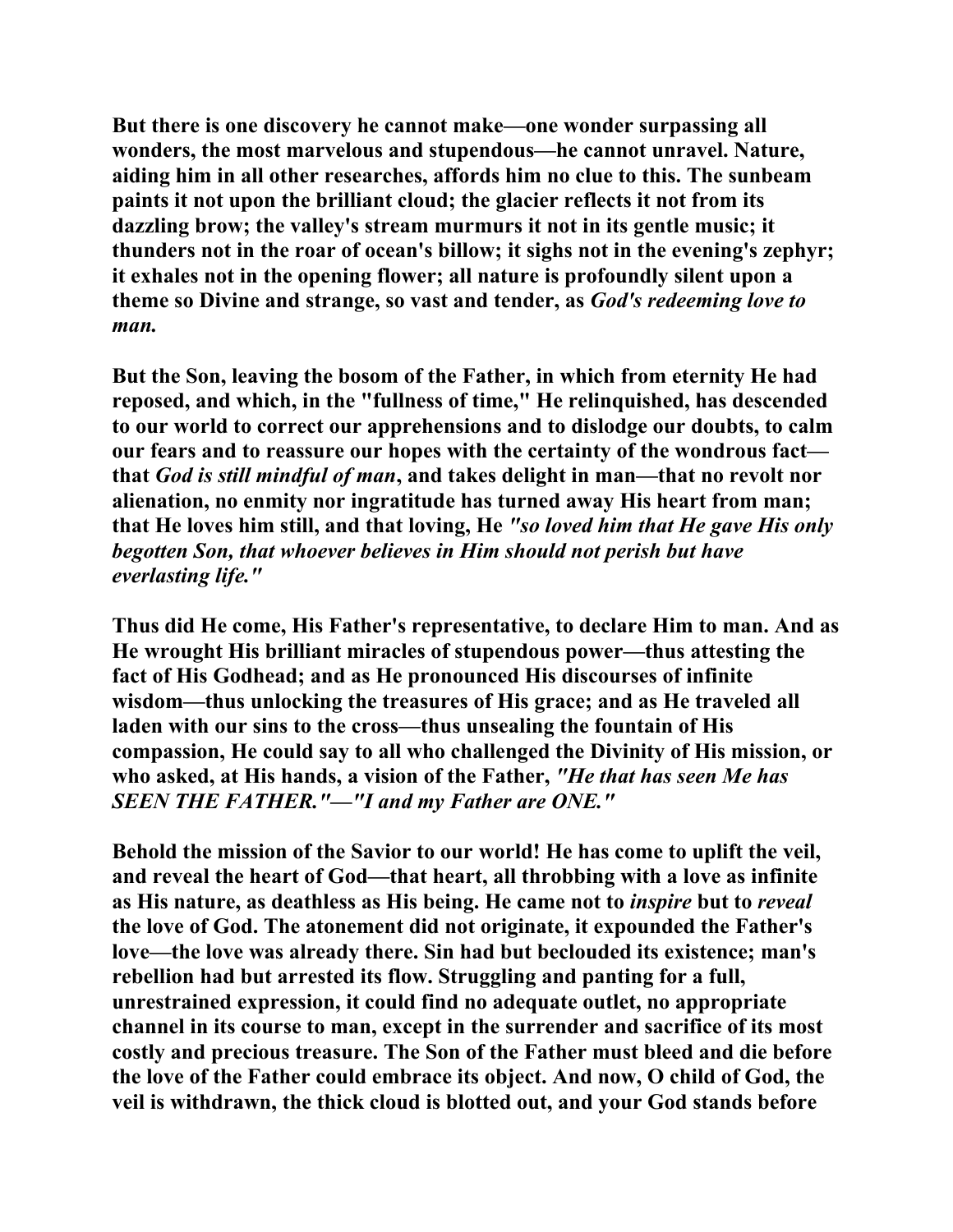But there is one discovery he cannot make—one wonder surpassing all wonders, the most marvelous and stupendous—he cannot unravel. Nature, aiding him in all other researches, affords him no clue to this. The sunbeam paints it not upon the brilliant cloud; the glacier reflects it not from its dazzling brow; the valley's stream murmurs it not in its gentle music; it thunders not in the roar of ocean's billow; it sighs not in the evening's zephyr; it exhales not in the opening flower; all nature is profoundly silent upon a theme so Divine and strange, so vast and tender, as *God's redeeming love to man.*

But the Son, leaving the bosom of the Father, in which from eternity He had reposed, and which, in the "fullness of time," He relinquished, has descended to our world to correct our apprehensions and to dislodge our doubts, to calm our fears and to reassure our hopes with the certainty of the wondrous fact—that *God is still mindful of man*, and takes delight in man—that no revolt nor alienation, no enmity nor ingratitude has turned away His heart from man; that He loves him still, and that loving, He *"so loved him that He gave His only begotten Son, that whoever believes in Him should not perish but have everlasting life."*

Thus did He come, His Father's representative, to declare Him to man. And as He wrought His brilliant miracles of stupendous power—thus attesting the fact of His Godhead; and as He pronounced His discourses of infinite wisdom—thus unlocking the treasures of His grace; and as He traveled all laden with our sins to the cross—thus unsealing the fountain of His compassion, He could say to all who challenged the Divinity of His mission, or who asked, at His hands, a vision of the Father, *"He that has seen Me has SEEN THE FATHER."—"I and my Father are ONE."*

Behold the mission of the Savior to our world! He has come to uplift the veil, and reveal the heart of God—that heart, all throbbing with a love as infinite as His nature, as deathless as His being. He came not to *inspire* but to *reveal* the love of God. The atonement did not originate, it expounded the Father's love—the love was already there. Sin had but beclouded its existence; man's rebellion had but arrested its flow. Struggling and panting for a full, unrestrained expression, it could find no adequate outlet, no appropriate channel in its course to man, except in the surrender and sacrifice of its most costly and precious treasure. The Son of the Father must bleed and die before the love of the Father could embrace its object. And now, O child of God, the veil is withdrawn, the thick cloud is blotted out, and your God stands before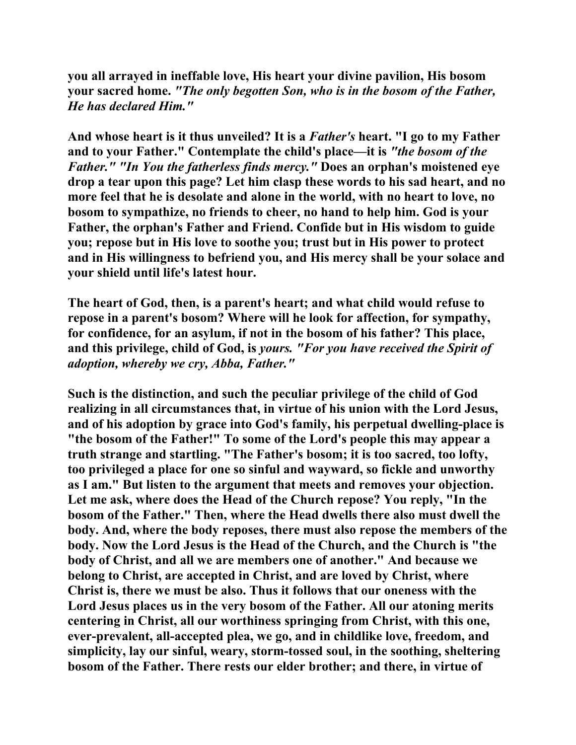**you all arrayed in ineffable love, His heart your divine pavilion, His bosom your sacred home.** ***"The only begotten Son, who is in the bosom of the Father, He has declared Him."***

**And whose heart is it thus unveiled? It is a** ***Father's*** **heart. "I go to my Father and to your Father." Contemplate the child's place—it is** ***"the bosom of the Father." "In You the fatherless finds mercy."*** **Does an orphan's moistened eye drop a tear upon this page? Let him clasp these words to his sad heart, and no more feel that he is desolate and alone in the world, with no heart to love, no bosom to sympathize, no friends to cheer, no hand to help him. God is your Father, the orphan's Father and Friend. Confide but in His wisdom to guide you; repose but in His love to soothe you; trust but in His power to protect and in His willingness to befriend you, and His mercy shall be your solace and your shield until life's latest hour.**

**The heart of God, then, is a parent's heart; and what child would refuse to repose in a parent's bosom? Where will he look for affection, for sympathy, for confidence, for an asylum, if not in the bosom of his father? This place, and this privilege, child of God, is** ***yours. "For you have received the Spirit of adoption, whereby we cry, Abba, Father."***

**Such is the distinction, and such the peculiar privilege of the child of God realizing in all circumstances that, in virtue of his union with the Lord Jesus, and of his adoption by grace into God's family, his perpetual dwelling-place is "the bosom of the Father!" To some of the Lord's people this may appear a truth strange and startling. "The Father's bosom; it is too sacred, too lofty, too privileged a place for one so sinful and wayward, so fickle and unworthy as I am." But listen to the argument that meets and removes your objection. Let me ask, where does the Head of the Church repose? You reply, "In the bosom of the Father." Then, where the Head dwells there also must dwell the body. And, where the body reposes, there must also repose the members of the body. Now the Lord Jesus is the Head of the Church, and the Church is "the body of Christ, and all we are members one of another." And because we belong to Christ, are accepted in Christ, and are loved by Christ, where Christ is, there we must be also. Thus it follows that our oneness with the Lord Jesus places us in the very bosom of the Father. All our atoning merits centering in Christ, all our worthiness springing from Christ, with this one, ever-prevalent, all-accepted plea, we go, and in childlike love, freedom, and simplicity, lay our sinful, weary, storm-tossed soul, in the soothing, sheltering bosom of the Father. There rests our elder brother; and there, in virtue of**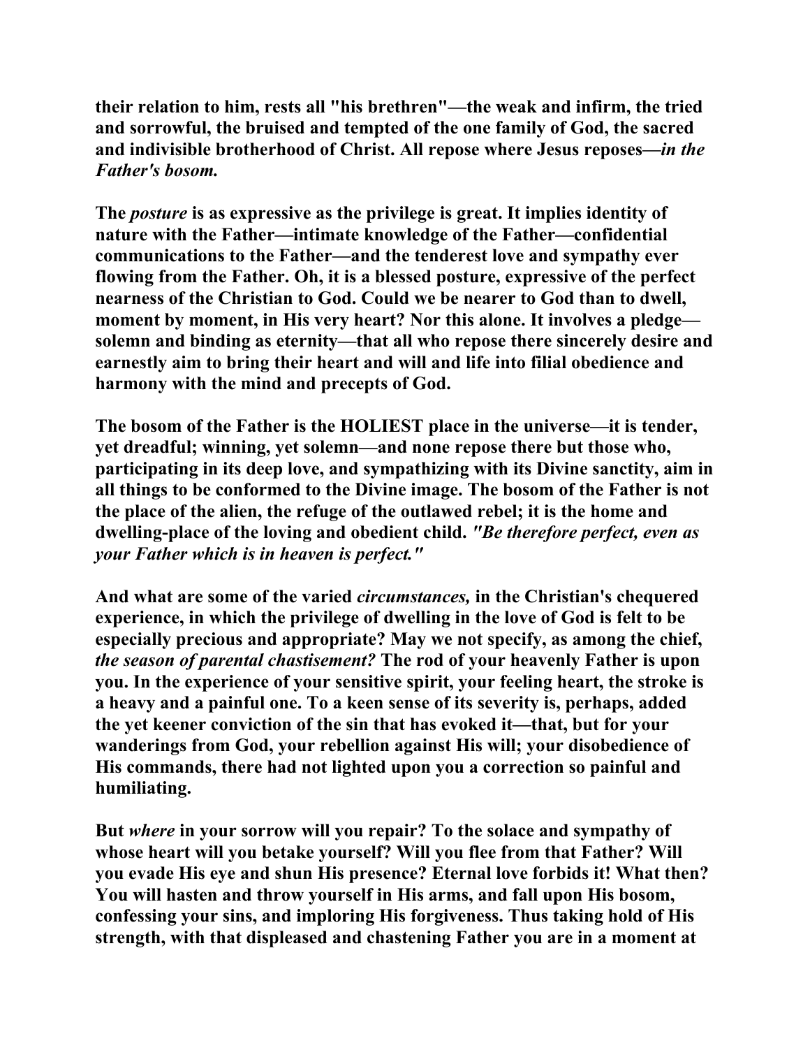their relation to him, rests all "his brethren"—the weak and infirm, the tried and sorrowful, the bruised and tempted of the one family of God, the sacred and indivisible brotherhood of Christ. All repose where Jesus reposes—*in the Father's bosom.*

The *posture* is as expressive as the privilege is great. It implies identity of nature with the Father—intimate knowledge of the Father—confidential communications to the Father—and the tenderest love and sympathy ever flowing from the Father. Oh, it is a blessed posture, expressive of the perfect nearness of the Christian to God. Could we be nearer to God than to dwell, moment by moment, in His very heart? Nor this alone. It involves a pledge—solemn and binding as eternity—that all who repose there sincerely desire and earnestly aim to bring their heart and will and life into filial obedience and harmony with the mind and precepts of God.

The bosom of the Father is the HOLIEST place in the universe—it is tender, yet dreadful; winning, yet solemn—and none repose there but those who, participating in its deep love, and sympathizing with its Divine sanctity, aim in all things to be conformed to the Divine image. The bosom of the Father is not the place of the alien, the refuge of the outlawed rebel; it is the home and dwelling-place of the loving and obedient child. *"Be therefore perfect, even as your Father which is in heaven is perfect."*

And what are some of the varied *circumstances,* in the Christian's chequered experience, in which the privilege of dwelling in the love of God is felt to be especially precious and appropriate? May we not specify, as among the chief, *the season of parental chastisement?* The rod of your heavenly Father is upon you. In the experience of your sensitive spirit, your feeling heart, the stroke is a heavy and a painful one. To a keen sense of its severity is, perhaps, added the yet keener conviction of the sin that has evoked it—that, but for your wanderings from God, your rebellion against His will; your disobedience of His commands, there had not lighted upon you a correction so painful and humiliating.

But *where* in your sorrow will you repair? To the solace and sympathy of whose heart will you betake yourself? Will you flee from that Father? Will you evade His eye and shun His presence? Eternal love forbids it! What then? You will hasten and throw yourself in His arms, and fall upon His bosom, confessing your sins, and imploring His forgiveness. Thus taking hold of His strength, with that displeased and chastening Father you are in a moment at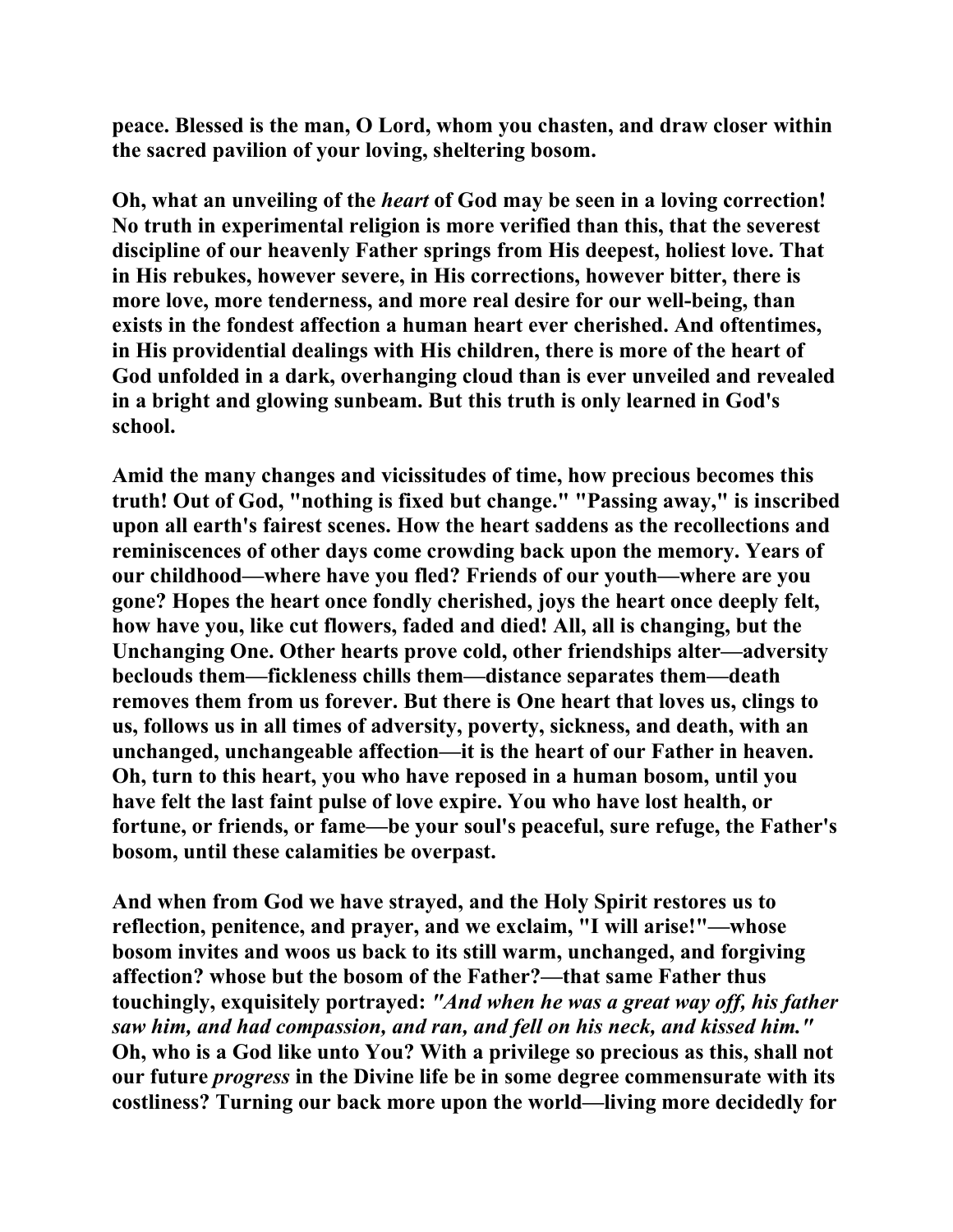**peace. Blessed is the man, O Lord, whom you chasten, and draw closer within the sacred pavilion of your loving, sheltering bosom.**

**Oh, what an unveiling of the *heart* of God may be seen in a loving correction! No truth in experimental religion is more verified than this, that the severest discipline of our heavenly Father springs from His deepest, holiest love. That in His rebukes, however severe, in His corrections, however bitter, there is more love, more tenderness, and more real desire for our well-being, than exists in the fondest affection a human heart ever cherished. And oftentimes, in His providential dealings with His children, there is more of the heart of God unfolded in a dark, overhanging cloud than is ever unveiled and revealed in a bright and glowing sunbeam. But this truth is only learned in God's school.**

**Amid the many changes and vicissitudes of time, how precious becomes this truth! Out of God, "nothing is fixed but change." "Passing away," is inscribed upon all earth's fairest scenes. How the heart saddens as the recollections and reminiscences of other days come crowding back upon the memory. Years of our childhood—where have you fled? Friends of our youth—where are you gone? Hopes the heart once fondly cherished, joys the heart once deeply felt, how have you, like cut flowers, faded and died! All, all is changing, but the Unchanging One. Other hearts prove cold, other friendships alter—adversity beclouds them—fickleness chills them—distance separates them—death removes them from us forever. But there is One heart that loves us, clings to us, follows us in all times of adversity, poverty, sickness, and death, with an unchanged, unchangeable affection—it is the heart of our Father in heaven. Oh, turn to this heart, you who have reposed in a human bosom, until you have felt the last faint pulse of love expire. You who have lost health, or fortune, or friends, or fame—be your soul's peaceful, sure refuge, the Father's bosom, until these calamities be overpast.**

**And when from God we have strayed, and the Holy Spirit restores us to reflection, penitence, and prayer, and we exclaim, "I will arise!"—whose bosom invites and woos us back to its still warm, unchanged, and forgiving affection? whose but the bosom of the Father?—that same Father thus touchingly, exquisitely portrayed: *"And when he was a great way off, his father saw him, and had compassion, and ran, and fell on his neck, and kissed him."* Oh, who is a God like unto You? With a privilege so precious as this, shall not our future *progress* in the Divine life be in some degree commensurate with its costliness? Turning our back more upon the world—living more decidedly for**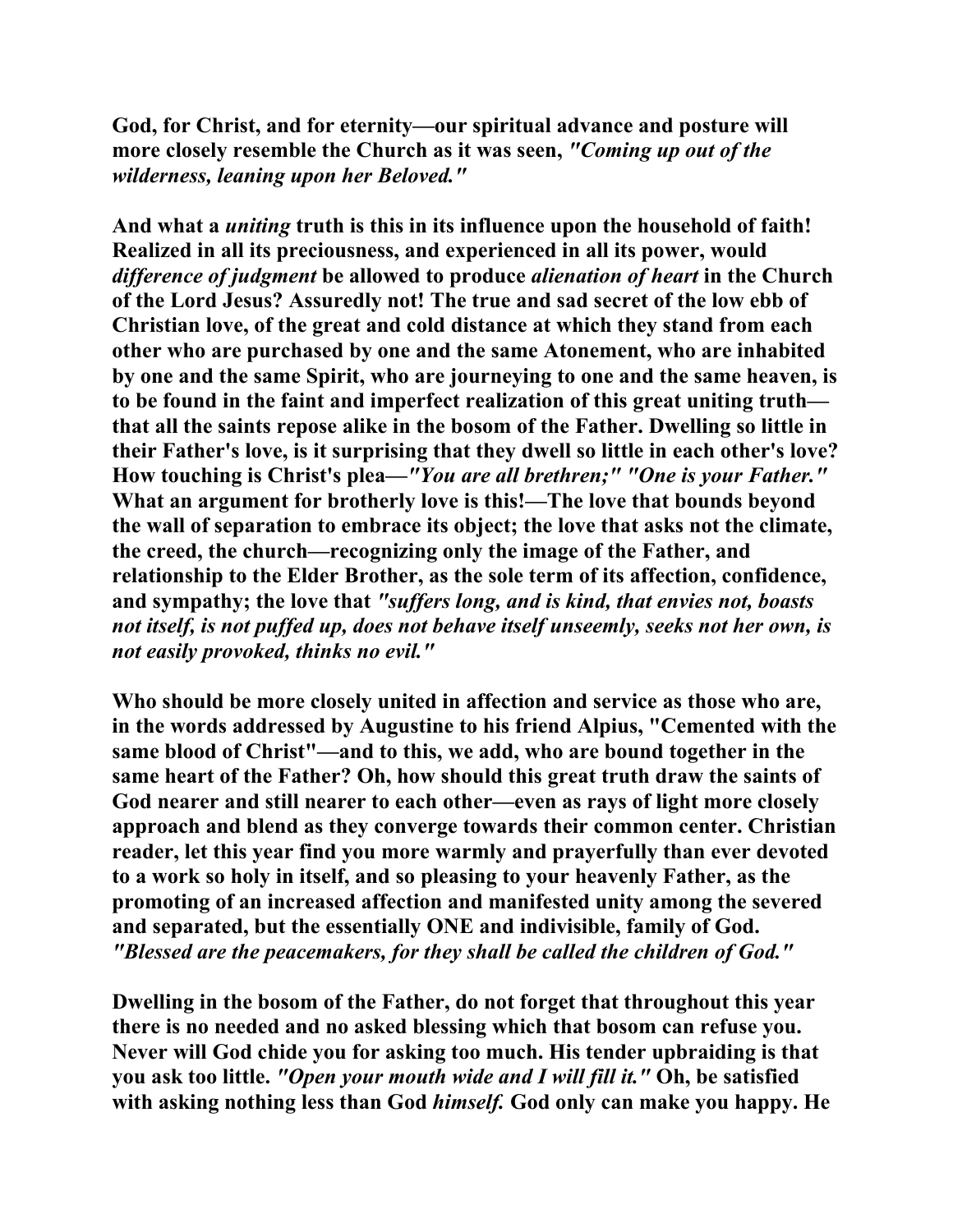**God, for Christ, and for eternity—our spiritual advance and posture will more closely resemble the Church as it was seen, *"Coming up out of the wilderness, leaning upon her Beloved."***

**And what a *uniting* truth is this in its influence upon the household of faith! Realized in all its preciousness, and experienced in all its power, would *difference of judgment* be allowed to produce *alienation of heart* in the Church of the Lord Jesus? Assuredly not! The true and sad secret of the low ebb of Christian love, of the great and cold distance at which they stand from each other who are purchased by one and the same Atonement, who are inhabited by one and the same Spirit, who are journeying to one and the same heaven, is to be found in the faint and imperfect realization of this great uniting truth—that all the saints repose alike in the bosom of the Father. Dwelling so little in their Father's love, is it surprising that they dwell so little in each other's love? How touching is Christ's plea—*"You are all brethren;" "One is your Father."* What an argument for brotherly love is this!—The love that bounds beyond the wall of separation to embrace its object; the love that asks not the climate, the creed, the church—recognizing only the image of the Father, and relationship to the Elder Brother, as the sole term of its affection, confidence, and sympathy; the love that *"suffers long, and is kind, that envies not, boasts not itself, is not puffed up, does not behave itself unseemly, seeks not her own, is not easily provoked, thinks no evil."***

**Who should be more closely united in affection and service as those who are, in the words addressed by Augustine to his friend Alpius, "Cemented with the same blood of Christ"—and to this, we add, who are bound together in the same heart of the Father? Oh, how should this great truth draw the saints of God nearer and still nearer to each other—even as rays of light more closely approach and blend as they converge towards their common center. Christian reader, let this year find you more warmly and prayerfully than ever devoted to a work so holy in itself, and so pleasing to your heavenly Father, as the promoting of an increased affection and manifested unity among the severed and separated, but the essentially ONE and indivisible, family of God. *"Blessed are the peacemakers, for they shall be called the children of God."***

**Dwelling in the bosom of the Father, do not forget that throughout this year there is no needed and no asked blessing which that bosom can refuse you. Never will God chide you for asking too much. His tender upbraiding is that you ask too little. *"Open your mouth wide and I will fill it."* Oh, be satisfied with asking nothing less than God *himself.* God only can make you happy. He**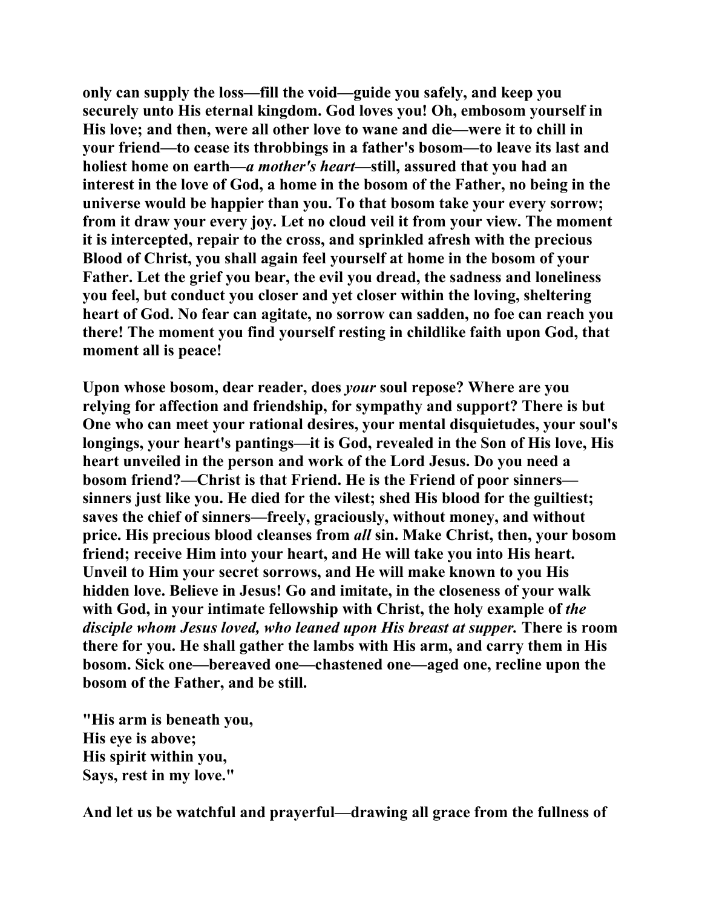only can supply the loss—fill the void—guide you safely, and keep you securely unto His eternal kingdom. God loves you! Oh, embosom yourself in His love; and then, were all other love to wane and die—were it to chill in your friend—to cease its throbbings in a father's bosom—to leave its last and holiest home on earth—*a mother's heart*—still, assured that you had an interest in the love of God, a home in the bosom of the Father, no being in the universe would be happier than you. To that bosom take your every sorrow; from it draw your every joy. Let no cloud veil it from your view. The moment it is intercepted, repair to the cross, and sprinkled afresh with the precious Blood of Christ, you shall again feel yourself at home in the bosom of your Father. Let the grief you bear, the evil you dread, the sadness and loneliness you feel, but conduct you closer and yet closer within the loving, sheltering heart of God. No fear can agitate, no sorrow can sadden, no foe can reach you there! The moment you find yourself resting in childlike faith upon God, that moment all is peace!

Upon whose bosom, dear reader, does *your* soul repose? Where are you relying for affection and friendship, for sympathy and support? There is but One who can meet your rational desires, your mental disquietudes, your soul's longings, your heart's pantings—it is God, revealed in the Son of His love, His heart unveiled in the person and work of the Lord Jesus. Do you need a bosom friend?—Christ is that Friend. He is the Friend of poor sinners—sinners just like you. He died for the vilest; shed His blood for the guiltiest; saves the chief of sinners—freely, graciously, without money, and without price. His precious blood cleanses from *all* sin. Make Christ, then, your bosom friend; receive Him into your heart, and He will take you into His heart. Unveil to Him your secret sorrows, and He will make known to you His hidden love. Believe in Jesus! Go and imitate, in the closeness of your walk with God, in your intimate fellowship with Christ, the holy example of *the disciple whom Jesus loved, who leaned upon His breast at supper.* There is room there for you. He shall gather the lambs with His arm, and carry them in His bosom. Sick one—bereaved one—chastened one—aged one, recline upon the bosom of the Father, and be still.

"His arm is beneath you,  
His eye is above;  
His spirit within you,  
Says, rest in my love."

And let us be watchful and prayerful—drawing all grace from the fullness of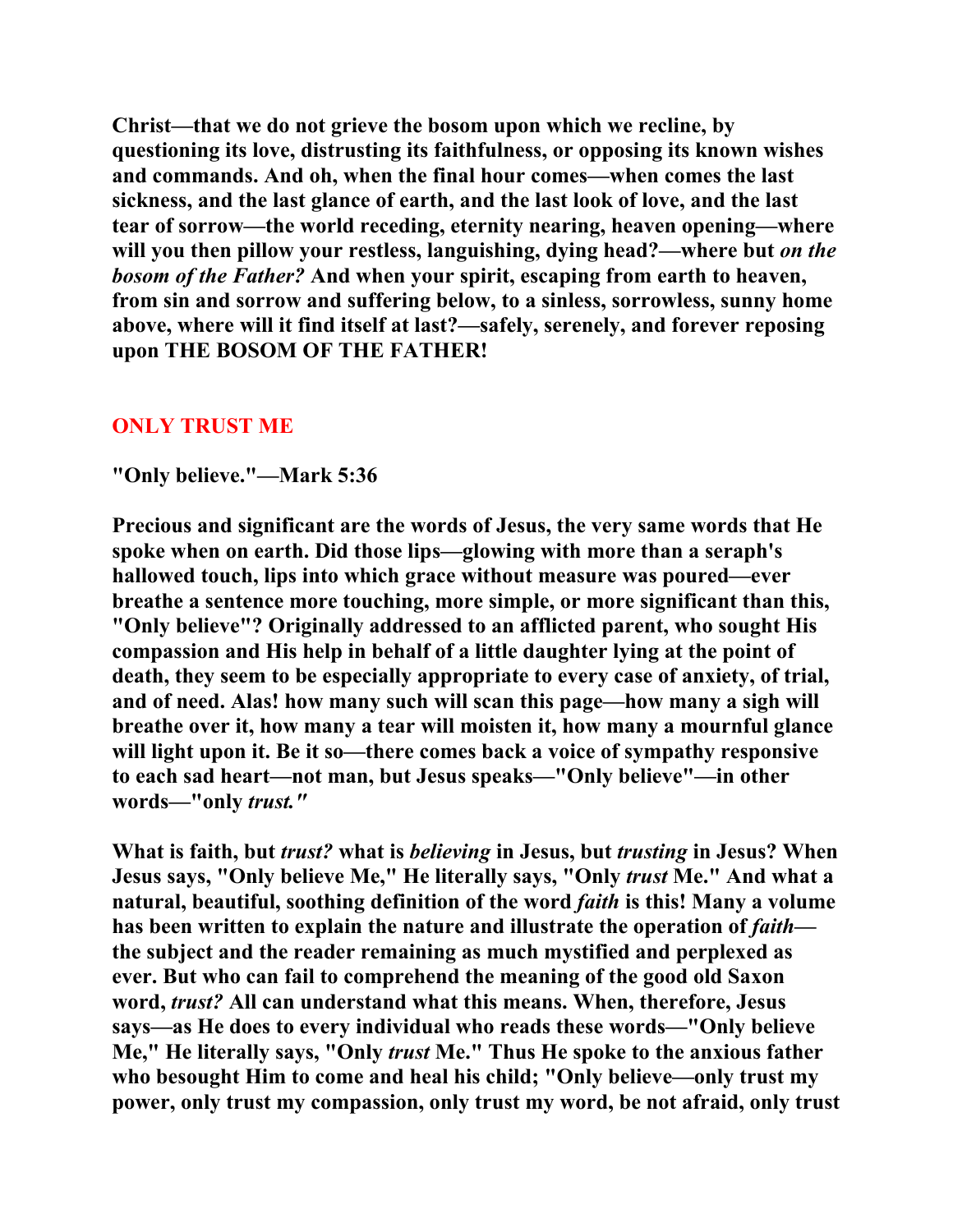Christ—that we do not grieve the bosom upon which we recline, by questioning its love, distrusting its faithfulness, or opposing its known wishes and commands. And oh, when the final hour comes—when comes the last sickness, and the last glance of earth, and the last look of love, and the last tear of sorrow—the world receding, eternity nearing, heaven opening—where will you then pillow your restless, languishing, dying head?—where but *on the bosom of the Father?* And when your spirit, escaping from earth to heaven, from sin and sorrow and suffering below, to a sinless, sorrowless, sunny home above, where will it find itself at last?—safely, serenely, and forever reposing upon THE BOSOM OF THE FATHER!

## ONLY TRUST ME

"Only believe."—Mark 5:36

Precious and significant are the words of Jesus, the very same words that He spoke when on earth. Did those lips—glowing with more than a seraph's hallowed touch, lips into which grace without measure was poured—ever breathe a sentence more touching, more simple, or more significant than this, "Only believe"? Originally addressed to an afflicted parent, who sought His compassion and His help in behalf of a little daughter lying at the point of death, they seem to be especially appropriate to every case of anxiety, of trial, and of need. Alas! how many such will scan this page—how many a sigh will breathe over it, how many a tear will moisten it, how many a mournful glance will light upon it. Be it so—there comes back a voice of sympathy responsive to each sad heart—not man, but Jesus speaks—"Only believe"—in other words—"only *trust."*

What is faith, but *trust?* what is *believing* in Jesus, but *trusting* in Jesus? When Jesus says, "Only believe Me," He literally says, "Only *trust* Me." And what a natural, beautiful, soothing definition of the word *faith* is this! Many a volume has been written to explain the nature and illustrate the operation of *faith*—the subject and the reader remaining as much mystified and perplexed as ever. But who can fail to comprehend the meaning of the good old Saxon word, *trust?* All can understand what this means. When, therefore, Jesus says—as He does to every individual who reads these words—"Only believe Me," He literally says, "Only *trust* Me." Thus He spoke to the anxious father who besought Him to come and heal his child; "Only believe—only trust my power, only trust my compassion, only trust my word, be not afraid, only trust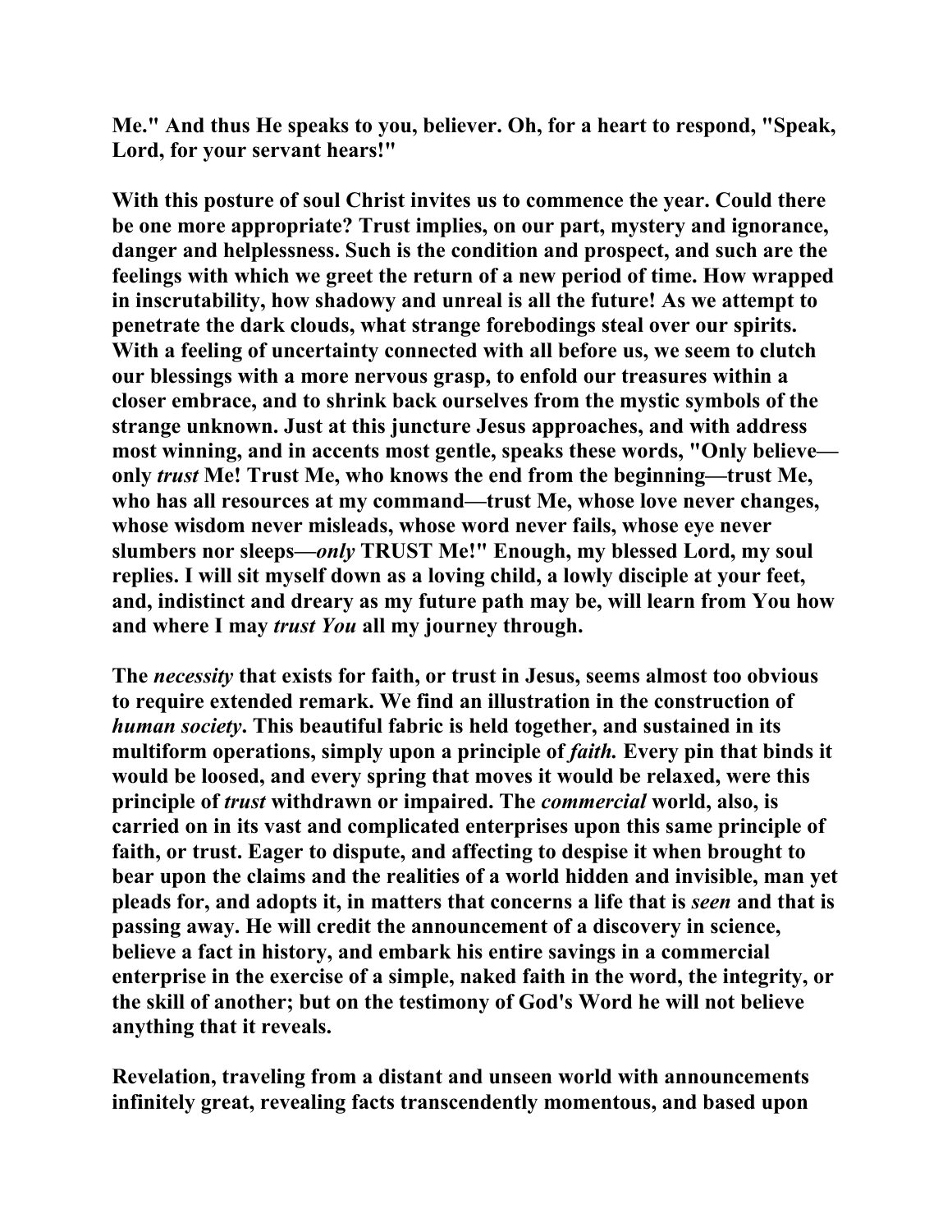**Me." And thus He speaks to you, believer. Oh, for a heart to respond, "Speak, Lord, for your servant hears!"**

**With this posture of soul Christ invites us to commence the year. Could there be one more appropriate? Trust implies, on our part, mystery and ignorance, danger and helplessness. Such is the condition and prospect, and such are the feelings with which we greet the return of a new period of time. How wrapped in inscrutability, how shadowy and unreal is all the future! As we attempt to penetrate the dark clouds, what strange forebodings steal over our spirits. With a feeling of uncertainty connected with all before us, we seem to clutch our blessings with a more nervous grasp, to enfold our treasures within a closer embrace, and to shrink back ourselves from the mystic symbols of the strange unknown. Just at this juncture Jesus approaches, and with address most winning, and in accents most gentle, speaks these words, "Only believe—only *trust* Me! Trust Me, who knows the end from the beginning—trust Me, who has all resources at my command—trust Me, whose love never changes, whose wisdom never misleads, whose word never fails, whose eye never slumbers nor sleeps—*only* TRUST Me!" Enough, my blessed Lord, my soul replies. I will sit myself down as a loving child, a lowly disciple at your feet, and, indistinct and dreary as my future path may be, will learn from You how and where I may *trust You* all my journey through.**

**The *necessity* that exists for faith, or trust in Jesus, seems almost too obvious to require extended remark. We find an illustration in the construction of *human society*. This beautiful fabric is held together, and sustained in its multiform operations, simply upon a principle of *faith.* Every pin that binds it would be loosed, and every spring that moves it would be relaxed, were this principle of *trust* withdrawn or impaired. The *commercial* world, also, is carried on in its vast and complicated enterprises upon this same principle of faith, or trust. Eager to dispute, and affecting to despise it when brought to bear upon the claims and the realities of a world hidden and invisible, man yet pleads for, and adopts it, in matters that concerns a life that is *seen* and that is passing away. He will credit the announcement of a discovery in science, believe a fact in history, and embark his entire savings in a commercial enterprise in the exercise of a simple, naked faith in the word, the integrity, or the skill of another; but on the testimony of God's Word he will not believe anything that it reveals.**

**Revelation, traveling from a distant and unseen world with announcements infinitely great, revealing facts transcendently momentous, and based upon**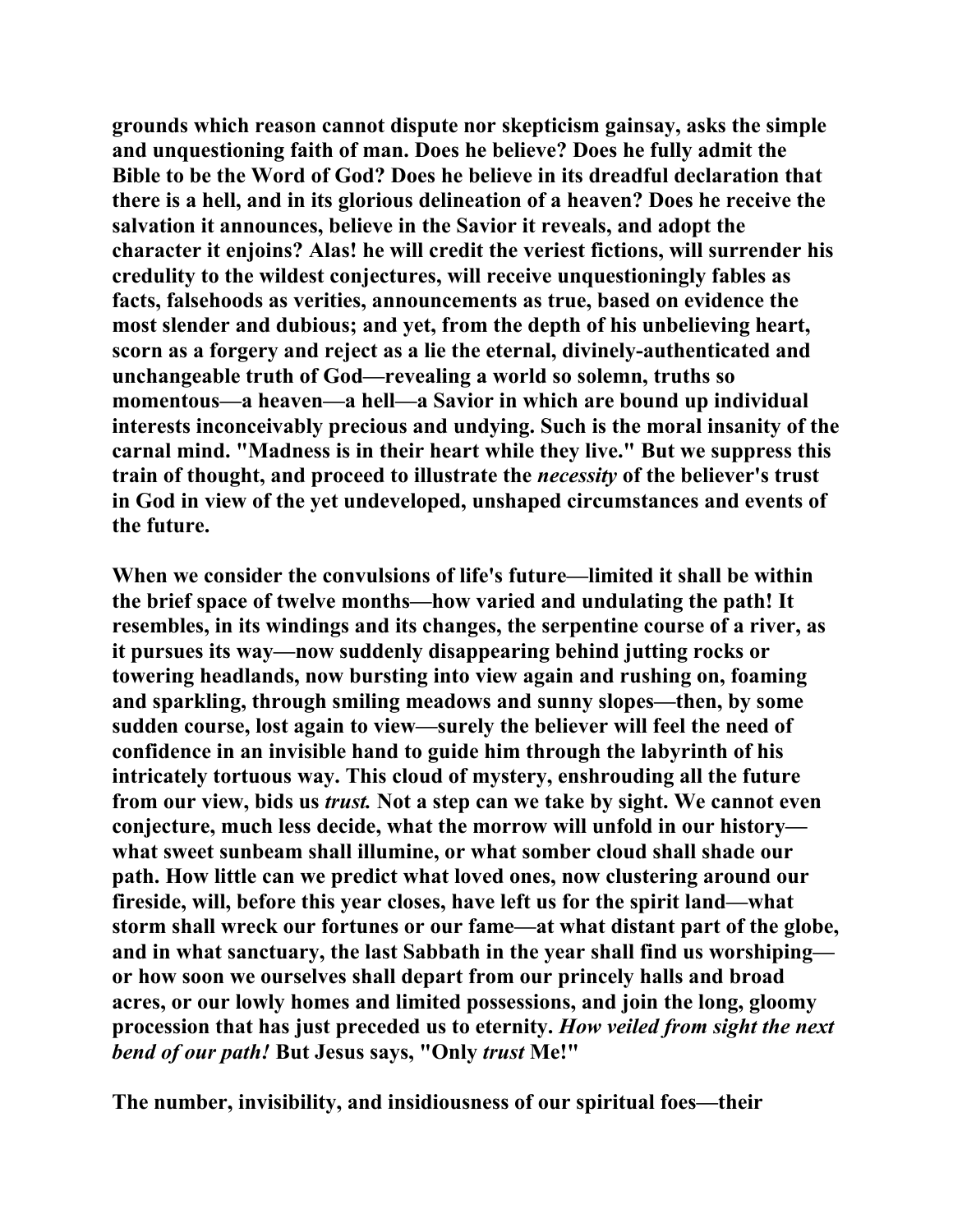grounds which reason cannot dispute nor skepticism gainsay, asks the simple and unquestioning faith of man. Does he believe? Does he fully admit the Bible to be the Word of God? Does he believe in its dreadful declaration that there is a hell, and in its glorious delineation of a heaven? Does he receive the salvation it announces, believe in the Savior it reveals, and adopt the character it enjoins? Alas! he will credit the veriest fictions, will surrender his credulity to the wildest conjectures, will receive unquestioningly fables as facts, falsehoods as verities, announcements as true, based on evidence the most slender and dubious; and yet, from the depth of his unbelieving heart, scorn as a forgery and reject as a lie the eternal, divinely-authenticated and unchangeable truth of God—revealing a world so solemn, truths so momentous—a heaven—a hell—a Savior in which are bound up individual interests inconceivably precious and undying. Such is the moral insanity of the carnal mind. "Madness is in their heart while they live." But we suppress this train of thought, and proceed to illustrate the *necessity* of the believer's trust in God in view of the yet undeveloped, unshaped circumstances and events of the future.

When we consider the convulsions of life's future—limited it shall be within the brief space of twelve months—how varied and undulating the path! It resembles, in its windings and its changes, the serpentine course of a river, as it pursues its way—now suddenly disappearing behind jutting rocks or towering headlands, now bursting into view again and rushing on, foaming and sparkling, through smiling meadows and sunny slopes—then, by some sudden course, lost again to view—surely the believer will feel the need of confidence in an invisible hand to guide him through the labyrinth of his intricately tortuous way. This cloud of mystery, enshrouding all the future from our view, bids us *trust.* Not a step can we take by sight. We cannot even conjecture, much less decide, what the morrow will unfold in our history—what sweet sunbeam shall illumine, or what somber cloud shall shade our path. How little can we predict what loved ones, now clustering around our fireside, will, before this year closes, have left us for the spirit land—what storm shall wreck our fortunes or our fame—at what distant part of the globe, and in what sanctuary, the last Sabbath in the year shall find us worshiping—or how soon we ourselves shall depart from our princely halls and broad acres, or our lowly homes and limited possessions, and join the long, gloomy procession that has just preceded us to eternity. *How veiled from sight the next bend of our path!* But Jesus says, "Only *trust* Me!"

The number, invisibility, and insidiousness of our spiritual foes—their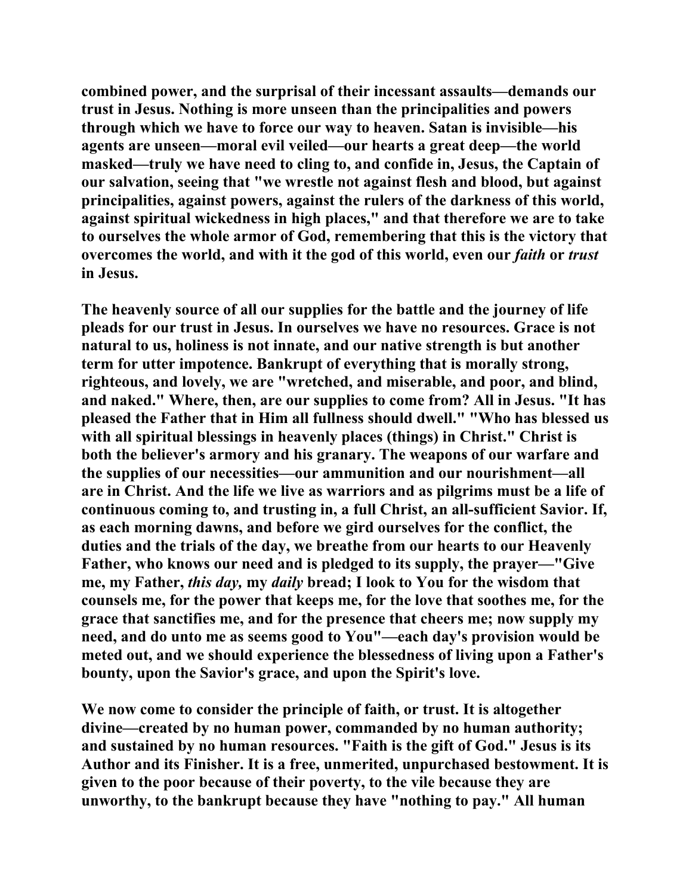**combined power, and the surprisal of their incessant assaults—demands our trust in Jesus. Nothing is more unseen than the principalities and powers through which we have to force our way to heaven. Satan is invisible—his agents are unseen—moral evil veiled—our hearts a great deep—the world masked—truly we have need to cling to, and confide in, Jesus, the Captain of our salvation, seeing that "we wrestle not against flesh and blood, but against principalities, against powers, against the rulers of the darkness of this world, against spiritual wickedness in high places," and that therefore we are to take to ourselves the whole armor of God, remembering that this is the victory that overcomes the world, and with it the god of this world, even our *faith* or *trust* in Jesus.**

**The heavenly source of all our supplies for the battle and the journey of life pleads for our trust in Jesus. In ourselves we have no resources. Grace is not natural to us, holiness is not innate, and our native strength is but another term for utter impotence. Bankrupt of everything that is morally strong, righteous, and lovely, we are "wretched, and miserable, and poor, and blind, and naked." Where, then, are our supplies to come from? All in Jesus. "It has pleased the Father that in Him all fullness should dwell." "Who has blessed us with all spiritual blessings in heavenly places (things) in Christ." Christ is both the believer's armory and his granary. The weapons of our warfare and the supplies of our necessities—our ammunition and our nourishment—all are in Christ. And the life we live as warriors and as pilgrims must be a life of continuous coming to, and trusting in, a full Christ, an all-sufficient Savior. If, as each morning dawns, and before we gird ourselves for the conflict, the duties and the trials of the day, we breathe from our hearts to our Heavenly Father, who knows our need and is pledged to its supply, the prayer—"Give me, my Father, *this day,* my *daily* bread; I look to You for the wisdom that counsels me, for the power that keeps me, for the love that soothes me, for the grace that sanctifies me, and for the presence that cheers me; now supply my need, and do unto me as seems good to You"—each day's provision would be meted out, and we should experience the blessedness of living upon a Father's bounty, upon the Savior's grace, and upon the Spirit's love.**

**We now come to consider the principle of faith, or trust. It is altogether divine—created by no human power, commanded by no human authority; and sustained by no human resources. "Faith is the gift of God." Jesus is its Author and its Finisher. It is a free, unmerited, unpurchased bestowment. It is given to the poor because of their poverty, to the vile because they are unworthy, to the bankrupt because they have "nothing to pay." All human**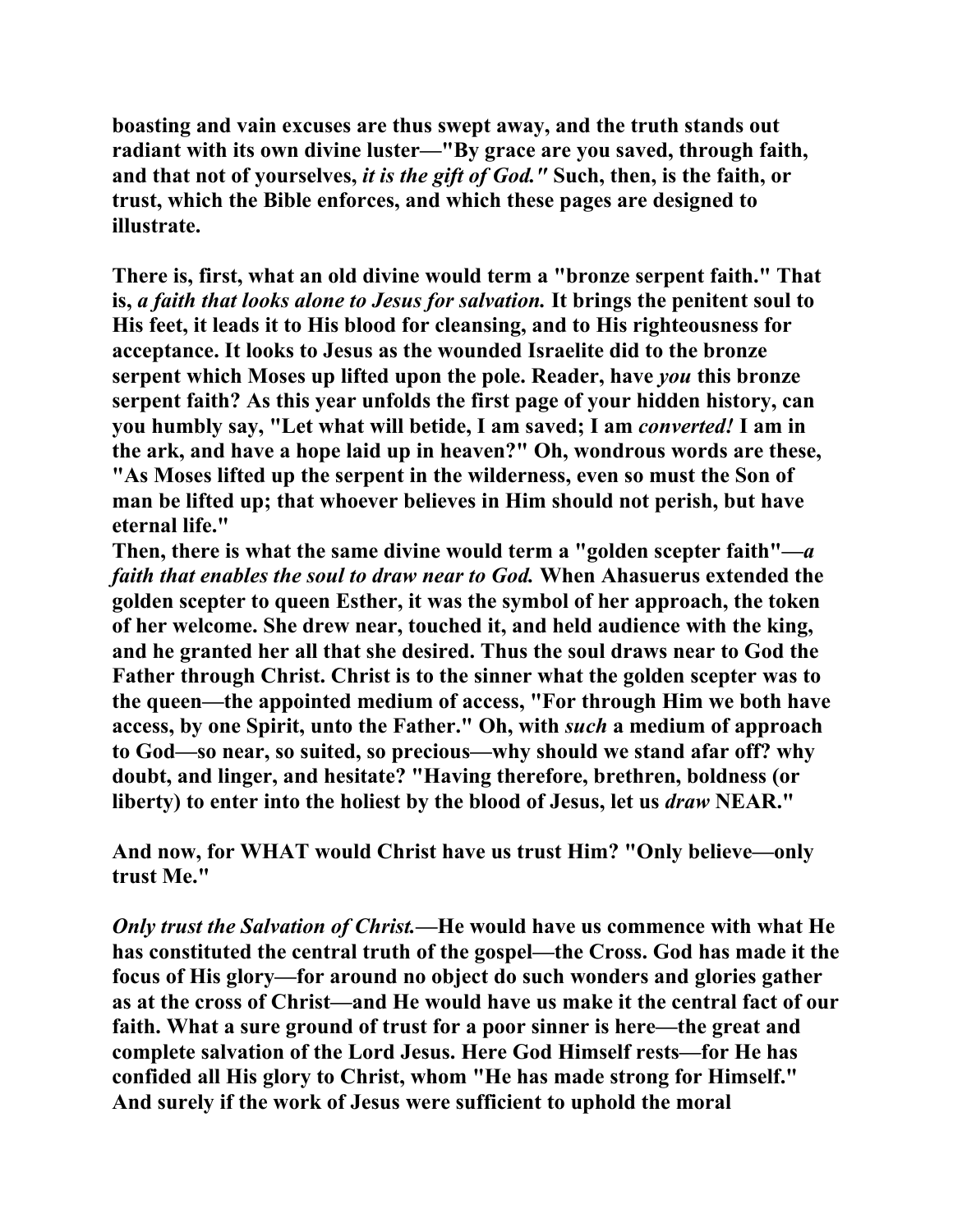boasting and vain excuses are thus swept away, and the truth stands out radiant with its own divine luster—"By grace are you saved, through faith, and that not of yourselves, *it is the gift of God."* Such, then, is the faith, or trust, which the Bible enforces, and which these pages are designed to illustrate.

There is, first, what an old divine would term a "bronze serpent faith." That is, *a faith that looks alone to Jesus for salvation.* It brings the penitent soul to His feet, it leads it to His blood for cleansing, and to His righteousness for acceptance. It looks to Jesus as the wounded Israelite did to the bronze serpent which Moses up lifted upon the pole. Reader, have *you* this bronze serpent faith? As this year unfolds the first page of your hidden history, can you humbly say, "Let what will betide, I am saved; I am *converted!* I am in the ark, and have a hope laid up in heaven?" Oh, wondrous words are these, "As Moses lifted up the serpent in the wilderness, even so must the Son of man be lifted up; that whoever believes in Him should not perish, but have eternal life."

Then, there is what the same divine would term a "golden scepter faith"—*a faith that enables the soul to draw near to God.* When Ahasuerus extended the golden scepter to queen Esther, it was the symbol of her approach, the token of her welcome. She drew near, touched it, and held audience with the king, and he granted her all that she desired. Thus the soul draws near to God the Father through Christ. Christ is to the sinner what the golden scepter was to the queen—the appointed medium of access, "For through Him we both have access, by one Spirit, unto the Father." Oh, with *such* a medium of approach to God—so near, so suited, so precious—why should we stand afar off? why doubt, and linger, and hesitate? "Having therefore, brethren, boldness (or liberty) to enter into the holiest by the blood of Jesus, let us *draw* NEAR."

And now, for WHAT would Christ have us trust Him? "Only believe—only trust Me."

*Only trust the Salvation of Christ.*—He would have us commence with what He has constituted the central truth of the gospel—the Cross. God has made it the focus of His glory—for around no object do such wonders and glories gather as at the cross of Christ—and He would have us make it the central fact of our faith. What a sure ground of trust for a poor sinner is here—the great and complete salvation of the Lord Jesus. Here God Himself rests—for He has confided all His glory to Christ, whom "He has made strong for Himself." And surely if the work of Jesus were sufficient to uphold the moral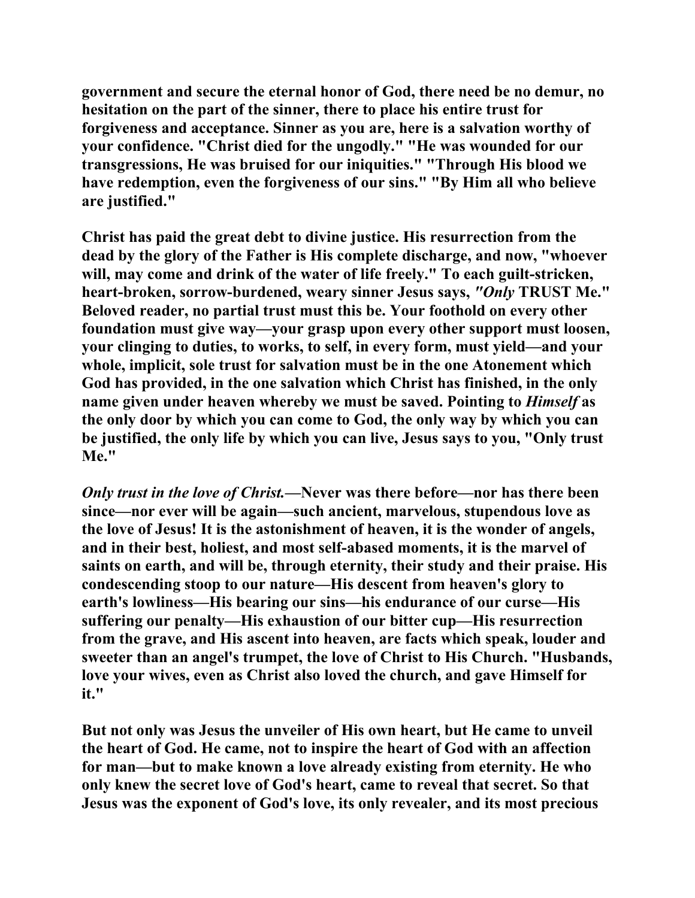**government and secure the eternal honor of God, there need be no demur, no hesitation on the part of the sinner, there to place his entire trust for forgiveness and acceptance. Sinner as you are, here is a salvation worthy of your confidence. "Christ died for the ungodly." "He was wounded for our transgressions, He was bruised for our iniquities." "Through His blood we have redemption, even the forgiveness of our sins." "By Him all who believe are justified."**

**Christ has paid the great debt to divine justice. His resurrection from the dead by the glory of the Father is His complete discharge, and now, "whoever will, may come and drink of the water of life freely." To each guilt-stricken, heart-broken, sorrow-burdened, weary sinner Jesus says, *"Only* TRUST Me." Beloved reader, no partial trust must this be. Your foothold on every other foundation must give way—your grasp upon every other support must loosen, your clinging to duties, to works, to self, in every form, must yield—and your whole, implicit, sole trust for salvation must be in the one Atonement which God has provided, in the one salvation which Christ has finished, in the only name given under heaven whereby we must be saved. Pointing to *Himself* as the only door by which you can come to God, the only way by which you can be justified, the only life by which you can live, Jesus says to you, "Only trust Me."**

***Only trust in the love of Christ.*—Never was there before—nor has there been since—nor ever will be again—such ancient, marvelous, stupendous love as the love of Jesus! It is the astonishment of heaven, it is the wonder of angels, and in their best, holiest, and most self-abased moments, it is the marvel of saints on earth, and will be, through eternity, their study and their praise. His condescending stoop to our nature—His descent from heaven's glory to earth's lowliness—His bearing our sins—his endurance of our curse—His suffering our penalty—His exhaustion of our bitter cup—His resurrection from the grave, and His ascent into heaven, are facts which speak, louder and sweeter than an angel's trumpet, the love of Christ to His Church. "Husbands, love your wives, even as Christ also loved the church, and gave Himself for it."**

**But not only was Jesus the unveiler of His own heart, but He came to unveil the heart of God. He came, not to inspire the heart of God with an affection for man—but to make known a love already existing from eternity. He who only knew the secret love of God's heart, came to reveal that secret. So that Jesus was the exponent of God's love, its only revealer, and its most precious**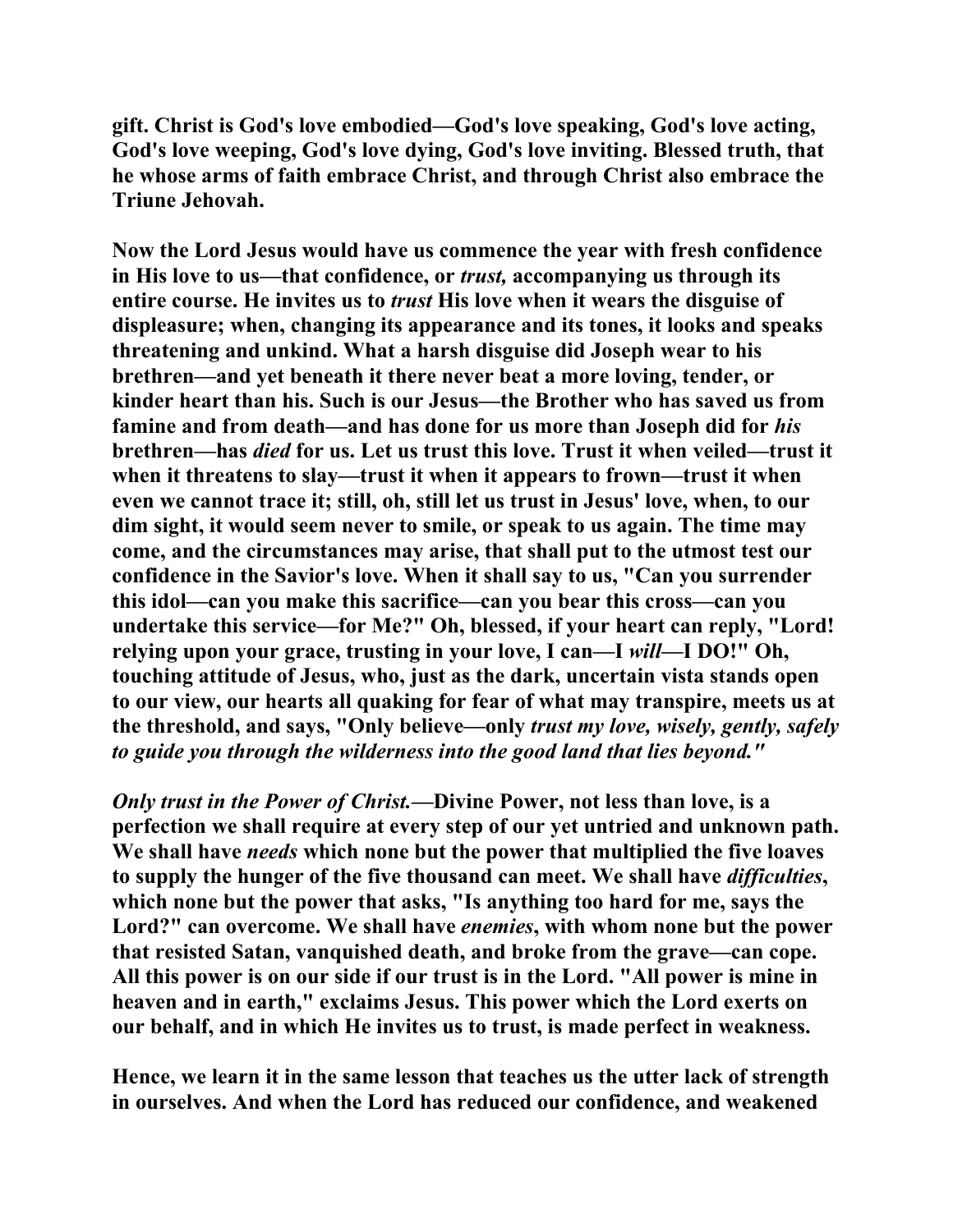**gift. Christ is God's love embodied—God's love speaking, God's love acting, God's love weeping, God's love dying, God's love inviting. Blessed truth, that he whose arms of faith embrace Christ, and through Christ also embrace the Triune Jehovah.**

**Now the Lord Jesus would have us commence the year with fresh confidence in His love to us—that confidence, or *trust,* accompanying us through its entire course. He invites us to *trust* His love when it wears the disguise of displeasure; when, changing its appearance and its tones, it looks and speaks threatening and unkind. What a harsh disguise did Joseph wear to his brethren—and yet beneath it there never beat a more loving, tender, or kinder heart than his. Such is our Jesus—the Brother who has saved us from famine and from death—and has done for us more than Joseph did for *his* brethren—has *died* for us. Let us trust this love. Trust it when veiled—trust it when it threatens to slay—trust it when it appears to frown—trust it when even we cannot trace it; still, oh, still let us trust in Jesus' love, when, to our dim sight, it would seem never to smile, or speak to us again. The time may come, and the circumstances may arise, that shall put to the utmost test our confidence in the Savior's love. When it shall say to us, "Can you surrender this idol—can you make this sacrifice—can you bear this cross—can you undertake this service—for Me?" Oh, blessed, if your heart can reply, "Lord! relying upon your grace, trusting in your love, I can—I *will*—I DO!" Oh, touching attitude of Jesus, who, just as the dark, uncertain vista stands open to our view, our hearts all quaking for fear of what may transpire, meets us at the threshold, and says, "Only believe—only *trust my love, wisely, gently, safely to guide you through the wilderness into the good land that lies beyond."***

***Only trust in the Power of Christ.*—Divine Power, not less than love, is a perfection we shall require at every step of our yet untried and unknown path. We shall have *needs* which none but the power that multiplied the five loaves to supply the hunger of the five thousand can meet. We shall have *difficulties*, which none but the power that asks, "Is anything too hard for me, says the Lord?" can overcome. We shall have *enemies*, with whom none but the power that resisted Satan, vanquished death, and broke from the grave—can cope. All this power is on our side if our trust is in the Lord. "All power is mine in heaven and in earth," exclaims Jesus. This power which the Lord exerts on our behalf, and in which He invites us to trust, is made perfect in weakness.**

**Hence, we learn it in the same lesson that teaches us the utter lack of strength in ourselves. And when the Lord has reduced our confidence, and weakened**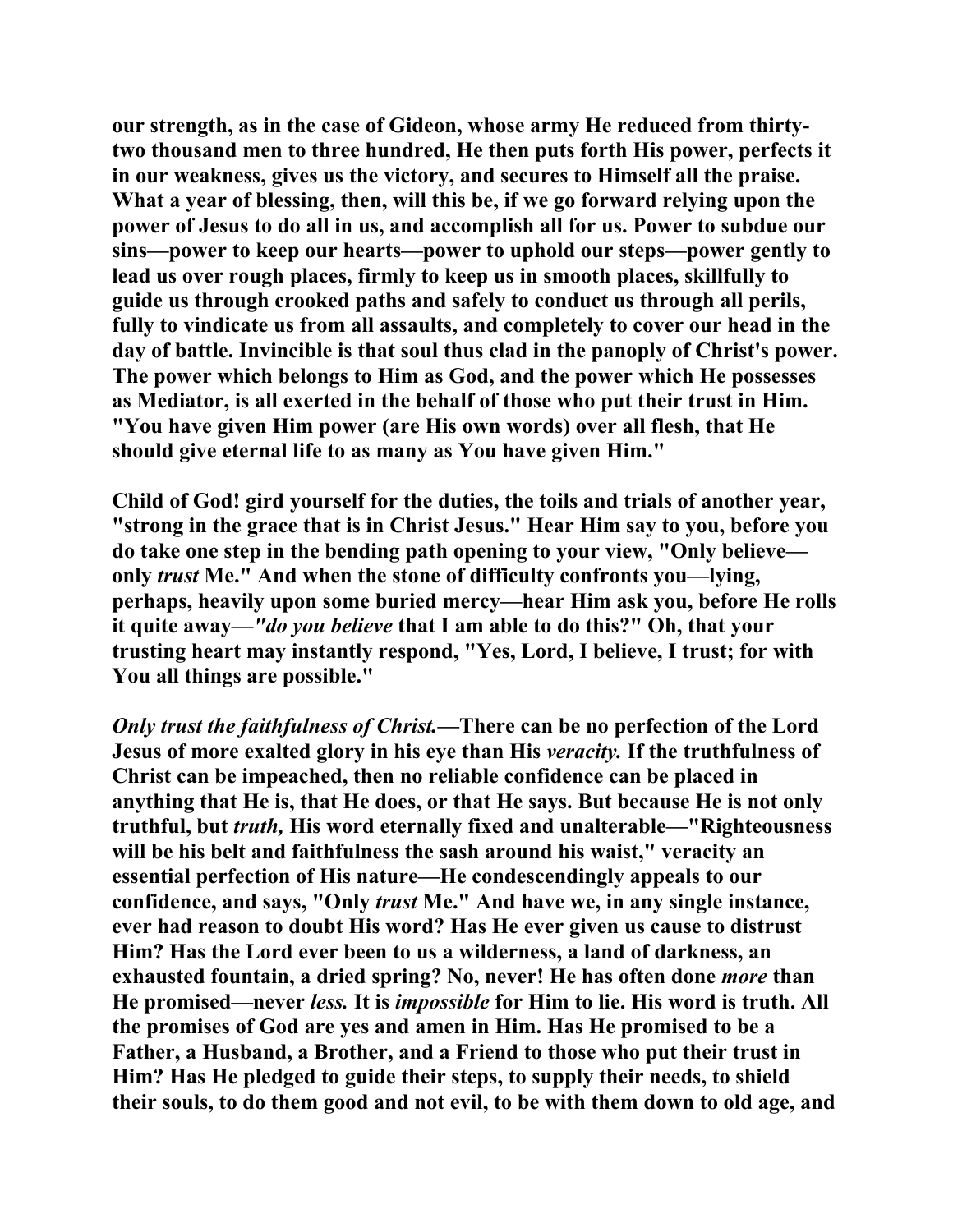our strength, as in the case of Gideon, whose army He reduced from thirty-two thousand men to three hundred, He then puts forth His power, perfects it in our weakness, gives us the victory, and secures to Himself all the praise. What a year of blessing, then, will this be, if we go forward relying upon the power of Jesus to do all in us, and accomplish all for us. Power to subdue our sins—power to keep our hearts—power to uphold our steps—power gently to lead us over rough places, firmly to keep us in smooth places, skillfully to guide us through crooked paths and safely to conduct us through all perils, fully to vindicate us from all assaults, and completely to cover our head in the day of battle. Invincible is that soul thus clad in the panoply of Christ's power. The power which belongs to Him as God, and the power which He possesses as Mediator, is all exerted in the behalf of those who put their trust in Him. "You have given Him power (are His own words) over all flesh, that He should give eternal life to as many as You have given Him."

Child of God! gird yourself for the duties, the toils and trials of another year, "strong in the grace that is in Christ Jesus." Hear Him say to you, before you do take one step in the bending path opening to your view, "Only believe—only *trust* Me." And when the stone of difficulty confronts you—lying, perhaps, heavily upon some buried mercy—hear Him ask you, before He rolls it quite away—*"do you believe* that I am able to do this?" Oh, that your trusting heart may instantly respond, "Yes, Lord, I believe, I trust; for with You all things are possible."

*Only trust the faithfulness of Christ.*—There can be no perfection of the Lord Jesus of more exalted glory in his eye than His *veracity.* If the truthfulness of Christ can be impeached, then no reliable confidence can be placed in anything that He is, that He does, or that He says. But because He is not only truthful, but *truth,* His word eternally fixed and unalterable—"Righteousness will be his belt and faithfulness the sash around his waist," veracity an essential perfection of His nature—He condescendingly appeals to our confidence, and says, "Only *trust* Me." And have we, in any single instance, ever had reason to doubt His word? Has He ever given us cause to distrust Him? Has the Lord ever been to us a wilderness, a land of darkness, an exhausted fountain, a dried spring? No, never! He has often done *more* than He promised—never *less.* It is *impossible* for Him to lie. His word is truth. All the promises of God are yes and amen in Him. Has He promised to be a Father, a Husband, a Brother, and a Friend to those who put their trust in Him? Has He pledged to guide their steps, to supply their needs, to shield their souls, to do them good and not evil, to be with them down to old age, and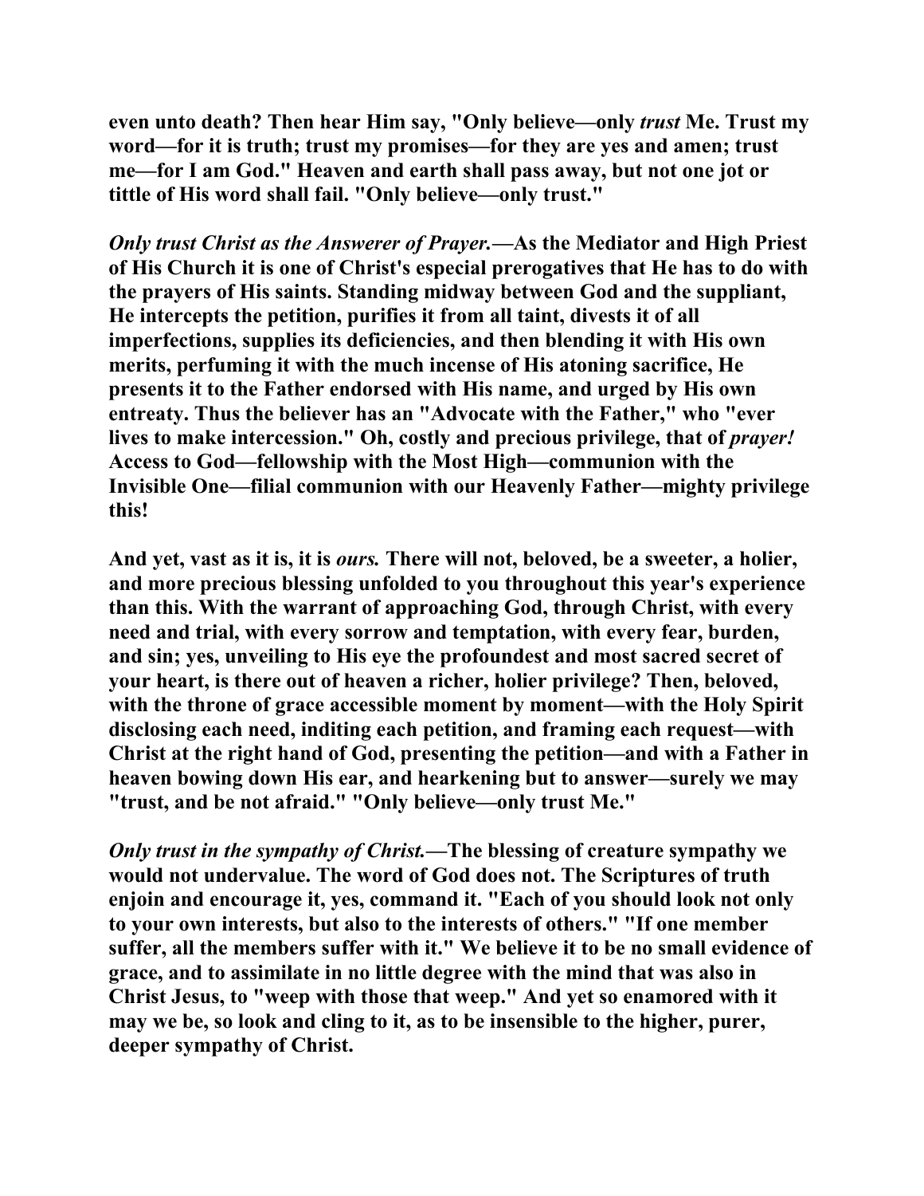**even unto death? Then hear Him say, "Only believe—only *trust* Me. Trust my word—for it is truth; trust my promises—for they are yes and amen; trust me—for I am God." Heaven and earth shall pass away, but not one jot or tittle of His word shall fail. "Only believe—only trust."**

***Only trust Christ as the Answerer of Prayer.*—As the Mediator and High Priest of His Church it is one of Christ's especial prerogatives that He has to do with the prayers of His saints. Standing midway between God and the suppliant, He intercepts the petition, purifies it from all taint, divests it of all imperfections, supplies its deficiencies, and then blending it with His own merits, perfuming it with the much incense of His atoning sacrifice, He presents it to the Father endorsed with His name, and urged by His own entreaty. Thus the believer has an "Advocate with the Father," who "ever lives to make intercession." Oh, costly and precious privilege, that of *prayer!* Access to God—fellowship with the Most High—communion with the Invisible One—filial communion with our Heavenly Father—mighty privilege this!**

**And yet, vast as it is, it is *ours.* There will not, beloved, be a sweeter, a holier, and more precious blessing unfolded to you throughout this year's experience than this. With the warrant of approaching God, through Christ, with every need and trial, with every sorrow and temptation, with every fear, burden, and sin; yes, unveiling to His eye the profoundest and most sacred secret of your heart, is there out of heaven a richer, holier privilege? Then, beloved, with the throne of grace accessible moment by moment—with the Holy Spirit disclosing each need, inditing each petition, and framing each request—with Christ at the right hand of God, presenting the petition—and with a Father in heaven bowing down His ear, and hearkening but to answer—surely we may "trust, and be not afraid." "Only believe—only trust Me."**

***Only trust in the sympathy of Christ.*—The blessing of creature sympathy we would not undervalue. The word of God does not. The Scriptures of truth enjoin and encourage it, yes, command it. "Each of you should look not only to your own interests, but also to the interests of others." "If one member suffer, all the members suffer with it." We believe it to be no small evidence of grace, and to assimilate in no little degree with the mind that was also in Christ Jesus, to "weep with those that weep." And yet so enamored with it may we be, so look and cling to it, as to be insensible to the higher, purer, deeper sympathy of Christ.**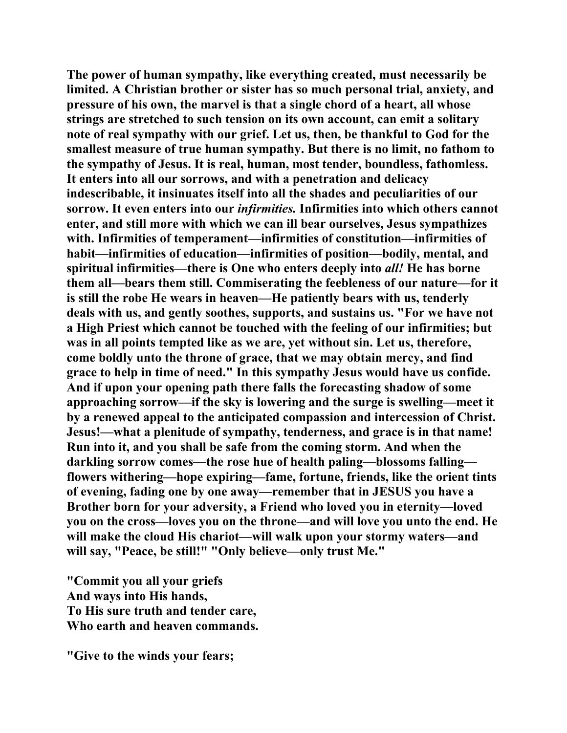The power of human sympathy, like everything created, must necessarily be limited. A Christian brother or sister has so much personal trial, anxiety, and pressure of his own, the marvel is that a single chord of a heart, all whose strings are stretched to such tension on its own account, can emit a solitary note of real sympathy with our grief. Let us, then, be thankful to God for the smallest measure of true human sympathy. But there is no limit, no fathom to the sympathy of Jesus. It is real, human, most tender, boundless, fathomless. It enters into all our sorrows, and with a penetration and delicacy indescribable, it insinuates itself into all the shades and peculiarities of our sorrow. It even enters into our *infirmities.* Infirmities into which others cannot enter, and still more with which we can ill bear ourselves, Jesus sympathizes with. Infirmities of temperament—infirmities of constitution—infirmities of habit—infirmities of education—infirmities of position—bodily, mental, and spiritual infirmities—there is One who enters deeply into *all!* He has borne them all—bears them still. Commiserating the feebleness of our nature—for it is still the robe He wears in heaven—He patiently bears with us, tenderly deals with us, and gently soothes, supports, and sustains us. "For we have not a High Priest which cannot be touched with the feeling of our infirmities; but was in all points tempted like as we are, yet without sin. Let us, therefore, come boldly unto the throne of grace, that we may obtain mercy, and find grace to help in time of need." In this sympathy Jesus would have us confide. And if upon your opening path there falls the forecasting shadow of some approaching sorrow—if the sky is lowering and the surge is swelling—meet it by a renewed appeal to the anticipated compassion and intercession of Christ. Jesus!—what a plenitude of sympathy, tenderness, and grace is in that name! Run into it, and you shall be safe from the coming storm. And when the darkling sorrow comes—the rose hue of health paling—blossoms falling—flowers withering—hope expiring—fame, fortune, friends, like the orient tints of evening, fading one by one away—remember that in JESUS you have a Brother born for your adversity, a Friend who loved you in eternity—loved you on the cross—loves you on the throne—and will love you unto the end. He will make the cloud His chariot—will walk upon your stormy waters—and will say, "Peace, be still!" "Only believe—only trust Me."

"Commit you all your griefs
And ways into His hands,
To His sure truth and tender care,
Who earth and heaven commands.

"Give to the winds your fears;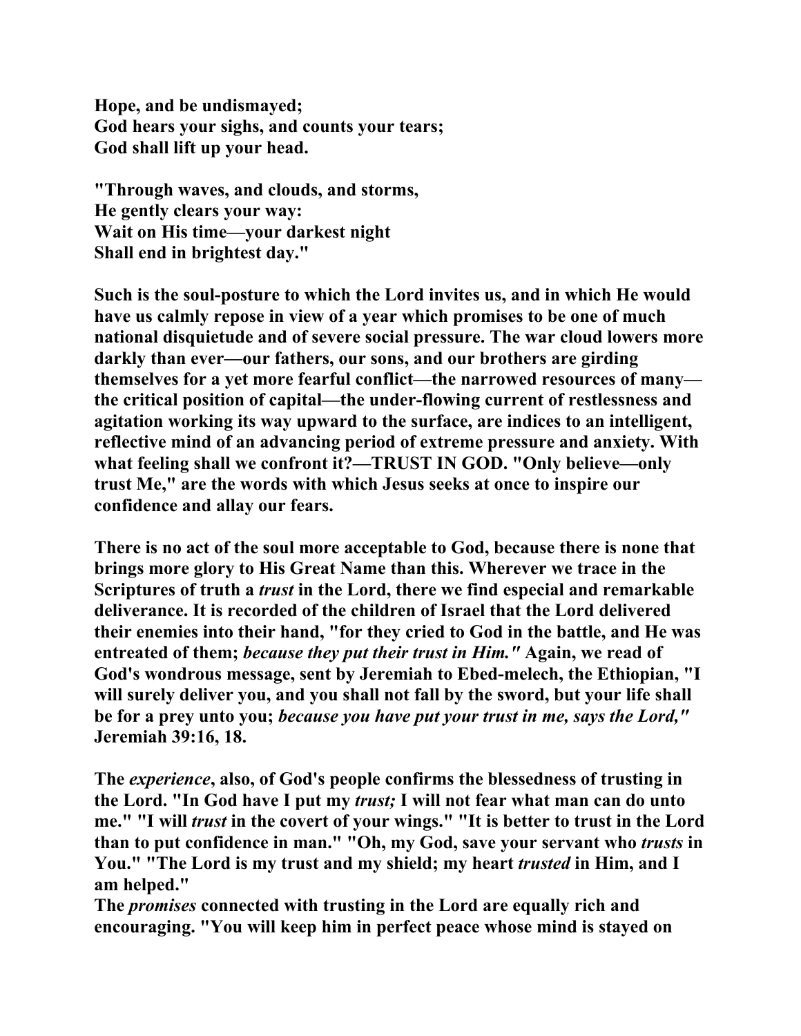**Hope, and be undismayed;**
**God hears your sighs, and counts your tears;**
**God shall lift up your head.**

**"Through waves, and clouds, and storms,**
**He gently clears your way:**
**Wait on His time—your darkest night**
**Shall end in brightest day."**

**Such is the soul-posture to which the Lord invites us, and in which He would have us calmly repose in view of a year which promises to be one of much national disquietude and of severe social pressure. The war cloud lowers more darkly than ever—our fathers, our sons, and our brothers are girding themselves for a yet more fearful conflict—the narrowed resources of many—the critical position of capital—the under-flowing current of restlessness and agitation working its way upward to the surface, are indices to an intelligent, reflective mind of an advancing period of extreme pressure and anxiety. With what feeling shall we confront it?—TRUST IN GOD. "Only believe—only trust Me," are the words with which Jesus seeks at once to inspire our confidence and allay our fears.**

**There is no act of the soul more acceptable to God, because there is none that brings more glory to His Great Name than this. Wherever we trace in the Scriptures of truth a *trust* in the Lord, there we find especial and remarkable deliverance. It is recorded of the children of Israel that the Lord delivered their enemies into their hand, "for they cried to God in the battle, and He was entreated of them; *because they put their trust in Him."* Again, we read of God's wondrous message, sent by Jeremiah to Ebed-melech, the Ethiopian, "I will surely deliver you, and you shall not fall by the sword, but your life shall be for a prey unto you; *because you have put your trust in me, says the Lord,"* Jeremiah 39:16, 18.**

**The *experience*, also, of God's people confirms the blessedness of trusting in the Lord. "In God have I put my *trust;* I will not fear what man can do unto me." "I will *trust* in the covert of your wings." "It is better to trust in the Lord than to put confidence in man." "Oh, my God, save your servant who *trusts* in You." "The Lord is my trust and my shield; my heart *trusted* in Him, and I am helped."**
**The *promises* connected with trusting in the Lord are equally rich and encouraging. "You will keep him in perfect peace whose mind is stayed on**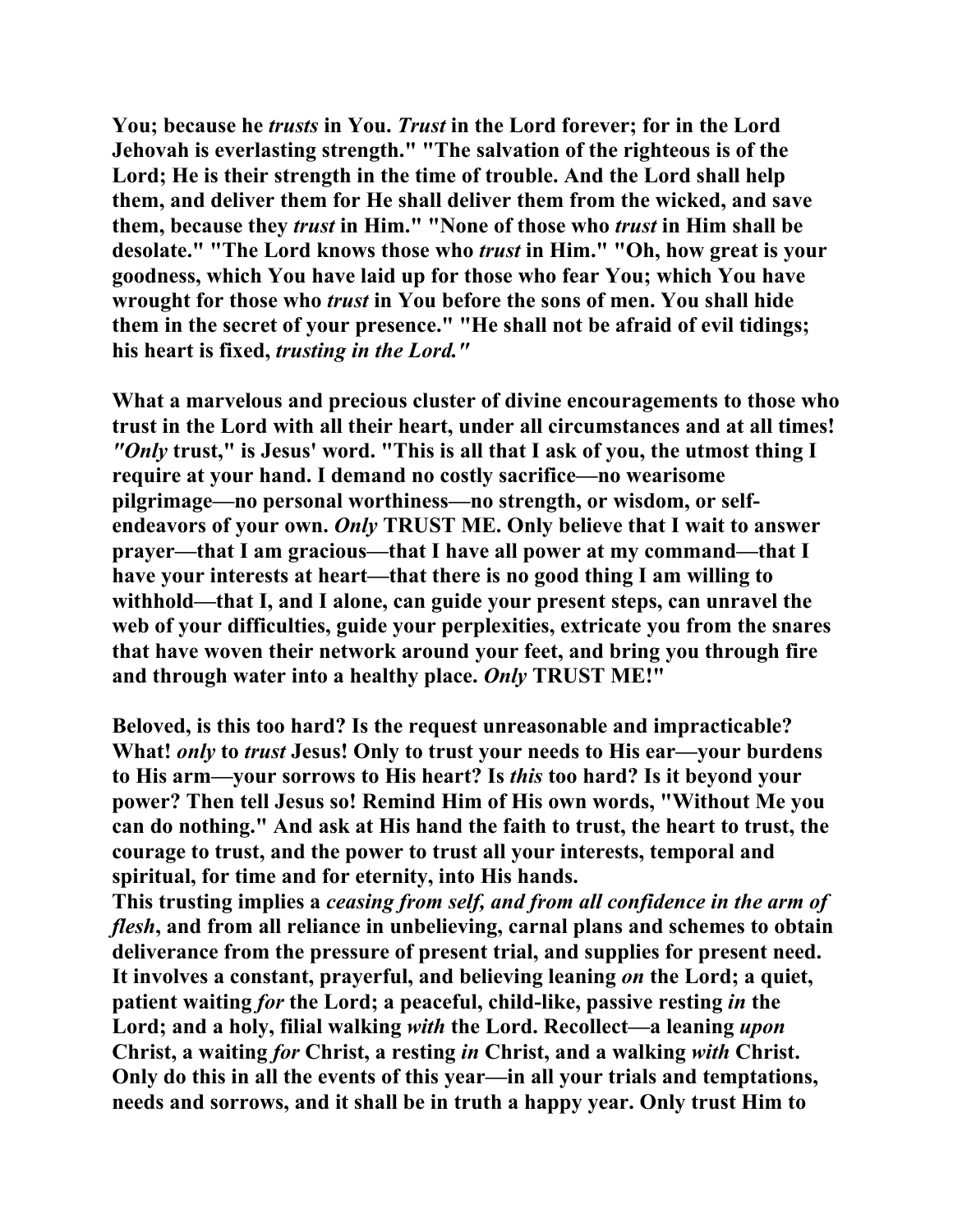**You; because he *trusts* in You. *Trust* in the Lord forever; for in the Lord Jehovah is everlasting strength." "The salvation of the righteous is of the Lord; He is their strength in the time of trouble. And the Lord shall help them, and deliver them for He shall deliver them from the wicked, and save them, because they *trust* in Him." "None of those who *trust* in Him shall be desolate." "The Lord knows those who *trust* in Him." "Oh, how great is your goodness, which You have laid up for those who fear You; which You have wrought for those who *trust* in You before the sons of men. You shall hide them in the secret of your presence." "He shall not be afraid of evil tidings; his heart is fixed, *trusting in the Lord."***

**What a marvelous and precious cluster of divine encouragements to those who trust in the Lord with all their heart, under all circumstances and at all times! *"Only* trust," is Jesus' word. "This is all that I ask of you, the utmost thing I require at your hand. I demand no costly sacrifice—no wearisome pilgrimage—no personal worthiness—no strength, or wisdom, or self-endeavors of your own. *Only* TRUST ME. Only believe that I wait to answer prayer—that I am gracious—that I have all power at my command—that I have your interests at heart—that there is no good thing I am willing to withhold—that I, and I alone, can guide your present steps, can unravel the web of your difficulties, guide your perplexities, extricate you from the snares that have woven their network around your feet, and bring you through fire and through water into a healthy place. *Only* TRUST ME!"**

**Beloved, is this too hard? Is the request unreasonable and impracticable? What! *only* to *trust* Jesus! Only to trust your needs to His ear—your burdens to His arm—your sorrows to His heart? Is *this* too hard? Is it beyond your power? Then tell Jesus so! Remind Him of His own words, "Without Me you can do nothing." And ask at His hand the faith to trust, the heart to trust, the courage to trust, and the power to trust all your interests, temporal and spiritual, for time and for eternity, into His hands.**

**This trusting implies a *ceasing from self, and from all confidence in the arm of flesh*, and from all reliance in unbelieving, carnal plans and schemes to obtain deliverance from the pressure of present trial, and supplies for present need. It involves a constant, prayerful, and believing leaning *on* the Lord; a quiet, patient waiting *for* the Lord; a peaceful, child-like, passive resting *in* the Lord; and a holy, filial walking *with* the Lord. Recollect—a leaning *upon* Christ, a waiting *for* Christ, a resting *in* Christ, and a walking *with* Christ. Only do this in all the events of this year—in all your trials and temptations, needs and sorrows, and it shall be in truth a happy year. Only trust Him to**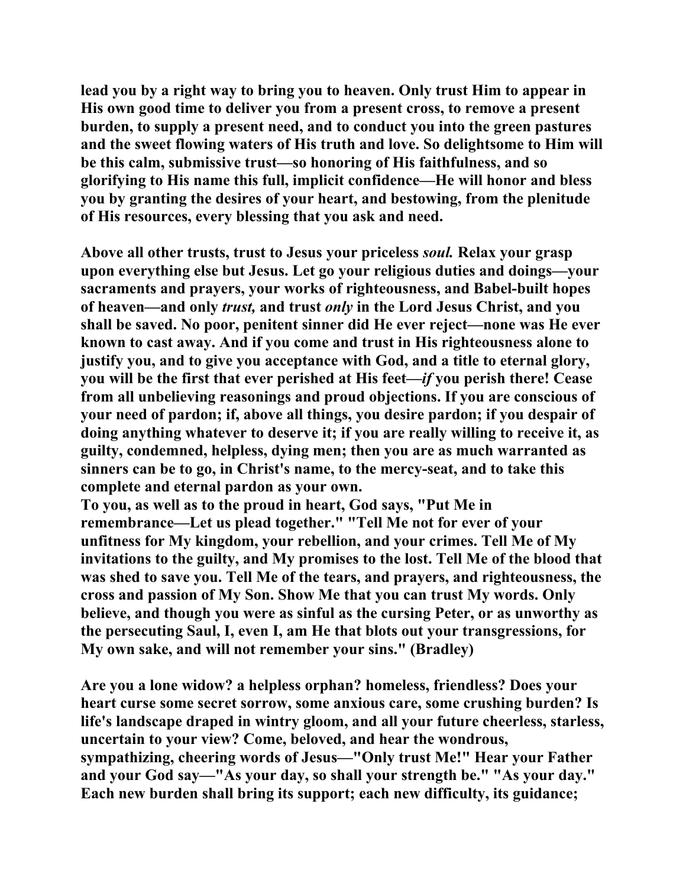**lead you by a right way to bring you to heaven. Only trust Him to appear in His own good time to deliver you from a present cross, to remove a present burden, to supply a present need, and to conduct you into the green pastures and the sweet flowing waters of His truth and love. So delightsome to Him will be this calm, submissive trust—so honoring of His faithfulness, and so glorifying to His name this full, implicit confidence—He will honor and bless you by granting the desires of your heart, and bestowing, from the plenitude of His resources, every blessing that you ask and need.**

**Above all other trusts, trust to Jesus your priceless *soul.* Relax your grasp upon everything else but Jesus. Let go your religious duties and doings—your sacraments and prayers, your works of righteousness, and Babel-built hopes of heaven—and only *trust,* and trust *only* in the Lord Jesus Christ, and you shall be saved. No poor, penitent sinner did He ever reject—none was He ever known to cast away. And if you come and trust in His righteousness alone to justify you, and to give you acceptance with God, and a title to eternal glory, you will be the first that ever perished at His feet—*if* you perish there! Cease from all unbelieving reasonings and proud objections. If you are conscious of your need of pardon; if, above all things, you desire pardon; if you despair of doing anything whatever to deserve it; if you are really willing to receive it, as guilty, condemned, helpless, dying men; then you are as much warranted as sinners can be to go, in Christ's name, to the mercy-seat, and to take this complete and eternal pardon as your own.**

**To you, as well as to the proud in heart, God says, "Put Me in remembrance—Let us plead together." "Tell Me not for ever of your unfitness for My kingdom, your rebellion, and your crimes. Tell Me of My invitations to the guilty, and My promises to the lost. Tell Me of the blood that was shed to save you. Tell Me of the tears, and prayers, and righteousness, the cross and passion of My Son. Show Me that you can trust My words. Only believe, and though you were as sinful as the cursing Peter, or as unworthy as the persecuting Saul, I, even I, am He that blots out your transgressions, for My own sake, and will not remember your sins." (Bradley)**

**Are you a lone widow? a helpless orphan? homeless, friendless? Does your heart curse some secret sorrow, some anxious care, some crushing burden? Is life's landscape draped in wintry gloom, and all your future cheerless, starless, uncertain to your view? Come, beloved, and hear the wondrous, sympathizing, cheering words of Jesus—"Only trust Me!" Hear your Father and your God say—"As your day, so shall your strength be." "As your day." Each new burden shall bring its support; each new difficulty, its guidance;**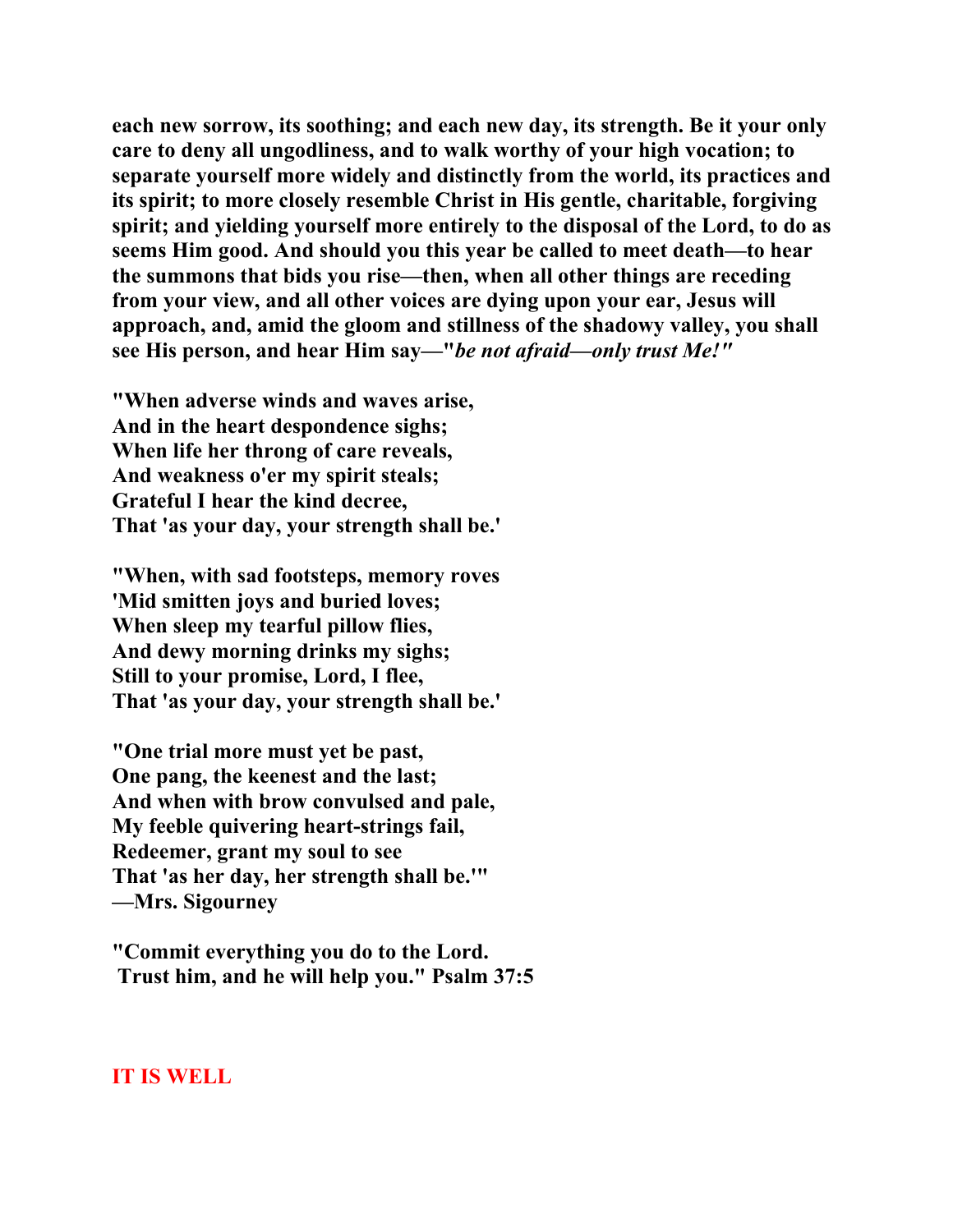**each new sorrow, its soothing; and each new day, its strength. Be it your only care to deny all ungodliness, and to walk worthy of your high vocation; to separate yourself more widely and distinctly from the world, its practices and its spirit; to more closely resemble Christ in His gentle, charitable, forgiving spirit; and yielding yourself more entirely to the disposal of the Lord, to do as seems Him good. And should you this year be called to meet death—to hear the summons that bids you rise—then, when all other things are receding from your view, and all other voices are dying upon your ear, Jesus will approach, and, amid the gloom and stillness of the shadowy valley, you shall see His person, and hear Him say—"*be not afraid—only trust Me!*"**

**"When adverse winds and waves arise,**
**And in the heart despondence sighs;**
**When life her throng of care reveals,**
**And weakness o'er my spirit steals;**
**Grateful I hear the kind decree,**
**That 'as your day, your strength shall be.'**

**"When, with sad footsteps, memory roves**
**'Mid smitten joys and buried loves;**
**When sleep my tearful pillow flies,**
**And dewy morning drinks my sighs;**
**Still to your promise, Lord, I flee,**
**That 'as your day, your strength shall be.'**

**"One trial more must yet be past,**
**One pang, the keenest and the last;**
**And when with brow convulsed and pale,**
**My feeble quivering heart-strings fail,**
**Redeemer, grant my soul to see**
**That 'as her day, her strength shall be.'"**
**—Mrs. Sigourney**

**"Commit everything you do to the Lord.**
**Trust him, and he will help you." Psalm 37:5**

## IT IS WELL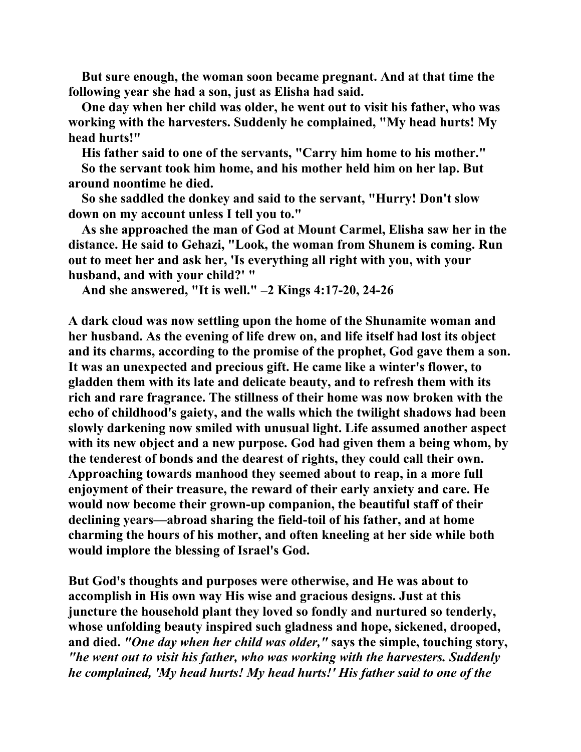**But sure enough, the woman soon became pregnant. And at that time the following year she had a son, just as Elisha had said.**

**One day when her child was older, he went out to visit his father, who was working with the harvesters. Suddenly he complained, "My head hurts! My head hurts!"**

**His father said to one of the servants, "Carry him home to his mother."**

**So the servant took him home, and his mother held him on her lap. But around noontime he died.**

**So she saddled the donkey and said to the servant, "Hurry! Don't slow down on my account unless I tell you to."**

**As she approached the man of God at Mount Carmel, Elisha saw her in the distance. He said to Gehazi, "Look, the woman from Shunem is coming. Run out to meet her and ask her, 'Is everything all right with you, with your husband, and with your child?' "**

**And she answered, "It is well." –2 Kings 4:17-20, 24-26**

**A dark cloud was now settling upon the home of the Shunamite woman and her husband. As the evening of life drew on, and life itself had lost its object and its charms, according to the promise of the prophet, God gave them a son. It was an unexpected and precious gift. He came like a winter's flower, to gladden them with its late and delicate beauty, and to refresh them with its rich and rare fragrance. The stillness of their home was now broken with the echo of childhood's gaiety, and the walls which the twilight shadows had been slowly darkening now smiled with unusual light. Life assumed another aspect with its new object and a new purpose. God had given them a being whom, by the tenderest of bonds and the dearest of rights, they could call their own. Approaching towards manhood they seemed about to reap, in a more full enjoyment of their treasure, the reward of their early anxiety and care. He would now become their grown-up companion, the beautiful staff of their declining years—abroad sharing the field-toil of his father, and at home charming the hours of his mother, and often kneeling at her side while both would implore the blessing of Israel's God.**

**But God's thoughts and purposes were otherwise, and He was about to accomplish in His own way His wise and gracious designs. Just at this juncture the household plant they loved so fondly and nurtured so tenderly, whose unfolding beauty inspired such gladness and hope, sickened, drooped, and died.** ***"One day when her child was older,"*** **says the simple, touching story,** ***"he went out to visit his father, who was working with the harvesters. Suddenly he complained, 'My head hurts! My head hurts!' His father said to one of the***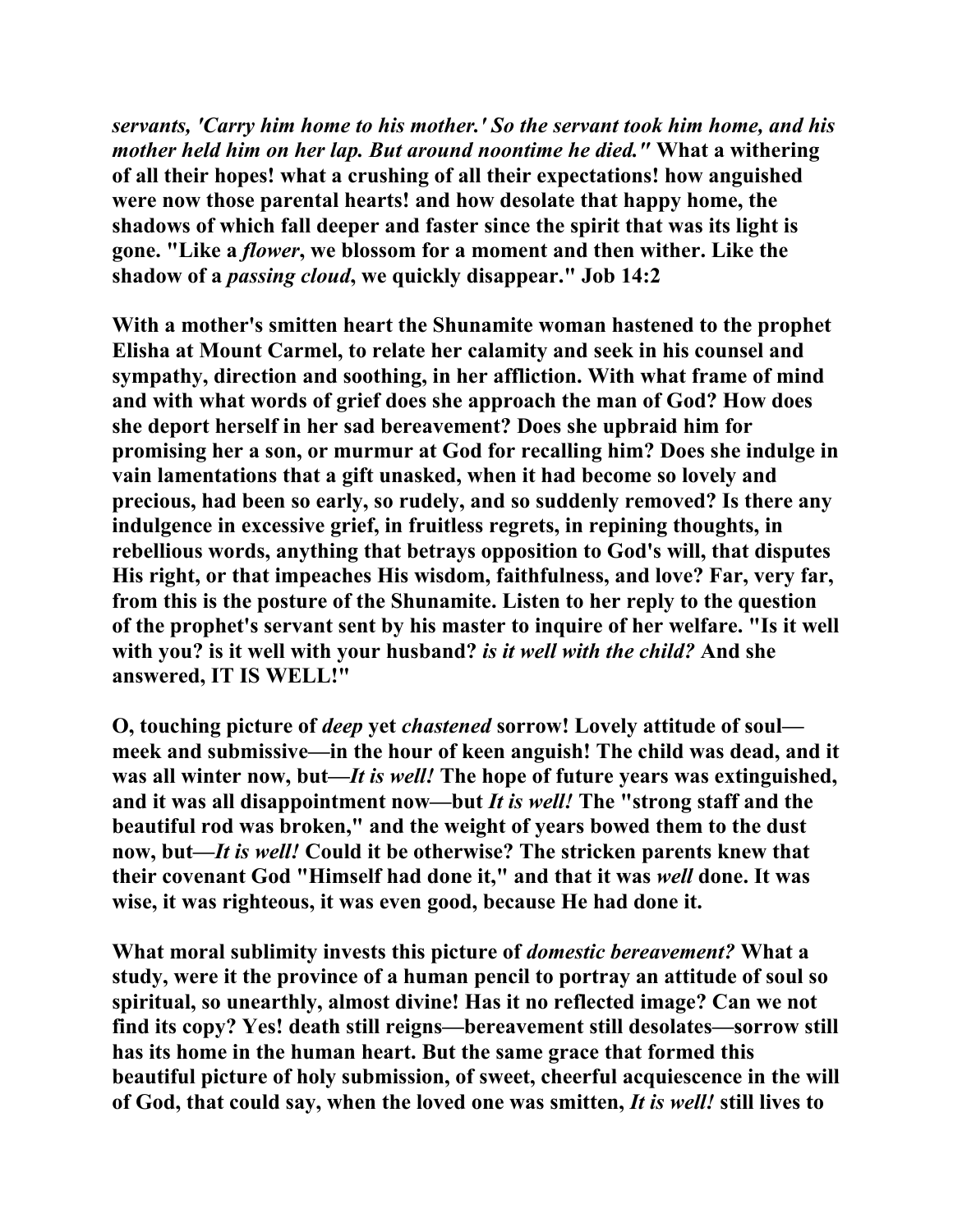*servants, 'Carry him home to his mother.' So the servant took him home, and his mother held him on her lap. But around noontime he died."* **What a withering of all their hopes! what a crushing of all their expectations! how anguished were now those parental hearts! and how desolate that happy home, the shadows of which fall deeper and faster since the spirit that was its light is gone. "Like a *flower*, we blossom for a moment and then wither. Like the shadow of a *passing cloud*, we quickly disappear." Job 14:2**

**With a mother's smitten heart the Shunamite woman hastened to the prophet Elisha at Mount Carmel, to relate her calamity and seek in his counsel and sympathy, direction and soothing, in her affliction. With what frame of mind and with what words of grief does she approach the man of God? How does she deport herself in her sad bereavement? Does she upbraid him for promising her a son, or murmur at God for recalling him? Does she indulge in vain lamentations that a gift unasked, when it had become so lovely and precious, had been so early, so rudely, and so suddenly removed? Is there any indulgence in excessive grief, in fruitless regrets, in repining thoughts, in rebellious words, anything that betrays opposition to God's will, that disputes His right, or that impeaches His wisdom, faithfulness, and love? Far, very far, from this is the posture of the Shunamite. Listen to her reply to the question of the prophet's servant sent by his master to inquire of her welfare. "Is it well with you? is it well with your husband? *is it well with the child?* And she answered, IT IS WELL!"**

**O, touching picture of *deep* yet *chastened* sorrow! Lovely attitude of soul—meek and submissive—in the hour of keen anguish! The child was dead, and it was all winter now, but—*It is well!* The hope of future years was extinguished, and it was all disappointment now—but *It is well!* The "strong staff and the beautiful rod was broken," and the weight of years bowed them to the dust now, but—*It is well!* Could it be otherwise? The stricken parents knew that their covenant God "Himself had done it," and that it was *well* done. It was wise, it was righteous, it was even good, because He had done it.**

**What moral sublimity invests this picture of *domestic bereavement?* What a study, were it the province of a human pencil to portray an attitude of soul so spiritual, so unearthly, almost divine! Has it no reflected image? Can we not find its copy? Yes! death still reigns—bereavement still desolates—sorrow still has its home in the human heart. But the same grace that formed this beautiful picture of holy submission, of sweet, cheerful acquiescence in the will of God, that could say, when the loved one was smitten, *It is well!* still lives to**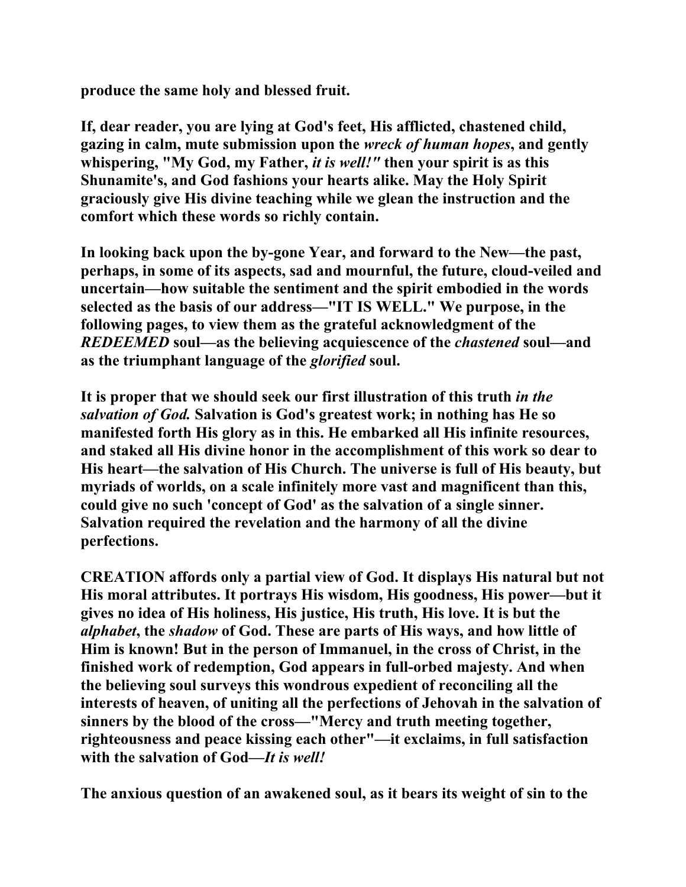**produce the same holy and blessed fruit.**

**If, dear reader, you are lying at God's feet, His afflicted, chastened child, gazing in calm, mute submission upon the *wreck of human hopes*, and gently whispering, "My God, my Father, *it is well!"* then your spirit is as this Shunamite's, and God fashions your hearts alike. May the Holy Spirit graciously give His divine teaching while we glean the instruction and the comfort which these words so richly contain.**

**In looking back upon the by-gone Year, and forward to the New—the past, perhaps, in some of its aspects, sad and mournful, the future, cloud-veiled and uncertain—how suitable the sentiment and the spirit embodied in the words selected as the basis of our address—"IT IS WELL." We purpose, in the following pages, to view them as the grateful acknowledgment of the *REDEEMED* soul—as the believing acquiescence of the *chastened* soul—and as the triumphant language of the *glorified* soul.**

**It is proper that we should seek our first illustration of this truth *in the salvation of God.* Salvation is God's greatest work; in nothing has He so manifested forth His glory as in this. He embarked all His infinite resources, and staked all His divine honor in the accomplishment of this work so dear to His heart—the salvation of His Church. The universe is full of His beauty, but myriads of worlds, on a scale infinitely more vast and magnificent than this, could give no such 'concept of God' as the salvation of a single sinner. Salvation required the revelation and the harmony of all the divine perfections.**

**CREATION affords only a partial view of God. It displays His natural but not His moral attributes. It portrays His wisdom, His goodness, His power—but it gives no idea of His holiness, His justice, His truth, His love. It is but the *alphabet*, the *shadow* of God. These are parts of His ways, and how little of Him is known! But in the person of Immanuel, in the cross of Christ, in the finished work of redemption, God appears in full-orbed majesty. And when the believing soul surveys this wondrous expedient of reconciling all the interests of heaven, of uniting all the perfections of Jehovah in the salvation of sinners by the blood of the cross—"Mercy and truth meeting together, righteousness and peace kissing each other"—it exclaims, in full satisfaction with the salvation of God—*It is well!***

**The anxious question of an awakened soul, as it bears its weight of sin to the**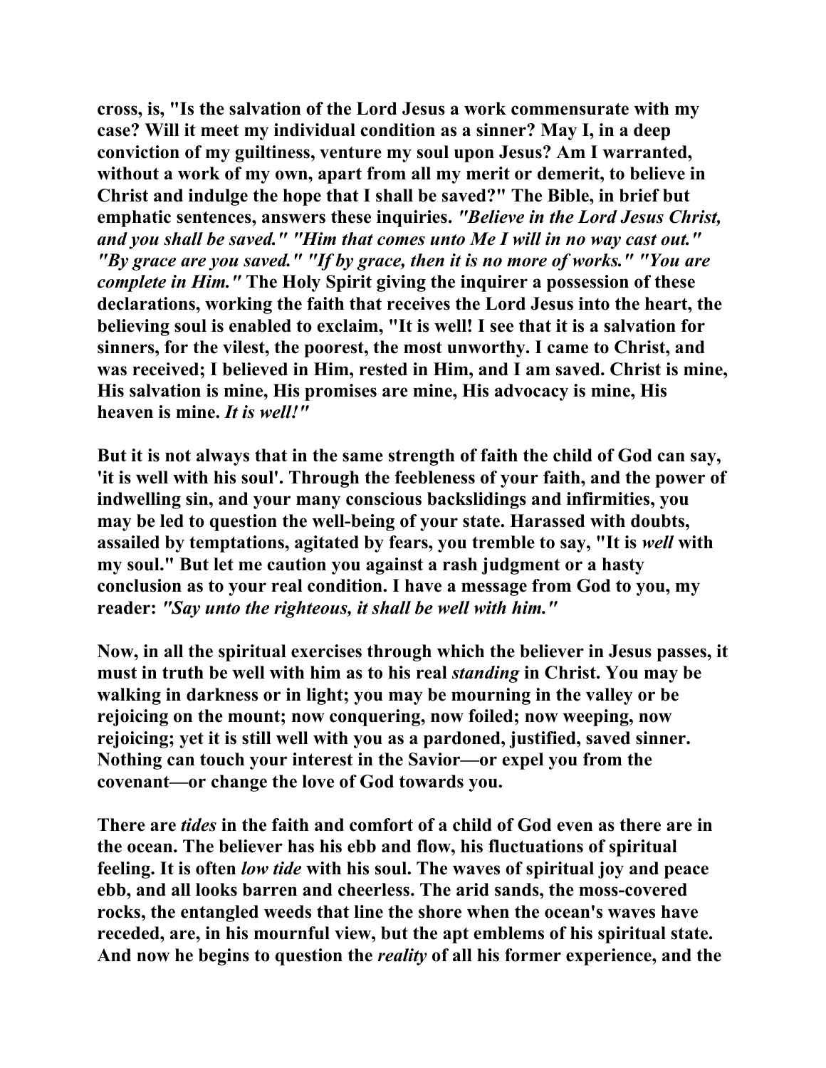cross, is, "Is the salvation of the Lord Jesus a work commensurate with my case? Will it meet my individual condition as a sinner? May I, in a deep conviction of my guiltiness, venture my soul upon Jesus? Am I warranted, without a work of my own, apart from all my merit or demerit, to believe in Christ and indulge the hope that I shall be saved?" The Bible, in brief but emphatic sentences, answers these inquiries. *"Believe in the Lord Jesus Christ, and you shall be saved." "Him that comes unto Me I will in no way cast out." "By grace are you saved." "If by grace, then it is no more of works." "You are complete in Him."* The Holy Spirit giving the inquirer a possession of these declarations, working the faith that receives the Lord Jesus into the heart, the believing soul is enabled to exclaim, "It is well! I see that it is a salvation for sinners, for the vilest, the poorest, the most unworthy. I came to Christ, and was received; I believed in Him, rested in Him, and I am saved. Christ is mine, His salvation is mine, His promises are mine, His advocacy is mine, His heaven is mine. *It is well!"*

But it is not always that in the same strength of faith the child of God can say, 'it is well with his soul'. Through the feebleness of your faith, and the power of indwelling sin, and your many conscious backslidings and infirmities, you may be led to question the well-being of your state. Harassed with doubts, assailed by temptations, agitated by fears, you tremble to say, "It is *well* with my soul." But let me caution you against a rash judgment or a hasty conclusion as to your real condition. I have a message from God to you, my reader: *"Say unto the righteous, it shall be well with him."*

Now, in all the spiritual exercises through which the believer in Jesus passes, it must in truth be well with him as to his real *standing* in Christ. You may be walking in darkness or in light; you may be mourning in the valley or be rejoicing on the mount; now conquering, now foiled; now weeping, now rejoicing; yet it is still well with you as a pardoned, justified, saved sinner. Nothing can touch your interest in the Savior—or expel you from the covenant—or change the love of God towards you.

There are *tides* in the faith and comfort of a child of God even as there are in the ocean. The believer has his ebb and flow, his fluctuations of spiritual feeling. It is often *low tide* with his soul. The waves of spiritual joy and peace ebb, and all looks barren and cheerless. The arid sands, the moss-covered rocks, the entangled weeds that line the shore when the ocean's waves have receded, are, in his mournful view, but the apt emblems of his spiritual state. And now he begins to question the *reality* of all his former experience, and the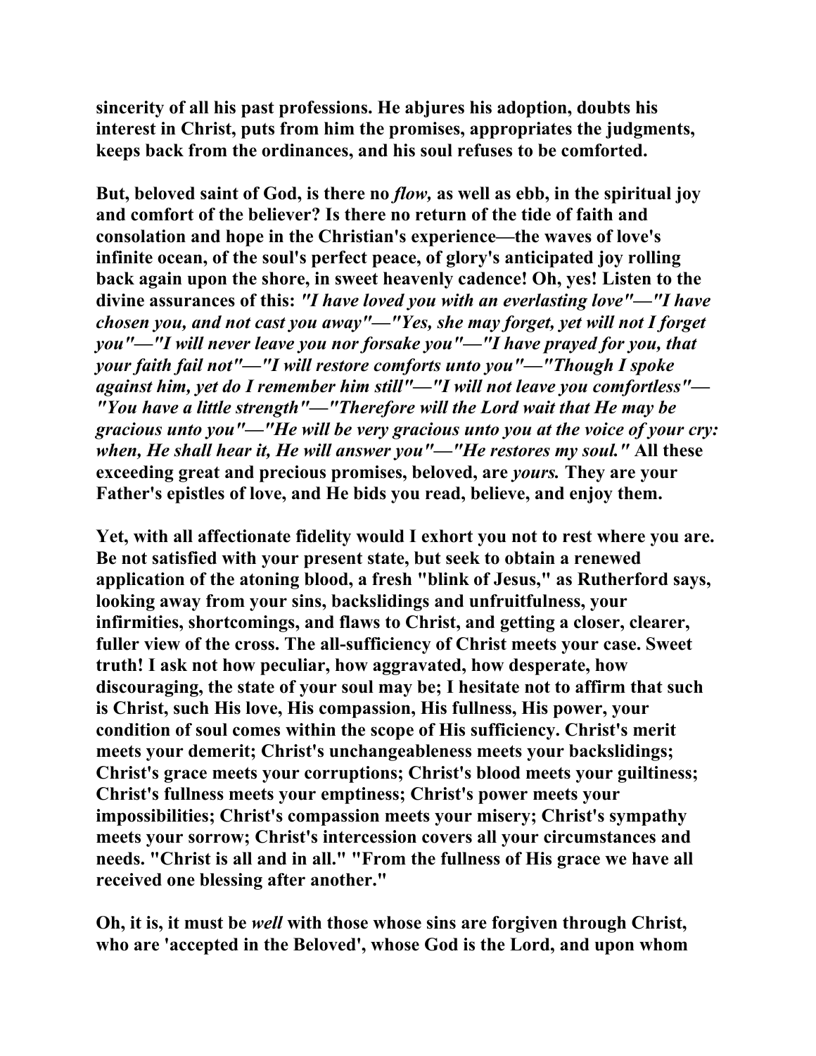**sincerity of all his past professions. He abjures his adoption, doubts his interest in Christ, puts from him the promises, appropriates the judgments, keeps back from the ordinances, and his soul refuses to be comforted.**

**But, beloved saint of God, is there no *flow,* as well as ebb, in the spiritual joy and comfort of the believer? Is there no return of the tide of faith and consolation and hope in the Christian's experience—the waves of love's infinite ocean, of the soul's perfect peace, of glory's anticipated joy rolling back again upon the shore, in sweet heavenly cadence! Oh, yes! Listen to the divine assurances of this: *"I have loved you with an everlasting love"—"I have chosen you, and not cast you away"—"Yes, she may forget, yet will not I forget you"—"I will never leave you nor forsake you"—"I have prayed for you, that your faith fail not"—"I will restore comforts unto you"—"Though I spoke against him, yet do I remember him still"—"I will not leave you comfortless"—"You have a little strength"—"Therefore will the Lord wait that He may be gracious unto you"—"He will be very gracious unto you at the voice of your cry: when, He shall hear it, He will answer you"—"He restores my soul."* All these exceeding great and precious promises, beloved, are *yours.* They are your Father's epistles of love, and He bids you read, believe, and enjoy them.**

**Yet, with all affectionate fidelity would I exhort you not to rest where you are. Be not satisfied with your present state, but seek to obtain a renewed application of the atoning blood, a fresh "blink of Jesus," as Rutherford says, looking away from your sins, backslidings and unfruitfulness, your infirmities, shortcomings, and flaws to Christ, and getting a closer, clearer, fuller view of the cross. The all-sufficiency of Christ meets your case. Sweet truth! I ask not how peculiar, how aggravated, how desperate, how discouraging, the state of your soul may be; I hesitate not to affirm that such is Christ, such His love, His compassion, His fullness, His power, your condition of soul comes within the scope of His sufficiency. Christ's merit meets your demerit; Christ's unchangeableness meets your backslidings; Christ's grace meets your corruptions; Christ's blood meets your guiltiness; Christ's fullness meets your emptiness; Christ's power meets your impossibilities; Christ's compassion meets your misery; Christ's sympathy meets your sorrow; Christ's intercession covers all your circumstances and needs. "Christ is all and in all." "From the fullness of His grace we have all received one blessing after another."**

**Oh, it is, it must be *well* with those whose sins are forgiven through Christ, who are 'accepted in the Beloved', whose God is the Lord, and upon whom**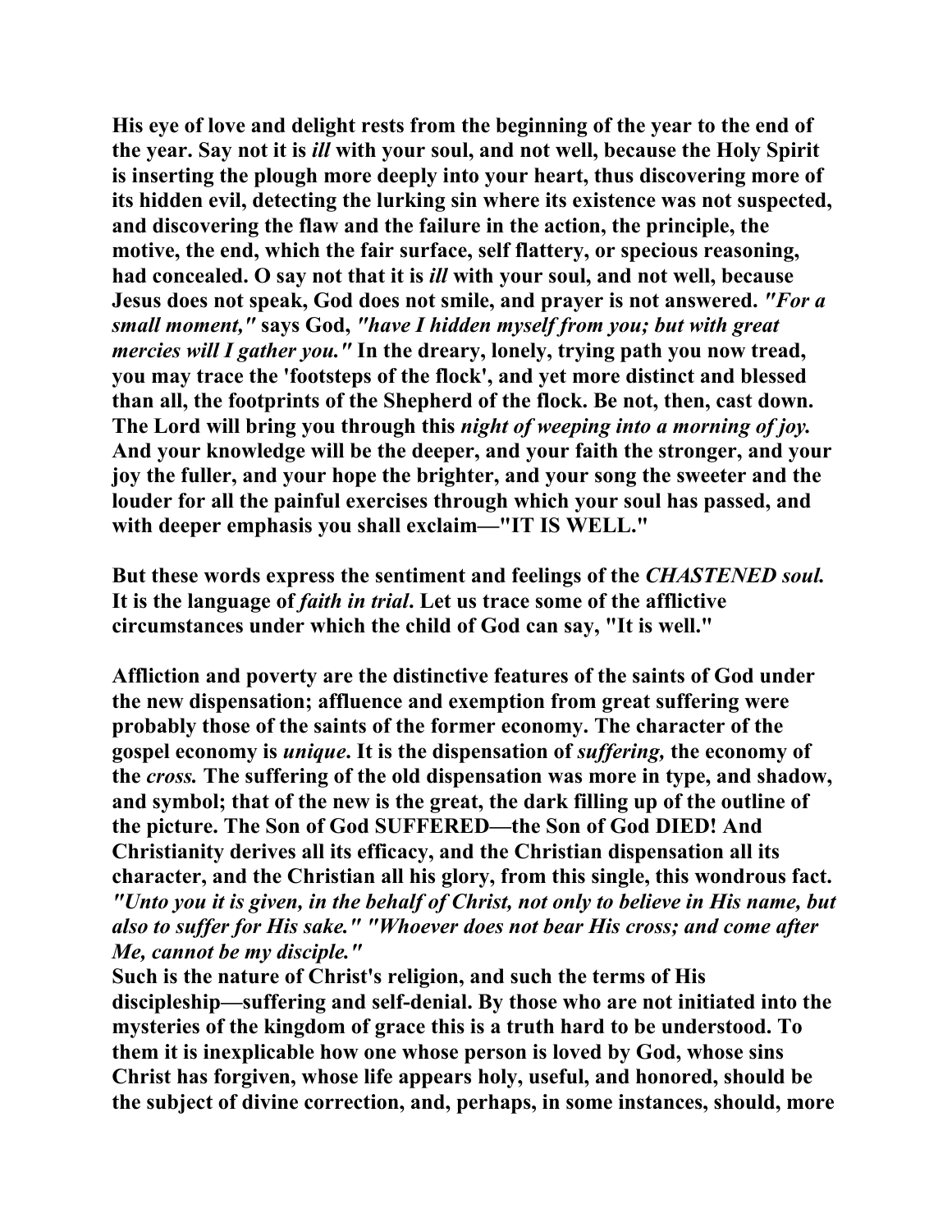His eye of love and delight rests from the beginning of the year to the end of the year. Say not it is *ill* with your soul, and not well, because the Holy Spirit is inserting the plough more deeply into your heart, thus discovering more of its hidden evil, detecting the lurking sin where its existence was not suspected, and discovering the flaw and the failure in the action, the principle, the motive, the end, which the fair surface, self flattery, or specious reasoning, had concealed. O say not that it is *ill* with your soul, and not well, because Jesus does not speak, God does not smile, and prayer is not answered. *"For a small moment,"* says God, *"have I hidden myself from you; but with great mercies will I gather you."* In the dreary, lonely, trying path you now tread, you may trace the 'footsteps of the flock', and yet more distinct and blessed than all, the footprints of the Shepherd of the flock. Be not, then, cast down. The Lord will bring you through this *night of weeping into a morning of joy.* And your knowledge will be the deeper, and your faith the stronger, and your joy the fuller, and your hope the brighter, and your song the sweeter and the louder for all the painful exercises through which your soul has passed, and with deeper emphasis you shall exclaim—"IT IS WELL."

But these words express the sentiment and feelings of the *CHASTENED soul.* It is the language of *faith in trial*. Let us trace some of the afflictive circumstances under which the child of God can say, "It is well."

Affliction and poverty are the distinctive features of the saints of God under the new dispensation; affluence and exemption from great suffering were probably those of the saints of the former economy. The character of the gospel economy is *unique*. It is the dispensation of *suffering,* the economy of the *cross.* The suffering of the old dispensation was more in type, and shadow, and symbol; that of the new is the great, the dark filling up of the outline of the picture. The Son of God SUFFERED—the Son of God DIED! And Christianity derives all its efficacy, and the Christian dispensation all its character, and the Christian all his glory, from this single, this wondrous fact. *"Unto you it is given, in the behalf of Christ, not only to believe in His name, but also to suffer for His sake." "Whoever does not bear His cross; and come after Me, cannot be my disciple."*

Such is the nature of Christ's religion, and such the terms of His discipleship—suffering and self-denial. By those who are not initiated into the mysteries of the kingdom of grace this is a truth hard to be understood. To them it is inexplicable how one whose person is loved by God, whose sins Christ has forgiven, whose life appears holy, useful, and honored, should be the subject of divine correction, and, perhaps, in some instances, should, more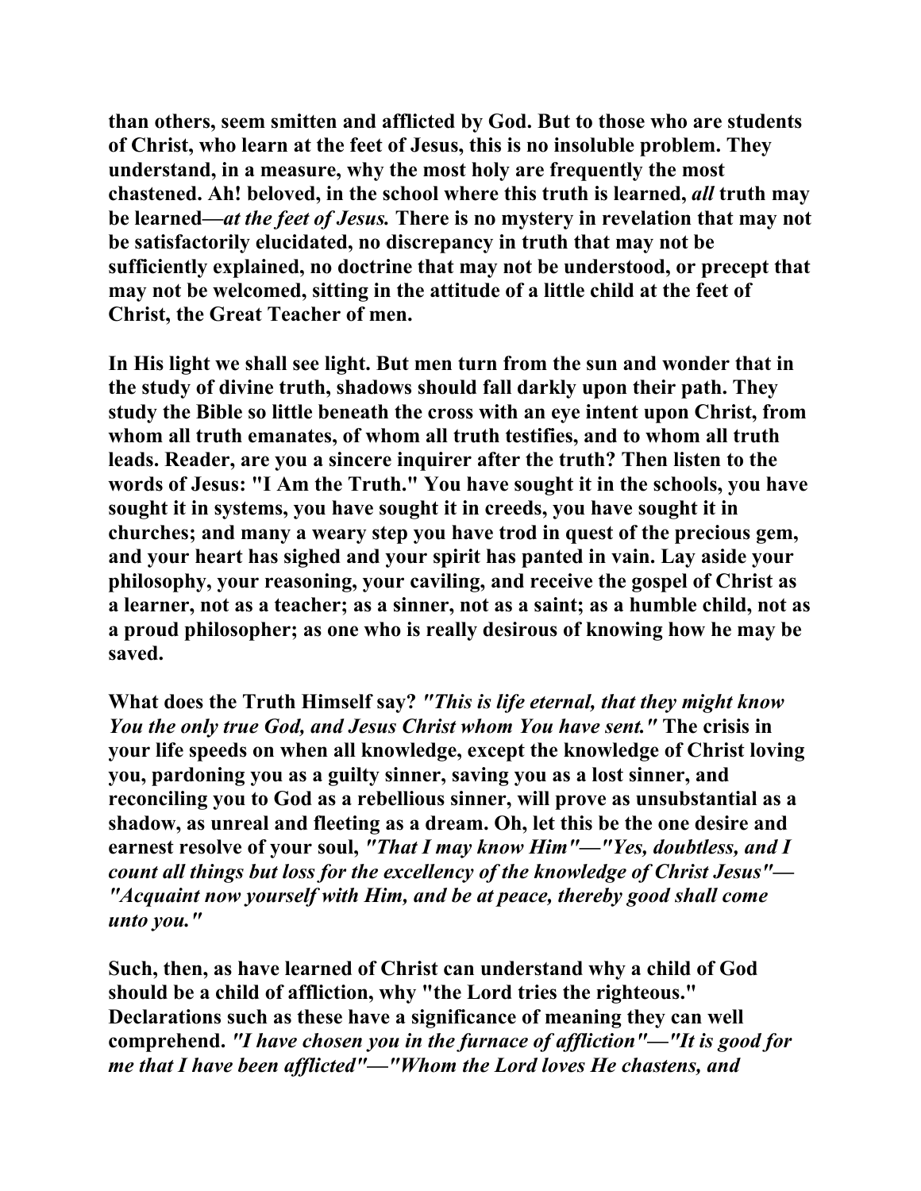**than others, seem smitten and afflicted by God. But to those who are students of Christ, who learn at the feet of Jesus, this is no insoluble problem. They understand, in a measure, why the most holy are frequently the most chastened. Ah! beloved, in the school where this truth is learned, *all* truth may be learned—*at the feet of Jesus.* There is no mystery in revelation that may not be satisfactorily elucidated, no discrepancy in truth that may not be sufficiently explained, no doctrine that may not be understood, or precept that may not be welcomed, sitting in the attitude of a little child at the feet of Christ, the Great Teacher of men.**

**In His light we shall see light. But men turn from the sun and wonder that in the study of divine truth, shadows should fall darkly upon their path. They study the Bible so little beneath the cross with an eye intent upon Christ, from whom all truth emanates, of whom all truth testifies, and to whom all truth leads. Reader, are you a sincere inquirer after the truth? Then listen to the words of Jesus: "I Am the Truth." You have sought it in the schools, you have sought it in systems, you have sought it in creeds, you have sought it in churches; and many a weary step you have trod in quest of the precious gem, and your heart has sighed and your spirit has panted in vain. Lay aside your philosophy, your reasoning, your caviling, and receive the gospel of Christ as a learner, not as a teacher; as a sinner, not as a saint; as a humble child, not as a proud philosopher; as one who is really desirous of knowing how he may be saved.**

**What does the Truth Himself say? *"This is life eternal, that they might know You the only true God, and Jesus Christ whom You have sent."* The crisis in your life speeds on when all knowledge, except the knowledge of Christ loving you, pardoning you as a guilty sinner, saving you as a lost sinner, and reconciling you to God as a rebellious sinner, will prove as unsubstantial as a shadow, as unreal and fleeting as a dream. Oh, let this be the one desire and earnest resolve of your soul, *"That I may know Him"—"Yes, doubtless, and I count all things but loss for the excellency of the knowledge of Christ Jesus"—"Acquaint now yourself with Him, and be at peace, thereby good shall come unto you."***

**Such, then, as have learned of Christ can understand why a child of God should be a child of affliction, why "the Lord tries the righteous." Declarations such as these have a significance of meaning they can well comprehend. *"I have chosen you in the furnace of affliction"—"It is good for me that I have been afflicted"—"Whom the Lord loves He chastens, and***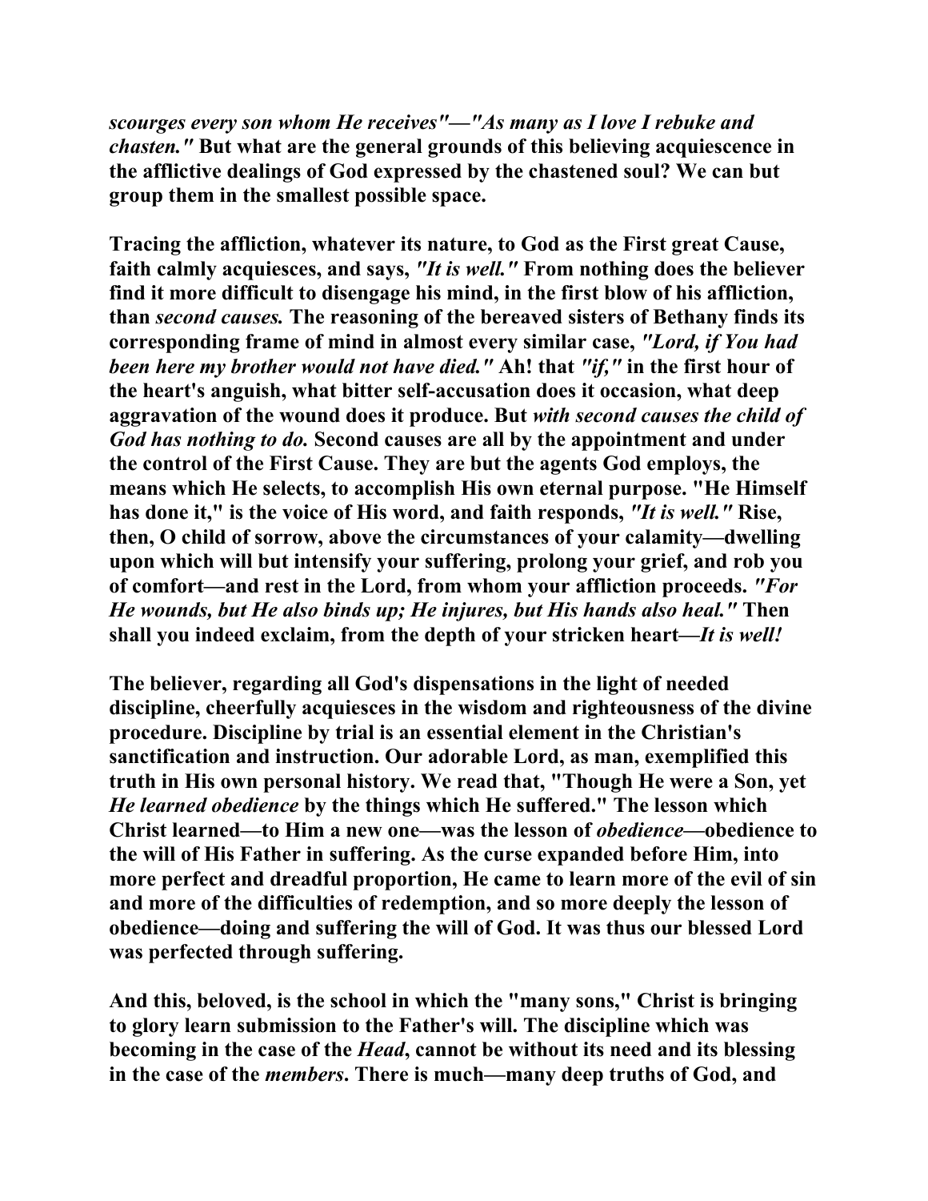*scourges every son whom He receives"—"As many as I love I rebuke and chasten."* **But what are the general grounds of this believing acquiescence in the afflictive dealings of God expressed by the chastened soul? We can but group them in the smallest possible space.**

**Tracing the affliction, whatever its nature, to God as the First great Cause, faith calmly acquiesces, and says,** *"It is well."* **From nothing does the believer find it more difficult to disengage his mind, in the first blow of his affliction, than** *second causes.* **The reasoning of the bereaved sisters of Bethany finds its corresponding frame of mind in almost every similar case,** *"Lord, if You had been here my brother would not have died."* **Ah! that** *"if,"* **in the first hour of the heart's anguish, what bitter self-accusation does it occasion, what deep aggravation of the wound does it produce. But** *with second causes the child of God has nothing to do.* **Second causes are all by the appointment and under the control of the First Cause. They are but the agents God employs, the means which He selects, to accomplish His own eternal purpose. "He Himself has done it," is the voice of His word, and faith responds,** *"It is well."* **Rise, then, O child of sorrow, above the circumstances of your calamity—dwelling upon which will but intensify your suffering, prolong your grief, and rob you of comfort—and rest in the Lord, from whom your affliction proceeds.** *"For He wounds, but He also binds up; He injures, but His hands also heal."* **Then shall you indeed exclaim, from the depth of your stricken heart—***It is well!*

**The believer, regarding all God's dispensations in the light of needed discipline, cheerfully acquiesces in the wisdom and righteousness of the divine procedure. Discipline by trial is an essential element in the Christian's sanctification and instruction. Our adorable Lord, as man, exemplified this truth in His own personal history. We read that, "Though He were a Son, yet** *He learned obedience* **by the things which He suffered." The lesson which Christ learned—to Him a new one—was the lesson of** *obedience***—obedience to the will of His Father in suffering. As the curse expanded before Him, into more perfect and dreadful proportion, He came to learn more of the evil of sin and more of the difficulties of redemption, and so more deeply the lesson of obedience—doing and suffering the will of God. It was thus our blessed Lord was perfected through suffering.**

**And this, beloved, is the school in which the "many sons," Christ is bringing to glory learn submission to the Father's will. The discipline which was becoming in the case of the** *Head***, cannot be without its need and its blessing in the case of the** *members***. There is much—many deep truths of God, and**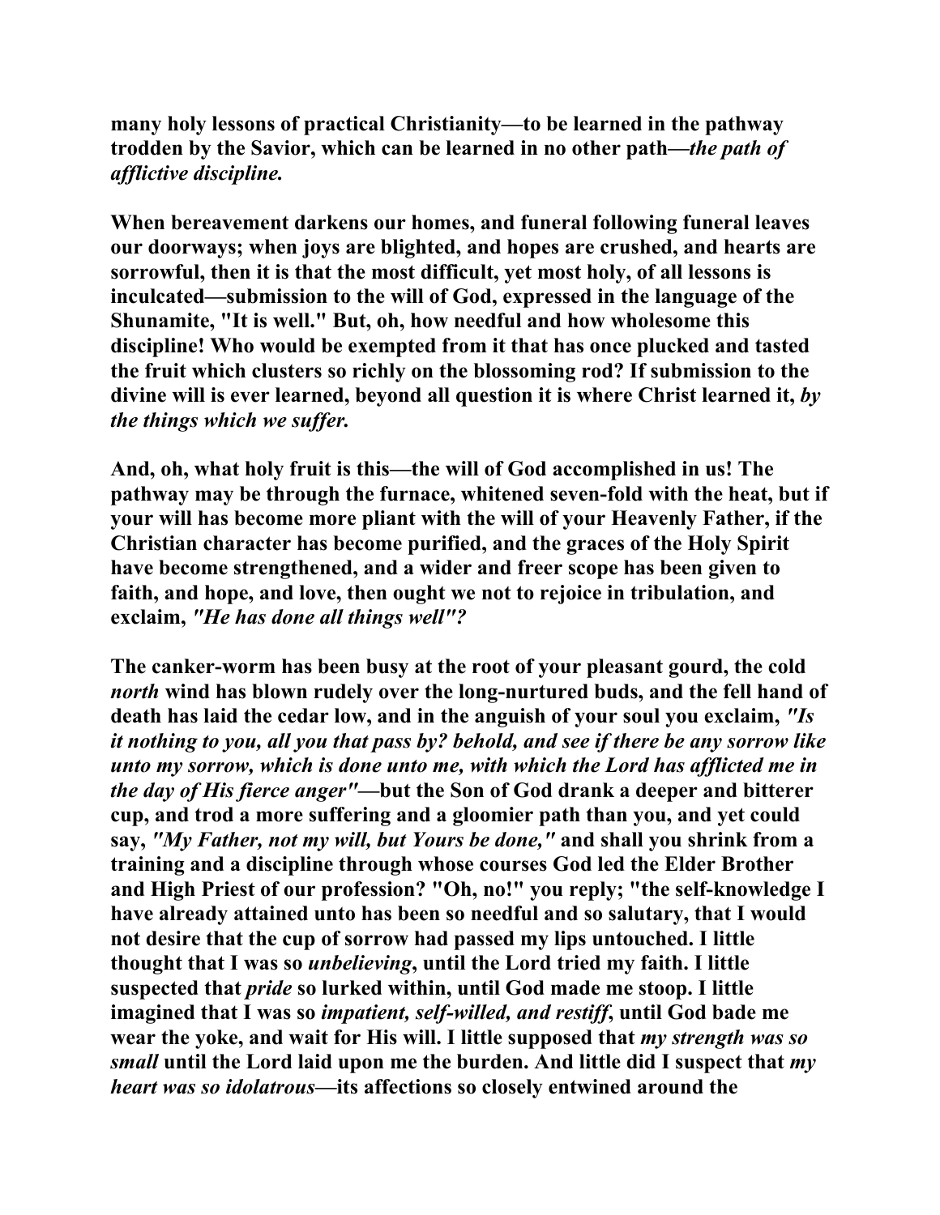**many holy lessons of practical Christianity—to be learned in the pathway trodden by the Savior, which can be learned in no other path—*the path of afflictive discipline.***

**When bereavement darkens our homes, and funeral following funeral leaves our doorways; when joys are blighted, and hopes are crushed, and hearts are sorrowful, then it is that the most difficult, yet most holy, of all lessons is inculcated—submission to the will of God, expressed in the language of the Shunamite, "It is well." But, oh, how needful and how wholesome this discipline! Who would be exempted from it that has once plucked and tasted the fruit which clusters so richly on the blossoming rod? If submission to the divine will is ever learned, beyond all question it is where Christ learned it, *by the things which we suffer.***

**And, oh, what holy fruit is this—the will of God accomplished in us! The pathway may be through the furnace, whitened seven-fold with the heat, but if your will has become more pliant with the will of your Heavenly Father, if the Christian character has become purified, and the graces of the Holy Spirit have become strengthened, and a wider and freer scope has been given to faith, and hope, and love, then ought we not to rejoice in tribulation, and exclaim, *"He has done all things well"*?**

**The canker-worm has been busy at the root of your pleasant gourd, the cold *north* wind has blown rudely over the long-nurtured buds, and the fell hand of death has laid the cedar low, and in the anguish of your soul you exclaim, *"Is it nothing to you, all you that pass by? behold, and see if there be any sorrow like unto my sorrow, which is done unto me, with which the Lord has afflicted me in the day of His fierce anger"*—but the Son of God drank a deeper and bitterer cup, and trod a more suffering and a gloomier path than you, and yet could say, *"My Father, not my will, but Yours be done,"* and shall you shrink from a training and a discipline through whose courses God led the Elder Brother and High Priest of our profession? "Oh, no!" you reply; "the self-knowledge I have already attained unto has been so needful and so salutary, that I would not desire that the cup of sorrow had passed my lips untouched. I little thought that I was so *unbelieving*, until the Lord tried my faith. I little suspected that *pride* so lurked within, until God made me stoop. I little imagined that I was so *impatient, self-willed, and restiff*, until God bade me wear the yoke, and wait for His will. I little supposed that *my strength was so small* until the Lord laid upon me the burden. And little did I suspect that *my heart was so idolatrous*—its affections so closely entwined around the**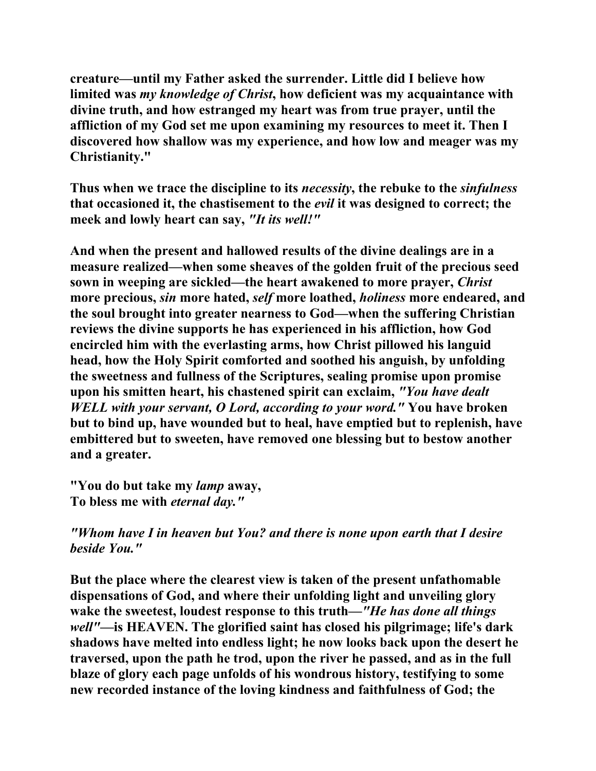creature—until my Father asked the surrender. Little did I believe how limited was *my knowledge of Christ*, how deficient was my acquaintance with divine truth, and how estranged my heart was from true prayer, until the affliction of my God set me upon examining my resources to meet it. Then I discovered how shallow was my experience, and how low and meager was my Christianity."

Thus when we trace the discipline to its *necessity*, the rebuke to the *sinfulness* that occasioned it, the chastisement to the *evil* it was designed to correct; the meek and lowly heart can say, *"It its well!"*

And when the present and hallowed results of the divine dealings are in a measure realized—when some sheaves of the golden fruit of the precious seed sown in weeping are sickled—the heart awakened to more prayer, *Christ* more precious, *sin* more hated, *self* more loathed, *holiness* more endeared, and the soul brought into greater nearness to God—when the suffering Christian reviews the divine supports he has experienced in his affliction, how God encircled him with the everlasting arms, how Christ pillowed his languid head, how the Holy Spirit comforted and soothed his anguish, by unfolding the sweetness and fullness of the Scriptures, sealing promise upon promise upon his smitten heart, his chastened spirit can exclaim, *"You have dealt WELL with your servant, O Lord, according to your word."* You have broken but to bind up, have wounded but to heal, have emptied but to replenish, have embittered but to sweeten, have removed one blessing but to bestow another and a greater.

"You do but take my *lamp* away,
To bless me with *eternal day."*

*"Whom have I in heaven but You? and there is none upon earth that I desire beside You."*

But the place where the clearest view is taken of the present unfathomable dispensations of God, and where their unfolding light and unveiling glory wake the sweetest, loudest response to this truth—*"He has done all things well"*—is HEAVEN. The glorified saint has closed his pilgrimage; life's dark shadows have melted into endless light; he now looks back upon the desert he traversed, upon the path he trod, upon the river he passed, and as in the full blaze of glory each page unfolds of his wondrous history, testifying to some new recorded instance of the loving kindness and faithfulness of God; the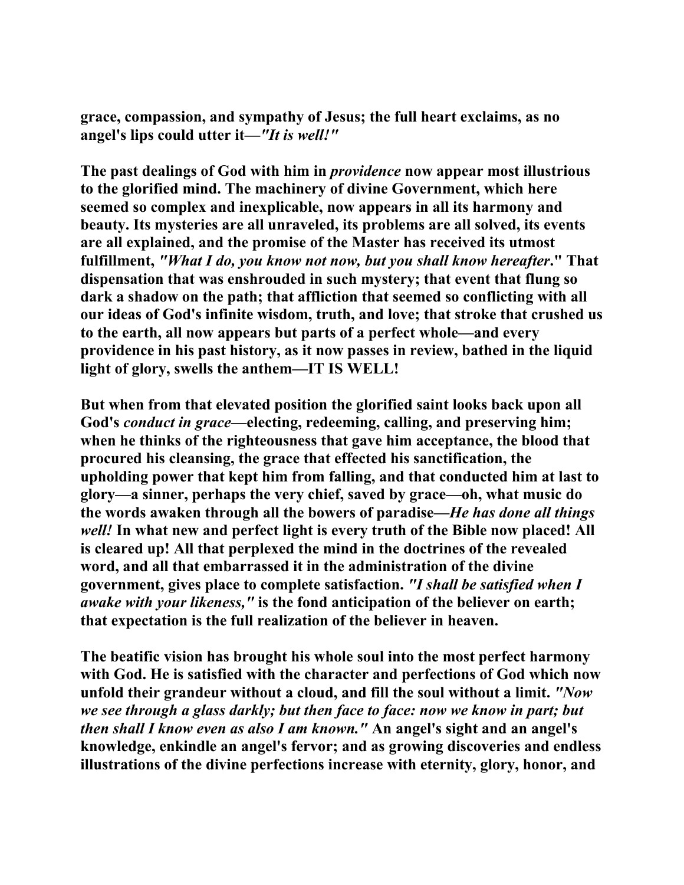grace, compassion, and sympathy of Jesus; the full heart exclaims, as no angel's lips could utter it—*"It is well!"*

The past dealings of God with him in *providence* now appear most illustrious to the glorified mind. The machinery of divine Government, which here seemed so complex and inexplicable, now appears in all its harmony and beauty. Its mysteries are all unraveled, its problems are all solved, its events are all explained, and the promise of the Master has received its utmost fulfillment, *"What I do, you know not now, but you shall know hereafter*." That dispensation that was enshrouded in such mystery; that event that flung so dark a shadow on the path; that affliction that seemed so conflicting with all our ideas of God's infinite wisdom, truth, and love; that stroke that crushed us to the earth, all now appears but parts of a perfect whole—and every providence in his past history, as it now passes in review, bathed in the liquid light of glory, swells the anthem—IT IS WELL!

But when from that elevated position the glorified saint looks back upon all God's *conduct in grace*—electing, redeeming, calling, and preserving him; when he thinks of the righteousness that gave him acceptance, the blood that procured his cleansing, the grace that effected his sanctification, the upholding power that kept him from falling, and that conducted him at last to glory—a sinner, perhaps the very chief, saved by grace—oh, what music do the words awaken through all the bowers of paradise—*He has done all things well!* In what new and perfect light is every truth of the Bible now placed! All is cleared up! All that perplexed the mind in the doctrines of the revealed word, and all that embarrassed it in the administration of the divine government, gives place to complete satisfaction. *"I shall be satisfied when I awake with your likeness,"* is the fond anticipation of the believer on earth; that expectation is the full realization of the believer in heaven.

The beatific vision has brought his whole soul into the most perfect harmony with God. He is satisfied with the character and perfections of God which now unfold their grandeur without a cloud, and fill the soul without a limit. *"Now we see through a glass darkly; but then face to face: now we know in part; but then shall I know even as also I am known."* An angel's sight and an angel's knowledge, enkindle an angel's fervor; and as growing discoveries and endless illustrations of the divine perfections increase with eternity, glory, honor, and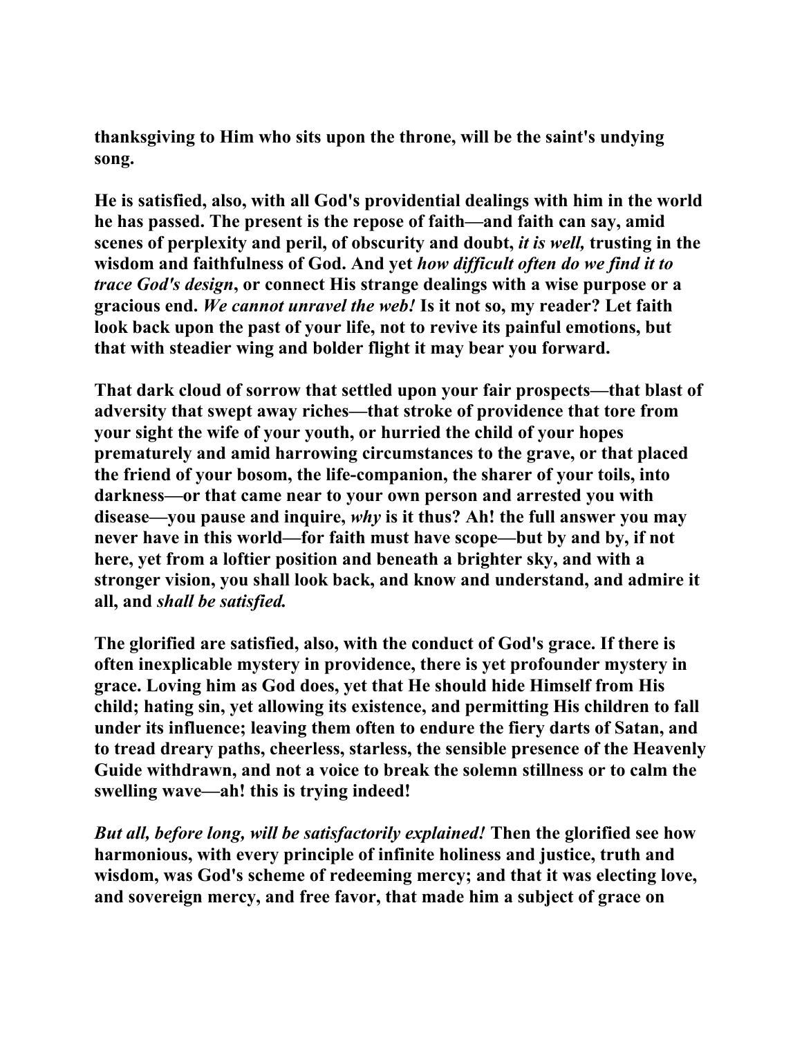thanksgiving to Him who sits upon the throne, will be the saint's undying song.

He is satisfied, also, with all God's providential dealings with him in the world he has passed. The present is the repose of faith—and faith can say, amid scenes of perplexity and peril, of obscurity and doubt, *it is well,* trusting in the wisdom and faithfulness of God. And yet *how difficult often do we find it to trace God's design*, or connect His strange dealings with a wise purpose or a gracious end. *We cannot unravel the web!* Is it not so, my reader? Let faith look back upon the past of your life, not to revive its painful emotions, but that with steadier wing and bolder flight it may bear you forward.

That dark cloud of sorrow that settled upon your fair prospects—that blast of adversity that swept away riches—that stroke of providence that tore from your sight the wife of your youth, or hurried the child of your hopes prematurely and amid harrowing circumstances to the grave, or that placed the friend of your bosom, the life-companion, the sharer of your toils, into darkness—or that came near to your own person and arrested you with disease—you pause and inquire, *why* is it thus? Ah! the full answer you may never have in this world—for faith must have scope—but by and by, if not here, yet from a loftier position and beneath a brighter sky, and with a stronger vision, you shall look back, and know and understand, and admire it all, and *shall be satisfied.*

The glorified are satisfied, also, with the conduct of God's grace. If there is often inexplicable mystery in providence, there is yet profounder mystery in grace. Loving him as God does, yet that He should hide Himself from His child; hating sin, yet allowing its existence, and permitting His children to fall under its influence; leaving them often to endure the fiery darts of Satan, and to tread dreary paths, cheerless, starless, the sensible presence of the Heavenly Guide withdrawn, and not a voice to break the solemn stillness or to calm the swelling wave—ah! this is trying indeed!

*But all, before long, will be satisfactorily explained!* Then the glorified see how harmonious, with every principle of infinite holiness and justice, truth and wisdom, was God's scheme of redeeming mercy; and that it was electing love, and sovereign mercy, and free favor, that made him a subject of grace on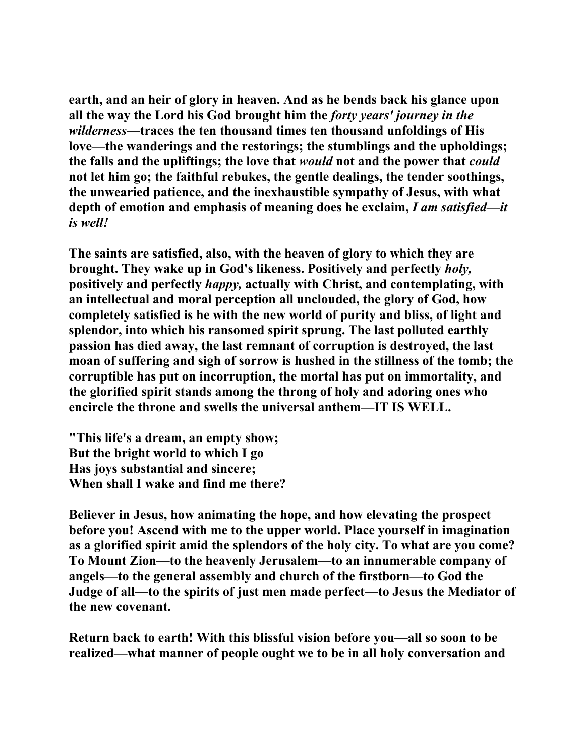**earth, and an heir of glory in heaven. And as he bends back his glance upon all the way the Lord his God brought him the *forty years' journey in the wilderness*—traces the ten thousand times ten thousand unfoldings of His love—the wanderings and the restorings; the stumblings and the upholdings; the falls and the upliftings; the love that *would* not and the power that *could* not let him go; the faithful rebukes, the gentle dealings, the tender soothings, the unwearied patience, and the inexhaustible sympathy of Jesus, with what depth of emotion and emphasis of meaning does he exclaim, *I am satisfied—it is well!***

**The saints are satisfied, also, with the heaven of glory to which they are brought. They wake up in God's likeness. Positively and perfectly *holy,* positively and perfectly *happy,* actually with Christ, and contemplating, with an intellectual and moral perception all unclouded, the glory of God, how completely satisfied is he with the new world of purity and bliss, of light and splendor, into which his ransomed spirit sprung. The last polluted earthly passion has died away, the last remnant of corruption is destroyed, the last moan of suffering and sigh of sorrow is hushed in the stillness of the tomb; the corruptible has put on incorruption, the mortal has put on immortality, and the glorified spirit stands among the throng of holy and adoring ones who encircle the throne and swells the universal anthem—IT IS WELL.**

**"This life's a dream, an empty show;**
**But the bright world to which I go**
**Has joys substantial and sincere;**
**When shall I wake and find me there?**

**Believer in Jesus, how animating the hope, and how elevating the prospect before you! Ascend with me to the upper world. Place yourself in imagination as a glorified spirit amid the splendors of the holy city. To what are you come? To Mount Zion—to the heavenly Jerusalem—to an innumerable company of angels—to the general assembly and church of the firstborn—to God the Judge of all—to the spirits of just men made perfect—to Jesus the Mediator of the new covenant.**

**Return back to earth! With this blissful vision before you—all so soon to be realized—what manner of people ought we to be in all holy conversation and**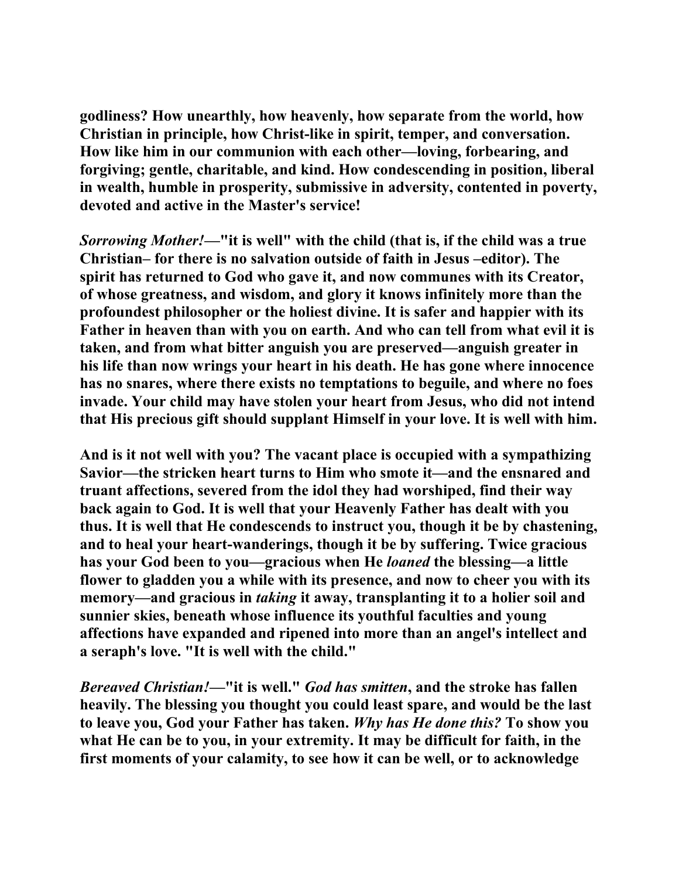**godliness? How unearthly, how heavenly, how separate from the world, how Christian in principle, how Christ-like in spirit, temper, and conversation. How like him in our communion with each other—loving, forbearing, and forgiving; gentle, charitable, and kind. How condescending in position, liberal in wealth, humble in prosperity, submissive in adversity, contented in poverty, devoted and active in the Master's service!**

***Sorrowing Mother!*—"it is well" with the child (that is, if the child was a true Christian– for there is no salvation outside of faith in Jesus –editor). The spirit has returned to God who gave it, and now communes with its Creator, of whose greatness, and wisdom, and glory it knows infinitely more than the profoundest philosopher or the holiest divine. It is safer and happier with its Father in heaven than with you on earth. And who can tell from what evil it is taken, and from what bitter anguish you are preserved—anguish greater in his life than now wrings your heart in his death. He has gone where innocence has no snares, where there exists no temptations to beguile, and where no foes invade. Your child may have stolen your heart from Jesus, who did not intend that His precious gift should supplant Himself in your love. It is well with him.**

**And is it not well with you? The vacant place is occupied with a sympathizing Savior—the stricken heart turns to Him who smote it—and the ensnared and truant affections, severed from the idol they had worshiped, find their way back again to God. It is well that your Heavenly Father has dealt with you thus. It is well that He condescends to instruct you, though it be by chastening, and to heal your heart-wanderings, though it be by suffering. Twice gracious has your God been to you—gracious when He *loaned* the blessing—a little flower to gladden you a while with its presence, and now to cheer you with its memory—and gracious in *taking* it away, transplanting it to a holier soil and sunnier skies, beneath whose influence its youthful faculties and young affections have expanded and ripened into more than an angel's intellect and a seraph's love. "It is well with the child."**

***Bereaved Christian!*—"it is well." *God has smitten*, and the stroke has fallen heavily. The blessing you thought you could least spare, and would be the last to leave you, God your Father has taken. *Why has He done this?* To show you what He can be to you, in your extremity. It may be difficult for faith, in the first moments of your calamity, to see how it can be well, or to acknowledge**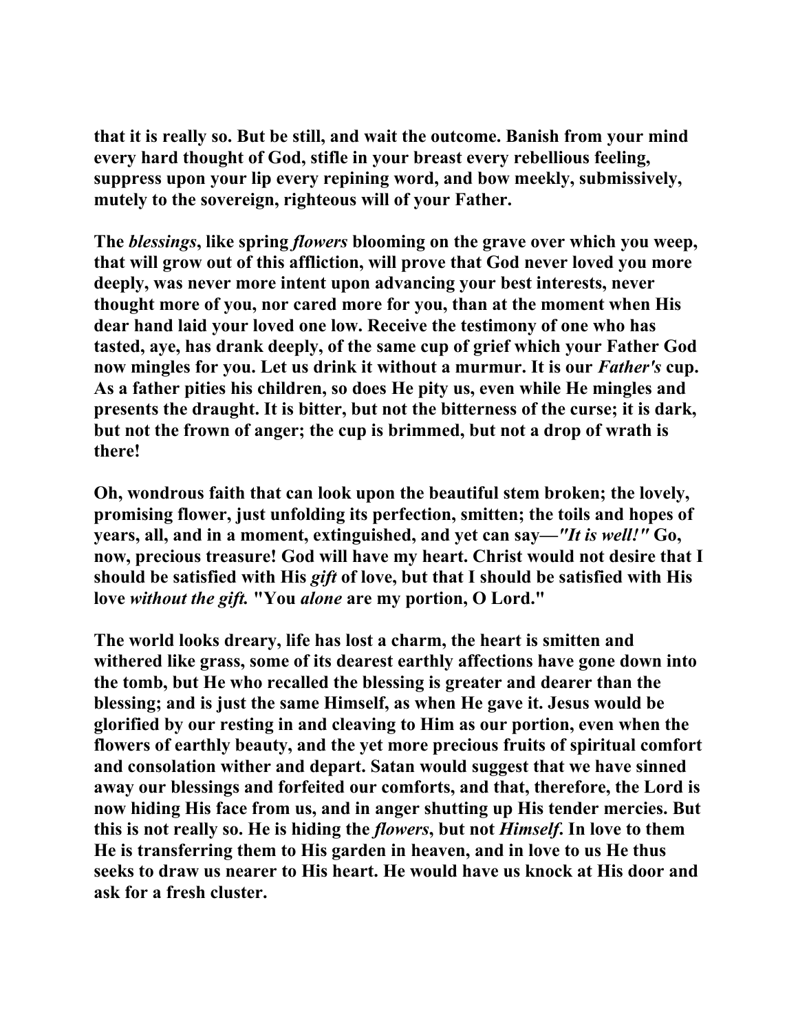that it is really so. But be still, and wait the outcome. Banish from your mind every hard thought of God, stifle in your breast every rebellious feeling, suppress upon your lip every repining word, and bow meekly, submissively, mutely to the sovereign, righteous will of your Father.

The *blessings*, like spring *flowers* blooming on the grave over which you weep, that will grow out of this affliction, will prove that God never loved you more deeply, was never more intent upon advancing your best interests, never thought more of you, nor cared more for you, than at the moment when His dear hand laid your loved one low. Receive the testimony of one who has tasted, aye, has drank deeply, of the same cup of grief which your Father God now mingles for you. Let us drink it without a murmur. It is our *Father's* cup. As a father pities his children, so does He pity us, even while He mingles and presents the draught. It is bitter, but not the bitterness of the curse; it is dark, but not the frown of anger; the cup is brimmed, but not a drop of wrath is there!

Oh, wondrous faith that can look upon the beautiful stem broken; the lovely, promising flower, just unfolding its perfection, smitten; the toils and hopes of years, all, and in a moment, extinguished, and yet can say—*"It is well!"* Go, now, precious treasure! God will have my heart. Christ would not desire that I should be satisfied with His *gift* of love, but that I should be satisfied with His love *without the gift.* "You *alone* are my portion, O Lord."

The world looks dreary, life has lost a charm, the heart is smitten and withered like grass, some of its dearest earthly affections have gone down into the tomb, but He who recalled the blessing is greater and dearer than the blessing; and is just the same Himself, as when He gave it. Jesus would be glorified by our resting in and cleaving to Him as our portion, even when the flowers of earthly beauty, and the yet more precious fruits of spiritual comfort and consolation wither and depart. Satan would suggest that we have sinned away our blessings and forfeited our comforts, and that, therefore, the Lord is now hiding His face from us, and in anger shutting up His tender mercies. But this is not really so. He is hiding the *flowers*, but not *Himself*. In love to them He is transferring them to His garden in heaven, and in love to us He thus seeks to draw us nearer to His heart. He would have us knock at His door and ask for a fresh cluster.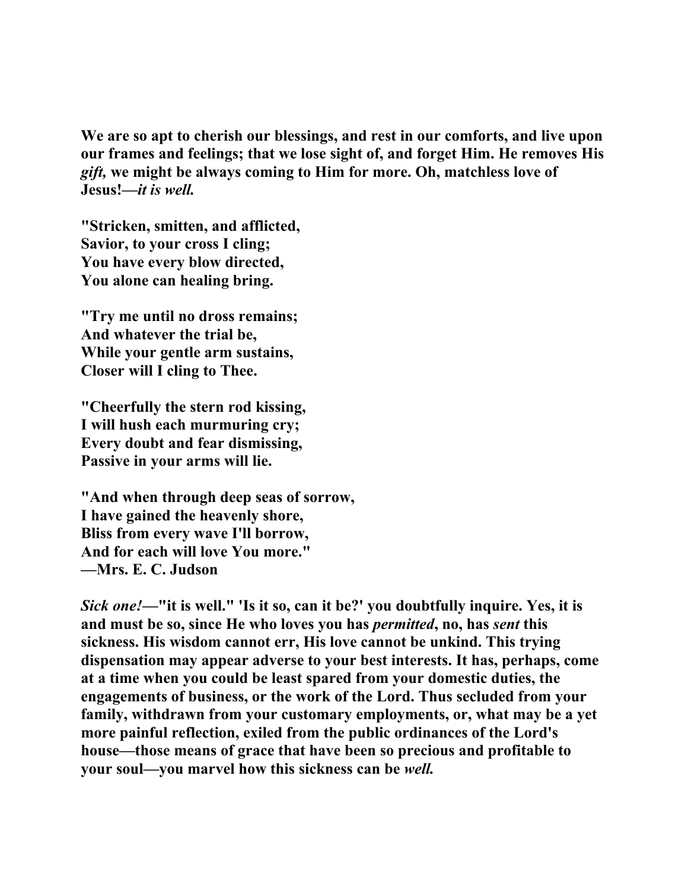**We are so apt to cherish our blessings, and rest in our comforts, and live upon our frames and feelings; that we lose sight of, and forget Him. He removes His *gift,* we might be always coming to Him for more. Oh, matchless love of Jesus!—*it is well.***

**"Stricken, smitten, and afflicted,
Savior, to your cross I cling;
You have every blow directed,
You alone can healing bring.**

**"Try me until no dross remains;
And whatever the trial be,
While your gentle arm sustains,
Closer will I cling to Thee.**

**"Cheerfully the stern rod kissing,
I will hush each murmuring cry;
Every doubt and fear dismissing,
Passive in your arms will lie.**

**"And when through deep seas of sorrow,
I have gained the heavenly shore,
Bliss from every wave I'll borrow,
And for each will love You more."
—Mrs. E. C. Judson**

***Sick one!*—"it is well." 'Is it so, can it be?' you doubtfully inquire. Yes, it is and must be so, since He who loves you has *permitted*, no, has *sent* this sickness. His wisdom cannot err, His love cannot be unkind. This trying dispensation may appear adverse to your best interests. It has, perhaps, come at a time when you could be least spared from your domestic duties, the engagements of business, or the work of the Lord. Thus secluded from your family, withdrawn from your customary employments, or, what may be a yet more painful reflection, exiled from the public ordinances of the Lord's house—those means of grace that have been so precious and profitable to your soul—you marvel how this sickness can be *well.***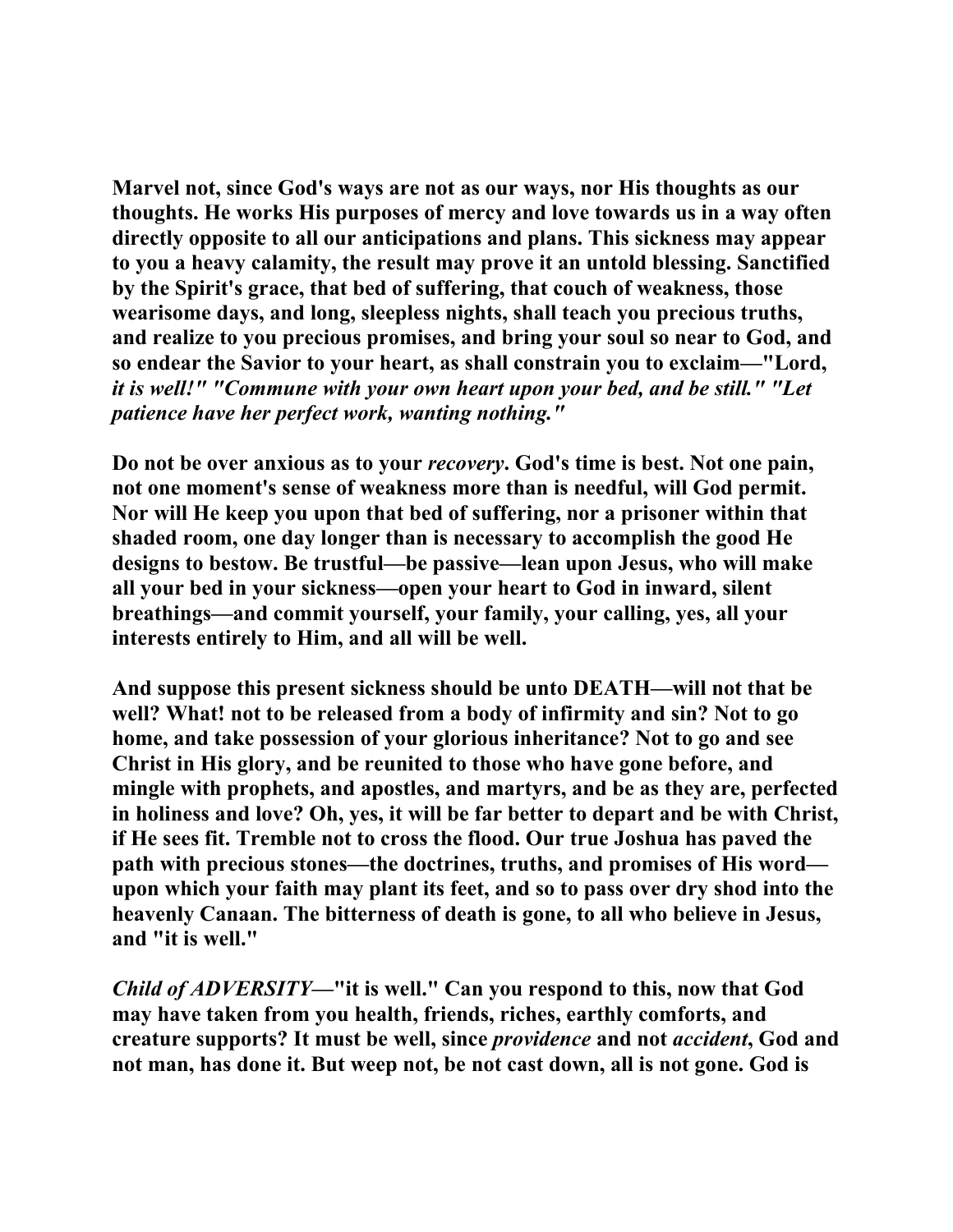Marvel not, since God's ways are not as our ways, nor His thoughts as our thoughts. He works His purposes of mercy and love towards us in a way often directly opposite to all our anticipations and plans. This sickness may appear to you a heavy calamity, the result may prove it an untold blessing. Sanctified by the Spirit's grace, that bed of suffering, that couch of weakness, those wearisome days, and long, sleepless nights, shall teach you precious truths, and realize to you precious promises, and bring your soul so near to God, and so endear the Savior to your heart, as shall constrain you to exclaim—"Lord, *it is well!" "Commune with your own heart upon your bed, and be still." "Let patience have her perfect work, wanting nothing."*

Do not be over anxious as to your *recovery*. God's time is best. Not one pain, not one moment's sense of weakness more than is needful, will God permit. Nor will He keep you upon that bed of suffering, nor a prisoner within that shaded room, one day longer than is necessary to accomplish the good He designs to bestow. Be trustful—be passive—lean upon Jesus, who will make all your bed in your sickness—open your heart to God in inward, silent breathings—and commit yourself, your family, your calling, yes, all your interests entirely to Him, and all will be well.

And suppose this present sickness should be unto DEATH—will not that be well? What! not to be released from a body of infirmity and sin? Not to go home, and take possession of your glorious inheritance? Not to go and see Christ in His glory, and be reunited to those who have gone before, and mingle with prophets, and apostles, and martyrs, and be as they are, perfected in holiness and love? Oh, yes, it will be far better to depart and be with Christ, if He sees fit. Tremble not to cross the flood. Our true Joshua has paved the path with precious stones—the doctrines, truths, and promises of His word—upon which your faith may plant its feet, and so to pass over dry shod into the heavenly Canaan. The bitterness of death is gone, to all who believe in Jesus, and "it is well."

*Child of ADVERSITY*—"it is well." Can you respond to this, now that God may have taken from you health, friends, riches, earthly comforts, and creature supports? It must be well, since *providence* and not *accident*, God and not man, has done it. But weep not, be not cast down, all is not gone. God is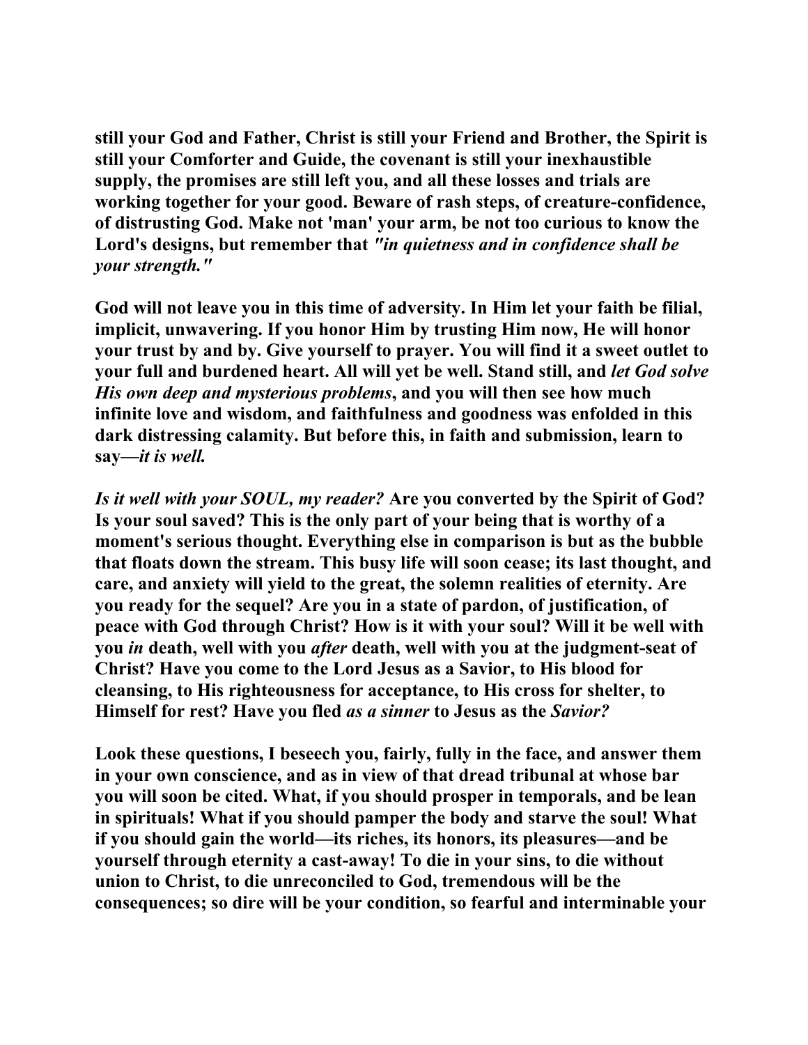**still your God and Father, Christ is still your Friend and Brother, the Spirit is still your Comforter and Guide, the covenant is still your inexhaustible supply, the promises are still left you, and all these losses and trials are working together for your good. Beware of rash steps, of creature-confidence, of distrusting God. Make not 'man' your arm, be not too curious to know the Lord's designs, but remember that *"in quietness and in confidence shall be your strength."***

**God will not leave you in this time of adversity. In Him let your faith be filial, implicit, unwavering. If you honor Him by trusting Him now, He will honor your trust by and by. Give yourself to prayer. You will find it a sweet outlet to your full and burdened heart. All will yet be well. Stand still, and *let God solve His own deep and mysterious problems*, and you will then see how much infinite love and wisdom, and faithfulness and goodness was enfolded in this dark distressing calamity. But before this, in faith and submission, learn to say—*it is well.***

***Is it well with your SOUL, my reader?* Are you converted by the Spirit of God? Is your soul saved? This is the only part of your being that is worthy of a moment's serious thought. Everything else in comparison is but as the bubble that floats down the stream. This busy life will soon cease; its last thought, and care, and anxiety will yield to the great, the solemn realities of eternity. Are you ready for the sequel? Are you in a state of pardon, of justification, of peace with God through Christ? How is it with your soul? Will it be well with you *in* death, well with you *after* death, well with you at the judgment-seat of Christ? Have you come to the Lord Jesus as a Savior, to His blood for cleansing, to His righteousness for acceptance, to His cross for shelter, to Himself for rest? Have you fled *as a sinner* to Jesus as the *Savior?***

**Look these questions, I beseech you, fairly, fully in the face, and answer them in your own conscience, and as in view of that dread tribunal at whose bar you will soon be cited. What, if you should prosper in temporals, and be lean in spirituals! What if you should pamper the body and starve the soul! What if you should gain the world—its riches, its honors, its pleasures—and be yourself through eternity a cast-away! To die in your sins, to die without union to Christ, to die unreconciled to God, tremendous will be the consequences; so dire will be your condition, so fearful and interminable your**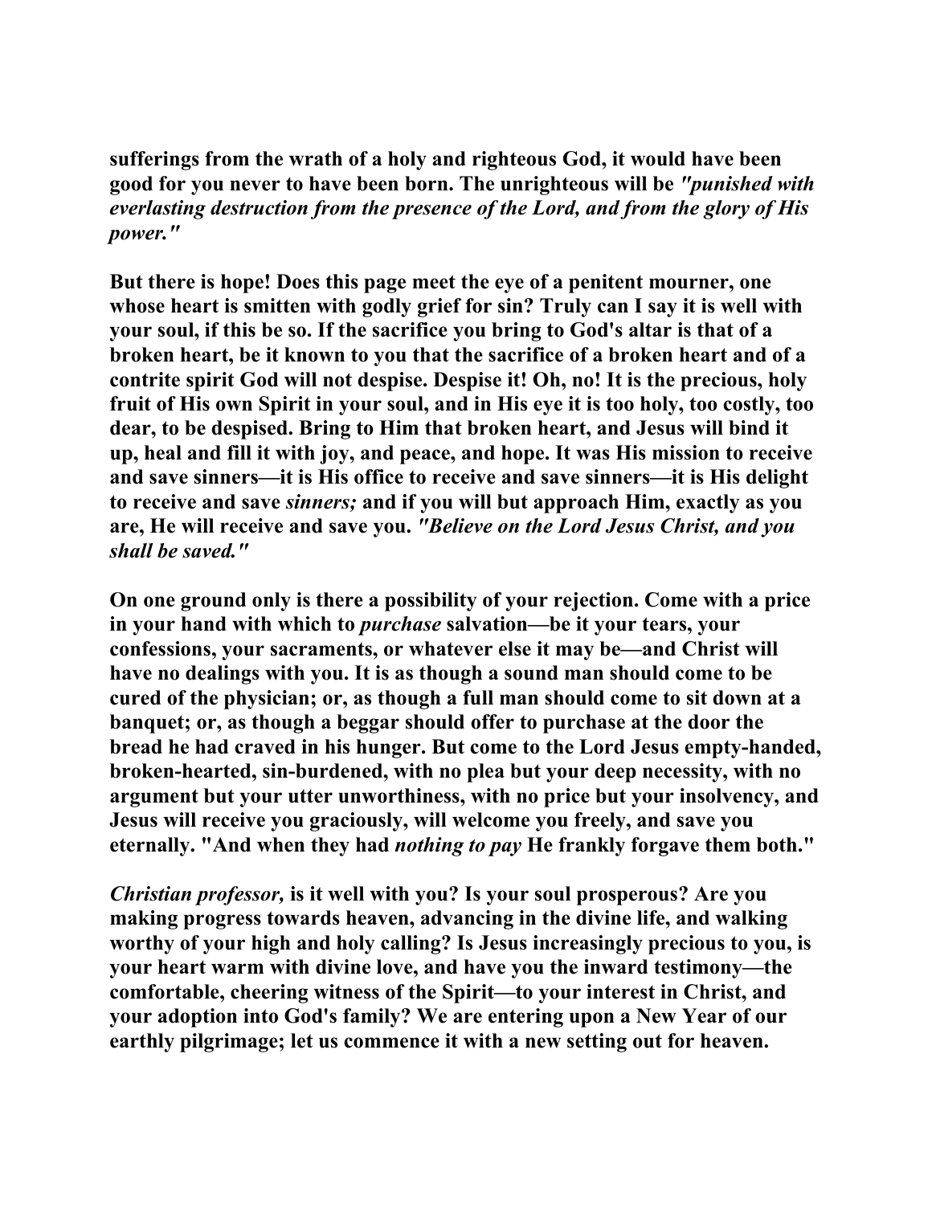**sufferings from the wrath of a holy and righteous God, it would have been good for you never to have been born. The unrighteous will be *"punished with everlasting destruction from the presence of the Lord, and from the glory of His power."***

**But there is hope! Does this page meet the eye of a penitent mourner, one whose heart is smitten with godly grief for sin? Truly can I say it is well with your soul, if this be so. If the sacrifice you bring to God's altar is that of a broken heart, be it known to you that the sacrifice of a broken heart and of a contrite spirit God will not despise. Despise it! Oh, no! It is the precious, holy fruit of His own Spirit in your soul, and in His eye it is too holy, too costly, too dear, to be despised. Bring to Him that broken heart, and Jesus will bind it up, heal and fill it with joy, and peace, and hope. It was His mission to receive and save sinners—it is His office to receive and save sinners—it is His delight to receive and save *sinners;* and if you will but approach Him, exactly as you are, He will receive and save you. *"Believe on the Lord Jesus Christ, and you shall be saved."***

**On one ground only is there a possibility of your rejection. Come with a price in your hand with which to *purchase* salvation—be it your tears, your confessions, your sacraments, or whatever else it may be—and Christ will have no dealings with you. It is as though a sound man should come to be cured of the physician; or, as though a full man should come to sit down at a banquet; or, as though a beggar should offer to purchase at the door the bread he had craved in his hunger. But come to the Lord Jesus empty-handed, broken-hearted, sin-burdened, with no plea but your deep necessity, with no argument but your utter unworthiness, with no price but your insolvency, and Jesus will receive you graciously, will welcome you freely, and save you eternally. "And when they had *nothing to pay* He frankly forgave them both."**

***Christian professor,* is it well with you? Is your soul prosperous? Are you making progress towards heaven, advancing in the divine life, and walking worthy of your high and holy calling? Is Jesus increasingly precious to you, is your heart warm with divine love, and have you the inward testimony—the comfortable, cheering witness of the Spirit—to your interest in Christ, and your adoption into God's family? We are entering upon a New Year of our earthly pilgrimage; let us commence it with a new setting out for heaven.**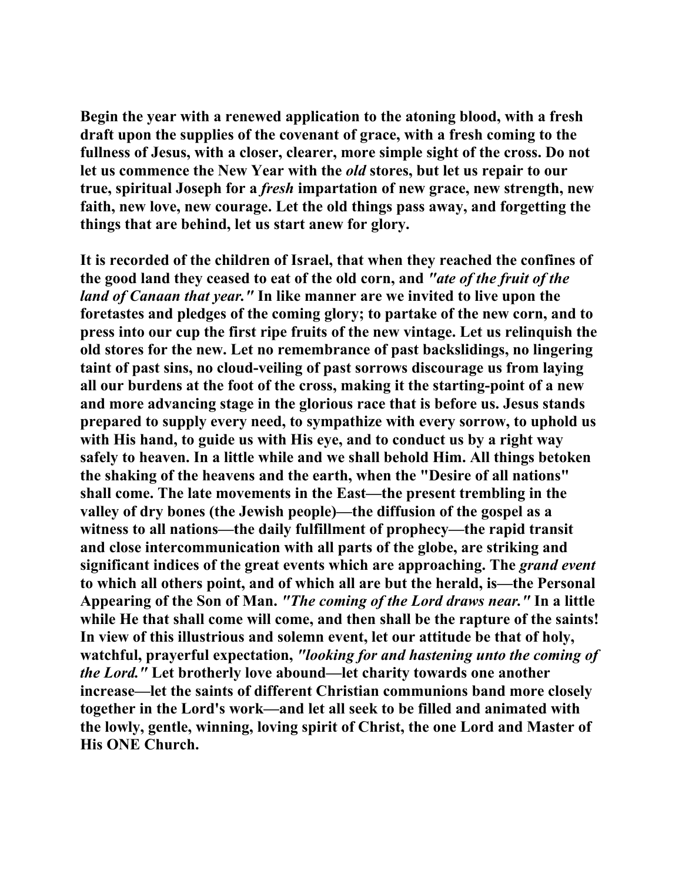**Begin the year with a renewed application to the atoning blood, with a fresh draft upon the supplies of the covenant of grace, with a fresh coming to the fullness of Jesus, with a closer, clearer, more simple sight of the cross. Do not let us commence the New Year with the *old* stores, but let us repair to our true, spiritual Joseph for a *fresh* impartation of new grace, new strength, new faith, new love, new courage. Let the old things pass away, and forgetting the things that are behind, let us start anew for glory.**

**It is recorded of the children of Israel, that when they reached the confines of the good land they ceased to eat of the old corn, and *"ate of the fruit of the land of Canaan that year."* In like manner are we invited to live upon the foretastes and pledges of the coming glory; to partake of the new corn, and to press into our cup the first ripe fruits of the new vintage. Let us relinquish the old stores for the new. Let no remembrance of past backslidings, no lingering taint of past sins, no cloud-veiling of past sorrows discourage us from laying all our burdens at the foot of the cross, making it the starting-point of a new and more advancing stage in the glorious race that is before us. Jesus stands prepared to supply every need, to sympathize with every sorrow, to uphold us with His hand, to guide us with His eye, and to conduct us by a right way safely to heaven. In a little while and we shall behold Him. All things betoken the shaking of the heavens and the earth, when the "Desire of all nations" shall come. The late movements in the East—the present trembling in the valley of dry bones (the Jewish people)—the diffusion of the gospel as a witness to all nations—the daily fulfillment of prophecy—the rapid transit and close intercommunication with all parts of the globe, are striking and significant indices of the great events which are approaching. The *grand event* to which all others point, and of which all are but the herald, is—the Personal Appearing of the Son of Man. *"The coming of the Lord draws near."* In a little while He that shall come will come, and then shall be the rapture of the saints! In view of this illustrious and solemn event, let our attitude be that of holy, watchful, prayerful expectation, *"looking for and hastening unto the coming of the Lord."* Let brotherly love abound—let charity towards one another increase—let the saints of different Christian communions band more closely together in the Lord's work—and let all seek to be filled and animated with the lowly, gentle, winning, loving spirit of Christ, the one Lord and Master of His ONE Church.**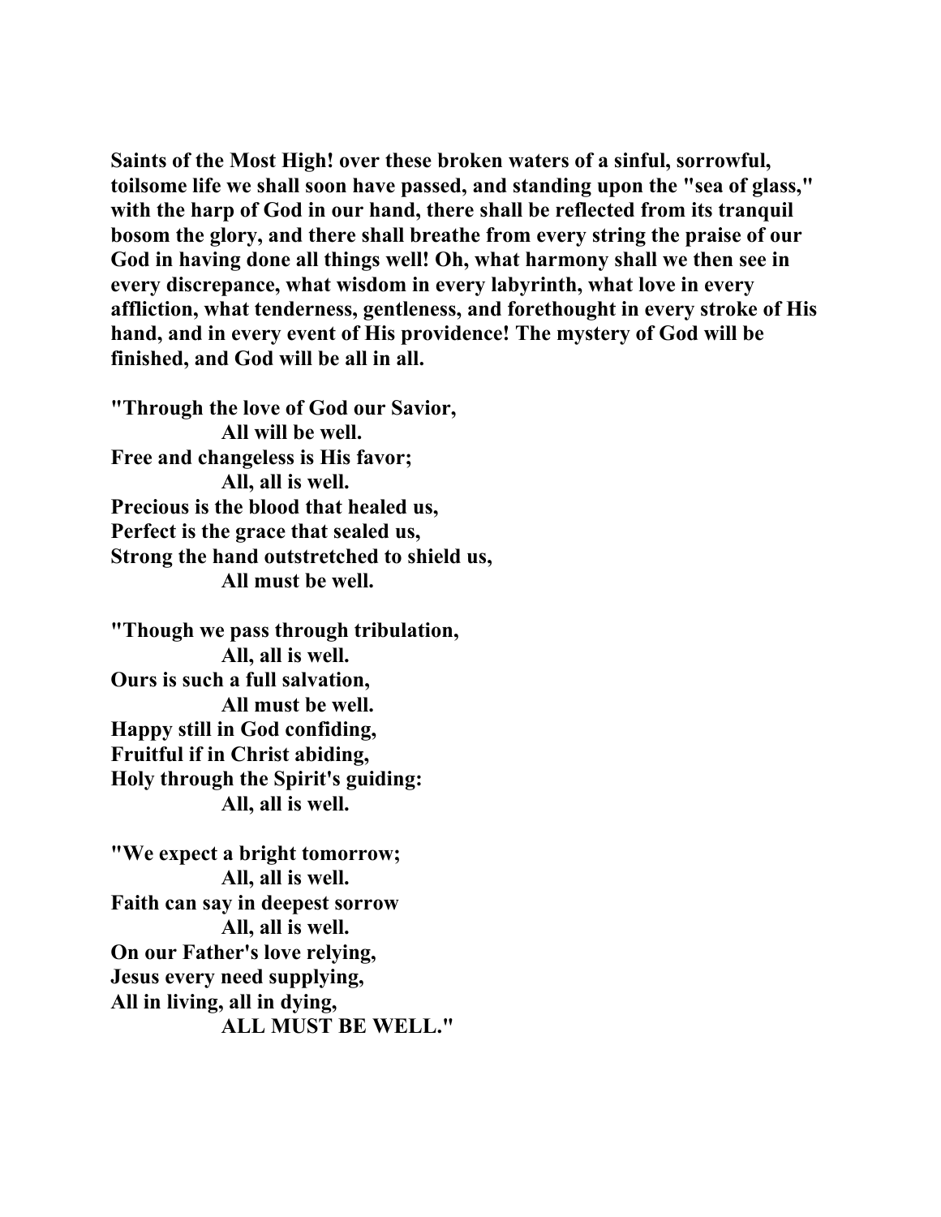**Saints of the Most High! over these broken waters of a sinful, sorrowful, toilsome life we shall soon have passed, and standing upon the "sea of glass," with the harp of God in our hand, there shall be reflected from its tranquil bosom the glory, and there shall breathe from every string the praise of our God in having done all things well! Oh, what harmony shall we then see in every discrepance, what wisdom in every labyrinth, what love in every affliction, what tenderness, gentleness, and forethought in every stroke of His hand, and in every event of His providence! The mystery of God will be finished, and God will be all in all.**

**"Through the love of God our Savior,**
**All will be well.**
**Free and changeless is His favor;**
**All, all is well.**
**Precious is the blood that healed us,**
**Perfect is the grace that sealed us,**
**Strong the hand outstretched to shield us,**
**All must be well.**

**"Though we pass through tribulation,**
**All, all is well.**
**Ours is such a full salvation,**
**All must be well.**
**Happy still in God confiding,**
**Fruitful if in Christ abiding,**
**Holy through the Spirit's guiding:**
**All, all is well.**

**"We expect a bright tomorrow;**
**All, all is well.**
**Faith can say in deepest sorrow**
**All, all is well.**
**On our Father's love relying,**
**Jesus every need supplying,**
**All in living, all in dying,**
**ALL MUST BE WELL."**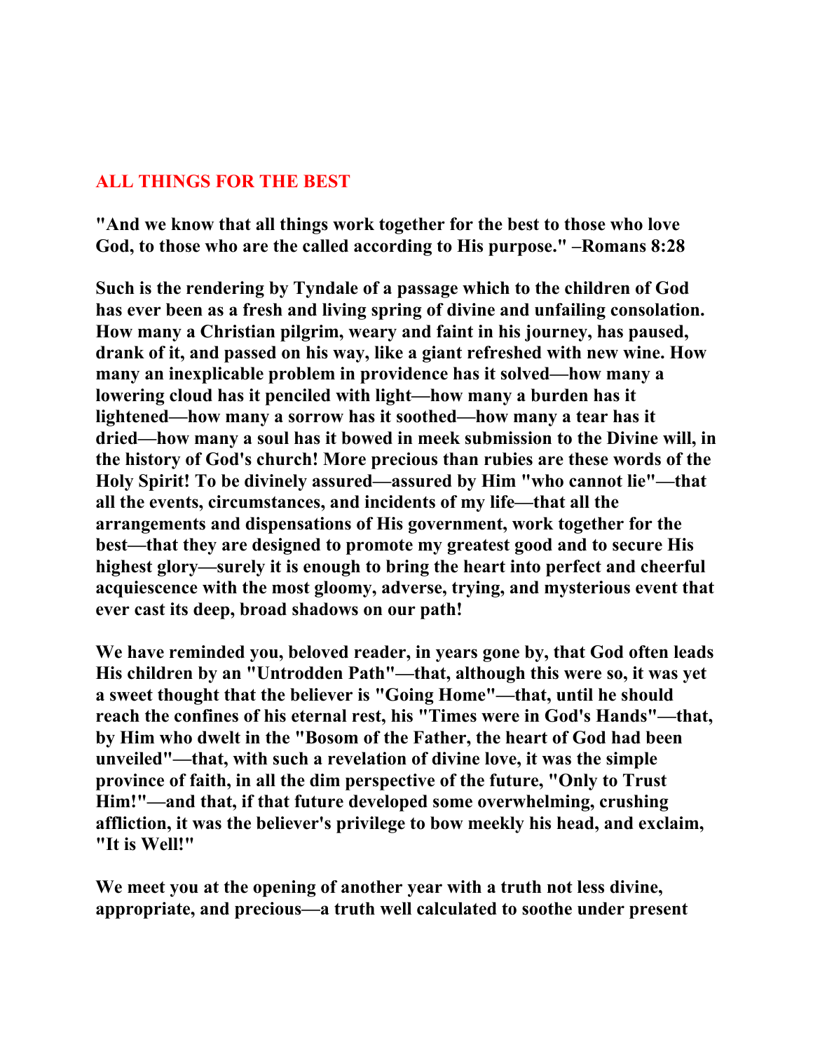## ALL THINGS FOR THE BEST

**"And we know that all things work together for the best to those who love God, to those who are the called according to His purpose." –Romans 8:28**

**Such is the rendering by Tyndale of a passage which to the children of God has ever been as a fresh and living spring of divine and unfailing consolation. How many a Christian pilgrim, weary and faint in his journey, has paused, drank of it, and passed on his way, like a giant refreshed with new wine. How many an inexplicable problem in providence has it solved—how many a lowering cloud has it penciled with light—how many a burden has it lightened—how many a sorrow has it soothed—how many a tear has it dried—how many a soul has it bowed in meek submission to the Divine will, in the history of God's church! More precious than rubies are these words of the Holy Spirit! To be divinely assured—assured by Him "who cannot lie"—that all the events, circumstances, and incidents of my life—that all the arrangements and dispensations of His government, work together for the best—that they are designed to promote my greatest good and to secure His highest glory—surely it is enough to bring the heart into perfect and cheerful acquiescence with the most gloomy, adverse, trying, and mysterious event that ever cast its deep, broad shadows on our path!**

**We have reminded you, beloved reader, in years gone by, that God often leads His children by an "Untrodden Path"—that, although this were so, it was yet a sweet thought that the believer is "Going Home"—that, until he should reach the confines of his eternal rest, his "Times were in God's Hands"—that, by Him who dwelt in the "Bosom of the Father, the heart of God had been unveiled"—that, with such a revelation of divine love, it was the simple province of faith, in all the dim perspective of the future, "Only to Trust Him!"—and that, if that future developed some overwhelming, crushing affliction, it was the believer's privilege to bow meekly his head, and exclaim, "It is Well!"**

**We meet you at the opening of another year with a truth not less divine, appropriate, and precious—a truth well calculated to soothe under present**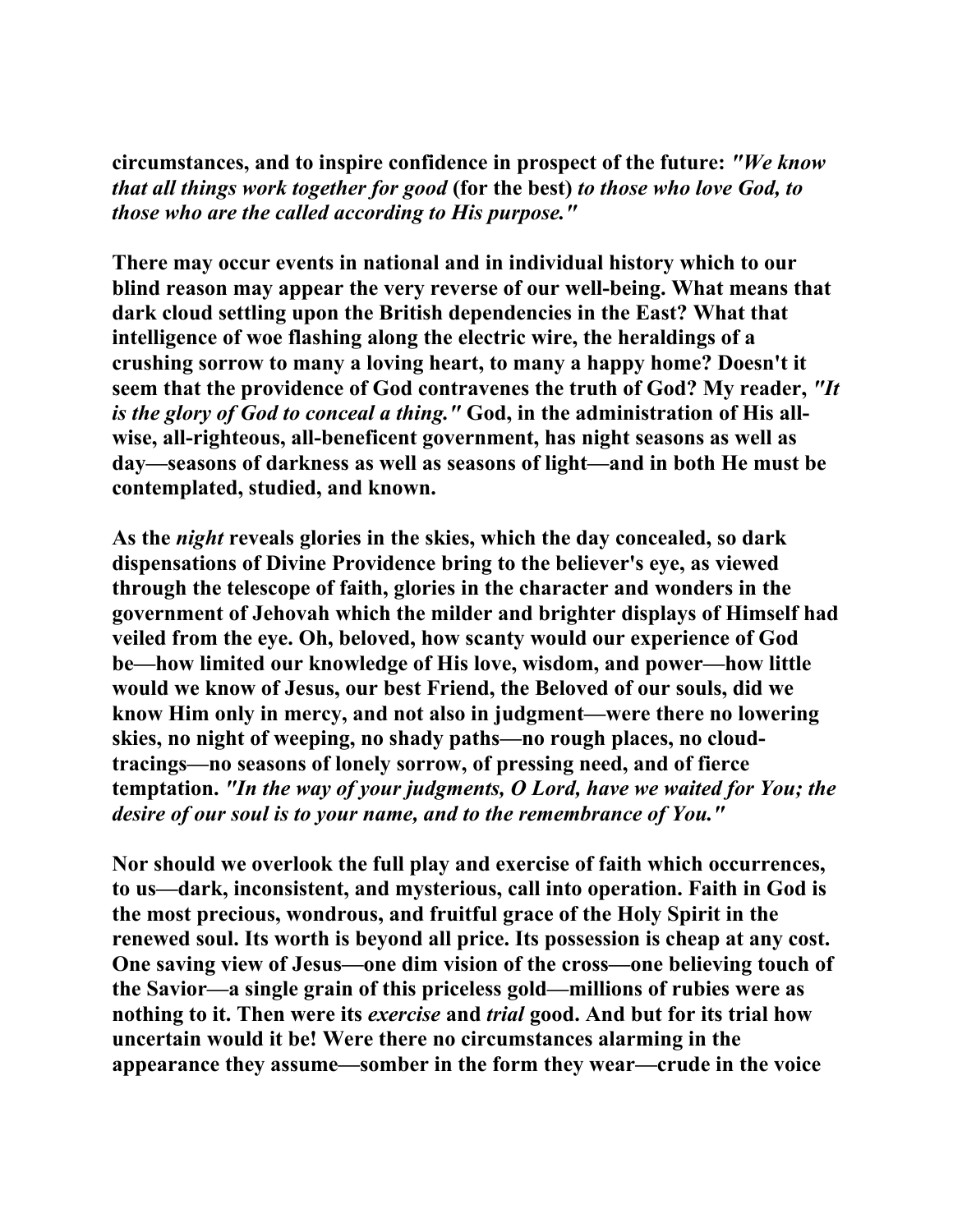circumstances, and to inspire confidence in prospect of the future: *"We know that all things work together for good* (for the best) *to those who love God, to those who are the called according to His purpose."*

There may occur events in national and in individual history which to our blind reason may appear the very reverse of our well-being. What means that dark cloud settling upon the British dependencies in the East? What that intelligence of woe flashing along the electric wire, the heraldings of a crushing sorrow to many a loving heart, to many a happy home? Doesn't it seem that the providence of God contravenes the truth of God? My reader, *"It is the glory of God to conceal a thing."* God, in the administration of His all-wise, all-righteous, all-beneficent government, has night seasons as well as day—seasons of darkness as well as seasons of light—and in both He must be contemplated, studied, and known.

As the *night* reveals glories in the skies, which the day concealed, so dark dispensations of Divine Providence bring to the believer's eye, as viewed through the telescope of faith, glories in the character and wonders in the government of Jehovah which the milder and brighter displays of Himself had veiled from the eye. Oh, beloved, how scanty would our experience of God be—how limited our knowledge of His love, wisdom, and power—how little would we know of Jesus, our best Friend, the Beloved of our souls, did we know Him only in mercy, and not also in judgment—were there no lowering skies, no night of weeping, no shady paths—no rough places, no cloud-tracings—no seasons of lonely sorrow, of pressing need, and of fierce temptation. *"In the way of your judgments, O Lord, have we waited for You; the desire of our soul is to your name, and to the remembrance of You."*

Nor should we overlook the full play and exercise of faith which occurrences, to us—dark, inconsistent, and mysterious, call into operation. Faith in God is the most precious, wondrous, and fruitful grace of the Holy Spirit in the renewed soul. Its worth is beyond all price. Its possession is cheap at any cost. One saving view of Jesus—one dim vision of the cross—one believing touch of the Savior—a single grain of this priceless gold—millions of rubies were as nothing to it. Then were its *exercise* and *trial* good. And but for its trial how uncertain would it be! Were there no circumstances alarming in the appearance they assume—somber in the form they wear—crude in the voice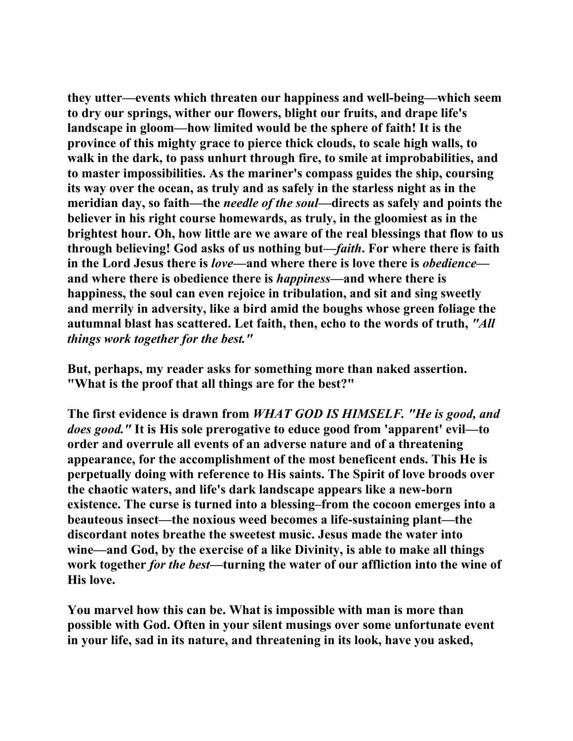**they utter—events which threaten our happiness and well-being—which seem to dry our springs, wither our flowers, blight our fruits, and drape life's landscape in gloom—how limited would be the sphere of faith! It is the province of this mighty grace to pierce thick clouds, to scale high walls, to walk in the dark, to pass unhurt through fire, to smile at improbabilities, and to master impossibilities. As the mariner's compass guides the ship, coursing its way over the ocean, as truly and as safely in the starless night as in the meridian day, so faith—the *needle of the soul*—directs as safely and points the believer in his right course homewards, as truly, in the gloomiest as in the brightest hour. Oh, how little are we aware of the real blessings that flow to us through believing! God asks of us nothing but—*faith*. For where there is faith in the Lord Jesus there is *love*—and where there is love there is *obedience*—and where there is obedience there is *happiness*—and where there is happiness, the soul can even rejoice in tribulation, and sit and sing sweetly and merrily in adversity, like a bird amid the boughs whose green foliage the autumnal blast has scattered. Let faith, then, echo to the words of truth, *"All things work together for the best."***

**But, perhaps, my reader asks for something more than naked assertion. "What is the proof that all things are for the best?"**

**The first evidence is drawn from *WHAT GOD IS HIMSELF. "He is good, and does good."* It is His sole prerogative to educe good from 'apparent' evil—to order and overrule all events of an adverse nature and of a threatening appearance, for the accomplishment of the most beneficent ends. This He is perpetually doing with reference to His saints. The Spirit of love broods over the chaotic waters, and life's dark landscape appears like a new-born existence. The curse is turned into a blessing–from the cocoon emerges into a beauteous insect—the noxious weed becomes a life-sustaining plant—the discordant notes breathe the sweetest music. Jesus made the water into wine—and God, by the exercise of a like Divinity, is able to make all things work together *for the best*—turning the water of our affliction into the wine of His love.**

**You marvel how this can be. What is impossible with man is more than possible with God. Often in your silent musings over some unfortunate event in your life, sad in its nature, and threatening in its look, have you asked,**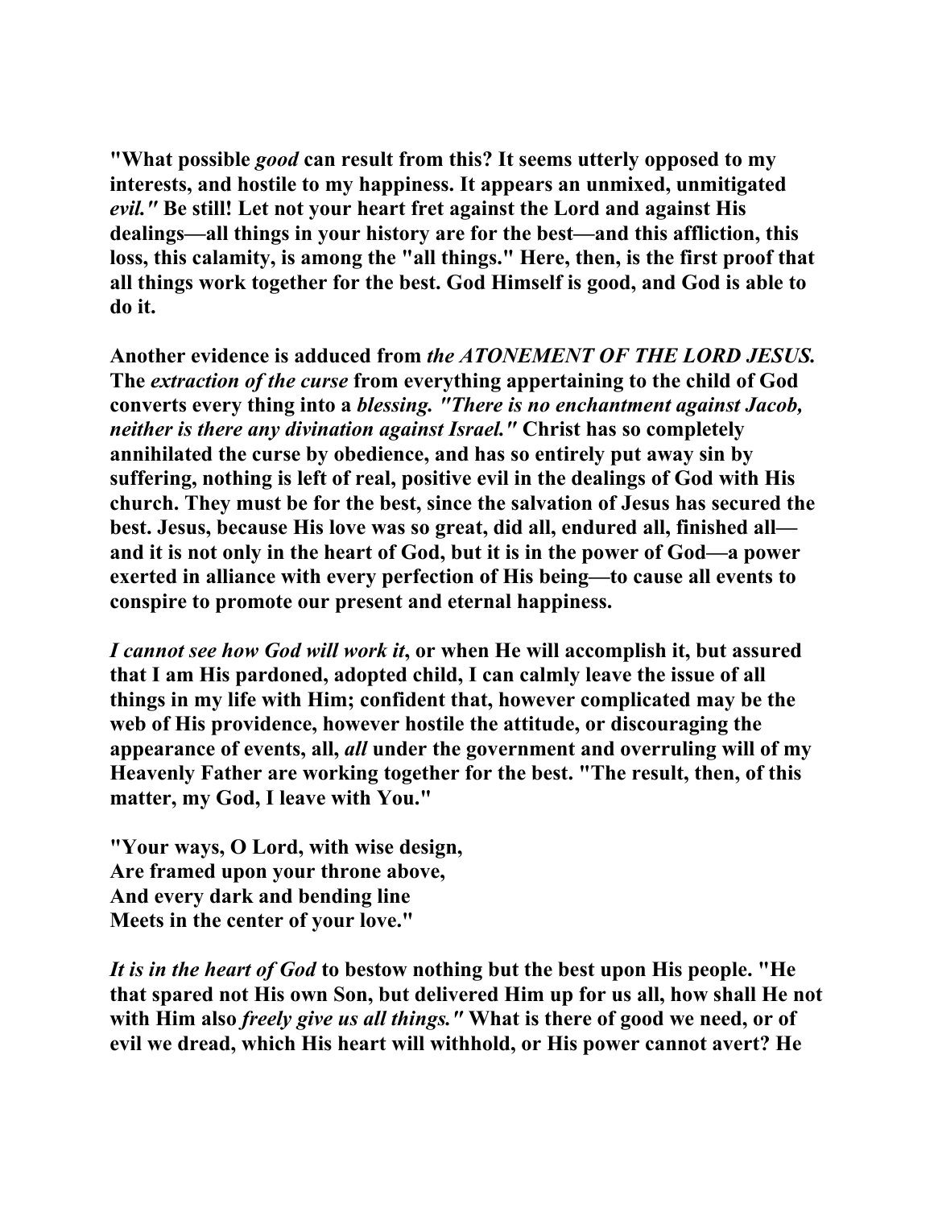"What possible *good* can result from this? It seems utterly opposed to my interests, and hostile to my happiness. It appears an unmixed, unmitigated *evil."* Be still! Let not your heart fret against the Lord and against His dealings—all things in your history are for the best—and this affliction, this loss, this calamity, is among the "all things." Here, then, is the first proof that all things work together for the best. God Himself is good, and God is able to do it.

Another evidence is adduced from *the ATONEMENT OF THE LORD JESUS.* The *extraction of the curse* from everything appertaining to the child of God converts every thing into a *blessing. "There is no enchantment against Jacob, neither is there any divination against Israel."* Christ has so completely annihilated the curse by obedience, and has so entirely put away sin by suffering, nothing is left of real, positive evil in the dealings of God with His church. They must be for the best, since the salvation of Jesus has secured the best. Jesus, because His love was so great, did all, endured all, finished all—and it is not only in the heart of God, but it is in the power of God—a power exerted in alliance with every perfection of His being—to cause all events to conspire to promote our present and eternal happiness.

*I cannot see how God will work it*, or when He will accomplish it, but assured that I am His pardoned, adopted child, I can calmly leave the issue of all things in my life with Him; confident that, however complicated may be the web of His providence, however hostile the attitude, or discouraging the appearance of events, all, *all* under the government and overruling will of my Heavenly Father are working together for the best. "The result, then, of this matter, my God, I leave with You."

"Your ways, O Lord, with wise design,
Are framed upon your throne above,
And every dark and bending line
Meets in the center of your love."

*It is in the heart of God* to bestow nothing but the best upon His people. "He that spared not His own Son, but delivered Him up for us all, how shall He not with Him also *freely give us all things."* What is there of good we need, or of evil we dread, which His heart will withhold, or His power cannot avert? He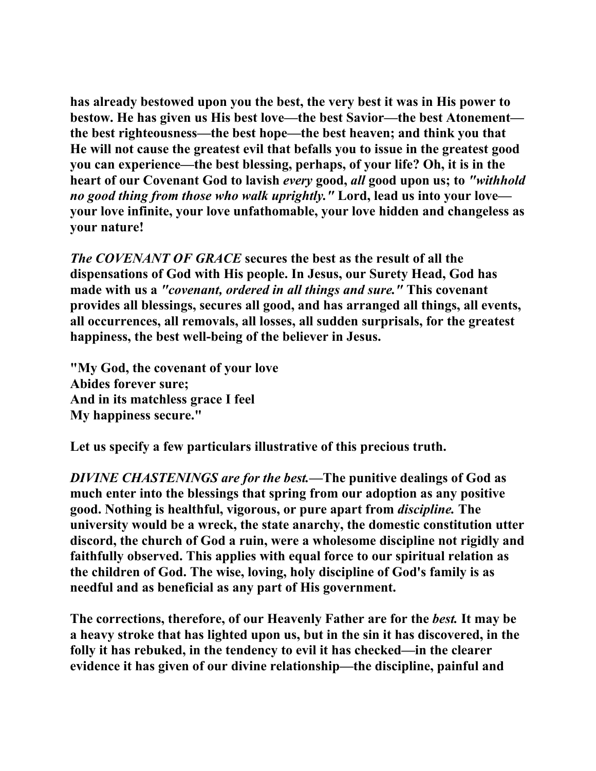has already bestowed upon you the best, the very best it was in His power to bestow. He has given us His best love—the best Savior—the best Atonement—the best righteousness—the best hope—the best heaven; and think you that He will not cause the greatest evil that befalls you to issue in the greatest good you can experience—the best blessing, perhaps, of your life? Oh, it is in the heart of our Covenant God to lavish *every* good, *all* good upon us; to *"withhold no good thing from those who walk uprightly."* Lord, lead us into your love—your love infinite, your love unfathomable, your love hidden and changeless as your nature!

*The COVENANT OF GRACE* secures the best as the result of all the dispensations of God with His people. In Jesus, our Surety Head, God has made with us a *"covenant, ordered in all things and sure."* This covenant provides all blessings, secures all good, and has arranged all things, all events, all occurrences, all removals, all losses, all sudden surprisals, for the greatest happiness, the best well-being of the believer in Jesus.

"My God, the covenant of your love
Abides forever sure;
And in its matchless grace I feel
My happiness secure."

Let us specify a few particulars illustrative of this precious truth.

*DIVINE CHASTENINGS are for the best.*—The punitive dealings of God as much enter into the blessings that spring from our adoption as any positive good. Nothing is healthful, vigorous, or pure apart from *discipline.* The university would be a wreck, the state anarchy, the domestic constitution utter discord, the church of God a ruin, were a wholesome discipline not rigidly and faithfully observed. This applies with equal force to our spiritual relation as the children of God. The wise, loving, holy discipline of God's family is as needful and as beneficial as any part of His government.

The corrections, therefore, of our Heavenly Father are for the *best.* It may be a heavy stroke that has lighted upon us, but in the sin it has discovered, in the folly it has rebuked, in the tendency to evil it has checked—in the clearer evidence it has given of our divine relationship—the discipline, painful and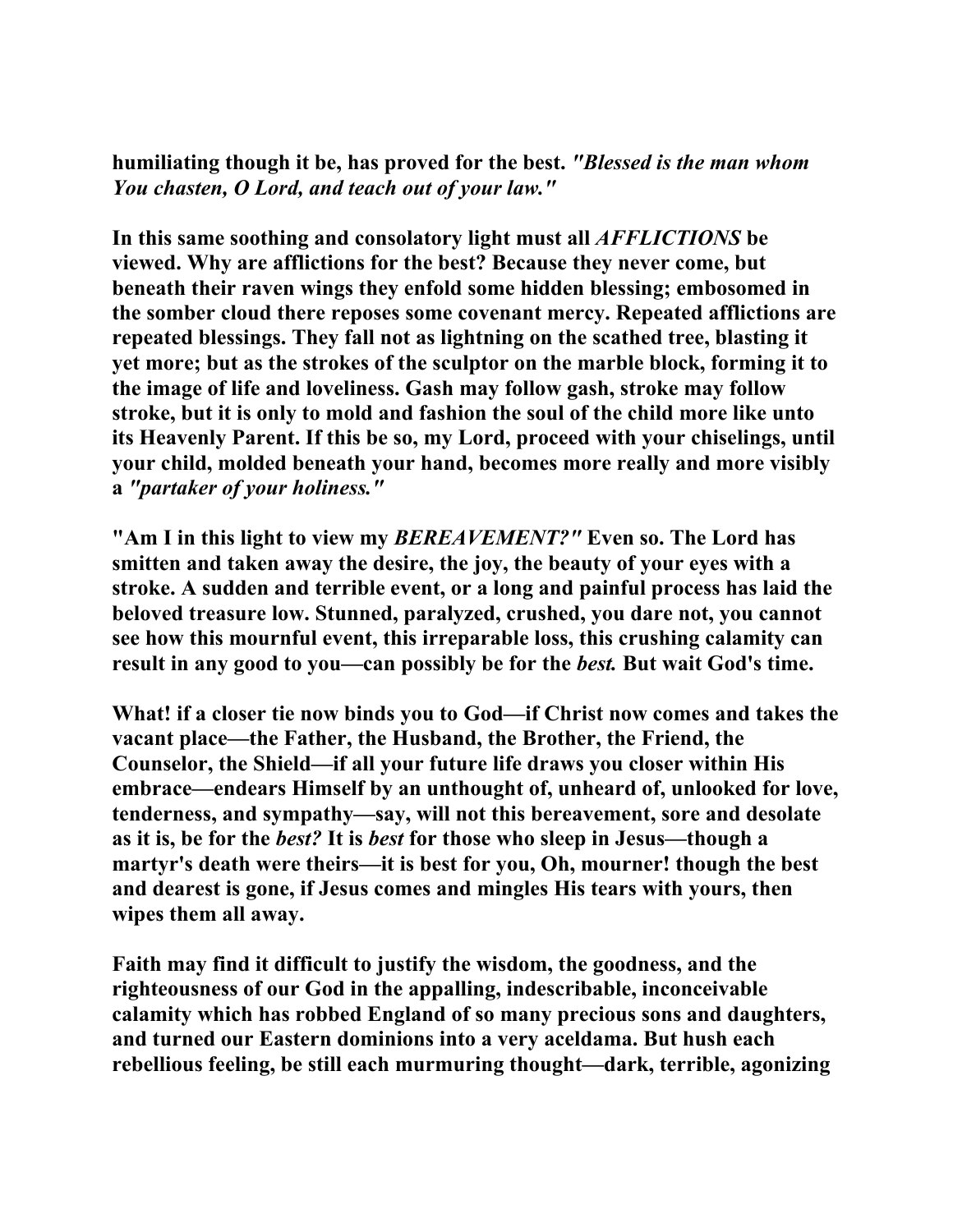**humiliating though it be, has proved for the best.** ***"Blessed is the man whom You chasten, O Lord, and teach out of your law."***

**In this same soothing and consolatory light must all** ***AFFLICTIONS*** **be viewed. Why are afflictions for the best? Because they never come, but beneath their raven wings they enfold some hidden blessing; embosomed in the somber cloud there reposes some covenant mercy. Repeated afflictions are repeated blessings. They fall not as lightning on the scathed tree, blasting it yet more; but as the strokes of the sculptor on the marble block, forming it to the image of life and loveliness. Gash may follow gash, stroke may follow stroke, but it is only to mold and fashion the soul of the child more like unto its Heavenly Parent. If this be so, my Lord, proceed with your chiselings, until your child, molded beneath your hand, becomes more really and more visibly a** ***"partaker of your holiness."***

**"Am I in this light to view my** ***BEREAVEMENT?"*** **Even so. The Lord has smitten and taken away the desire, the joy, the beauty of your eyes with a stroke. A sudden and terrible event, or a long and painful process has laid the beloved treasure low. Stunned, paralyzed, crushed, you dare not, you cannot see how this mournful event, this irreparable loss, this crushing calamity can result in any good to you—can possibly be for the** ***best.*** **But wait God's time.**

**What! if a closer tie now binds you to God—if Christ now comes and takes the vacant place—the Father, the Husband, the Brother, the Friend, the Counselor, the Shield—if all your future life draws you closer within His embrace—endears Himself by an unthought of, unheard of, unlooked for love, tenderness, and sympathy—say, will not this bereavement, sore and desolate as it is, be for the** ***best?*** **It is** ***best*** **for those who sleep in Jesus—though a martyr's death were theirs—it is best for you, Oh, mourner! though the best and dearest is gone, if Jesus comes and mingles His tears with yours, then wipes them all away.**

**Faith may find it difficult to justify the wisdom, the goodness, and the righteousness of our God in the appalling, indescribable, inconceivable calamity which has robbed England of so many precious sons and daughters, and turned our Eastern dominions into a very aceldama. But hush each rebellious feeling, be still each murmuring thought—dark, terrible, agonizing**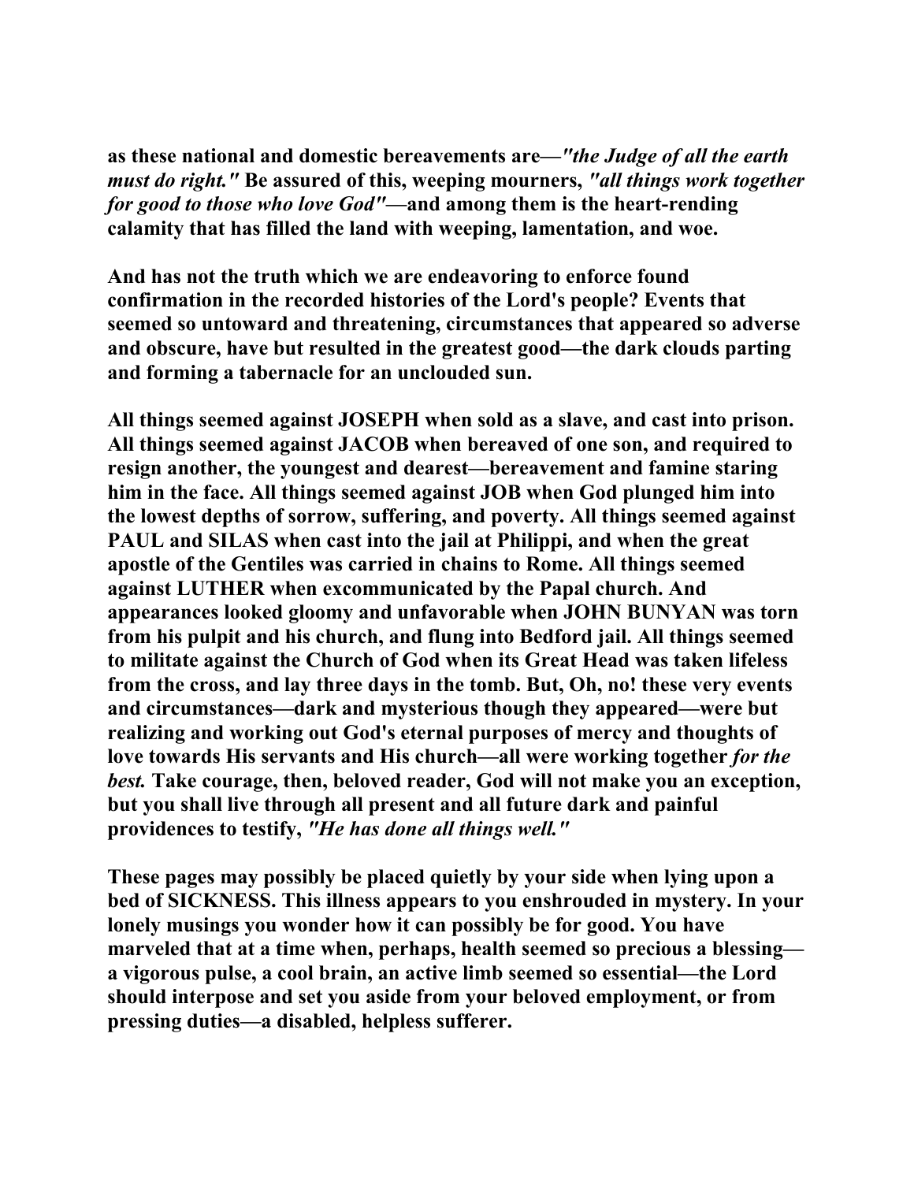**as these national and domestic bereavements are—*"the Judge of all the earth must do right."* Be assured of this, weeping mourners, *"all things work together for good to those who love God"*—and among them is the heart-rending calamity that has filled the land with weeping, lamentation, and woe.**

**And has not the truth which we are endeavoring to enforce found confirmation in the recorded histories of the Lord's people? Events that seemed so untoward and threatening, circumstances that appeared so adverse and obscure, have but resulted in the greatest good—the dark clouds parting and forming a tabernacle for an unclouded sun.**

**All things seemed against JOSEPH when sold as a slave, and cast into prison. All things seemed against JACOB when bereaved of one son, and required to resign another, the youngest and dearest—bereavement and famine staring him in the face. All things seemed against JOB when God plunged him into the lowest depths of sorrow, suffering, and poverty. All things seemed against PAUL and SILAS when cast into the jail at Philippi, and when the great apostle of the Gentiles was carried in chains to Rome. All things seemed against LUTHER when excommunicated by the Papal church. And appearances looked gloomy and unfavorable when JOHN BUNYAN was torn from his pulpit and his church, and flung into Bedford jail. All things seemed to militate against the Church of God when its Great Head was taken lifeless from the cross, and lay three days in the tomb. But, Oh, no! these very events and circumstances—dark and mysterious though they appeared—were but realizing and working out God's eternal purposes of mercy and thoughts of love towards His servants and His church—all were working together *for the best.* Take courage, then, beloved reader, God will not make you an exception, but you shall live through all present and all future dark and painful providences to testify, *"He has done all things well."***

**These pages may possibly be placed quietly by your side when lying upon a bed of SICKNESS. This illness appears to you enshrouded in mystery. In your lonely musings you wonder how it can possibly be for good. You have marveled that at a time when, perhaps, health seemed so precious a blessing—a vigorous pulse, a cool brain, an active limb seemed so essential—the Lord should interpose and set you aside from your beloved employment, or from pressing duties—a disabled, helpless sufferer.**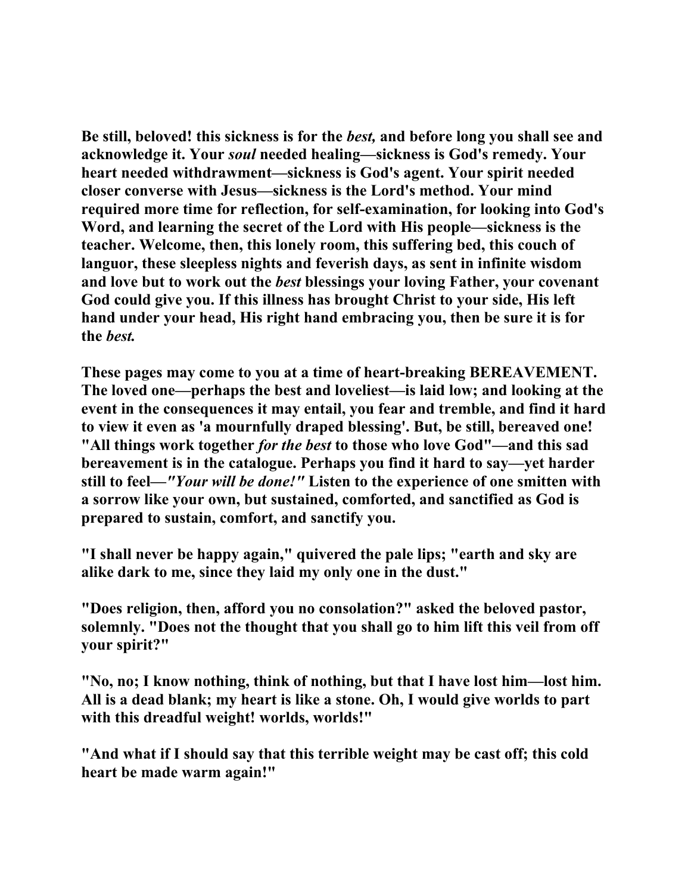**Be still, beloved! this sickness is for the *best,* and before long you shall see and acknowledge it. Your *soul* needed healing—sickness is God's remedy. Your heart needed withdrawment—sickness is God's agent. Your spirit needed closer converse with Jesus—sickness is the Lord's method. Your mind required more time for reflection, for self-examination, for looking into God's Word, and learning the secret of the Lord with His people—sickness is the teacher. Welcome, then, this lonely room, this suffering bed, this couch of languor, these sleepless nights and feverish days, as sent in infinite wisdom and love but to work out the *best* blessings your loving Father, your covenant God could give you. If this illness has brought Christ to your side, His left hand under your head, His right hand embracing you, then be sure it is for the *best.***

**These pages may come to you at a time of heart-breaking BEREAVEMENT. The loved one—perhaps the best and loveliest—is laid low; and looking at the event in the consequences it may entail, you fear and tremble, and find it hard to view it even as 'a mournfully draped blessing'. But, be still, bereaved one! "All things work together *for the best* to those who love God"—and this sad bereavement is in the catalogue. Perhaps you find it hard to say—yet harder still to feel—*"Your will be done!"* Listen to the experience of one smitten with a sorrow like your own, but sustained, comforted, and sanctified as God is prepared to sustain, comfort, and sanctify you.**

**"I shall never be happy again," quivered the pale lips; "earth and sky are alike dark to me, since they laid my only one in the dust."**

**"Does religion, then, afford you no consolation?" asked the beloved pastor, solemnly. "Does not the thought that you shall go to him lift this veil from off your spirit?"**

**"No, no; I know nothing, think of nothing, but that I have lost him—lost him. All is a dead blank; my heart is like a stone. Oh, I would give worlds to part with this dreadful weight! worlds, worlds!"**

**"And what if I should say that this terrible weight may be cast off; this cold heart be made warm again!"**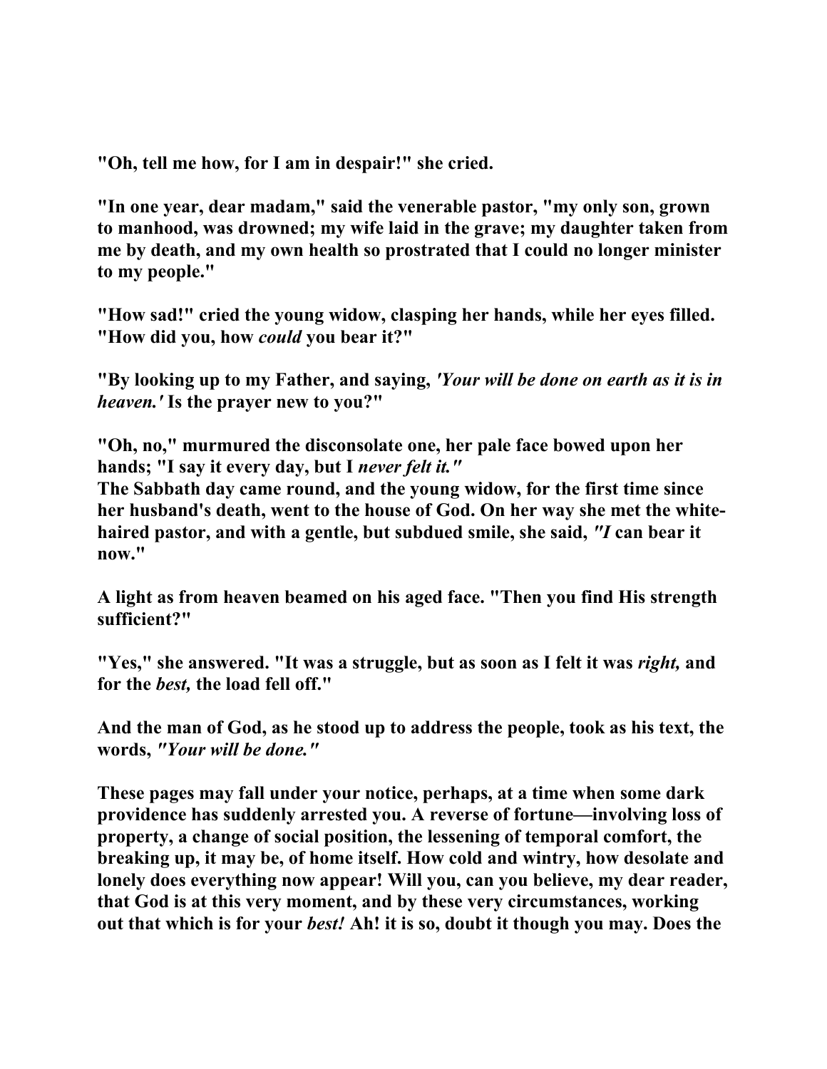**"Oh, tell me how, for I am in despair!" she cried.**

**"In one year, dear madam," said the venerable pastor, "my only son, grown to manhood, was drowned; my wife laid in the grave; my daughter taken from me by death, and my own health so prostrated that I could no longer minister to my people."**

**"How sad!" cried the young widow, clasping her hands, while her eyes filled. "How did you, how *could* you bear it?"**

**"By looking up to my Father, and saying, *'Your will be done on earth as it is in heaven.'* Is the prayer new to you?"**

**"Oh, no," murmured the disconsolate one, her pale face bowed upon her hands; "I say it every day, but I *never felt it."***

**The Sabbath day came round, and the young widow, for the first time since her husband's death, went to the house of God. On her way she met the white-haired pastor, and with a gentle, but subdued smile, she said, *"I* can bear it now."**

**A light as from heaven beamed on his aged face. "Then you find His strength sufficient?"**

**"Yes," she answered. "It was a struggle, but as soon as I felt it was *right,* and for the *best,* the load fell off."**

**And the man of God, as he stood up to address the people, took as his text, the words, *"Your will be done."***

**These pages may fall under your notice, perhaps, at a time when some dark providence has suddenly arrested you. A reverse of fortune—involving loss of property, a change of social position, the lessening of temporal comfort, the breaking up, it may be, of home itself. How cold and wintry, how desolate and lonely does everything now appear! Will you, can you believe, my dear reader, that God is at this very moment, and by these very circumstances, working out that which is for your *best!* Ah! it is so, doubt it though you may. Does the**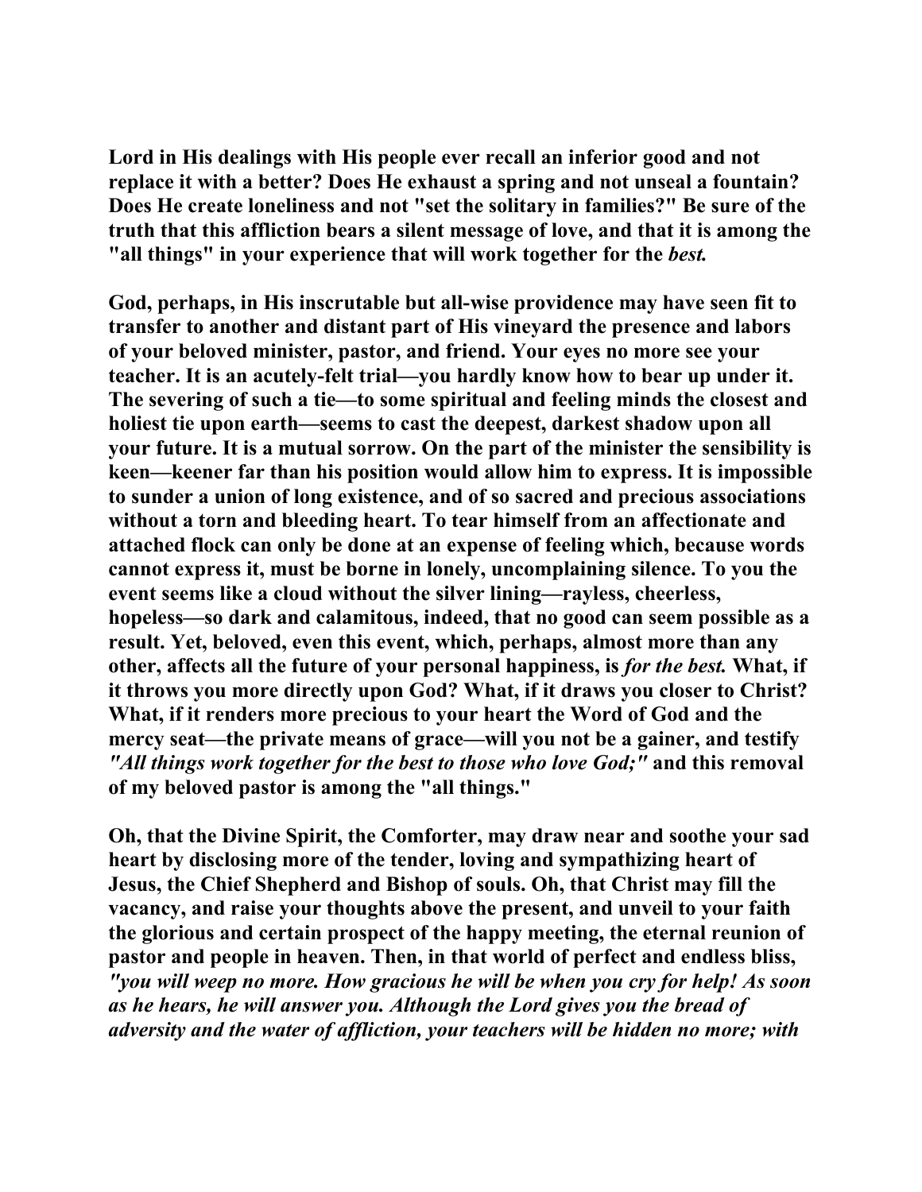Lord in His dealings with His people ever recall an inferior good and not replace it with a better? Does He exhaust a spring and not unseal a fountain? Does He create loneliness and not "set the solitary in families?" Be sure of the truth that this affliction bears a silent message of love, and that it is among the "all things" in your experience that will work together for the *best.*

God, perhaps, in His inscrutable but all-wise providence may have seen fit to transfer to another and distant part of His vineyard the presence and labors of your beloved minister, pastor, and friend. Your eyes no more see your teacher. It is an acutely-felt trial—you hardly know how to bear up under it. The severing of such a tie—to some spiritual and feeling minds the closest and holiest tie upon earth—seems to cast the deepest, darkest shadow upon all your future. It is a mutual sorrow. On the part of the minister the sensibility is keen—keener far than his position would allow him to express. It is impossible to sunder a union of long existence, and of so sacred and precious associations without a torn and bleeding heart. To tear himself from an affectionate and attached flock can only be done at an expense of feeling which, because words cannot express it, must be borne in lonely, uncomplaining silence. To you the event seems like a cloud without the silver lining—rayless, cheerless, hopeless—so dark and calamitous, indeed, that no good can seem possible as a result. Yet, beloved, even this event, which, perhaps, almost more than any other, affects all the future of your personal happiness, is *for the best.* What, if it throws you more directly upon God? What, if it draws you closer to Christ? What, if it renders more precious to your heart the Word of God and the mercy seat—the private means of grace—will you not be a gainer, and testify *"All things work together for the best to those who love God;"* and this removal of my beloved pastor is among the "all things."

Oh, that the Divine Spirit, the Comforter, may draw near and soothe your sad heart by disclosing more of the tender, loving and sympathizing heart of Jesus, the Chief Shepherd and Bishop of souls. Oh, that Christ may fill the vacancy, and raise your thoughts above the present, and unveil to your faith the glorious and certain prospect of the happy meeting, the eternal reunion of pastor and people in heaven. Then, in that world of perfect and endless bliss, *"you will weep no more. How gracious he will be when you cry for help! As soon as he hears, he will answer you. Although the Lord gives you the bread of adversity and the water of affliction, your teachers will be hidden no more; with*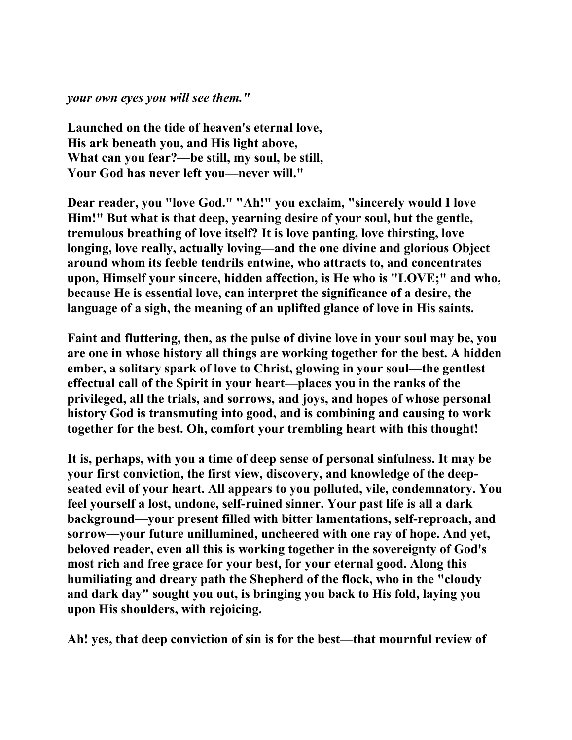*your own eyes you will see them."*

**Launched on the tide of heaven's eternal love,**
**His ark beneath you, and His light above,**
**What can you fear?—be still, my soul, be still,**
**Your God has never left you—never will."**

**Dear reader, you "love God." "Ah!" you exclaim, "sincerely would I love Him!" But what is that deep, yearning desire of your soul, but the gentle, tremulous breathing of love itself? It is love panting, love thirsting, love longing, love really, actually loving—and the one divine and glorious Object around whom its feeble tendrils entwine, who attracts to, and concentrates upon, Himself your sincere, hidden affection, is He who is "LOVE;" and who, because He is essential love, can interpret the significance of a desire, the language of a sigh, the meaning of an uplifted glance of love in His saints.**

**Faint and fluttering, then, as the pulse of divine love in your soul may be, you are one in whose history all things are working together for the best. A hidden ember, a solitary spark of love to Christ, glowing in your soul—the gentlest effectual call of the Spirit in your heart—places you in the ranks of the privileged, all the trials, and sorrows, and joys, and hopes of whose personal history God is transmuting into good, and is combining and causing to work together for the best. Oh, comfort your trembling heart with this thought!**

**It is, perhaps, with you a time of deep sense of personal sinfulness. It may be your first conviction, the first view, discovery, and knowledge of the deep-seated evil of your heart. All appears to you polluted, vile, condemnatory. You feel yourself a lost, undone, self-ruined sinner. Your past life is all a dark background—your present filled with bitter lamentations, self-reproach, and sorrow—your future unillumined, uncheered with one ray of hope. And yet, beloved reader, even all this is working together in the sovereignty of God's most rich and free grace for your best, for your eternal good. Along this humiliating and dreary path the Shepherd of the flock, who in the "cloudy and dark day" sought you out, is bringing you back to His fold, laying you upon His shoulders, with rejoicing.**

**Ah! yes, that deep conviction of sin is for the best—that mournful review of**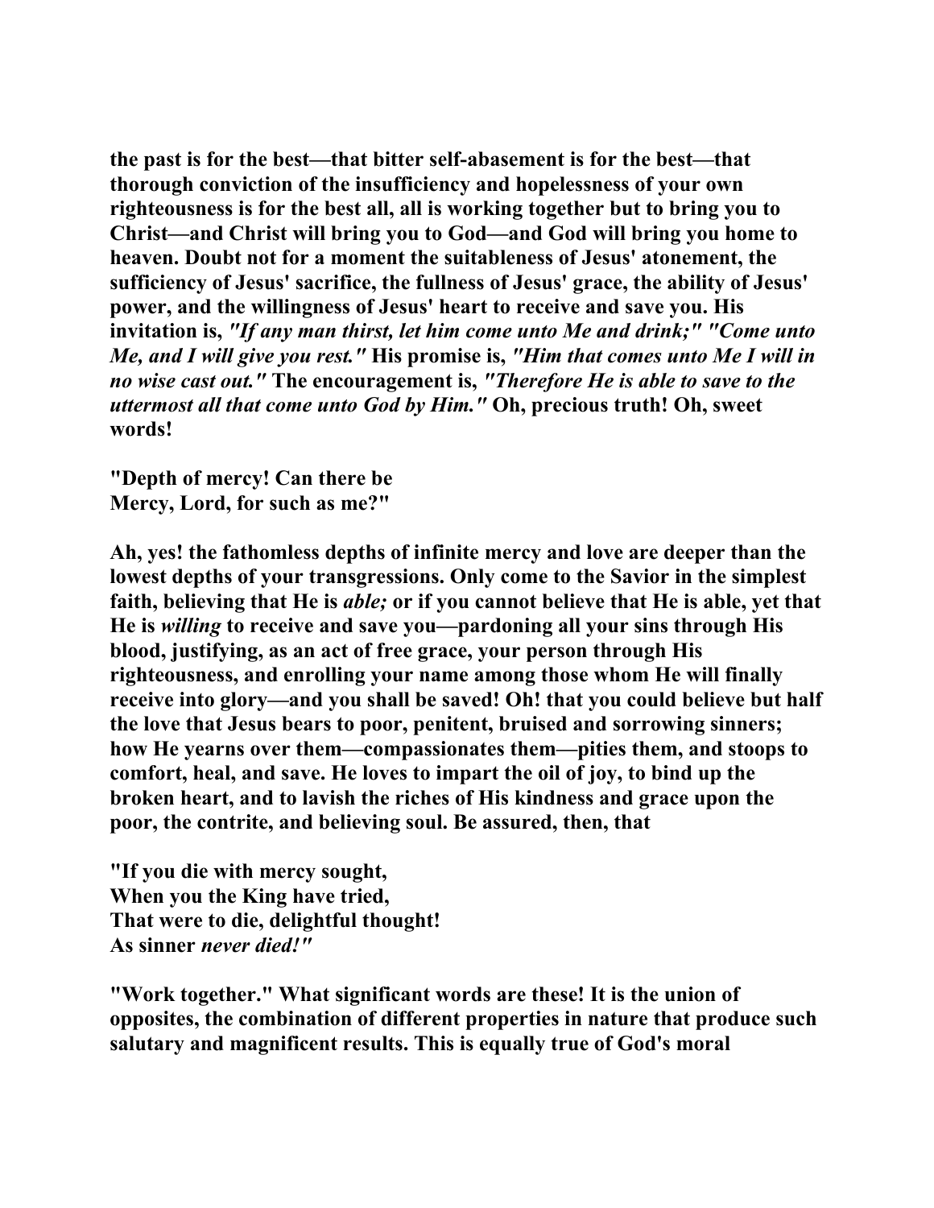**the past is for the best—that bitter self-abasement is for the best—that thorough conviction of the insufficiency and hopelessness of your own righteousness is for the best all, all is working together but to bring you to Christ—and Christ will bring you to God—and God will bring you home to heaven. Doubt not for a moment the suitableness of Jesus' atonement, the sufficiency of Jesus' sacrifice, the fullness of Jesus' grace, the ability of Jesus' power, and the willingness of Jesus' heart to receive and save you. His invitation is, *"If any man thirst, let him come unto Me and drink;" "Come unto Me, and I will give you rest."* His promise is, *"Him that comes unto Me I will in no wise cast out."* The encouragement is, *"Therefore He is able to save to the uttermost all that come unto God by Him."* Oh, precious truth! Oh, sweet words!**

**"Depth of mercy! Can there be
Mercy, Lord, for such as me?"**

**Ah, yes! the fathomless depths of infinite mercy and love are deeper than the lowest depths of your transgressions. Only come to the Savior in the simplest faith, believing that He is *able;* or if you cannot believe that He is able, yet that He is *willing* to receive and save you—pardoning all your sins through His blood, justifying, as an act of free grace, your person through His righteousness, and enrolling your name among those whom He will finally receive into glory—and you shall be saved! Oh! that you could believe but half the love that Jesus bears to poor, penitent, bruised and sorrowing sinners; how He yearns over them—compassionates them—pities them, and stoops to comfort, heal, and save. He loves to impart the oil of joy, to bind up the broken heart, and to lavish the riches of His kindness and grace upon the poor, the contrite, and believing soul. Be assured, then, that**

**"If you die with mercy sought,
When you the King have tried,
That were to die, delightful thought!
As sinner *never died!"***

**"Work together." What significant words are these! It is the union of opposites, the combination of different properties in nature that produce such salutary and magnificent results. This is equally true of God's moral**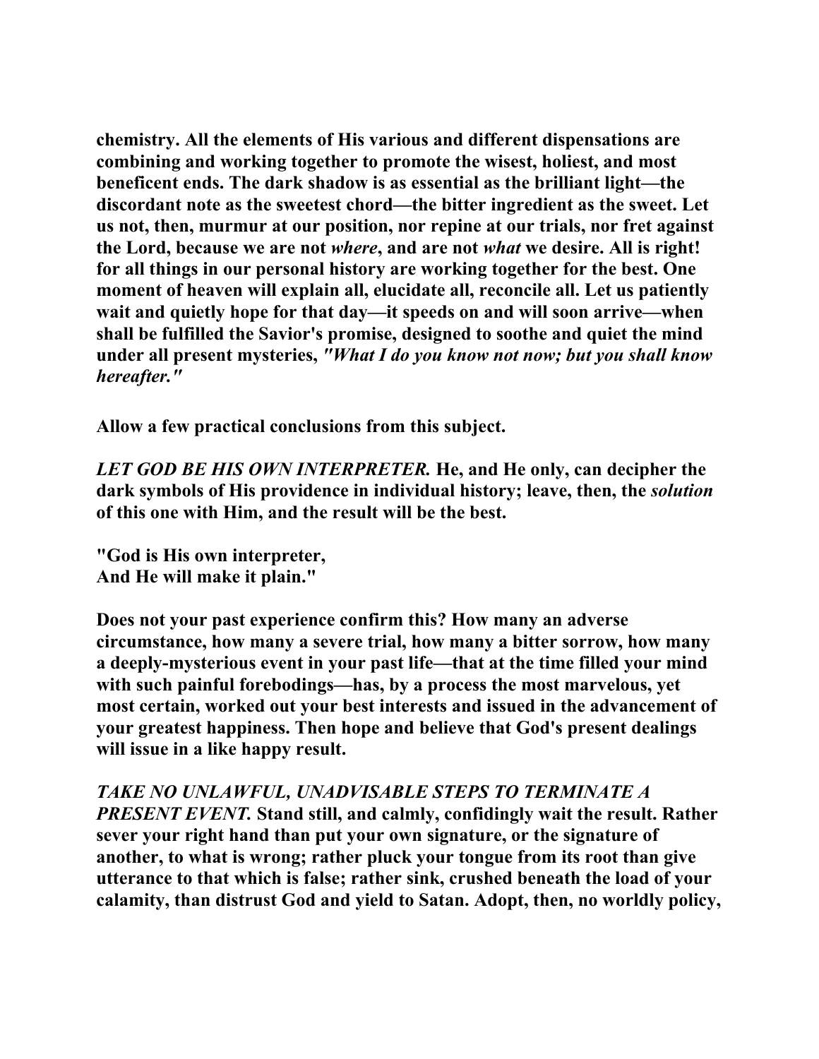chemistry. All the elements of His various and different dispensations are combining and working together to promote the wisest, holiest, and most beneficent ends. The dark shadow is as essential as the brilliant light—the discordant note as the sweetest chord—the bitter ingredient as the sweet. Let us not, then, murmur at our position, nor repine at our trials, nor fret against the Lord, because we are not *where*, and are not *what* we desire. All is right! for all things in our personal history are working together for the best. One moment of heaven will explain all, elucidate all, reconcile all. Let us patiently wait and quietly hope for that day—it speeds on and will soon arrive—when shall be fulfilled the Savior's promise, designed to soothe and quiet the mind under all present mysteries, *"What I do you know not now; but you shall know hereafter."*

Allow a few practical conclusions from this subject.

*LET GOD BE HIS OWN INTERPRETER.* He, and He only, can decipher the dark symbols of His providence in individual history; leave, then, the *solution* of this one with Him, and the result will be the best.

"God is His own interpreter,  
And He will make it plain."

Does not your past experience confirm this? How many an adverse circumstance, how many a severe trial, how many a bitter sorrow, how many a deeply-mysterious event in your past life—that at the time filled your mind with such painful forebodings—has, by a process the most marvelous, yet most certain, worked out your best interests and issued in the advancement of your greatest happiness. Then hope and believe that God's present dealings will issue in a like happy result.

*TAKE NO UNLAWFUL, UNADVISABLE STEPS TO TERMINATE A PRESENT EVENT.* Stand still, and calmly, confidingly wait the result. Rather sever your right hand than put your own signature, or the signature of another, to what is wrong; rather pluck your tongue from its root than give utterance to that which is false; rather sink, crushed beneath the load of your calamity, than distrust God and yield to Satan. Adopt, then, no worldly policy,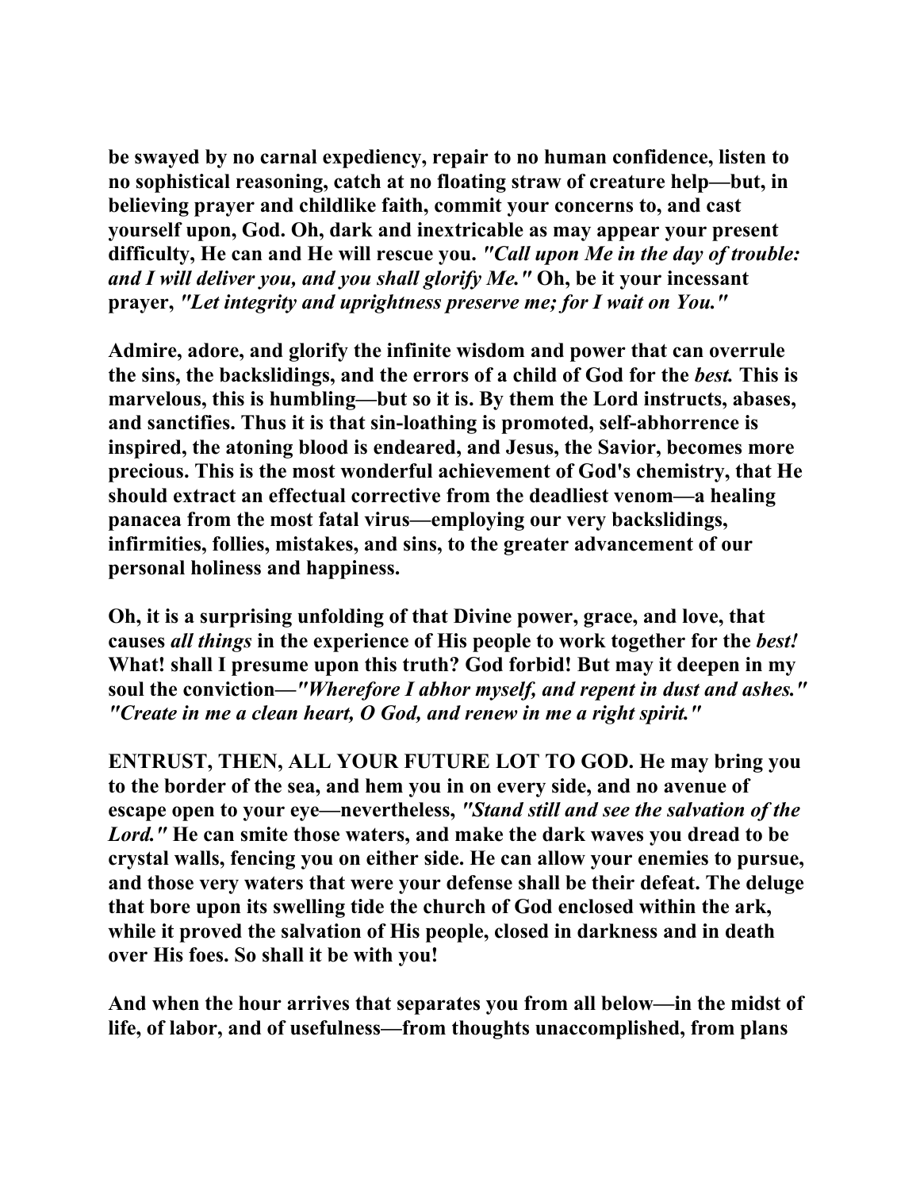be swayed by no carnal expediency, repair to no human confidence, listen to no sophistical reasoning, catch at no floating straw of creature help—but, in believing prayer and childlike faith, commit your concerns to, and cast yourself upon, God. Oh, dark and inextricable as may appear your present difficulty, He can and He will rescue you. *"Call upon Me in the day of trouble: and I will deliver you, and you shall glorify Me."* Oh, be it your incessant prayer, *"Let integrity and uprightness preserve me; for I wait on You."*

Admire, adore, and glorify the infinite wisdom and power that can overrule the sins, the backslidings, and the errors of a child of God for the *best.* This is marvelous, this is humbling—but so it is. By them the Lord instructs, abases, and sanctifies. Thus it is that sin-loathing is promoted, self-abhorrence is inspired, the atoning blood is endeared, and Jesus, the Savior, becomes more precious. This is the most wonderful achievement of God's chemistry, that He should extract an effectual corrective from the deadliest venom—a healing panacea from the most fatal virus—employing our very backslidings, infirmities, follies, mistakes, and sins, to the greater advancement of our personal holiness and happiness.

Oh, it is a surprising unfolding of that Divine power, grace, and love, that causes *all things* in the experience of His people to work together for the *best!* What! shall I presume upon this truth? God forbid! But may it deepen in my soul the conviction—*"Wherefore I abhor myself, and repent in dust and ashes." "Create in me a clean heart, O God, and renew in me a right spirit."*

ENTRUST, THEN, ALL YOUR FUTURE LOT TO GOD. He may bring you to the border of the sea, and hem you in on every side, and no avenue of escape open to your eye—nevertheless, *"Stand still and see the salvation of the Lord."* He can smite those waters, and make the dark waves you dread to be crystal walls, fencing you on either side. He can allow your enemies to pursue, and those very waters that were your defense shall be their defeat. The deluge that bore upon its swelling tide the church of God enclosed within the ark, while it proved the salvation of His people, closed in darkness and in death over His foes. So shall it be with you!

And when the hour arrives that separates you from all below—in the midst of life, of labor, and of usefulness—from thoughts unaccomplished, from plans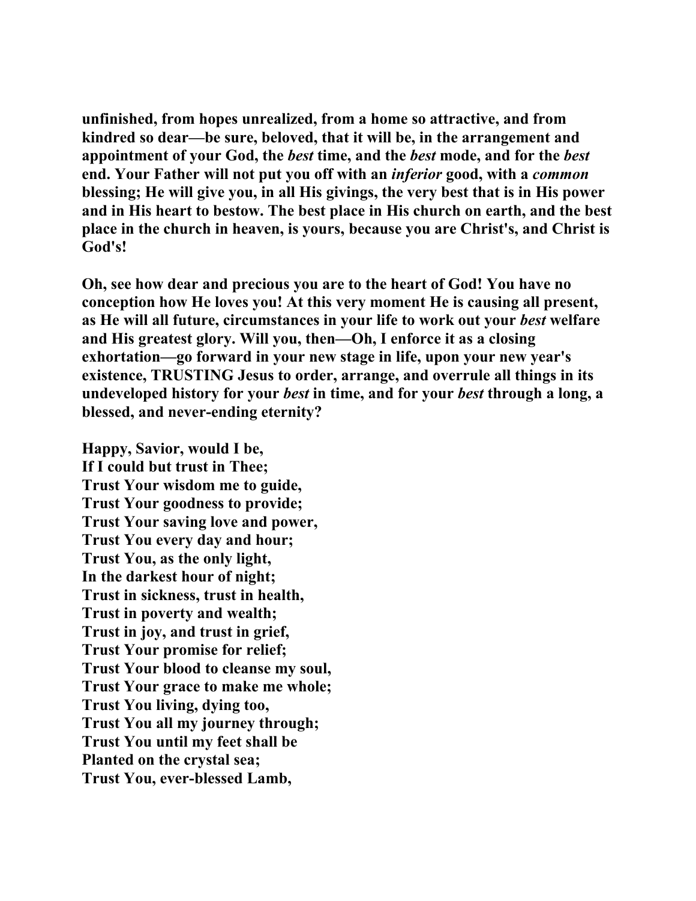**unfinished, from hopes unrealized, from a home so attractive, and from kindred so dear—be sure, beloved, that it will be, in the arrangement and appointment of your God, the *best* time, and the *best* mode, and for the *best* end. Your Father will not put you off with an *inferior* good, with a *common* blessing; He will give you, in all His givings, the very best that is in His power and in His heart to bestow. The best place in His church on earth, and the best place in the church in heaven, is yours, because you are Christ's, and Christ is God's!**

**Oh, see how dear and precious you are to the heart of God! You have no conception how He loves you! At this very moment He is causing all present, as He will all future, circumstances in your life to work out your *best* welfare and His greatest glory. Will you, then—Oh, I enforce it as a closing exhortation—go forward in your new stage in life, upon your new year's existence, TRUSTING Jesus to order, arrange, and overrule all things in its undeveloped history for your *best* in time, and for your *best* through a long, a blessed, and never-ending eternity?**

**Happy, Savior, would I be,**
**If I could but trust in Thee;**
**Trust Your wisdom me to guide,**
**Trust Your goodness to provide;**
**Trust Your saving love and power,**
**Trust You every day and hour;**
**Trust You, as the only light,**
**In the darkest hour of night;**
**Trust in sickness, trust in health,**
**Trust in poverty and wealth;**
**Trust in joy, and trust in grief,**
**Trust Your promise for relief;**
**Trust Your blood to cleanse my soul,**
**Trust Your grace to make me whole;**
**Trust You living, dying too,**
**Trust You all my journey through;**
**Trust You until my feet shall be**
**Planted on the crystal sea;**
**Trust You, ever-blessed Lamb,**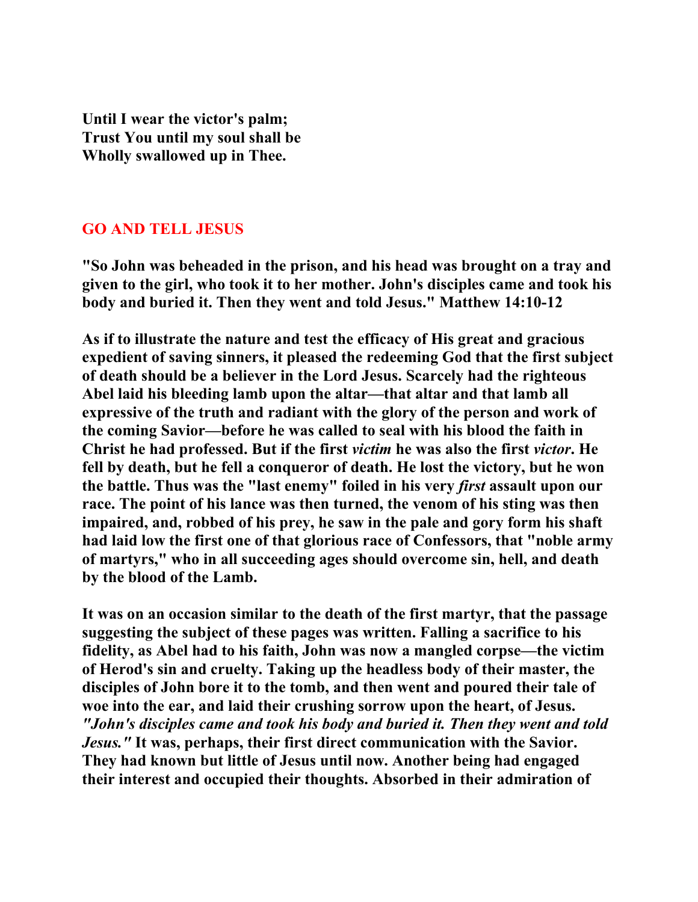**Until I wear the victor's palm;**
**Trust You until my soul shall be**
**Wholly swallowed up in Thee.**

## GO AND TELL JESUS

**"So John was beheaded in the prison, and his head was brought on a tray and given to the girl, who took it to her mother. John's disciples came and took his body and buried it. Then they went and told Jesus." Matthew 14:10-12**

**As if to illustrate the nature and test the efficacy of His great and gracious expedient of saving sinners, it pleased the redeeming God that the first subject of death should be a believer in the Lord Jesus. Scarcely had the righteous Abel laid his bleeding lamb upon the altar—that altar and that lamb all expressive of the truth and radiant with the glory of the person and work of the coming Savior—before he was called to seal with his blood the faith in Christ he had professed. But if the first *victim* he was also the first *victor*. He fell by death, but he fell a conqueror of death. He lost the victory, but he won the battle. Thus was the "last enemy" foiled in his very *first* assault upon our race. The point of his lance was then turned, the venom of his sting was then impaired, and, robbed of his prey, he saw in the pale and gory form his shaft had laid low the first one of that glorious race of Confessors, that "noble army of martyrs," who in all succeeding ages should overcome sin, hell, and death by the blood of the Lamb.**

**It was on an occasion similar to the death of the first martyr, that the passage suggesting the subject of these pages was written. Falling a sacrifice to his fidelity, as Abel had to his faith, John was now a mangled corpse—the victim of Herod's sin and cruelty. Taking up the headless body of their master, the disciples of John bore it to the tomb, and then went and poured their tale of woe into the ear, and laid their crushing sorrow upon the heart, of Jesus. *"John's disciples came and took his body and buried it. Then they went and told Jesus."* It was, perhaps, their first direct communication with the Savior. They had known but little of Jesus until now. Another being had engaged their interest and occupied their thoughts. Absorbed in their admiration of**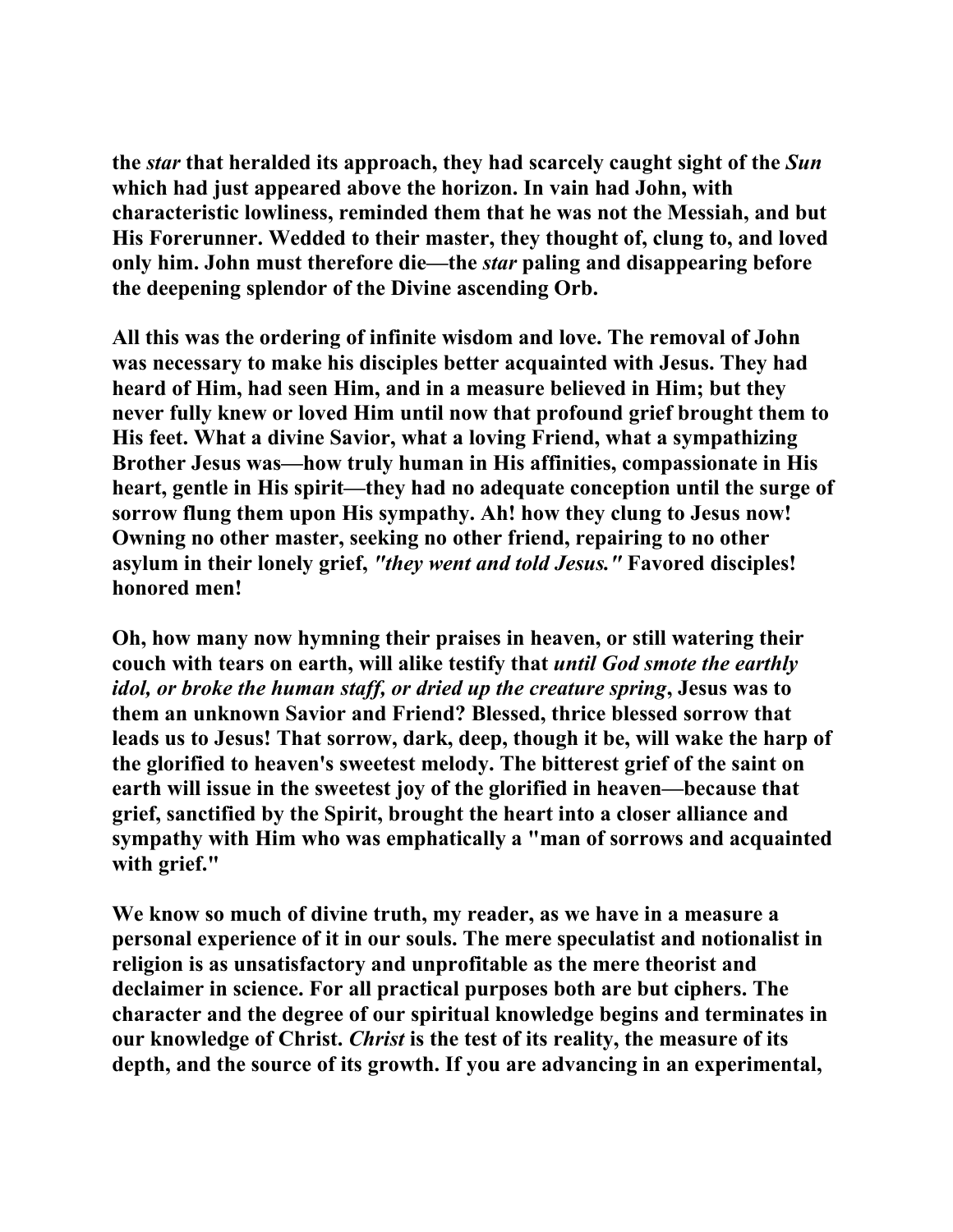**the *star* that heralded its approach, they had scarcely caught sight of the *Sun* which had just appeared above the horizon. In vain had John, with characteristic lowliness, reminded them that he was not the Messiah, and but His Forerunner. Wedded to their master, they thought of, clung to, and loved only him. John must therefore die—the *star* paling and disappearing before the deepening splendor of the Divine ascending Orb.**

**All this was the ordering of infinite wisdom and love. The removal of John was necessary to make his disciples better acquainted with Jesus. They had heard of Him, had seen Him, and in a measure believed in Him; but they never fully knew or loved Him until now that profound grief brought them to His feet. What a divine Savior, what a loving Friend, what a sympathizing Brother Jesus was—how truly human in His affinities, compassionate in His heart, gentle in His spirit—they had no adequate conception until the surge of sorrow flung them upon His sympathy. Ah! how they clung to Jesus now! Owning no other master, seeking no other friend, repairing to no other asylum in their lonely grief, *"they went and told Jesus."* Favored disciples! honored men!**

**Oh, how many now hymning their praises in heaven, or still watering their couch with tears on earth, will alike testify that *until God smote the earthly idol, or broke the human staff, or dried up the creature spring*, Jesus was to them an unknown Savior and Friend? Blessed, thrice blessed sorrow that leads us to Jesus! That sorrow, dark, deep, though it be, will wake the harp of the glorified to heaven's sweetest melody. The bitterest grief of the saint on earth will issue in the sweetest joy of the glorified in heaven—because that grief, sanctified by the Spirit, brought the heart into a closer alliance and sympathy with Him who was emphatically a "man of sorrows and acquainted with grief."**

**We know so much of divine truth, my reader, as we have in a measure a personal experience of it in our souls. The mere speculatist and notionalist in religion is as unsatisfactory and unprofitable as the mere theorist and declaimer in science. For all practical purposes both are but ciphers. The character and the degree of our spiritual knowledge begins and terminates in our knowledge of Christ. *Christ* is the test of its reality, the measure of its depth, and the source of its growth. If you are advancing in an experimental,**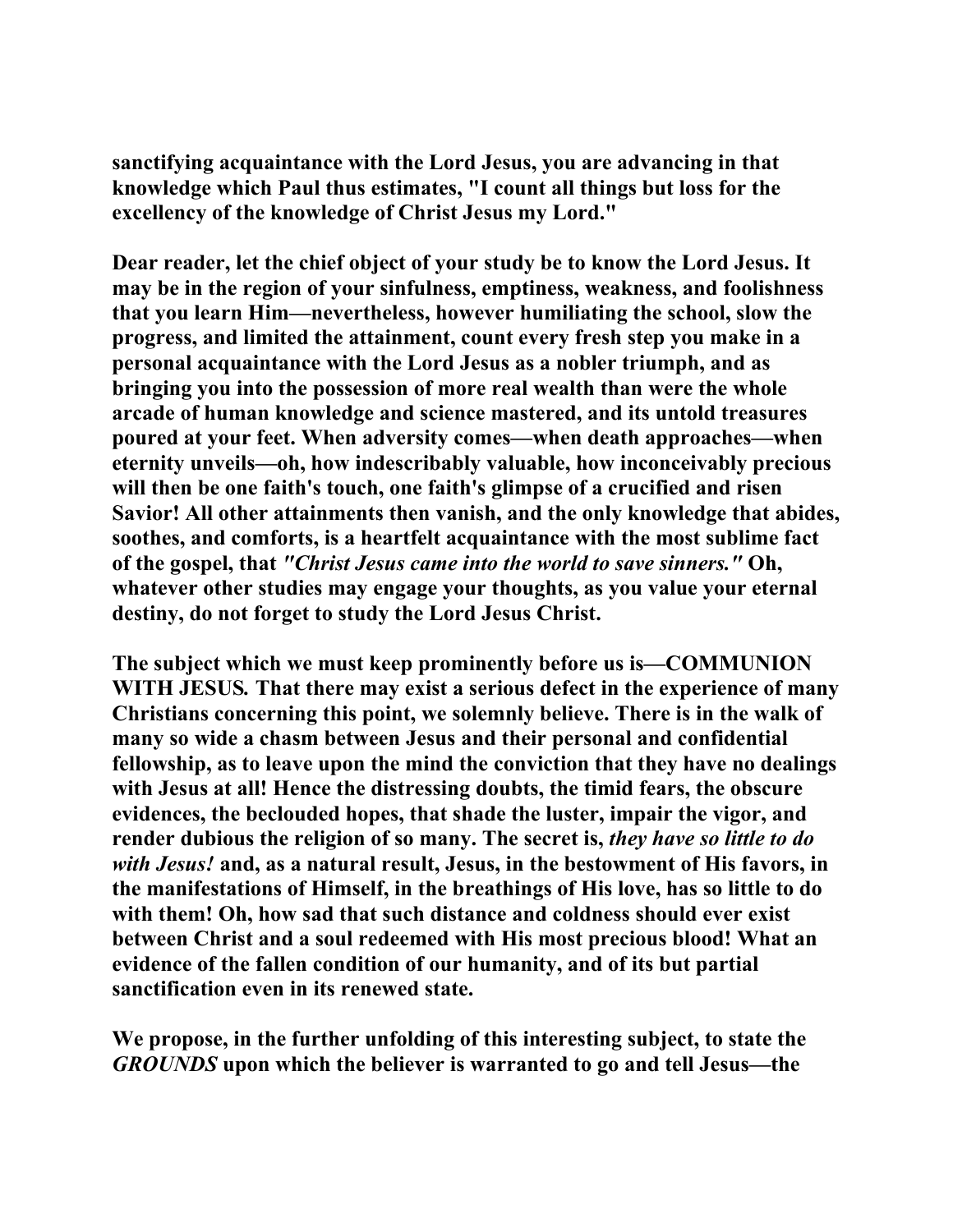sanctifying acquaintance with the Lord Jesus, you are advancing in that knowledge which Paul thus estimates, "I count all things but loss for the excellency of the knowledge of Christ Jesus my Lord."

Dear reader, let the chief object of your study be to know the Lord Jesus. It may be in the region of your sinfulness, emptiness, weakness, and foolishness that you learn Him—nevertheless, however humiliating the school, slow the progress, and limited the attainment, count every fresh step you make in a personal acquaintance with the Lord Jesus as a nobler triumph, and as bringing you into the possession of more real wealth than were the whole arcade of human knowledge and science mastered, and its untold treasures poured at your feet. When adversity comes—when death approaches—when eternity unveils—oh, how indescribably valuable, how inconceivably precious will then be one faith's touch, one faith's glimpse of a crucified and risen Savior! All other attainments then vanish, and the only knowledge that abides, soothes, and comforts, is a heartfelt acquaintance with the most sublime fact of the gospel, that *"Christ Jesus came into the world to save sinners."* Oh, whatever other studies may engage your thoughts, as you value your eternal destiny, do not forget to study the Lord Jesus Christ.

The subject which we must keep prominently before us is—COMMUNION WITH JESUS. That there may exist a serious defect in the experience of many Christians concerning this point, we solemnly believe. There is in the walk of many so wide a chasm between Jesus and their personal and confidential fellowship, as to leave upon the mind the conviction that they have no dealings with Jesus at all! Hence the distressing doubts, the timid fears, the obscure evidences, the beclouded hopes, that shade the luster, impair the vigor, and render dubious the religion of so many. The secret is, *they have so little to do with Jesus!* and, as a natural result, Jesus, in the bestowment of His favors, in the manifestations of Himself, in the breathings of His love, has so little to do with them! Oh, how sad that such distance and coldness should ever exist between Christ and a soul redeemed with His most precious blood! What an evidence of the fallen condition of our humanity, and of its but partial sanctification even in its renewed state.

We propose, in the further unfolding of this interesting subject, to state the *GROUNDS* upon which the believer is warranted to go and tell Jesus—the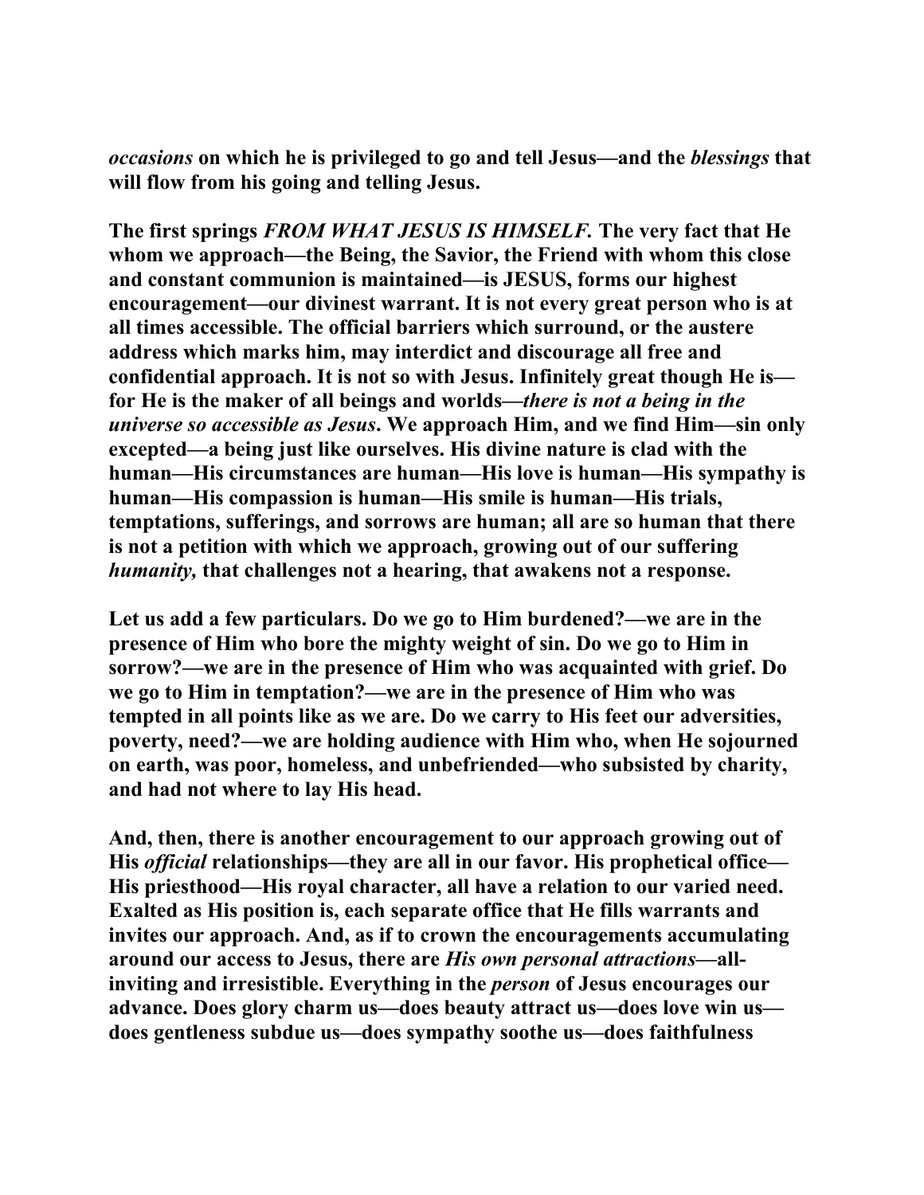**_occasions_ on which he is privileged to go and tell Jesus—and the _blessings_ that will flow from his going and telling Jesus.**

**The first springs _FROM WHAT JESUS IS HIMSELF._ The very fact that He whom we approach—the Being, the Savior, the Friend with whom this close and constant communion is maintained—is JESUS, forms our highest encouragement—our divinest warrant. It is not every great person who is at all times accessible. The official barriers which surround, or the austere address which marks him, may interdict and discourage all free and confidential approach. It is not so with Jesus. Infinitely great though He is—for He is the maker of all beings and worlds—_there is not a being in the universe so accessible as Jesus_. We approach Him, and we find Him—sin only excepted—a being just like ourselves. His divine nature is clad with the human—His circumstances are human—His love is human—His sympathy is human—His compassion is human—His smile is human—His trials, temptations, sufferings, and sorrows are human; all are so human that there is not a petition with which we approach, growing out of our suffering _humanity,_ that challenges not a hearing, that awakens not a response.**

**Let us add a few particulars. Do we go to Him burdened?—we are in the presence of Him who bore the mighty weight of sin. Do we go to Him in sorrow?—we are in the presence of Him who was acquainted with grief. Do we go to Him in temptation?—we are in the presence of Him who was tempted in all points like as we are. Do we carry to His feet our adversities, poverty, need?—we are holding audience with Him who, when He sojourned on earth, was poor, homeless, and unbefriended—who subsisted by charity, and had not where to lay His head.**

**And, then, there is another encouragement to our approach growing out of His _official_ relationships—they are all in our favor. His prophetical office—His priesthood—His royal character, all have a relation to our varied need. Exalted as His position is, each separate office that He fills warrants and invites our approach. And, as if to crown the encouragements accumulating around our access to Jesus, there are _His own personal attractions_—all-inviting and irresistible. Everything in the _person_ of Jesus encourages our advance. Does glory charm us—does beauty attract us—does love win us—does gentleness subdue us—does sympathy soothe us—does faithfulness**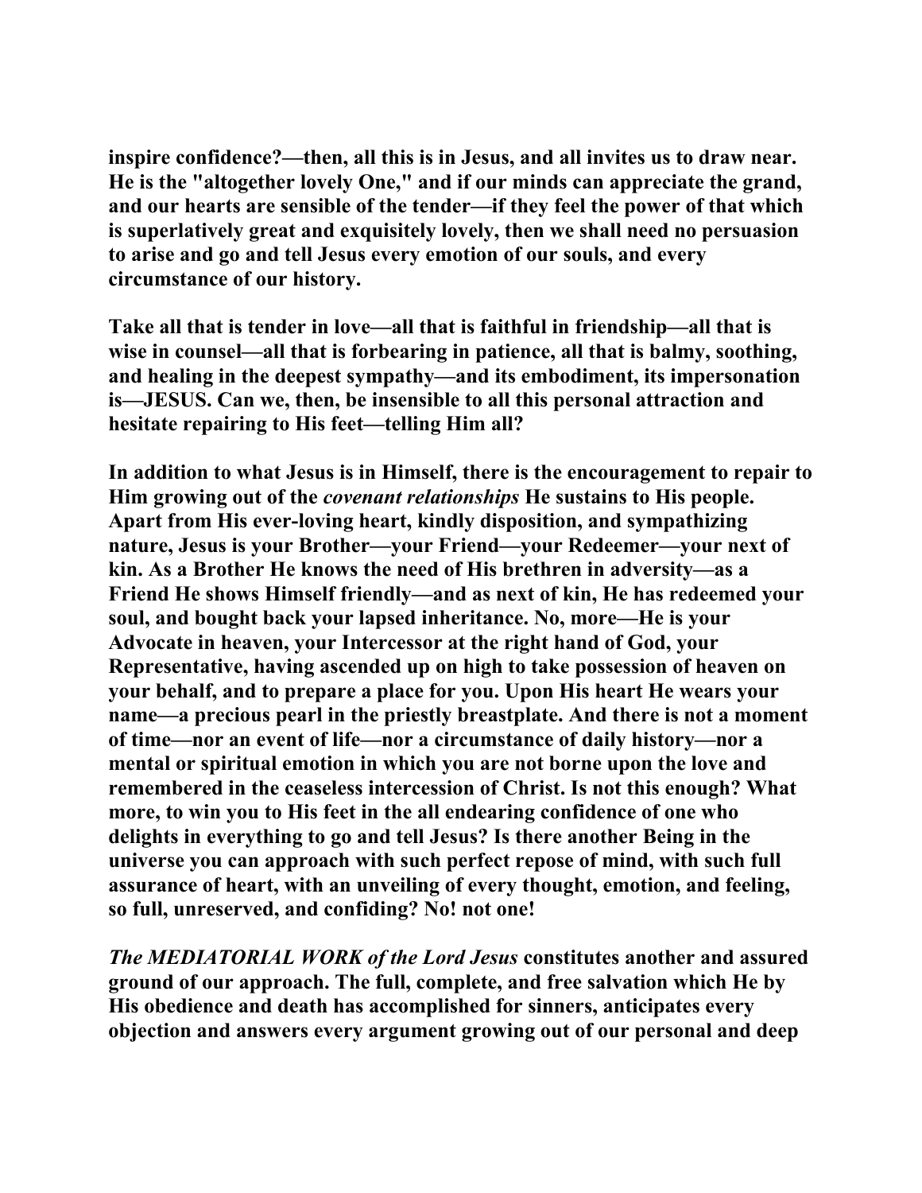inspire confidence?—then, all this is in Jesus, and all invites us to draw near. He is the "altogether lovely One," and if our minds can appreciate the grand, and our hearts are sensible of the tender—if they feel the power of that which is superlatively great and exquisitely lovely, then we shall need no persuasion to arise and go and tell Jesus every emotion of our souls, and every circumstance of our history.

Take all that is tender in love—all that is faithful in friendship—all that is wise in counsel—all that is forbearing in patience, all that is balmy, soothing, and healing in the deepest sympathy—and its embodiment, its impersonation is—JESUS. Can we, then, be insensible to all this personal attraction and hesitate repairing to His feet—telling Him all?

In addition to what Jesus is in Himself, there is the encouragement to repair to Him growing out of the *covenant relationships* He sustains to His people. Apart from His ever-loving heart, kindly disposition, and sympathizing nature, Jesus is your Brother—your Friend—your Redeemer—your next of kin. As a Brother He knows the need of His brethren in adversity—as a Friend He shows Himself friendly—and as next of kin, He has redeemed your soul, and bought back your lapsed inheritance. No, more—He is your Advocate in heaven, your Intercessor at the right hand of God, your Representative, having ascended up on high to take possession of heaven on your behalf, and to prepare a place for you. Upon His heart He wears your name—a precious pearl in the priestly breastplate. And there is not a moment of time—nor an event of life—nor a circumstance of daily history—nor a mental or spiritual emotion in which you are not borne upon the love and remembered in the ceaseless intercession of Christ. Is not this enough? What more, to win you to His feet in the all endearing confidence of one who delights in everything to go and tell Jesus? Is there another Being in the universe you can approach with such perfect repose of mind, with such full assurance of heart, with an unveiling of every thought, emotion, and feeling, so full, unreserved, and confiding? No! not one!

*The MEDIATORIAL WORK of the Lord Jesus* constitutes another and assured ground of our approach. The full, complete, and free salvation which He by His obedience and death has accomplished for sinners, anticipates every objection and answers every argument growing out of our personal and deep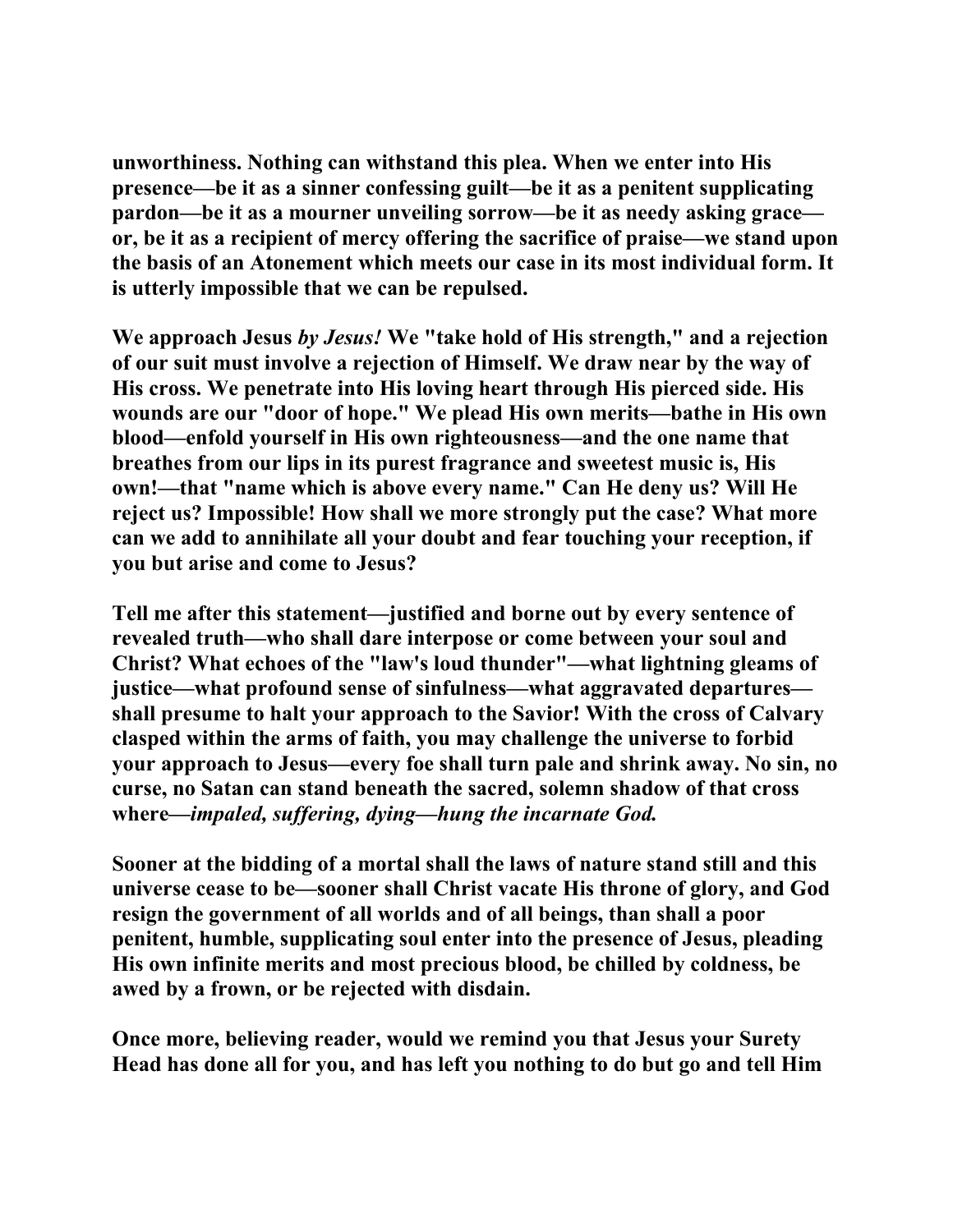**unworthiness. Nothing can withstand this plea. When we enter into His presence—be it as a sinner confessing guilt—be it as a penitent supplicating pardon—be it as a mourner unveiling sorrow—be it as needy asking grace—or, be it as a recipient of mercy offering the sacrifice of praise—we stand upon the basis of an Atonement which meets our case in its most individual form. It is utterly impossible that we can be repulsed.**

**We approach Jesus *by Jesus!* We "take hold of His strength," and a rejection of our suit must involve a rejection of Himself. We draw near by the way of His cross. We penetrate into His loving heart through His pierced side. His wounds are our "door of hope." We plead His own merits—bathe in His own blood—enfold yourself in His own righteousness—and the one name that breathes from our lips in its purest fragrance and sweetest music is, His own!—that "name which is above every name." Can He deny us? Will He reject us? Impossible! How shall we more strongly put the case? What more can we add to annihilate all your doubt and fear touching your reception, if you but arise and come to Jesus?**

**Tell me after this statement—justified and borne out by every sentence of revealed truth—who shall dare interpose or come between your soul and Christ? What echoes of the "law's loud thunder"—what lightning gleams of justice—what profound sense of sinfulness—what aggravated departures—shall presume to halt your approach to the Savior! With the cross of Calvary clasped within the arms of faith, you may challenge the universe to forbid your approach to Jesus—every foe shall turn pale and shrink away. No sin, no curse, no Satan can stand beneath the sacred, solemn shadow of that cross where—*impaled, suffering, dying—hung the incarnate God.***

**Sooner at the bidding of a mortal shall the laws of nature stand still and this universe cease to be—sooner shall Christ vacate His throne of glory, and God resign the government of all worlds and of all beings, than shall a poor penitent, humble, supplicating soul enter into the presence of Jesus, pleading His own infinite merits and most precious blood, be chilled by coldness, be awed by a frown, or be rejected with disdain.**

**Once more, believing reader, would we remind you that Jesus your Surety Head has done all for you, and has left you nothing to do but go and tell Him**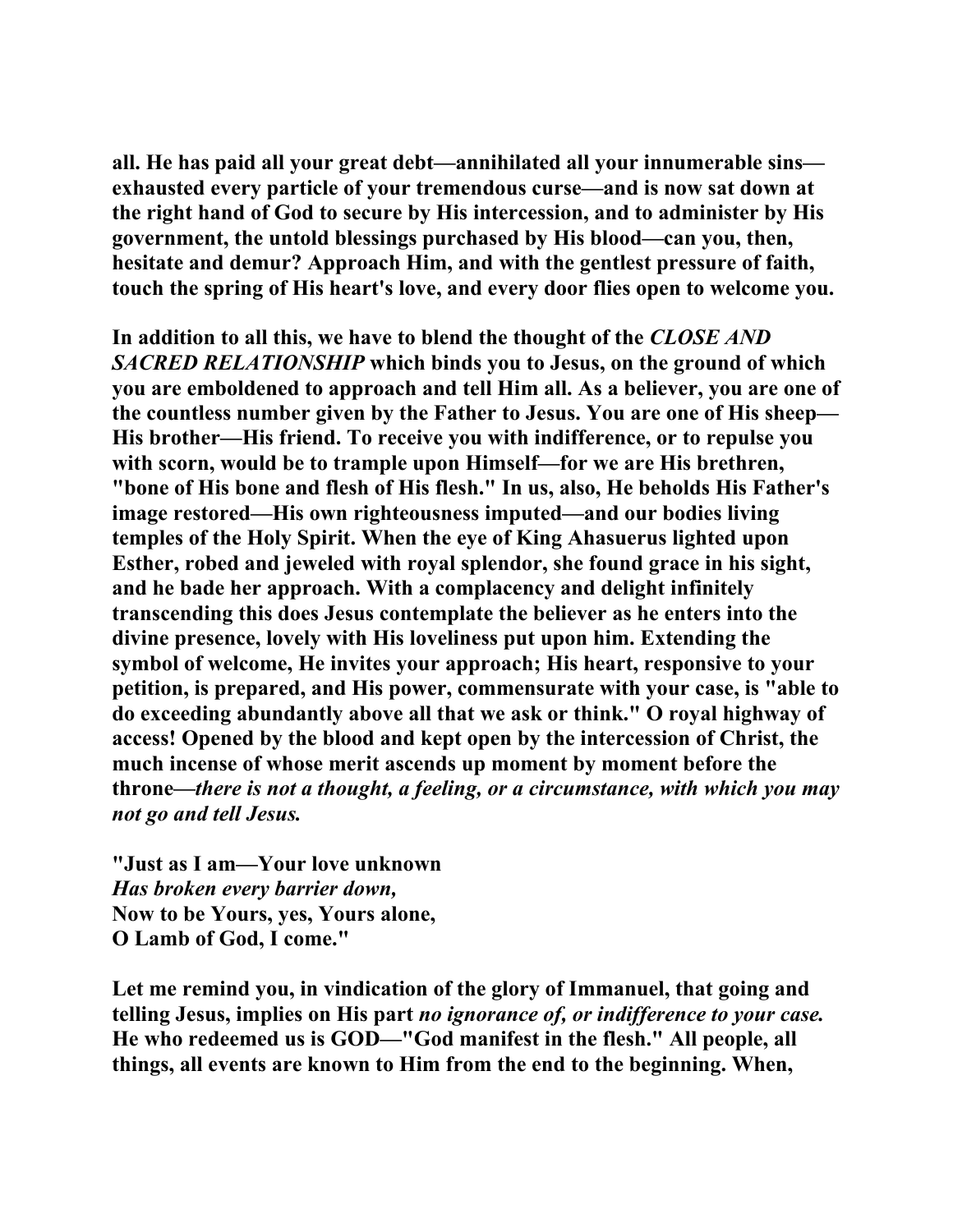**all. He has paid all your great debt—annihilated all your innumerable sins—exhausted every particle of your tremendous curse—and is now sat down at the right hand of God to secure by His intercession, and to administer by His government, the untold blessings purchased by His blood—can you, then, hesitate and demur? Approach Him, and with the gentlest pressure of faith, touch the spring of His heart's love, and every door flies open to welcome you.**

**In addition to all this, we have to blend the thought of the *CLOSE AND SACRED RELATIONSHIP* which binds you to Jesus, on the ground of which you are emboldened to approach and tell Him all. As a believer, you are one of the countless number given by the Father to Jesus. You are one of His sheep—His brother—His friend. To receive you with indifference, or to repulse you with scorn, would be to trample upon Himself—for we are His brethren, "bone of His bone and flesh of His flesh." In us, also, He beholds His Father's image restored—His own righteousness imputed—and our bodies living temples of the Holy Spirit. When the eye of King Ahasuerus lighted upon Esther, robed and jeweled with royal splendor, she found grace in his sight, and he bade her approach. With a complacency and delight infinitely transcending this does Jesus contemplate the believer as he enters into the divine presence, lovely with His loveliness put upon him. Extending the symbol of welcome, He invites your approach; His heart, responsive to your petition, is prepared, and His power, commensurate with your case, is "able to do exceeding abundantly above all that we ask or think." O royal highway of access! Opened by the blood and kept open by the intercession of Christ, the much incense of whose merit ascends up moment by moment before the throne—*there is not a thought, a feeling, or a circumstance, with which you may not go and tell Jesus.***

**"Just as I am—Your love unknown**
***Has broken every barrier down,***
**Now to be Yours, yes, Yours alone,**
**O Lamb of God, I come."**

**Let me remind you, in vindication of the glory of Immanuel, that going and telling Jesus, implies on His part *no ignorance of, or indifference to your case.* He who redeemed us is GOD—"God manifest in the flesh." All people, all things, all events are known to Him from the end to the beginning. When,**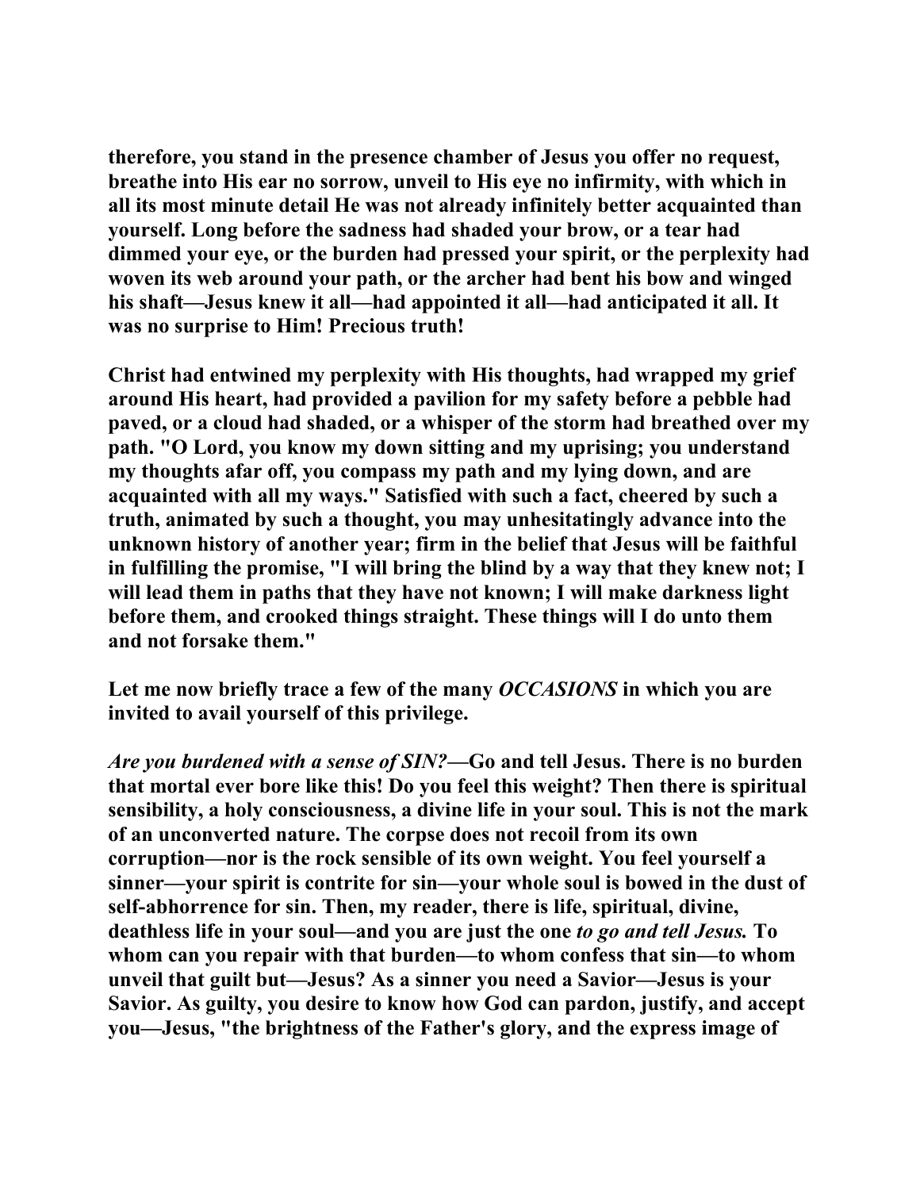therefore, you stand in the presence chamber of Jesus you offer no request, breathe into His ear no sorrow, unveil to His eye no infirmity, with which in all its most minute detail He was not already infinitely better acquainted than yourself. Long before the sadness had shaded your brow, or a tear had dimmed your eye, or the burden had pressed your spirit, or the perplexity had woven its web around your path, or the archer had bent his bow and winged his shaft—Jesus knew it all—had appointed it all—had anticipated it all. It was no surprise to Him! Precious truth!

Christ had entwined my perplexity with His thoughts, had wrapped my grief around His heart, had provided a pavilion for my safety before a pebble had paved, or a cloud had shaded, or a whisper of the storm had breathed over my path. "O Lord, you know my down sitting and my uprising; you understand my thoughts afar off, you compass my path and my lying down, and are acquainted with all my ways." Satisfied with such a fact, cheered by such a truth, animated by such a thought, you may unhesitatingly advance into the unknown history of another year; firm in the belief that Jesus will be faithful in fulfilling the promise, "I will bring the blind by a way that they knew not; I will lead them in paths that they have not known; I will make darkness light before them, and crooked things straight. These things will I do unto them and not forsake them."

Let me now briefly trace a few of the many *OCCASIONS* in which you are invited to avail yourself of this privilege.

*Are you burdened with a sense of SIN?*—Go and tell Jesus. There is no burden that mortal ever bore like this! Do you feel this weight? Then there is spiritual sensibility, a holy consciousness, a divine life in your soul. This is not the mark of an unconverted nature. The corpse does not recoil from its own corruption—nor is the rock sensible of its own weight. You feel yourself a sinner—your spirit is contrite for sin—your whole soul is bowed in the dust of self-abhorrence for sin. Then, my reader, there is life, spiritual, divine, deathless life in your soul—and you are just the one *to go and tell Jesus.* To whom can you repair with that burden—to whom confess that sin—to whom unveil that guilt but—Jesus? As a sinner you need a Savior—Jesus is your Savior. As guilty, you desire to know how God can pardon, justify, and accept you—Jesus, "the brightness of the Father's glory, and the express image of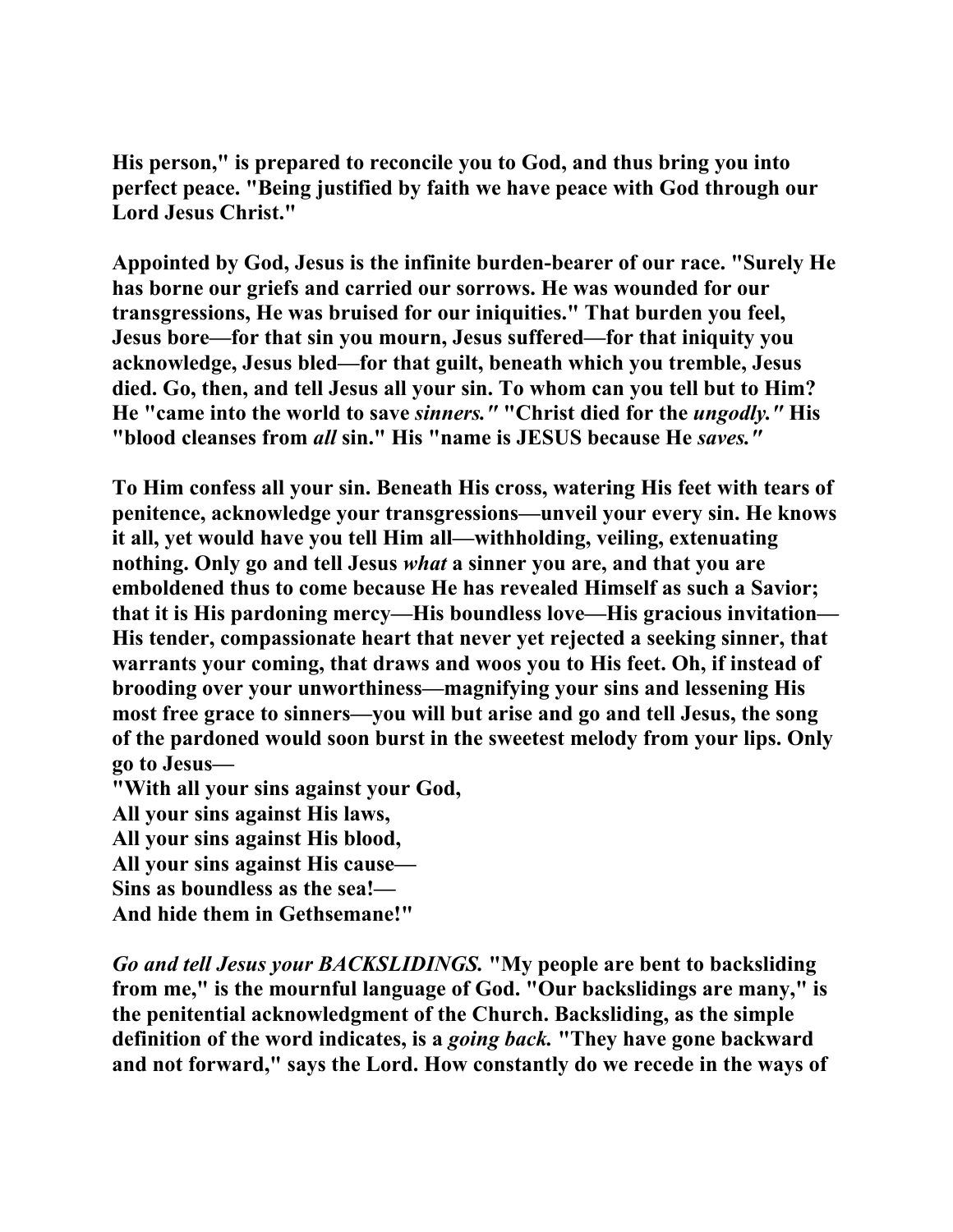His person," is prepared to reconcile you to God, and thus bring you into perfect peace. "Being justified by faith we have peace with God through our Lord Jesus Christ."

Appointed by God, Jesus is the infinite burden-bearer of our race. "Surely He has borne our griefs and carried our sorrows. He was wounded for our transgressions, He was bruised for our iniquities." That burden you feel, Jesus bore—for that sin you mourn, Jesus suffered—for that iniquity you acknowledge, Jesus bled—for that guilt, beneath which you tremble, Jesus died. Go, then, and tell Jesus all your sin. To whom can you tell but to Him? He "came into the world to save *sinners."* "Christ died for the *ungodly."* His "blood cleanses from *all* sin." His "name is JESUS because He *saves."*

To Him confess all your sin. Beneath His cross, watering His feet with tears of penitence, acknowledge your transgressions—unveil your every sin. He knows it all, yet would have you tell Him all—withholding, veiling, extenuating nothing. Only go and tell Jesus *what* a sinner you are, and that you are emboldened thus to come because He has revealed Himself as such a Savior; that it is His pardoning mercy—His boundless love—His gracious invitation—His tender, compassionate heart that never yet rejected a seeking sinner, that warrants your coming, that draws and woos you to His feet. Oh, if instead of brooding over your unworthiness—magnifying your sins and lessening His most free grace to sinners—you will but arise and go and tell Jesus, the song of the pardoned would soon burst in the sweetest melody from your lips. Only go to Jesus—

"With all your sins against your God,
All your sins against His laws,
All your sins against His blood,
All your sins against His cause—
Sins as boundless as the sea!—
And hide them in Gethsemane!"

*Go and tell Jesus your BACKSLIDINGS.* "My people are bent to backsliding from me," is the mournful language of God. "Our backslidings are many," is the penitential acknowledgment of the Church. Backsliding, as the simple definition of the word indicates, is a *going back.* "They have gone backward and not forward," says the Lord. How constantly do we recede in the ways of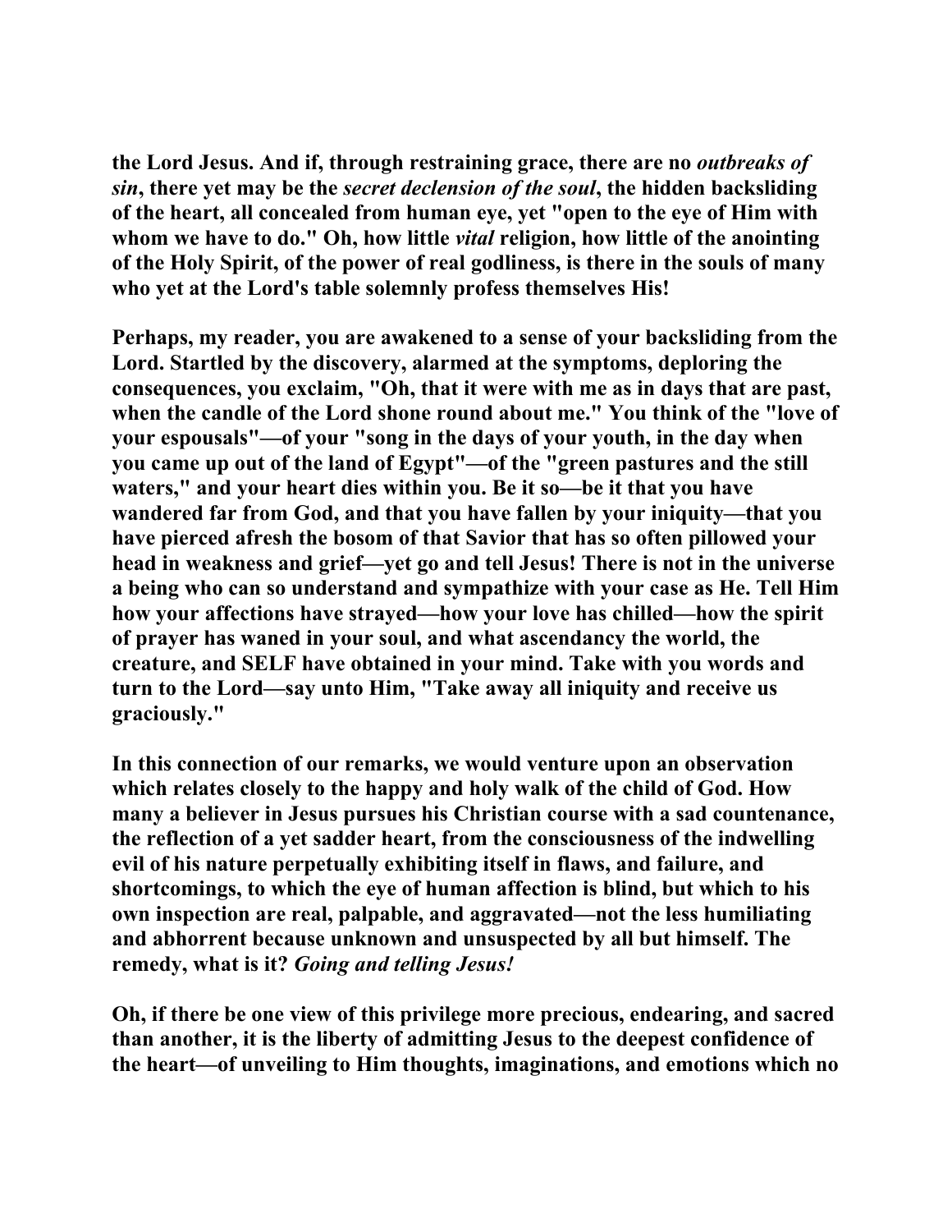**the Lord Jesus. And if, through restraining grace, there are no *outbreaks of sin*, there yet may be the *secret declension of the soul*, the hidden backsliding of the heart, all concealed from human eye, yet "open to the eye of Him with whom we have to do." Oh, how little *vital* religion, how little of the anointing of the Holy Spirit, of the power of real godliness, is there in the souls of many who yet at the Lord's table solemnly profess themselves His!**

**Perhaps, my reader, you are awakened to a sense of your backsliding from the Lord. Startled by the discovery, alarmed at the symptoms, deploring the consequences, you exclaim, "Oh, that it were with me as in days that are past, when the candle of the Lord shone round about me." You think of the "love of your espousals"—of your "song in the days of your youth, in the day when you came up out of the land of Egypt"—of the "green pastures and the still waters," and your heart dies within you. Be it so—be it that you have wandered far from God, and that you have fallen by your iniquity—that you have pierced afresh the bosom of that Savior that has so often pillowed your head in weakness and grief—yet go and tell Jesus! There is not in the universe a being who can so understand and sympathize with your case as He. Tell Him how your affections have strayed—how your love has chilled—how the spirit of prayer has waned in your soul, and what ascendancy the world, the creature, and SELF have obtained in your mind. Take with you words and turn to the Lord—say unto Him, "Take away all iniquity and receive us graciously."**

**In this connection of our remarks, we would venture upon an observation which relates closely to the happy and holy walk of the child of God. How many a believer in Jesus pursues his Christian course with a sad countenance, the reflection of a yet sadder heart, from the consciousness of the indwelling evil of his nature perpetually exhibiting itself in flaws, and failure, and shortcomings, to which the eye of human affection is blind, but which to his own inspection are real, palpable, and aggravated—not the less humiliating and abhorrent because unknown and unsuspected by all but himself. The remedy, what is it? *Going and telling Jesus!***

**Oh, if there be one view of this privilege more precious, endearing, and sacred than another, it is the liberty of admitting Jesus to the deepest confidence of the heart—of unveiling to Him thoughts, imaginations, and emotions which no**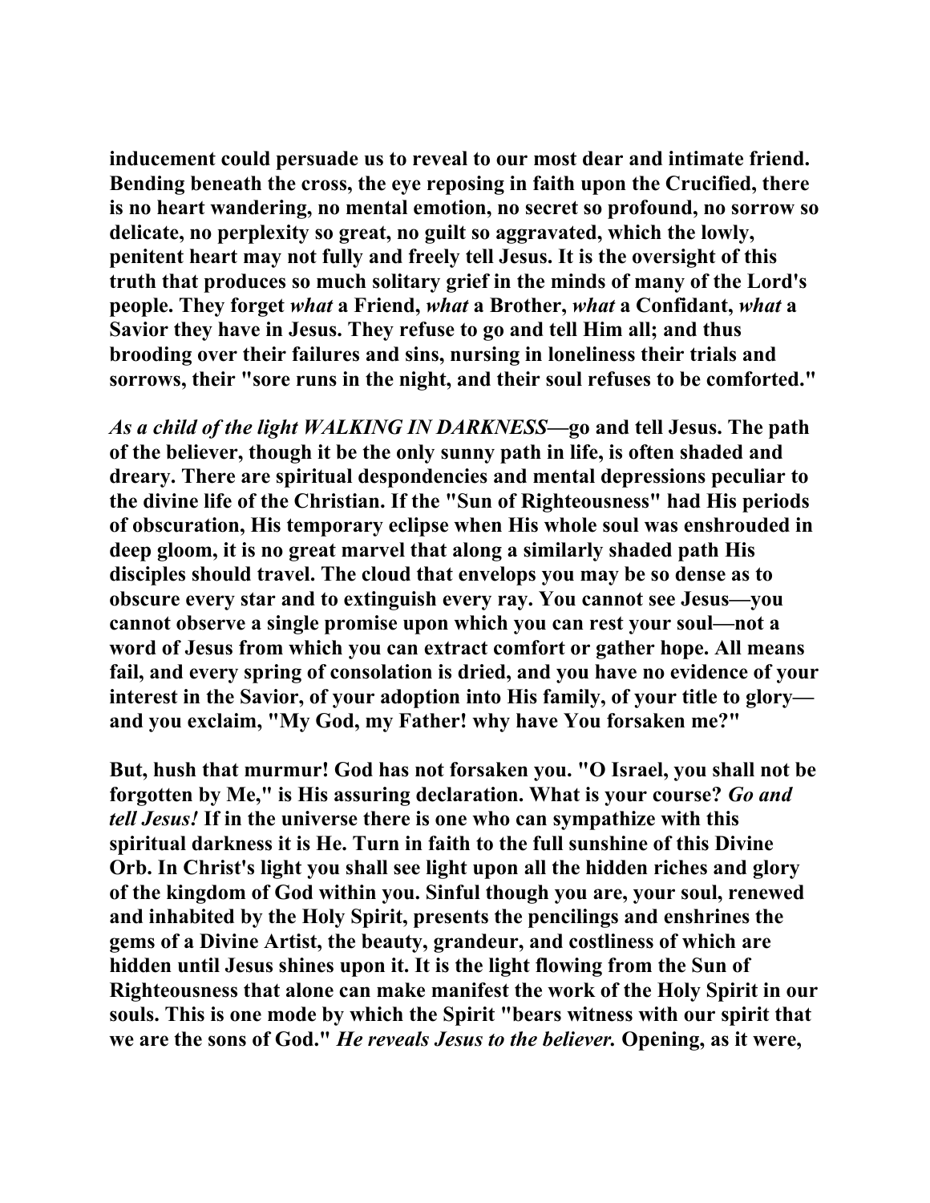inducement could persuade us to reveal to our most dear and intimate friend. Bending beneath the cross, the eye reposing in faith upon the Crucified, there is no heart wandering, no mental emotion, no secret so profound, no sorrow so delicate, no perplexity so great, no guilt so aggravated, which the lowly, penitent heart may not fully and freely tell Jesus. It is the oversight of this truth that produces so much solitary grief in the minds of many of the Lord's people. They forget *what* a Friend, *what* a Brother, *what* a Confidant, *what* a Savior they have in Jesus. They refuse to go and tell Him all; and thus brooding over their failures and sins, nursing in loneliness their trials and sorrows, their "sore runs in the night, and their soul refuses to be comforted."

*As a child of the light WALKING IN DARKNESS*—go and tell Jesus. The path of the believer, though it be the only sunny path in life, is often shaded and dreary. There are spiritual despondencies and mental depressions peculiar to the divine life of the Christian. If the "Sun of Righteousness" had His periods of obscuration, His temporary eclipse when His whole soul was enshrouded in deep gloom, it is no great marvel that along a similarly shaded path His disciples should travel. The cloud that envelops you may be so dense as to obscure every star and to extinguish every ray. You cannot see Jesus—you cannot observe a single promise upon which you can rest your soul—not a word of Jesus from which you can extract comfort or gather hope. All means fail, and every spring of consolation is dried, and you have no evidence of your interest in the Savior, of your adoption into His family, of your title to glory—and you exclaim, "My God, my Father! why have You forsaken me?"

But, hush that murmur! God has not forsaken you. "O Israel, you shall not be forgotten by Me," is His assuring declaration. What is your course? *Go and tell Jesus!* If in the universe there is one who can sympathize with this spiritual darkness it is He. Turn in faith to the full sunshine of this Divine Orb. In Christ's light you shall see light upon all the hidden riches and glory of the kingdom of God within you. Sinful though you are, your soul, renewed and inhabited by the Holy Spirit, presents the pencilings and enshrines the gems of a Divine Artist, the beauty, grandeur, and costliness of which are hidden until Jesus shines upon it. It is the light flowing from the Sun of Righteousness that alone can make manifest the work of the Holy Spirit in our souls. This is one mode by which the Spirit "bears witness with our spirit that we are the sons of God." *He reveals Jesus to the believer.* Opening, as it were,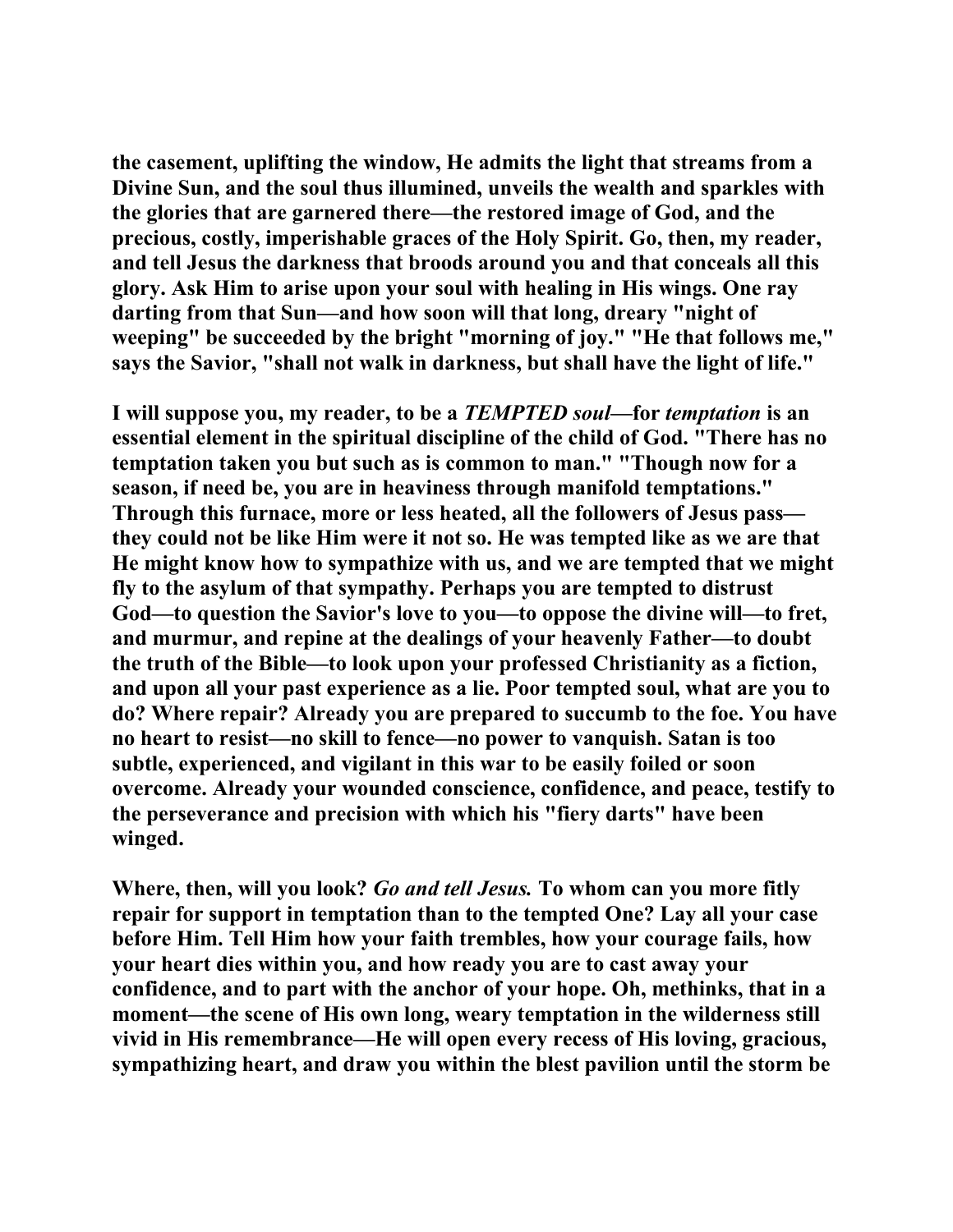the casement, uplifting the window, He admits the light that streams from a Divine Sun, and the soul thus illumined, unveils the wealth and sparkles with the glories that are garnered there—the restored image of God, and the precious, costly, imperishable graces of the Holy Spirit. Go, then, my reader, and tell Jesus the darkness that broods around you and that conceals all this glory. Ask Him to arise upon your soul with healing in His wings. One ray darting from that Sun—and how soon will that long, dreary "night of weeping" be succeeded by the bright "morning of joy." "He that follows me," says the Savior, "shall not walk in darkness, but shall have the light of life."

I will suppose you, my reader, to be a *TEMPTED soul*—for *temptation* is an essential element in the spiritual discipline of the child of God. "There has no temptation taken you but such as is common to man." "Though now for a season, if need be, you are in heaviness through manifold temptations." Through this furnace, more or less heated, all the followers of Jesus pass—they could not be like Him were it not so. He was tempted like as we are that He might know how to sympathize with us, and we are tempted that we might fly to the asylum of that sympathy. Perhaps you are tempted to distrust God—to question the Savior's love to you—to oppose the divine will—to fret, and murmur, and repine at the dealings of your heavenly Father—to doubt the truth of the Bible—to look upon your professed Christianity as a fiction, and upon all your past experience as a lie. Poor tempted soul, what are you to do? Where repair? Already you are prepared to succumb to the foe. You have no heart to resist—no skill to fence—no power to vanquish. Satan is too subtle, experienced, and vigilant in this war to be easily foiled or soon overcome. Already your wounded conscience, confidence, and peace, testify to the perseverance and precision with which his "fiery darts" have been winged.

Where, then, will you look? *Go and tell Jesus.* To whom can you more fitly repair for support in temptation than to the tempted One? Lay all your case before Him. Tell Him how your faith trembles, how your courage fails, how your heart dies within you, and how ready you are to cast away your confidence, and to part with the anchor of your hope. Oh, methinks, that in a moment—the scene of His own long, weary temptation in the wilderness still vivid in His remembrance—He will open every recess of His loving, gracious, sympathizing heart, and draw you within the blest pavilion until the storm be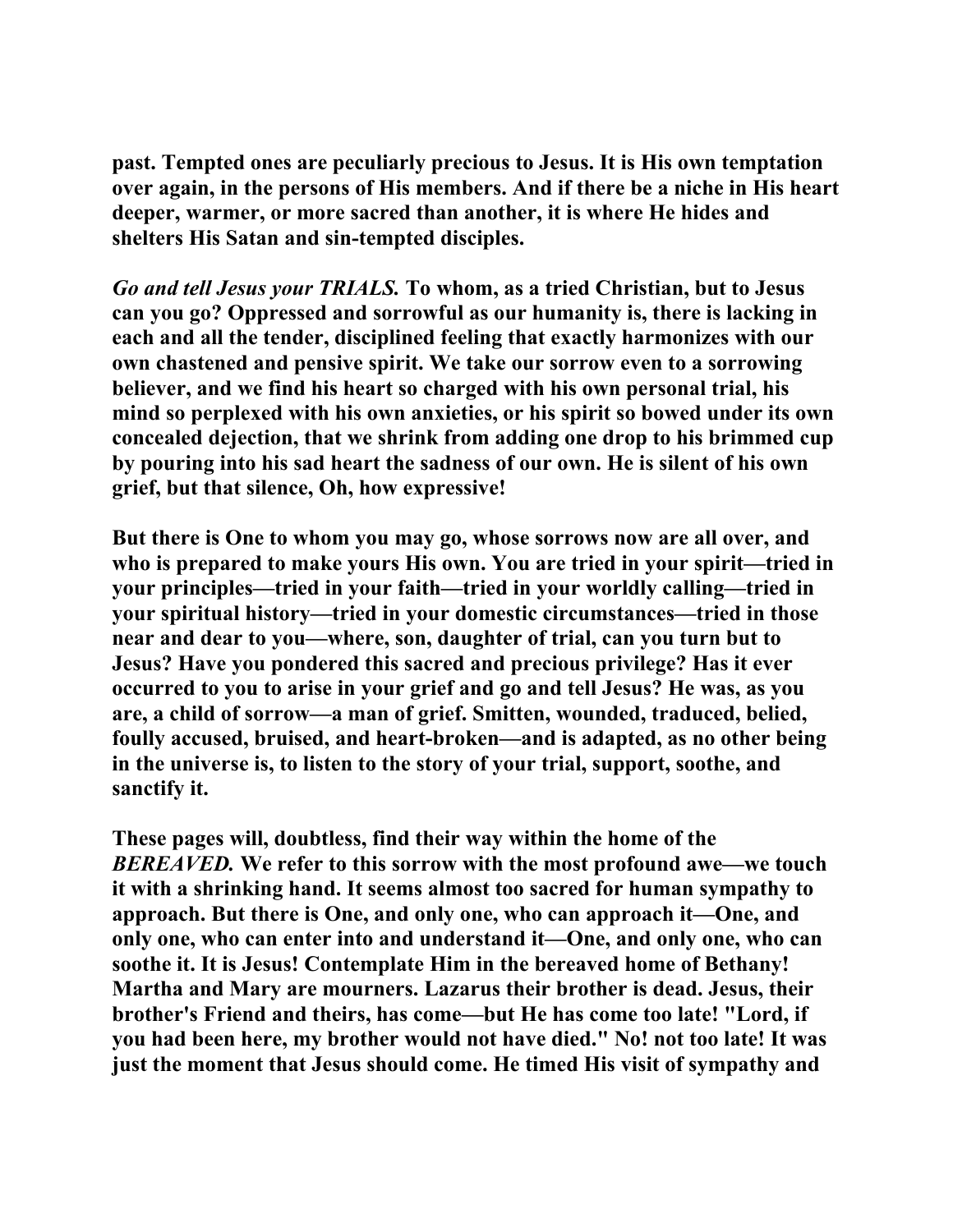past. Tempted ones are peculiarly precious to Jesus. It is His own temptation over again, in the persons of His members. And if there be a niche in His heart deeper, warmer, or more sacred than another, it is where He hides and shelters His Satan and sin-tempted disciples.

*Go and tell Jesus your TRIALS.* To whom, as a tried Christian, but to Jesus can you go? Oppressed and sorrowful as our humanity is, there is lacking in each and all the tender, disciplined feeling that exactly harmonizes with our own chastened and pensive spirit. We take our sorrow even to a sorrowing believer, and we find his heart so charged with his own personal trial, his mind so perplexed with his own anxieties, or his spirit so bowed under its own concealed dejection, that we shrink from adding one drop to his brimmed cup by pouring into his sad heart the sadness of our own. He is silent of his own grief, but that silence, Oh, how expressive!

But there is One to whom you may go, whose sorrows now are all over, and who is prepared to make yours His own. You are tried in your spirit—tried in your principles—tried in your faith—tried in your worldly calling—tried in your spiritual history—tried in your domestic circumstances—tried in those near and dear to you—where, son, daughter of trial, can you turn but to Jesus? Have you pondered this sacred and precious privilege? Has it ever occurred to you to arise in your grief and go and tell Jesus? He was, as you are, a child of sorrow—a man of grief. Smitten, wounded, traduced, belied, foully accused, bruised, and heart-broken—and is adapted, as no other being in the universe is, to listen to the story of your trial, support, soothe, and sanctify it.

These pages will, doubtless, find their way within the home of the *BEREAVED.* We refer to this sorrow with the most profound awe—we touch it with a shrinking hand. It seems almost too sacred for human sympathy to approach. But there is One, and only one, who can approach it—One, and only one, who can enter into and understand it—One, and only one, who can soothe it. It is Jesus! Contemplate Him in the bereaved home of Bethany! Martha and Mary are mourners. Lazarus their brother is dead. Jesus, their brother's Friend and theirs, has come—but He has come too late! "Lord, if you had been here, my brother would not have died." No! not too late! It was just the moment that Jesus should come. He timed His visit of sympathy and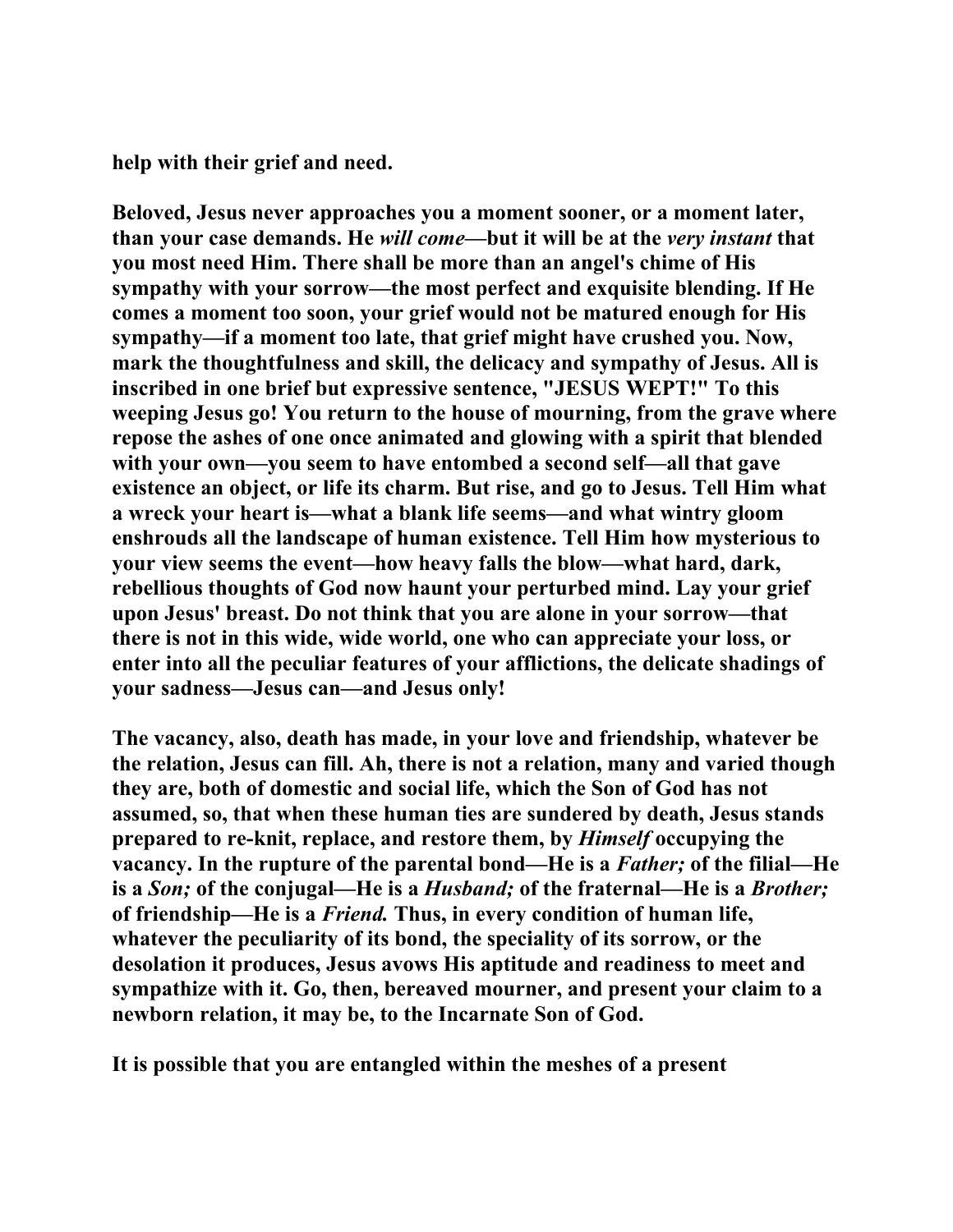**help with their grief and need.**

**Beloved, Jesus never approaches you a moment sooner, or a moment later, than your case demands. He *will come*—but it will be at the *very instant* that you most need Him. There shall be more than an angel's chime of His sympathy with your sorrow—the most perfect and exquisite blending. If He comes a moment too soon, your grief would not be matured enough for His sympathy—if a moment too late, that grief might have crushed you. Now, mark the thoughtfulness and skill, the delicacy and sympathy of Jesus. All is inscribed in one brief but expressive sentence, "JESUS WEPT!" To this weeping Jesus go! You return to the house of mourning, from the grave where repose the ashes of one once animated and glowing with a spirit that blended with your own—you seem to have entombed a second self—all that gave existence an object, or life its charm. But rise, and go to Jesus. Tell Him what a wreck your heart is—what a blank life seems—and what wintry gloom enshrouds all the landscape of human existence. Tell Him how mysterious to your view seems the event—how heavy falls the blow—what hard, dark, rebellious thoughts of God now haunt your perturbed mind. Lay your grief upon Jesus' breast. Do not think that you are alone in your sorrow—that there is not in this wide, wide world, one who can appreciate your loss, or enter into all the peculiar features of your afflictions, the delicate shadings of your sadness—Jesus can—and Jesus only!**

**The vacancy, also, death has made, in your love and friendship, whatever be the relation, Jesus can fill. Ah, there is not a relation, many and varied though they are, both of domestic and social life, which the Son of God has not assumed, so, that when these human ties are sundered by death, Jesus stands prepared to re-knit, replace, and restore them, by *Himself* occupying the vacancy. In the rupture of the parental bond—He is a *Father;* of the filial—He is a *Son;* of the conjugal—He is a *Husband;* of the fraternal—He is a *Brother;* of friendship—He is a *Friend.* Thus, in every condition of human life, whatever the peculiarity of its bond, the speciality of its sorrow, or the desolation it produces, Jesus avows His aptitude and readiness to meet and sympathize with it. Go, then, bereaved mourner, and present your claim to a newborn relation, it may be, to the Incarnate Son of God.**

**It is possible that you are entangled within the meshes of a present**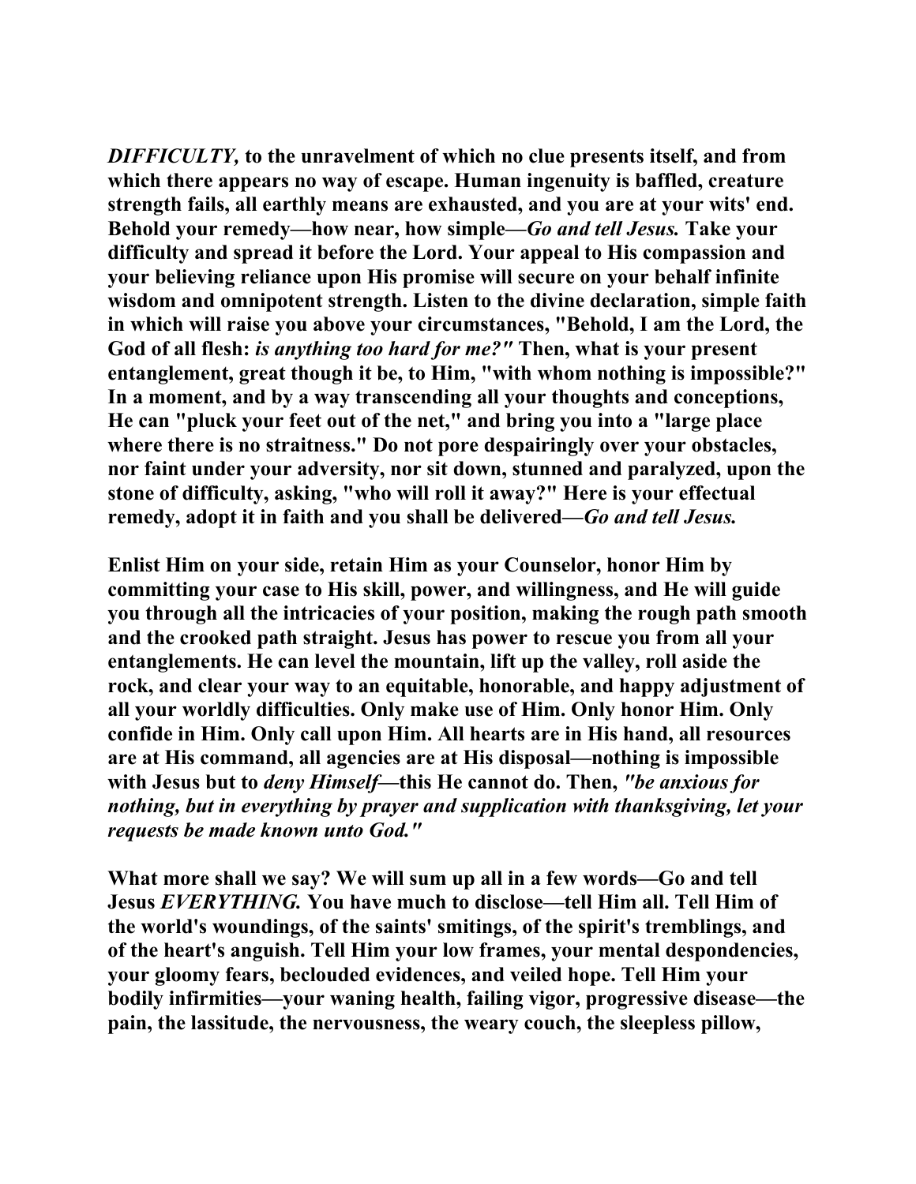***DIFFICULTY,*** **to the unravelment of which no clue presents itself, and from which there appears no way of escape. Human ingenuity is baffled, creature strength fails, all earthly means are exhausted, and you are at your wits' end. Behold your remedy—how near, how simple—*Go and tell Jesus.* Take your difficulty and spread it before the Lord. Your appeal to His compassion and your believing reliance upon His promise will secure on your behalf infinite wisdom and omnipotent strength. Listen to the divine declaration, simple faith in which will raise you above your circumstances, "Behold, I am the Lord, the God of all flesh: *is anything too hard for me?"* Then, what is your present entanglement, great though it be, to Him, "with whom nothing is impossible?" In a moment, and by a way transcending all your thoughts and conceptions, He can "pluck your feet out of the net," and bring you into a "large place where there is no straitness." Do not pore despairingly over your obstacles, nor faint under your adversity, nor sit down, stunned and paralyzed, upon the stone of difficulty, asking, "who will roll it away?" Here is your effectual remedy, adopt it in faith and you shall be delivered—*Go and tell Jesus.***

**Enlist Him on your side, retain Him as your Counselor, honor Him by committing your case to His skill, power, and willingness, and He will guide you through all the intricacies of your position, making the rough path smooth and the crooked path straight. Jesus has power to rescue you from all your entanglements. He can level the mountain, lift up the valley, roll aside the rock, and clear your way to an equitable, honorable, and happy adjustment of all your worldly difficulties. Only make use of Him. Only honor Him. Only confide in Him. Only call upon Him. All hearts are in His hand, all resources are at His command, all agencies are at His disposal—nothing is impossible with Jesus but to *deny Himself*—this He cannot do. Then, *"be anxious for nothing, but in everything by prayer and supplication with thanksgiving, let your requests be made known unto God."***

**What more shall we say? We will sum up all in a few words—Go and tell Jesus *EVERYTHING.* You have much to disclose—tell Him all. Tell Him of the world's woundings, of the saints' smitings, of the spirit's tremblings, and of the heart's anguish. Tell Him your low frames, your mental despondencies, your gloomy fears, beclouded evidences, and veiled hope. Tell Him your bodily infirmities—your waning health, failing vigor, progressive disease—the pain, the lassitude, the nervousness, the weary couch, the sleepless pillow,**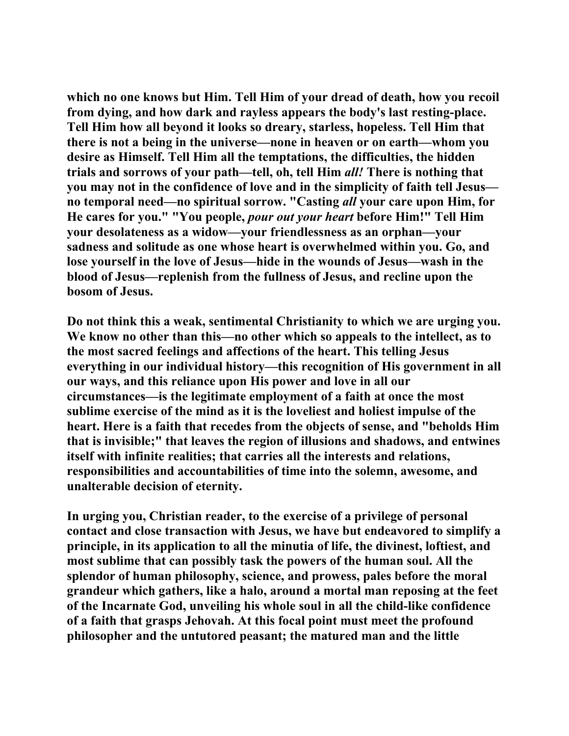which no one knows but Him. Tell Him of your dread of death, how you recoil from dying, and how dark and rayless appears the body's last resting-place. Tell Him how all beyond it looks so dreary, starless, hopeless. Tell Him that there is not a being in the universe—none in heaven or on earth—whom you desire as Himself. Tell Him all the temptations, the difficulties, the hidden trials and sorrows of your path—tell, oh, tell Him *all!* There is nothing that you may not in the confidence of love and in the simplicity of faith tell Jesus—no temporal need—no spiritual sorrow. "Casting *all* your care upon Him, for He cares for you." "You people, *pour out your heart* before Him!" Tell Him your desolateness as a widow—your friendlessness as an orphan—your sadness and solitude as one whose heart is overwhelmed within you. Go, and lose yourself in the love of Jesus—hide in the wounds of Jesus—wash in the blood of Jesus—replenish from the fullness of Jesus, and recline upon the bosom of Jesus.

Do not think this a weak, sentimental Christianity to which we are urging you. We know no other than this—no other which so appeals to the intellect, as to the most sacred feelings and affections of the heart. This telling Jesus everything in our individual history—this recognition of His government in all our ways, and this reliance upon His power and love in all our circumstances—is the legitimate employment of a faith at once the most sublime exercise of the mind as it is the loveliest and holiest impulse of the heart. Here is a faith that recedes from the objects of sense, and "beholds Him that is invisible;" that leaves the region of illusions and shadows, and entwines itself with infinite realities; that carries all the interests and relations, responsibilities and accountabilities of time into the solemn, awesome, and unalterable decision of eternity.

In urging you, Christian reader, to the exercise of a privilege of personal contact and close transaction with Jesus, we have but endeavored to simplify a principle, in its application to all the minutia of life, the divinest, loftiest, and most sublime that can possibly task the powers of the human soul. All the splendor of human philosophy, science, and prowess, pales before the moral grandeur which gathers, like a halo, around a mortal man reposing at the feet of the Incarnate God, unveiling his whole soul in all the child-like confidence of a faith that grasps Jehovah. At this focal point must meet the profound philosopher and the untutored peasant; the matured man and the little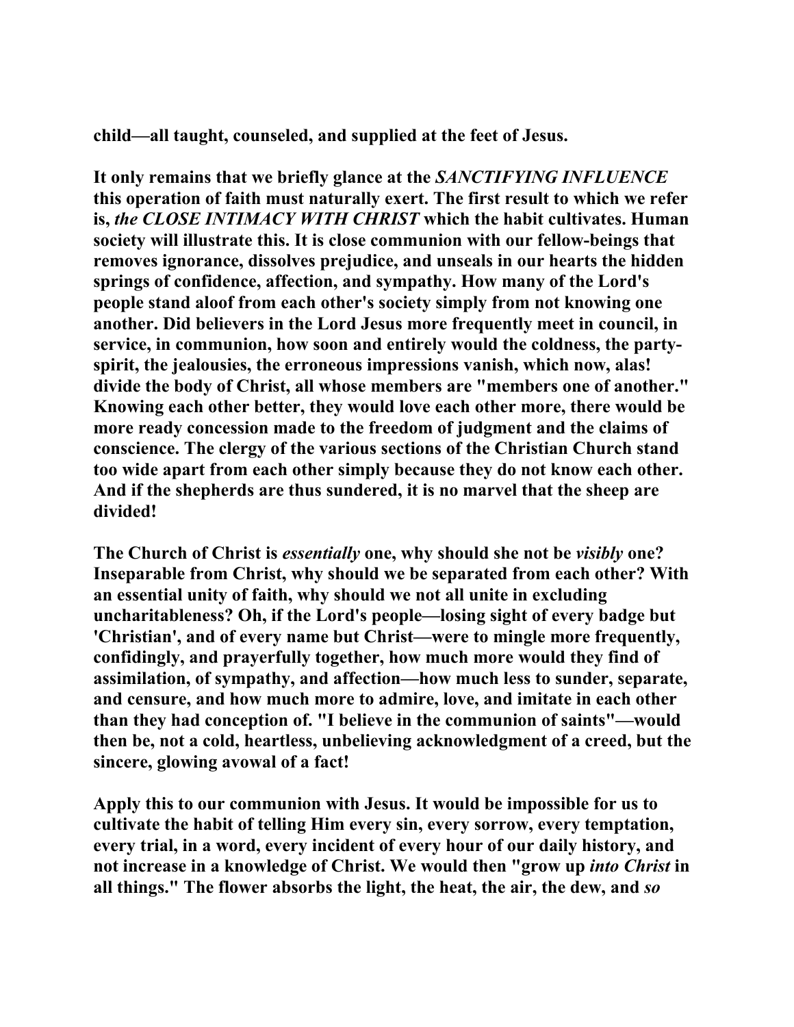child—all taught, counseled, and supplied at the feet of Jesus.

It only remains that we briefly glance at the *SANCTIFYING INFLUENCE* this operation of faith must naturally exert. The first result to which we refer is, *the CLOSE INTIMACY WITH CHRIST* which the habit cultivates. Human society will illustrate this. It is close communion with our fellow-beings that removes ignorance, dissolves prejudice, and unseals in our hearts the hidden springs of confidence, affection, and sympathy. How many of the Lord's people stand aloof from each other's society simply from not knowing one another. Did believers in the Lord Jesus more frequently meet in council, in service, in communion, how soon and entirely would the coldness, the party-spirit, the jealousies, the erroneous impressions vanish, which now, alas! divide the body of Christ, all whose members are "members one of another." Knowing each other better, they would love each other more, there would be more ready concession made to the freedom of judgment and the claims of conscience. The clergy of the various sections of the Christian Church stand too wide apart from each other simply because they do not know each other. And if the shepherds are thus sundered, it is no marvel that the sheep are divided!

The Church of Christ is *essentially* one, why should she not be *visibly* one? Inseparable from Christ, why should we be separated from each other? With an essential unity of faith, why should we not all unite in excluding uncharitableness? Oh, if the Lord's people—losing sight of every badge but 'Christian', and of every name but Christ—were to mingle more frequently, confidingly, and prayerfully together, how much more would they find of assimilation, of sympathy, and affection—how much less to sunder, separate, and censure, and how much more to admire, love, and imitate in each other than they had conception of. "I believe in the communion of saints"—would then be, not a cold, heartless, unbelieving acknowledgment of a creed, but the sincere, glowing avowal of a fact!

Apply this to our communion with Jesus. It would be impossible for us to cultivate the habit of telling Him every sin, every sorrow, every temptation, every trial, in a word, every incident of every hour of our daily history, and not increase in a knowledge of Christ. We would then "grow up *into Christ* in all things." The flower absorbs the light, the heat, the air, the dew, and *so*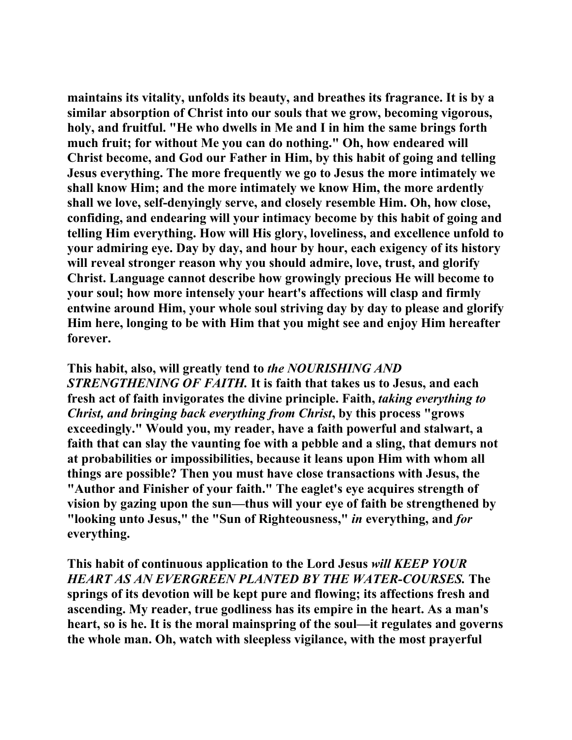**maintains its vitality, unfolds its beauty, and breathes its fragrance. It is by a similar absorption of Christ into our souls that we grow, becoming vigorous, holy, and fruitful. "He who dwells in Me and I in him the same brings forth much fruit; for without Me you can do nothing." Oh, how endeared will Christ become, and God our Father in Him, by this habit of going and telling Jesus everything. The more frequently we go to Jesus the more intimately we shall know Him; and the more intimately we know Him, the more ardently shall we love, self-denyingly serve, and closely resemble Him. Oh, how close, confiding, and endearing will your intimacy become by this habit of going and telling Him everything. How will His glory, loveliness, and excellence unfold to your admiring eye. Day by day, and hour by hour, each exigency of its history will reveal stronger reason why you should admire, love, trust, and glorify Christ. Language cannot describe how growingly precious He will become to your soul; how more intensely your heart's affections will clasp and firmly entwine around Him, your whole soul striving day by day to please and glorify Him here, longing to be with Him that you might see and enjoy Him hereafter forever.**

**This habit, also, will greatly tend to *the NOURISHING AND STRENGTHENING OF FAITH.* It is faith that takes us to Jesus, and each fresh act of faith invigorates the divine principle. Faith, *taking everything to Christ, and bringing back everything from Christ*, by this process "grows exceedingly." Would you, my reader, have a faith powerful and stalwart, a faith that can slay the vaunting foe with a pebble and a sling, that demurs not at probabilities or impossibilities, because it leans upon Him with whom all things are possible? Then you must have close transactions with Jesus, the "Author and Finisher of your faith." The eaglet's eye acquires strength of vision by gazing upon the sun—thus will your eye of faith be strengthened by "looking unto Jesus," the "Sun of Righteousness," *in* everything, and *for* everything.**

**This habit of continuous application to the Lord Jesus *will KEEP YOUR HEART AS AN EVERGREEN PLANTED BY THE WATER-COURSES.* The springs of its devotion will be kept pure and flowing; its affections fresh and ascending. My reader, true godliness has its empire in the heart. As a man's heart, so is he. It is the moral mainspring of the soul—it regulates and governs the whole man. Oh, watch with sleepless vigilance, with the most prayerful**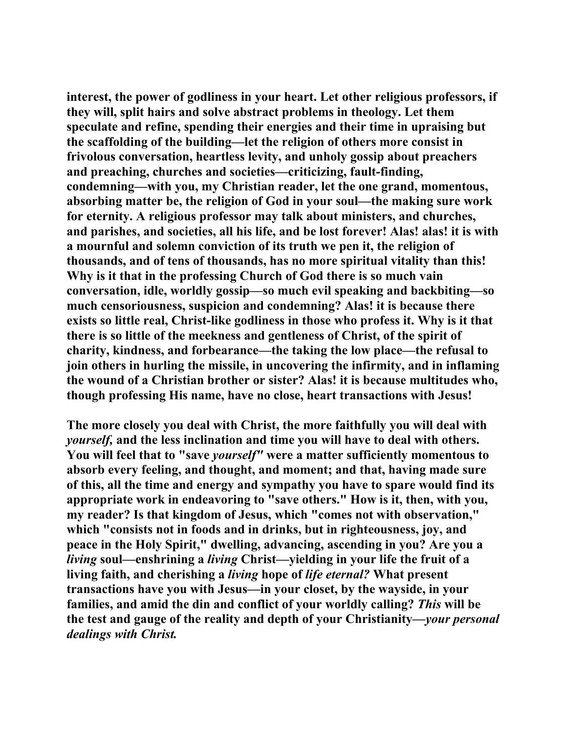**interest, the power of godliness in your heart. Let other religious professors, if they will, split hairs and solve abstract problems in theology. Let them speculate and refine, spending their energies and their time in upraising but the scaffolding of the building—let the religion of others more consist in frivolous conversation, heartless levity, and unholy gossip about preachers and preaching, churches and societies—criticizing, fault-finding, condemning—with you, my Christian reader, let the one grand, momentous, absorbing matter be, the religion of God in your soul—the making sure work for eternity. A religious professor may talk about ministers, and churches, and parishes, and societies, all his life, and be lost forever! Alas! alas! it is with a mournful and solemn conviction of its truth we pen it, the religion of thousands, and of tens of thousands, has no more spiritual vitality than this! Why is it that in the professing Church of God there is so much vain conversation, idle, worldly gossip—so much evil speaking and backbiting—so much censoriousness, suspicion and condemning? Alas! it is because there exists so little real, Christ-like godliness in those who profess it. Why is it that there is so little of the meekness and gentleness of Christ, of the spirit of charity, kindness, and forbearance—the taking the low place—the refusal to join others in hurling the missile, in uncovering the infirmity, and in inflaming the wound of a Christian brother or sister? Alas! it is because multitudes who, though professing His name, have no close, heart transactions with Jesus!**

**The more closely you deal with Christ, the more faithfully you will deal with *yourself,* and the less inclination and time you will have to deal with others. You will feel that to "save *yourself"* were a matter sufficiently momentous to absorb every feeling, and thought, and moment; and that, having made sure of this, all the time and energy and sympathy you have to spare would find its appropriate work in endeavoring to "save others." How is it, then, with you, my reader? Is that kingdom of Jesus, which "comes not with observation," which "consists not in foods and in drinks, but in righteousness, joy, and peace in the Holy Spirit," dwelling, advancing, ascending in you? Are you a *living* soul—enshrining a *living* Christ—yielding in your life the fruit of a living faith, and cherishing a *living* hope of *life eternal?* What present transactions have you with Jesus—in your closet, by the wayside, in your families, and amid the din and conflict of your worldly calling? *This* will be the test and gauge of the reality and depth of your Christianity—*your personal dealings with Christ.***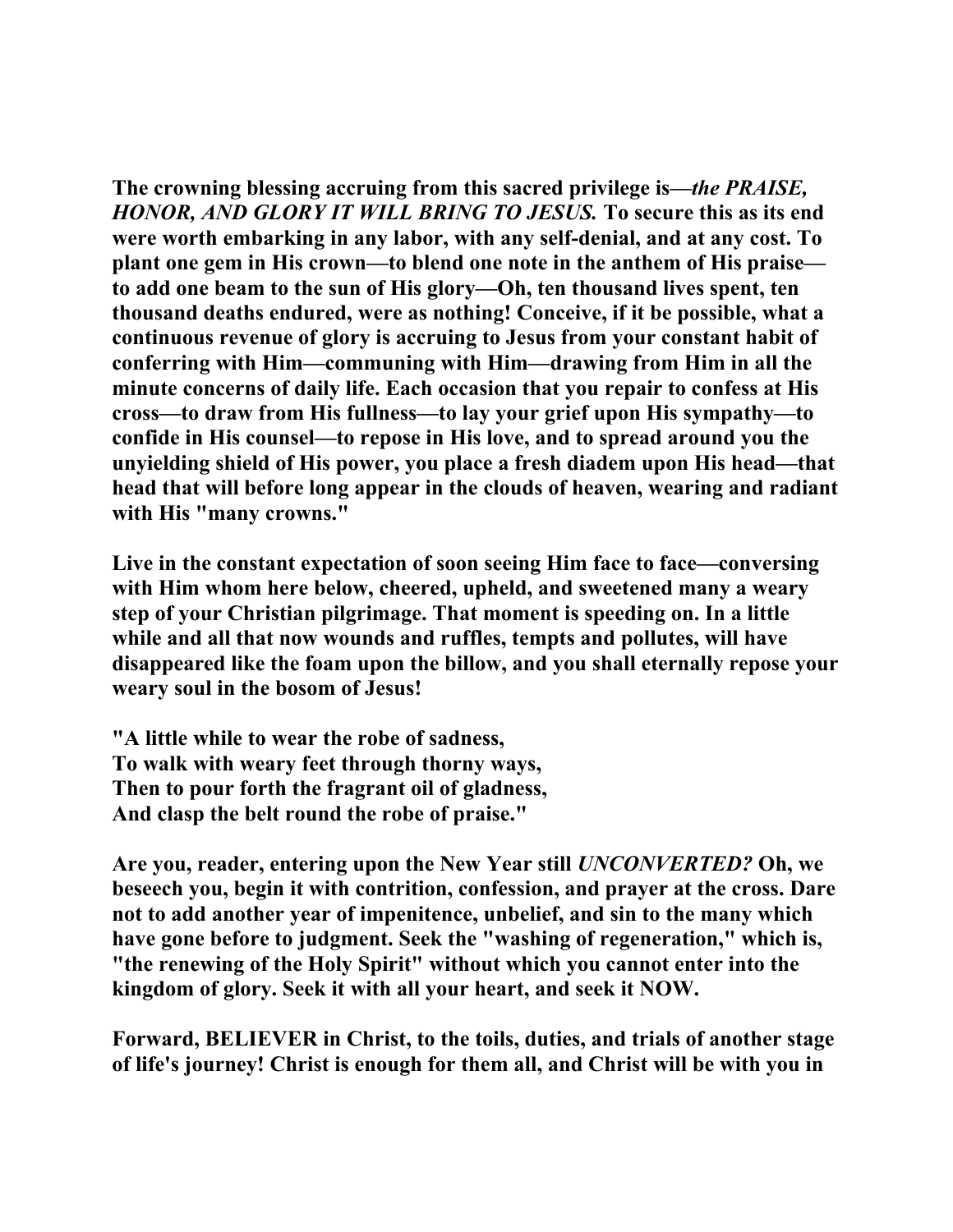**The crowning blessing accruing from this sacred privilege is—*the PRAISE, HONOR, AND GLORY IT WILL BRING TO JESUS.* To secure this as its end were worth embarking in any labor, with any self-denial, and at any cost. To plant one gem in His crown—to blend one note in the anthem of His praise—to add one beam to the sun of His glory—Oh, ten thousand lives spent, ten thousand deaths endured, were as nothing! Conceive, if it be possible, what a continuous revenue of glory is accruing to Jesus from your constant habit of conferring with Him—communing with Him—drawing from Him in all the minute concerns of daily life. Each occasion that you repair to confess at His cross—to draw from His fullness—to lay your grief upon His sympathy—to confide in His counsel—to repose in His love, and to spread around you the unyielding shield of His power, you place a fresh diadem upon His head—that head that will before long appear in the clouds of heaven, wearing and radiant with His "many crowns."**

**Live in the constant expectation of soon seeing Him face to face—conversing with Him whom here below, cheered, upheld, and sweetened many a weary step of your Christian pilgrimage. That moment is speeding on. In a little while and all that now wounds and ruffles, tempts and pollutes, will have disappeared like the foam upon the billow, and you shall eternally repose your weary soul in the bosom of Jesus!**

**"A little while to wear the robe of sadness,
To walk with weary feet through thorny ways,
Then to pour forth the fragrant oil of gladness,
And clasp the belt round the robe of praise."**

**Are you, reader, entering upon the New Year still *UNCONVERTED?* Oh, we beseech you, begin it with contrition, confession, and prayer at the cross. Dare not to add another year of impenitence, unbelief, and sin to the many which have gone before to judgment. Seek the "washing of regeneration," which is, "the renewing of the Holy Spirit" without which you cannot enter into the kingdom of glory. Seek it with all your heart, and seek it NOW.**

**Forward, BELIEVER in Christ, to the toils, duties, and trials of another stage of life's journey! Christ is enough for them all, and Christ will be with you in**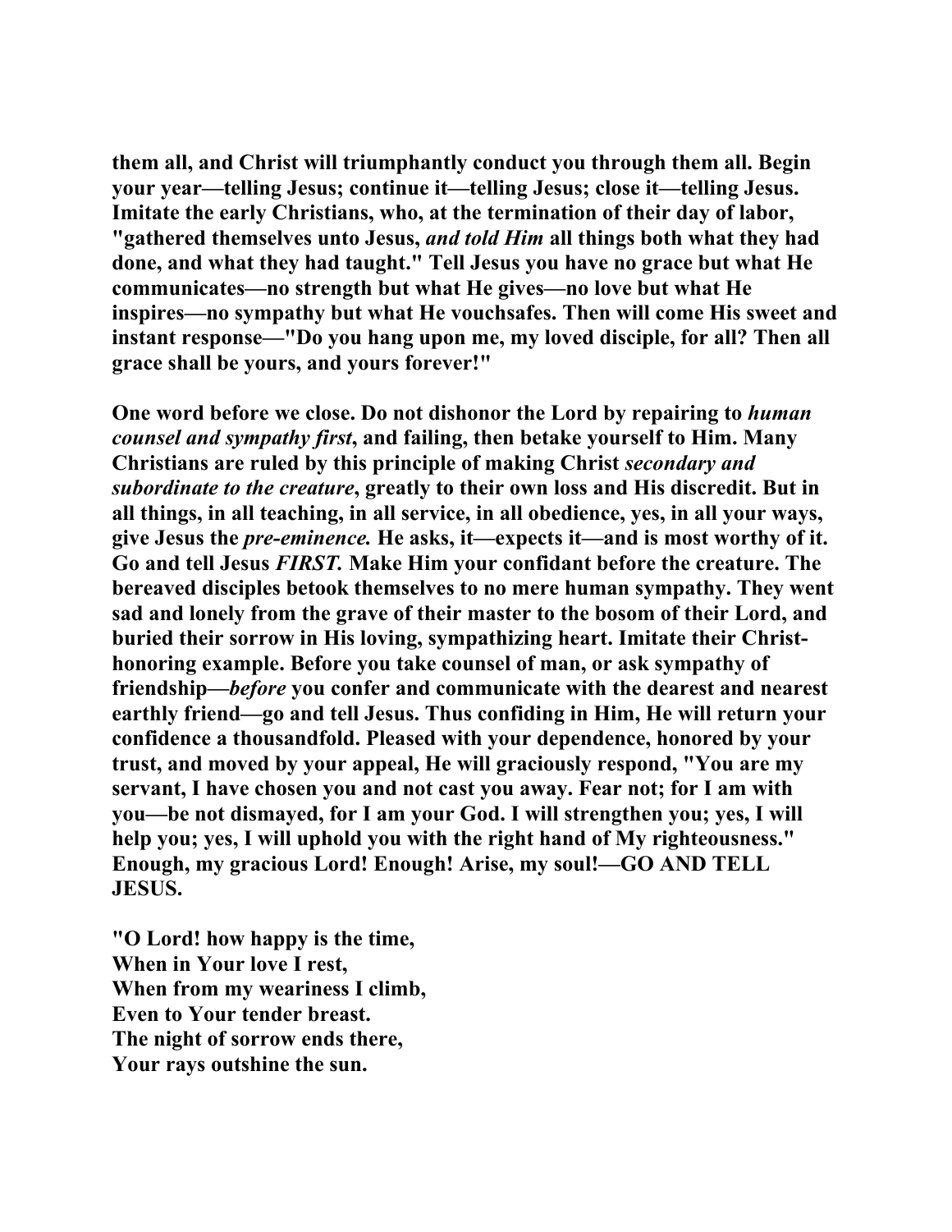**them all, and Christ will triumphantly conduct you through them all. Begin your year—telling Jesus; continue it—telling Jesus; close it—telling Jesus. Imitate the early Christians, who, at the termination of their day of labor, "gathered themselves unto Jesus, *and told Him* all things both what they had done, and what they had taught." Tell Jesus you have no grace but what He communicates—no strength but what He gives—no love but what He inspires—no sympathy but what He vouchsafes. Then will come His sweet and instant response—"Do you hang upon me, my loved disciple, for all? Then all grace shall be yours, and yours forever!"**

**One word before we close. Do not dishonor the Lord by repairing to *human counsel and sympathy first*, and failing, then betake yourself to Him. Many Christians are ruled by this principle of making Christ *secondary and subordinate to the creature*, greatly to their own loss and His discredit. But in all things, in all teaching, in all service, in all obedience, yes, in all your ways, give Jesus the *pre-eminence.* He asks, it—expects it—and is most worthy of it. Go and tell Jesus *FIRST.* Make Him your confidant before the creature. The bereaved disciples betook themselves to no mere human sympathy. They went sad and lonely from the grave of their master to the bosom of their Lord, and buried their sorrow in His loving, sympathizing heart. Imitate their Christ-honoring example. Before you take counsel of man, or ask sympathy of friendship—*before* you confer and communicate with the dearest and nearest earthly friend—go and tell Jesus. Thus confiding in Him, He will return your confidence a thousandfold. Pleased with your dependence, honored by your trust, and moved by your appeal, He will graciously respond, "You are my servant, I have chosen you and not cast you away. Fear not; for I am with you—be not dismayed, for I am your God. I will strengthen you; yes, I will help you; yes, I will uphold you with the right hand of My righteousness." Enough, my gracious Lord! Enough! Arise, my soul!—GO AND TELL JESUS.**

**"O Lord! how happy is the time,**
**When in Your love I rest,**
**When from my weariness I climb,**
**Even to Your tender breast.**
**The night of sorrow ends there,**
**Your rays outshine the sun.**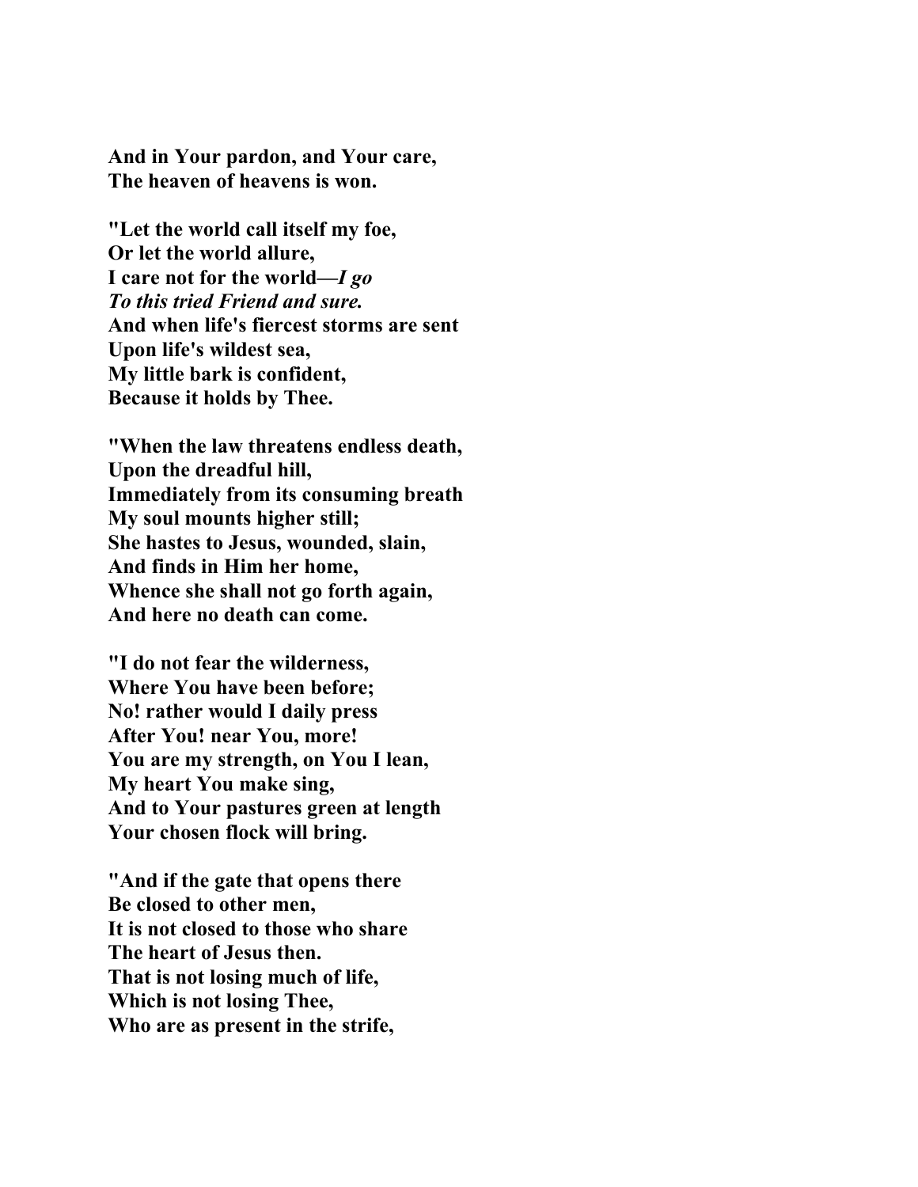**And in Your pardon, and Your care,**
**The heaven of heavens is won.**

**"Let the world call itself my foe,**
**Or let the world allure,**
**I care not for the world—*I go***
***To this tried Friend and sure.***
**And when life's fiercest storms are sent**
**Upon life's wildest sea,**
**My little bark is confident,**
**Because it holds by Thee.**

**"When the law threatens endless death,**
**Upon the dreadful hill,**
**Immediately from its consuming breath**
**My soul mounts higher still;**
**She hastes to Jesus, wounded, slain,**
**And finds in Him her home,**
**Whence she shall not go forth again,**
**And here no death can come.**

**"I do not fear the wilderness,**
**Where You have been before;**
**No! rather would I daily press**
**After You! near You, more!**
**You are my strength, on You I lean,**
**My heart You make sing,**
**And to Your pastures green at length**
**Your chosen flock will bring.**

**"And if the gate that opens there**
**Be closed to other men,**
**It is not closed to those who share**
**The heart of Jesus then.**
**That is not losing much of life,**
**Which is not losing Thee,**
**Who are as present in the strife,**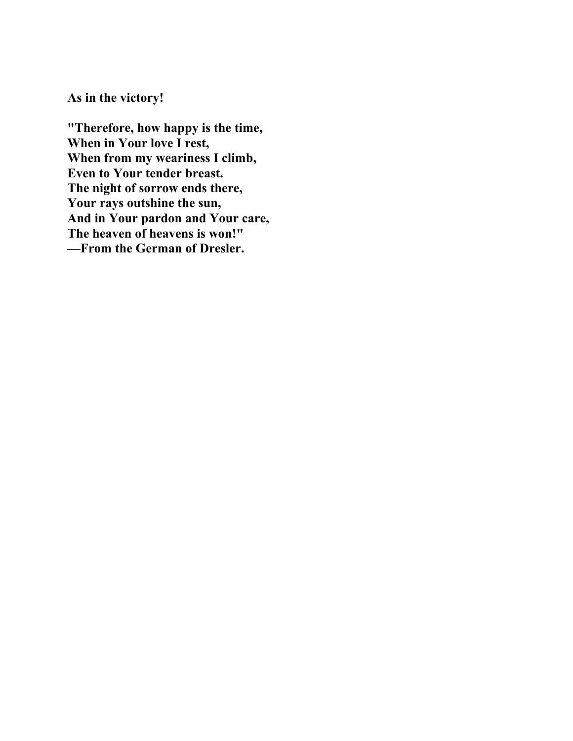**As in the victory!**

**"Therefore, how happy is the time,**  
**When in Your love I rest,**  
**When from my weariness I climb,**  
**Even to Your tender breast.**  
**The night of sorrow ends there,**  
**Your rays outshine the sun,**  
**And in Your pardon and Your care,**  
**The heaven of heavens is won!"**  
**—From the German of Dresler.**